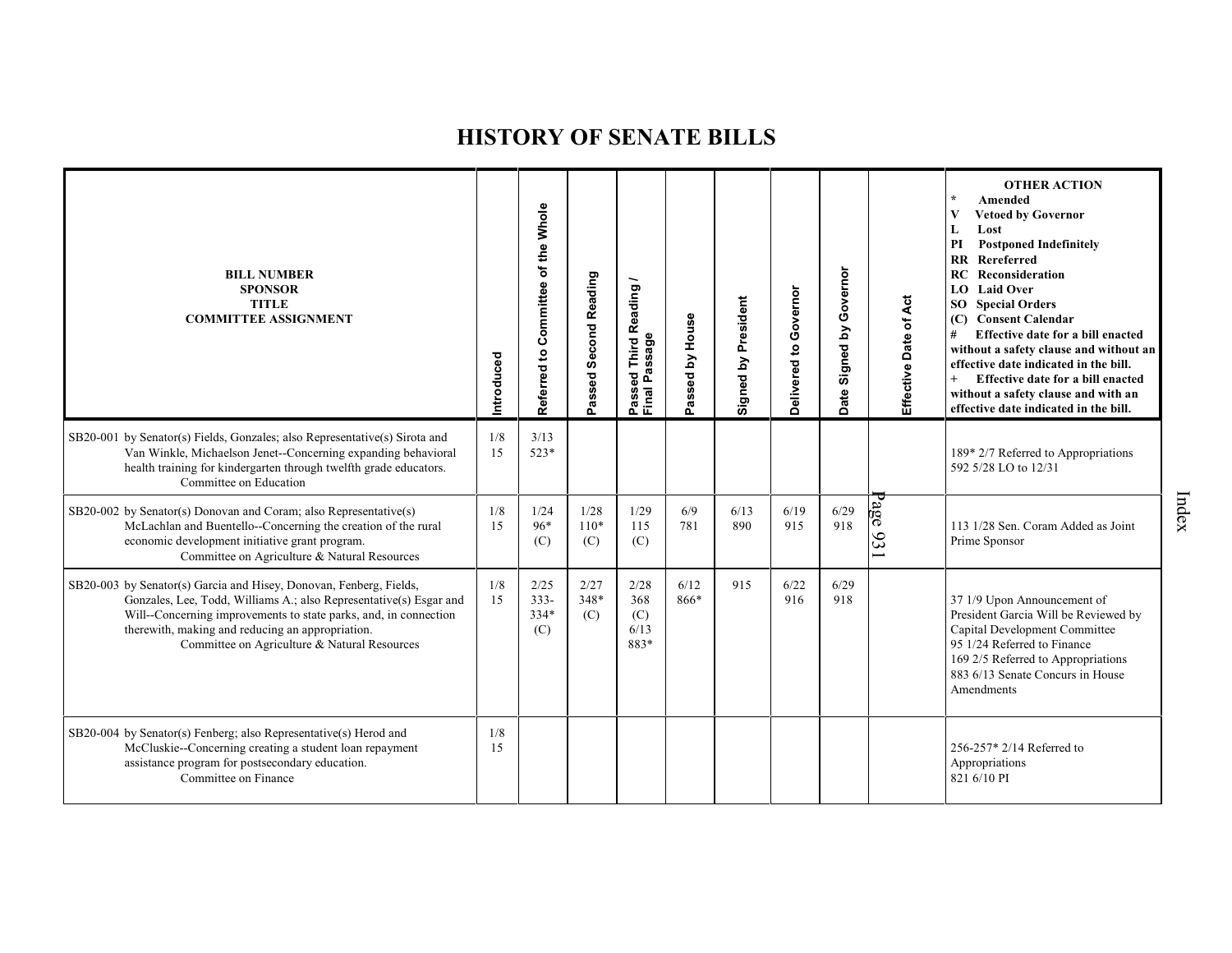# HISTORY OF SENATE BILLS

| BILL NUMBER SPONSOR TITLE COMMITTEE ASSIGNMENT | Introduced | Referred to Committee of the Whole | Passed Second Reading | Passed Third Reading / Final Passage | Passed by House | Signed by President | Delivered to Governor | Date Signed by Governor | Effective Date of Act | OTHER ACTION * Amended V Vetoed by Governor L Lost PI Postponed Indefinitely RR Rereferred RC Reconsideration LO Laid Over SO Special Orders (C) Consent Calendar # Effective date for a bill enacted without a safety clause and without an effective date indicated in the bill. + Effective date for a bill enacted without a safety clause and with an effective date indicated in the bill. |
|---|---|---|---|---|---|---|---|---|---|---|
| SB20-001 by Senator(s) Fields, Gonzales; also Representative(s) Sirota and Van Winkle, Michaelson Jenet--Concerning expanding behavioral health training for kindergarten through twelfth grade educators. Committee on Education | 1/8 15 | 3/13 523* | | | | | | | | 189* 2/7 Referred to Appropriations 592 5/28 LO to 12/31 |
| SB20-002 by Senator(s) Donovan and Coram; also Representative(s) McLachlan and Buentello--Concerning the creation of the rural economic development initiative grant program. Committee on Agriculture & Natural Resources | 1/8 15 | 1/24 96* (C) | 1/28 110* (C) | 1/29 115 (C) | 6/9 781 | 6/13 890 | 6/19 915 | 6/29 918 | | 113 1/28 Sen. Coram Added as Joint Prime Sponsor |
| SB20-003 by Senator(s) Garcia and Hisey, Donovan, Fenberg, Fields, Gonzales, Lee, Todd, Williams A.; also Representative(s) Esgar and Will--Concerning improvements to state parks, and, in connection therewith, making and reducing an appropriation. Committee on Agriculture & Natural Resources | 1/8 15 | 2/25 333-334* (C) | 2/27 348* (C) | 2/28 368 (C) 6/13 883* | 6/12 866* | 915 | 6/22 916 | 6/29 918 | | 37 1/9 Upon Announcement of President Garcia Will be Reviewed by Capital Development Committee 95 1/24 Referred to Finance 169 2/5 Referred to Appropriations 883 6/13 Senate Concurs in House Amendments |
| SB20-004 by Senator(s) Fenberg; also Representative(s) Herod and McCluskie--Concerning creating a student loan repayment assistance program for postsecondary education. Committee on Finance | 1/8 15 | | | | | | | | | 256-257* 2/14 Referred to Appropriations 821 6/10 PI |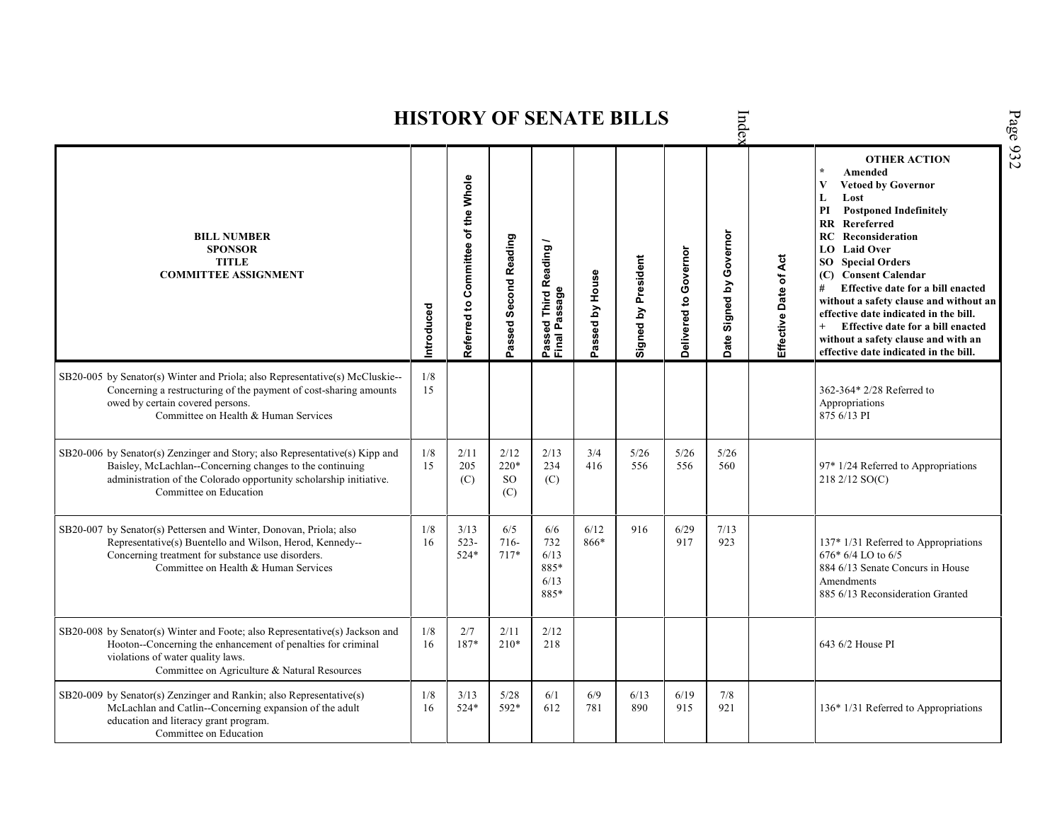# HISTORY OF SENATE BILLS

| BILL NUMBER<br>SPONSOR<br>TITLE<br>COMMITTEE ASSIGNMENT | Introduced | Referred to Committee of the Whole | Passed Second Reading | Passed Third Reading / Final Passage | Passed by House | Signed by President | Delivered to Governor | Date Signed by Governor | Effective Date of Act | OTHER ACTION<br>* Amended<br>V Vetoed by Governor<br>L Lost<br>PI Postponed Indefinitely<br>RR Rereferred<br>RC Reconsideration<br>LO Laid Over<br>SO Special Orders<br>(C) Consent Calendar<br># Effective date for a bill enacted without a safety clause and without an effective date indicated in the bill.<br>+ Effective date for a bill enacted without a safety clause and with an effective date indicated in the bill. |
|---|---|---|---|---|---|---|---|---|---|---|
| SB20-005 by Senator(s) Winter and Priola; also Representative(s) McCluskie--Concerning a restructuring of the payment of cost-sharing amounts owed by certain covered persons.<br>Committee on Health & Human Services | 1/8<br>15 | | | | | | | | | 362-364* 2/28 Referred to Appropriations<br>875 6/13 PI |
| SB20-006 by Senator(s) Zenzinger and Story; also Representative(s) Kipp and Baisley, McLachlan--Concerning changes to the continuing administration of the Colorado opportunity scholarship initiative.<br>Committee on Education | 1/8<br>15 | 2/11<br>205<br>(C) | 2/12<br>220*<br>SO<br>(C) | 2/13<br>234<br>(C) | 3/4<br>416 | 5/26<br>556 | 5/26<br>556 | 5/26<br>560 | | 97* 1/24 Referred to Appropriations<br>218 2/12 SO(C) |
| SB20-007 by Senator(s) Pettersen and Winter, Donovan, Priola; also Representative(s) Buentello and Wilson, Herod, Kennedy--Concerning treatment for substance use disorders.<br>Committee on Health & Human Services | 1/8<br>16 | 3/13<br>523-<br>524* | 6/5<br>716-<br>717* | 6/6<br>732<br>6/13<br>885*<br>6/13<br>885* | 6/12<br>866* | 916 | 6/29<br>917 | 7/13<br>923 | | 137* 1/31 Referred to Appropriations<br>676* 6/4 LO to 6/5<br>884 6/13 Senate Concurs in House Amendments<br>885 6/13 Reconsideration Granted |
| SB20-008 by Senator(s) Winter and Foote; also Representative(s) Jackson and Hooton--Concerning the enhancement of penalties for criminal violations of water quality laws.<br>Committee on Agriculture & Natural Resources | 1/8<br>16 | 2/7<br>187* | 2/11<br>210* | 2/12<br>218 | | | | | | 643 6/2 House PI |
| SB20-009 by Senator(s) Zenzinger and Rankin; also Representative(s) McLachlan and Catlin--Concerning expansion of the adult education and literacy grant program.<br>Committee on Education | 1/8<br>16 | 3/13<br>524* | 5/28<br>592* | 6/1<br>612 | 6/9<br>781 | 6/13<br>890 | 6/19<br>915 | 7/8<br>921 | | 136* 1/31 Referred to Appropriations |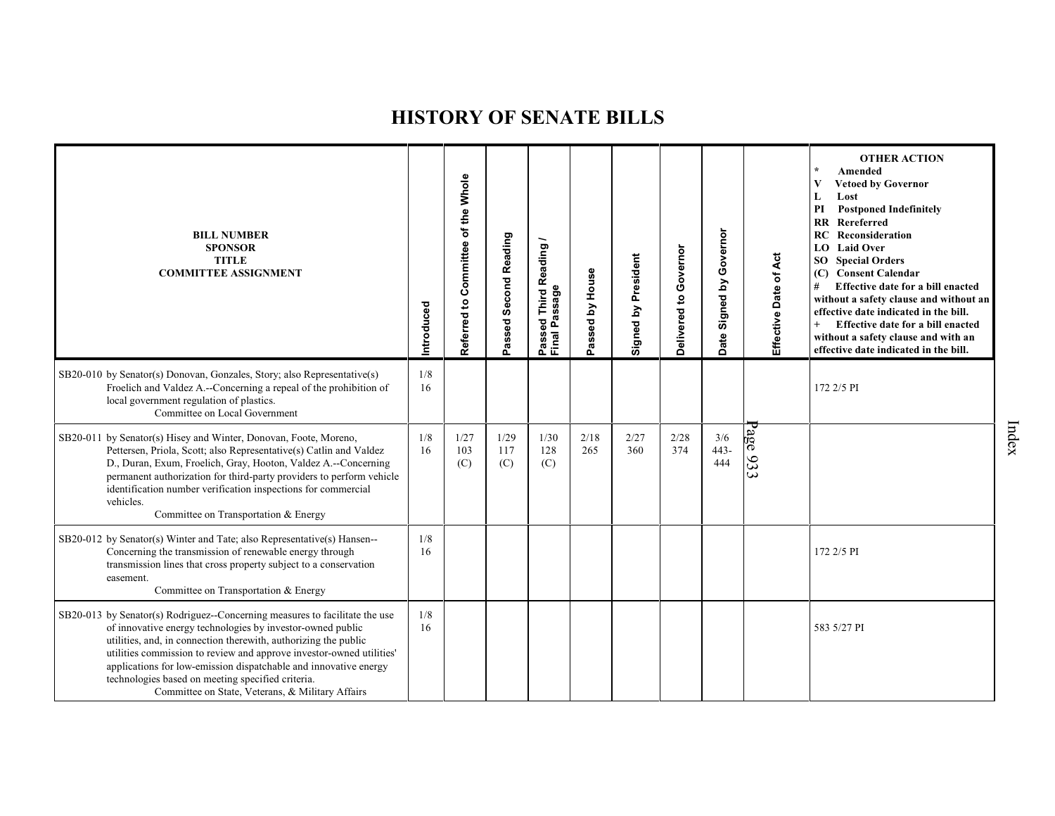# HISTORY OF SENATE BILLS

| BILL NUMBER<br>SPONSOR<br>TITLE<br>COMMITTEE ASSIGNMENT | Introduced | Referred to Committee of the Whole | Passed Second Reading | Passed Third Reading / Final Passage | Passed by House | Signed by President | Delivered to Governor | Date Signed by Governor | Effective Date of Act | OTHER ACTION<br>* Amended<br>V Vetoed by Governor<br>L Lost<br>PI Postponed Indefinitely<br>RR Rereferred<br>RC Reconsideration<br>LO Laid Over<br>SO Special Orders<br>(C) Consent Calendar<br># Effective date for a bill enacted without a safety clause and without an effective date indicated in the bill.<br>+ Effective date for a bill enacted without a safety clause and with an effective date indicated in the bill. |
|---|---|---|---|---|---|---|---|---|---|---|
| SB20-010 by Senator(s) Donovan, Gonzales, Story; also Representative(s) Froelich and Valdez A.--Concerning a repeal of the prohibition of local government regulation of plastics.<br>Committee on Local Government | 1/8<br>16 | | | | | | | | | 172 2/5 PI |
| SB20-011 by Senator(s) Hisey and Winter, Donovan, Foote, Moreno, Pettersen, Priola, Scott; also Representative(s) Catlin and Valdez D., Duran, Exum, Froelich, Gray, Hooton, Valdez A.--Concerning permanent authorization for third-party providers to perform vehicle identification number verification inspections for commercial vehicles.<br>Committee on Transportation & Energy | 1/8<br>16 | 1/27<br>103<br>(C) | 1/29<br>117<br>(C) | 1/30<br>128<br>(C) | 2/18<br>265 | 2/27<br>360 | 2/28<br>374 | 3/6<br>443-<br>444 | | |
| SB20-012 by Senator(s) Winter and Tate; also Representative(s) Hansen--Concerning the transmission of renewable energy through transmission lines that cross property subject to a conservation easement.<br>Committee on Transportation & Energy | 1/8<br>16 | | | | | | | | | 172 2/5 PI |
| SB20-013 by Senator(s) Rodriguez--Concerning measures to facilitate the use of innovative energy technologies by investor-owned public utilities, and, in connection therewith, authorizing the public utilities commission to review and approve investor-owned utilities' applications for low-emission dispatchable and innovative energy technologies based on meeting specified criteria.<br>Committee on State, Veterans, & Military Affairs | 1/8<br>16 | | | | | | | | | 583 5/27 PI |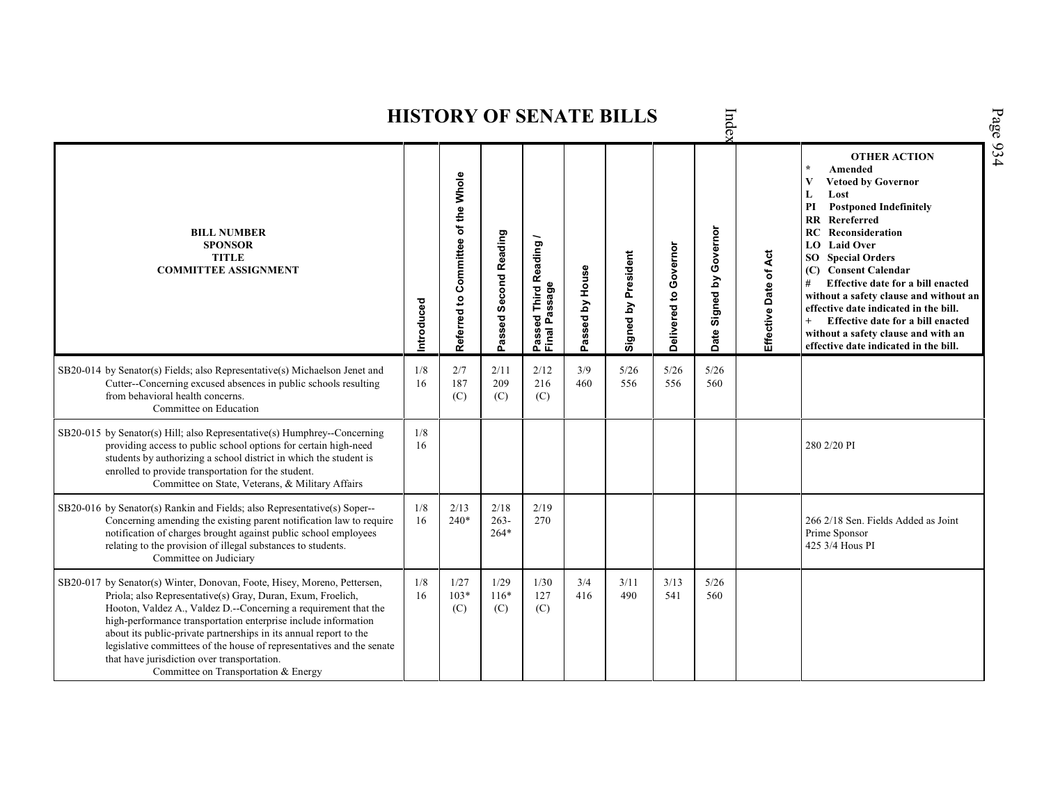# HISTORY OF SENATE BILLS

| BILL NUMBER<br>SPONSOR<br>TITLE<br>COMMITTEE ASSIGNMENT | Introduced | Referred to Committee of the Whole | Passed Second Reading | Passed Third Reading / Final Passage | Passed by House | Signed by President | Delivered to Governor | Date Signed by Governor | Effective Date of Act | OTHER ACTION<br>* Amended<br>V Vetoed by Governor<br>L Lost<br>PI Postponed Indefinitely<br>RR Rereferred<br>RC Reconsideration<br>LO Laid Over<br>SO Special Orders<br>(C) Consent Calendar<br># Effective date for a bill enacted without a safety clause and without an effective date indicated in the bill.<br>+ Effective date for a bill enacted without a safety clause and with an effective date indicated in the bill. |
|---|---|---|---|---|---|---|---|---|---|---|
| SB20-014 by Senator(s) Fields; also Representative(s) Michaelson Jenet and Cutter--Concerning excused absences in public schools resulting from behavioral health concerns.<br>Committee on Education | 1/8<br>16 | 2/7<br>187<br>(C) | 2/11<br>209<br>(C) | 2/12<br>216<br>(C) | 3/9<br>460 | 5/26<br>556 | 5/26<br>556 | 5/26<br>560 | | |
| SB20-015 by Senator(s) Hill; also Representative(s) Humphrey--Concerning providing access to public school options for certain high-need students by authorizing a school district in which the student is enrolled to provide transportation for the student.<br>Committee on State, Veterans, & Military Affairs | 1/8<br>16 | | | | | | | | | 280 2/20 PI |
| SB20-016 by Senator(s) Rankin and Fields; also Representative(s) Soper--Concerning amending the existing parent notification law to require notification of charges brought against public school employees relating to the provision of illegal substances to students.<br>Committee on Judiciary | 1/8<br>16 | 2/13<br>240* | 2/18<br>263-<br>264* | 2/19<br>270 | | | | | | 266 2/18 Sen. Fields Added as Joint Prime Sponsor<br>425 3/4 Hous PI |
| SB20-017 by Senator(s) Winter, Donovan, Foote, Hisey, Moreno, Pettersen, Priola; also Representative(s) Gray, Duran, Exum, Froelich, Hooton, Valdez A., Valdez D.--Concerning a requirement that the high-performance transportation enterprise include information about its public-private partnerships in its annual report to the legislative committees of the house of representatives and the senate that have jurisdiction over transportation.<br>Committee on Transportation & Energy | 1/8<br>16 | 1/27<br>103*<br>(C) | 1/29<br>116*<br>(C) | 1/30<br>127<br>(C) | 3/4<br>416 | 3/11<br>490 | 3/13<br>541 | 5/26<br>560 | | |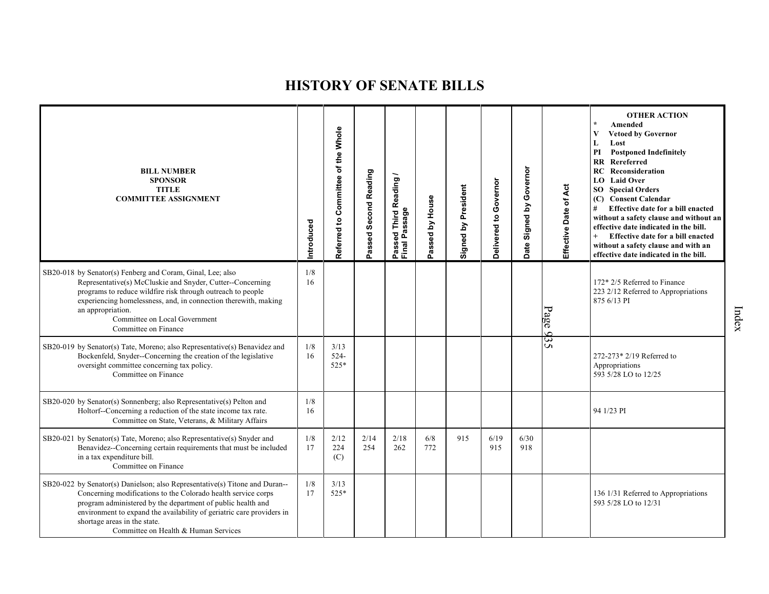# HISTORY OF SENATE BILLS

| BILL NUMBER<br>SPONSOR<br>TITLE<br>COMMITTEE ASSIGNMENT | Introduced | Referred to Committee of the Whole | Passed Second Reading | Passed Third Reading / Final Passage | Passed by House | Signed by President | Delivered to Governor | Date Signed by Governor | Effective Date of Act | OTHER ACTION<br>* Amended<br>V Vetoed by Governor<br>L Lost<br>PI Postponed Indefinitely<br>RR Rereferred<br>RC Reconsideration<br>LO Laid Over<br>SO Special Orders<br>(C) Consent Calendar<br># Effective date for a bill enacted without a safety clause and without an effective date indicated in the bill.<br>+ Effective date for a bill enacted without a safety clause and with an effective date indicated in the bill. |
|---|---|---|---|---|---|---|---|---|---|---|
| SB20-018 by Senator(s) Fenberg and Coram, Ginal, Lee; also Representative(s) McCluskie and Snyder, Cutter--Concerning programs to reduce wildfire risk through outreach to people experiencing homelessness, and, in connection therewith, making an appropriation.<br>Committee on Local Government<br>Committee on Finance | 1/8<br>16 | | | | | | | | | 172* 2/5 Referred to Finance<br>223 2/12 Referred to Appropriations<br>875 6/13 PI |
| SB20-019 by Senator(s) Tate, Moreno; also Representative(s) Benavidez and Bockenfeld, Snyder--Concerning the creation of the legislative oversight committee concerning tax policy.<br>Committee on Finance | 1/8<br>16 | 3/13<br>524-525* | | | | | | | | 272-273* 2/19 Referred to Appropriations<br>593 5/28 LO to 12/25 |
| SB20-020 by Senator(s) Sonnenberg; also Representative(s) Pelton and Holtorf--Concerning a reduction of the state income tax rate.<br>Committee on State, Veterans, & Military Affairs | 1/8<br>16 | | | | | | | | | 94 1/23 PI |
| SB20-021 by Senator(s) Tate, Moreno; also Representative(s) Snyder and Benavidez--Concerning certain requirements that must be included in a tax expenditure bill.<br>Committee on Finance | 1/8<br>17 | 2/12<br>224<br>(C) | 2/14<br>254 | 2/18<br>262 | 6/8<br>772 | 915 | 6/19<br>915 | 6/30<br>918 | | |
| SB20-022 by Senator(s) Danielson; also Representative(s) Titone and Duran--Concerning modifications to the Colorado health service corps program administered by the department of public health and environment to expand the availability of geriatric care providers in shortage areas in the state.<br>Committee on Health & Human Services | 1/8<br>17 | 3/13<br>525* | | | | | | | | 136 1/31 Referred to Appropriations<br>593 5/28 LO to 12/31 |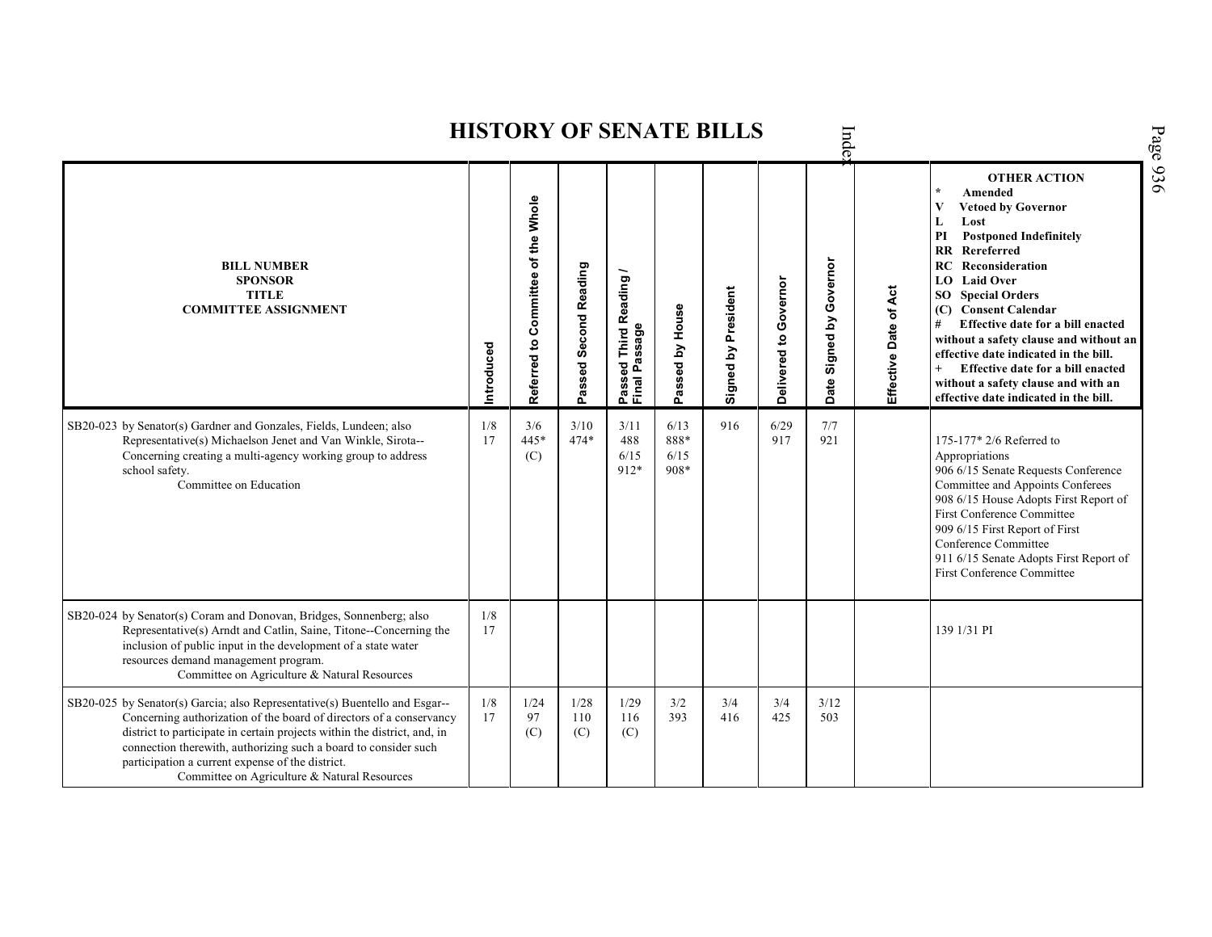# HISTORY OF SENATE BILLS

| BILL NUMBER<br>SPONSOR<br>TITLE<br>COMMITTEE ASSIGNMENT | Introduced | Referred to Committee of the Whole | Passed Second Reading | Passed Third Reading / Final Passage | Passed by House | Signed by President | Delivered to Governor | Date Signed by Governor | Effective Date of Act | OTHER ACTION<br>* Amended<br>V Vetoed by Governor<br>L Lost<br>PI Postponed Indefinitely<br>RR Rereferred<br>RC Reconsideration<br>LO Laid Over<br>SO Special Orders<br>(C) Consent Calendar<br># Effective date for a bill enacted without a safety clause and without an effective date indicated in the bill.<br>+ Effective date for a bill enacted without a safety clause and with an effective date indicated in the bill. |
|---|---|---|---|---|---|---|---|---|---|---|
| SB20-023 by Senator(s) Gardner and Gonzales, Fields, Lundeen; also Representative(s) Michaelson Jenet and Van Winkle, Sirota--Concerning creating a multi-agency working group to address school safety.<br>Committee on Education | 1/8<br>17 | 3/6<br>445*<br>(C) | 3/10<br>474* | 3/11<br>488<br>6/15<br>912* | 6/13<br>888*<br>6/15<br>908* | 916 | 6/29<br>917 | 7/7<br>921 | | 175-177* 2/6 Referred to Appropriations<br>906 6/15 Senate Requests Conference Committee and Appoints Conferees<br>908 6/15 House Adopts First Report of First Conference Committee<br>909 6/15 First Report of First Conference Committee<br>911 6/15 Senate Adopts First Report of First Conference Committee |
| SB20-024 by Senator(s) Coram and Donovan, Bridges, Sonnenberg; also Representative(s) Arndt and Catlin, Saine, Titone--Concerning the inclusion of public input in the development of a state water resources demand management program.<br>Committee on Agriculture & Natural Resources | 1/8<br>17 | | | | | | | | | 139 1/31 PI |
| SB20-025 by Senator(s) Garcia; also Representative(s) Buentello and Esgar--Concerning authorization of the board of directors of a conservancy district to participate in certain projects within the district, and, in connection therewith, authorizing such a board to consider such participation a current expense of the district.<br>Committee on Agriculture & Natural Resources | 1/8<br>17 | 1/24<br>97<br>(C) | 1/28<br>110<br>(C) | 1/29<br>116<br>(C) | 3/2<br>393 | 3/4<br>416 | 3/4<br>425 | 3/12<br>503 | | |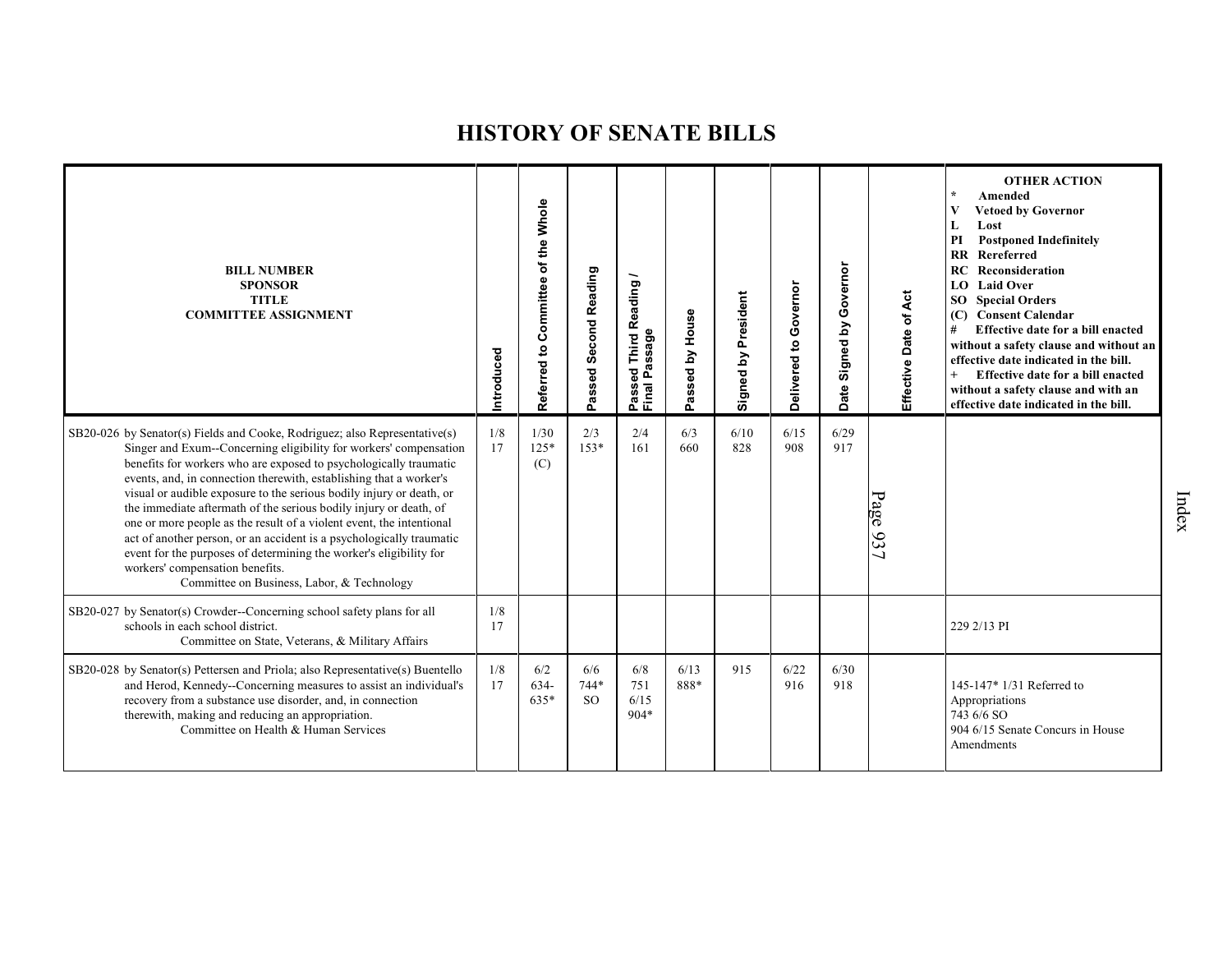# HISTORY OF SENATE BILLS

| BILL NUMBER SPONSOR TITLE COMMITTEE ASSIGNMENT | Introduced | Referred to Committee of the Whole | Passed Second Reading | Passed Third Reading / Final Passage | Passed by House | Signed by President | Delivered to Governor | Date Signed by Governor | Effective Date of Act | OTHER ACTION * Amended V Vetoed by Governor L Lost PI Postponed Indefinitely RR Rereferred RC Reconsideration LO Laid Over SO Special Orders (C) Consent Calendar # Effective date for a bill enacted without a safety clause and without an effective date indicated in the bill. + Effective date for a bill enacted without a safety clause and with an effective date indicated in the bill. |
|---|---|---|---|---|---|---|---|---|---|---|
| SB20-026 by Senator(s) Fields and Cooke, Rodriguez; also Representative(s) Singer and Exum--Concerning eligibility for workers' compensation benefits for workers who are exposed to psychologically traumatic events, and, in connection therewith, establishing that a worker's visual or audible exposure to the serious bodily injury or death, or the immediate aftermath of the serious bodily injury or death, of one or more people as the result of a violent event, the intentional act of another person, or an accident is a psychologically traumatic event for the purposes of determining the worker's eligibility for workers' compensation benefits. Committee on Business, Labor, & Technology | 1/8 17 | 1/30 125* (C) | 2/3 153* | 2/4 161 | 6/3 660 | 6/10 828 | 6/15 908 | 6/29 917 | Page 937 | |
| SB20-027 by Senator(s) Crowder--Concerning school safety plans for all schools in each school district. Committee on State, Veterans, & Military Affairs | 1/8 17 | | | | | | | | | 229 2/13 PI |
| SB20-028 by Senator(s) Pettersen and Priola; also Representative(s) Buentello and Herod, Kennedy--Concerning measures to assist an individual's recovery from a substance use disorder, and, in connection therewith, making and reducing an appropriation. Committee on Health & Human Services | 1/8 17 | 6/2 634-635* | 6/6 744* SO | 6/8 751 6/15 904* | 6/13 888* | 915 | 6/22 916 | 6/30 918 | | 145-147* 1/31 Referred to Appropriations 743 6/6 SO 904 6/15 Senate Concurs in House Amendments |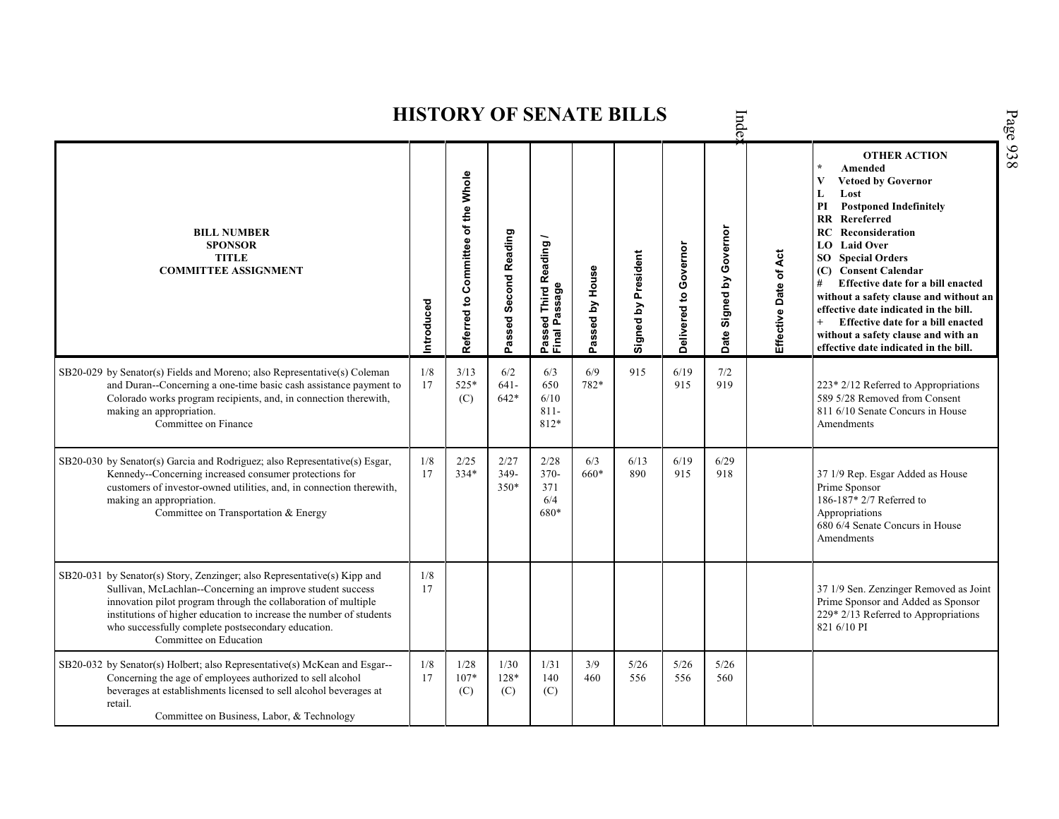# HISTORY OF SENATE BILLS

| BILL NUMBER SPONSOR TITLE COMMITTEE ASSIGNMENT | Introduced | Referred to Committee of the Whole | Passed Second Reading | Passed Third Reading / Final Passage | Passed by House | Signed by President | Delivered to Governor | Date Signed by Governor | Effective Date of Act | OTHER ACTION * Amended V Vetoed by Governor L Lost PI Postponed Indefinitely RR Rereferred RC Reconsideration LO Laid Over SO Special Orders (C) Consent Calendar # Effective date for a bill enacted without a safety clause and without an effective date indicated in the bill. + Effective date for a bill enacted without a safety clause and with an effective date indicated in the bill. |
|---|---|---|---|---|---|---|---|---|---|---|
| SB20-029 by Senator(s) Fields and Moreno; also Representative(s) Coleman and Duran--Concerning a one-time basic cash assistance payment to Colorado works program recipients, and, in connection therewith, making an appropriation. Committee on Finance | 1/8 17 | 3/13 525* (C) | 6/2 641-642* | 6/3 650 6/10 811-812* | 6/9 782* | 915 | 6/19 915 | 7/2 919 | | 223* 2/12 Referred to Appropriations 589 5/28 Removed from Consent 811 6/10 Senate Concurs in House Amendments |
| SB20-030 by Senator(s) Garcia and Rodriguez; also Representative(s) Esgar, Kennedy--Concerning increased consumer protections for customers of investor-owned utilities, and, in connection therewith, making an appropriation. Committee on Transportation & Energy | 1/8 17 | 2/25 334* | 2/27 349-350* | 2/28 370-371 6/4 680* | 6/3 660* | 6/13 890 | 6/19 915 | 6/29 918 | | 37 1/9 Rep. Esgar Added as House Prime Sponsor 186-187* 2/7 Referred to Appropriations 680 6/4 Senate Concurs in House Amendments |
| SB20-031 by Senator(s) Story, Zenzinger; also Representative(s) Kipp and Sullivan, McLachlan--Concerning an improve student success innovation pilot program through the collaboration of multiple institutions of higher education to increase the number of students who successfully complete postsecondary education. Committee on Education | 1/8 17 | | | | | | | | | 37 1/9 Sen. Zenzinger Removed as Joint Prime Sponsor and Added as Sponsor 229* 2/13 Referred to Appropriations 821 6/10 PI |
| SB20-032 by Senator(s) Holbert; also Representative(s) McKean and Esgar--Concerning the age of employees authorized to sell alcohol beverages at establishments licensed to sell alcohol beverages at retail. Committee on Business, Labor, & Technology | 1/8 17 | 1/28 107* (C) | 1/30 128* (C) | 1/31 140 (C) | 3/9 460 | 5/26 556 | 5/26 556 | 5/26 560 | | |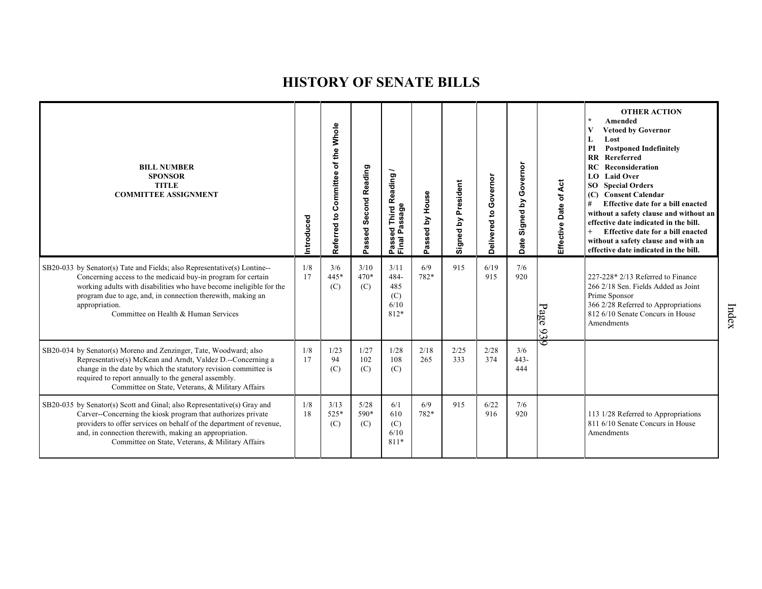# HISTORY OF SENATE BILLS

| BILL NUMBER<br>SPONSOR<br>TITLE<br>COMMITTEE ASSIGNMENT | Introduced | Referred to Committee of the Whole | Passed Second Reading | Passed Third Reading / Final Passage | Passed by House | Signed by President | Delivered to Governor | Date Signed by Governor | Effective Date of Act | OTHER ACTION<br>* Amended<br>V Vetoed by Governor<br>L Lost<br>PI Postponed Indefinitely<br>RR Rereferred<br>RC Reconsideration<br>LO Laid Over<br>SO Special Orders<br>(C) Consent Calendar<br># Effective date for a bill enacted without a safety clause and without an effective date indicated in the bill.<br>+ Effective date for a bill enacted without a safety clause and with an effective date indicated in the bill. |
|---|---|---|---|---|---|---|---|---|---|---|
| SB20-033 by Senator(s) Tate and Fields; also Representative(s) Lontine--Concerning access to the medicaid buy-in program for certain working adults with disabilities who have become ineligible for the program due to age, and, in connection therewith, making an appropriation.<br>Committee on Health & Human Services | 1/8<br>17 | 3/6<br>445*<br>(C) | 3/10<br>470*<br>(C) | 3/11<br>484-485<br>(C)<br>6/10<br>812* | 6/9<br>782* | 915 | 6/19<br>915 | 7/6<br>920 | | 227-228* 2/13 Referred to Finance<br>266 2/18 Sen. Fields Added as Joint Prime Sponsor<br>366 2/28 Referred to Appropriations<br>812 6/10 Senate Concurs in House Amendments |
| SB20-034 by Senator(s) Moreno and Zenzinger, Tate, Woodward; also Representative(s) McKean and Arndt, Valdez D.--Concerning a change in the date by which the statutory revision committee is required to report annually to the general assembly.<br>Committee on State, Veterans, & Military Affairs | 1/8<br>17 | 1/23<br>94<br>(C) | 1/27<br>102<br>(C) | 1/28<br>108<br>(C) | 2/18<br>265 | 2/25<br>333 | 2/28<br>374 | 3/6<br>443-444 | | |
| SB20-035 by Senator(s) Scott and Ginal; also Representative(s) Gray and Carver--Concerning the kiosk program that authorizes private providers to offer services on behalf of the department of revenue, and, in connection therewith, making an appropriation.<br>Committee on State, Veterans, & Military Affairs | 1/8<br>18 | 3/13<br>525*<br>(C) | 5/28<br>590*<br>(C) | 6/1<br>610<br>(C)<br>6/10<br>811* | 6/9<br>782* | 915 | 6/22<br>916 | 7/6<br>920 | | 113 1/28 Referred to Appropriations<br>811 6/10 Senate Concurs in House Amendments |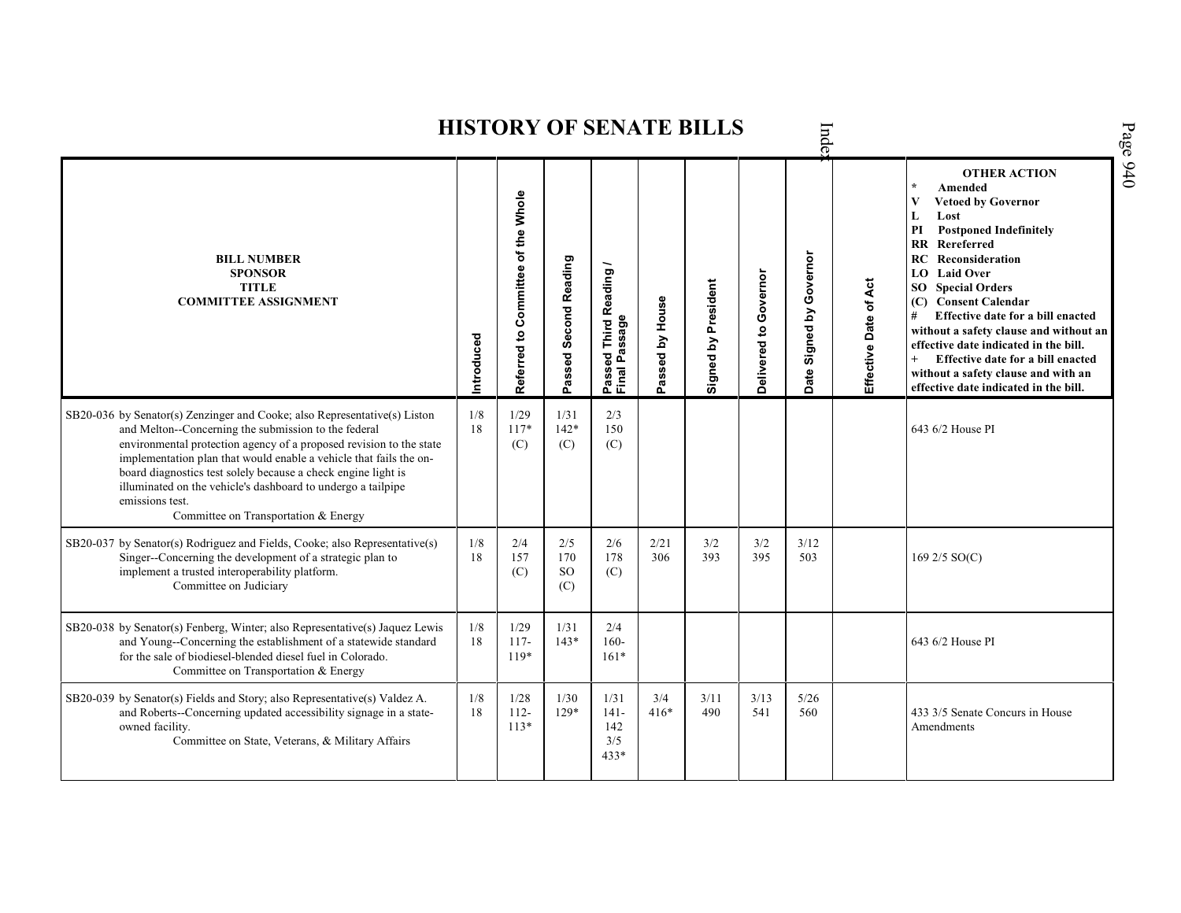# HISTORY OF SENATE BILLS

| BILL NUMBER<br>SPONSOR<br>TITLE<br>COMMITTEE ASSIGNMENT | Introduced | Referred to Committee of the Whole | Passed Second Reading | Passed Third Reading / Final Passage | Passed by House | Signed by President | Delivered to Governor | Date Signed by Governor | Effective Date of Act | OTHER ACTION<br>* Amended<br>V Vetoed by Governor<br>L Lost<br>PI Postponed Indefinitely<br>RR Rereferred<br>RC Reconsideration<br>LO Laid Over<br>SO Special Orders<br>(C) Consent Calendar<br># Effective date for a bill enacted without a safety clause and without an effective date indicated in the bill.<br>+ Effective date for a bill enacted without a safety clause and with an effective date indicated in the bill. |
|---|---|---|---|---|---|---|---|---|---|---|
| SB20-036 by Senator(s) Zenzinger and Cooke; also Representative(s) Liston and Melton--Concerning the submission to the federal environmental protection agency of a proposed revision to the state implementation plan that would enable a vehicle that fails the on-board diagnostics test solely because a check engine light is illuminated on the vehicle's dashboard to undergo a tailpipe emissions test.<br>Committee on Transportation & Energy | 1/8<br>18 | 1/29<br>117*<br>(C) | 1/31<br>142*<br>(C) | 2/3<br>150<br>(C) | | | | | | 643 6/2 House PI |
| SB20-037 by Senator(s) Rodriguez and Fields, Cooke; also Representative(s) Singer--Concerning the development of a strategic plan to implement a trusted interoperability platform.<br>Committee on Judiciary | 1/8<br>18 | 2/4<br>157<br>(C) | 2/5<br>170<br>SO<br>(C) | 2/6<br>178<br>(C) | 2/21<br>306 | 3/2<br>393 | 3/2<br>395 | 3/12<br>503 | | 169 2/5 SO(C) |
| SB20-038 by Senator(s) Fenberg, Winter; also Representative(s) Jaquez Lewis and Young--Concerning the establishment of a statewide standard for the sale of biodiesel-blended diesel fuel in Colorado.<br>Committee on Transportation & Energy | 1/8<br>18 | 1/29<br>117-<br>119* | 1/31<br>143* | 2/4<br>160-<br>161* | | | | | | 643 6/2 House PI |
| SB20-039 by Senator(s) Fields and Story; also Representative(s) Valdez A. and Roberts--Concerning updated accessibility signage in a state-owned facility.<br>Committee on State, Veterans, & Military Affairs | 1/8<br>18 | 1/28<br>112-<br>113* | 1/30<br>129* | 1/31<br>141-<br>142<br>3/5<br>433* | 3/4<br>416* | 3/11<br>490 | 3/13<br>541 | 5/26<br>560 | | 433 3/5 Senate Concurs in House Amendments |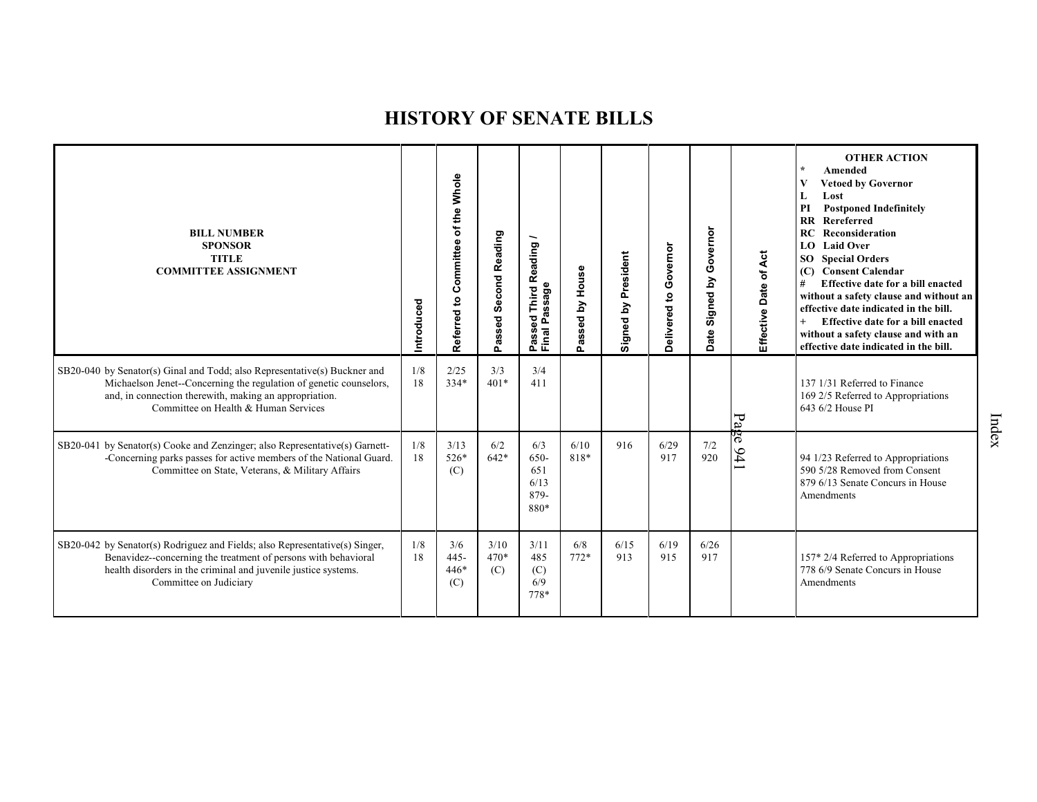# HISTORY OF SENATE BILLS

| BILL NUMBER SPONSOR TITLE COMMITTEE ASSIGNMENT | Introduced | Referred to Committee of the Whole | Passed Second Reading | Passed Third Reading / Final Passage | Passed by House | Signed by President | Delivered to Governor | Date Signed by Governor | Effective Date of Act | OTHER ACTION * Amended V Vetoed by Governor L Lost PI Postponed Indefinitely RR Rereferred RC Reconsideration LO Laid Over SO Special Orders (C) Consent Calendar # Effective date for a bill enacted without a safety clause and without an effective date indicated in the bill. + Effective date for a bill enacted without a safety clause and with an effective date indicated in the bill. |
|---|---|---|---|---|---|---|---|---|---|---|
| SB20-040 by Senator(s) Ginal and Todd; also Representative(s) Buckner and Michaelson Jenet--Concerning the regulation of genetic counselors, and, in connection therewith, making an appropriation. Committee on Health & Human Services | 1/8 18 | 2/25 334* | 3/3 401* | 3/4 411 | | | | | | 137 1/31 Referred to Finance 169 2/5 Referred to Appropriations 643 6/2 House PI |
| SB20-041 by Senator(s) Cooke and Zenzinger; also Representative(s) Garnett--Concerning parks passes for active members of the National Guard. Committee on State, Veterans, & Military Affairs | 1/8 18 | 3/13 526* (C) | 6/2 642* | 6/3 650-651 6/13 879-880* | 6/10 818* | 916 | 6/29 917 | 7/2 920 | | 94 1/23 Referred to Appropriations 590 5/28 Removed from Consent 879 6/13 Senate Concurs in House Amendments |
| SB20-042 by Senator(s) Rodriguez and Fields; also Representative(s) Singer, Benavidez--concerning the treatment of persons with behavioral health disorders in the criminal and juvenile justice systems. Committee on Judiciary | 1/8 18 | 3/6 445-446* (C) | 3/10 470* (C) | 3/11 485 (C) 6/9 778* | 6/8 772* | 6/15 913 | 6/19 915 | 6/26 917 | | 157* 2/4 Referred to Appropriations 778 6/9 Senate Concurs in House Amendments |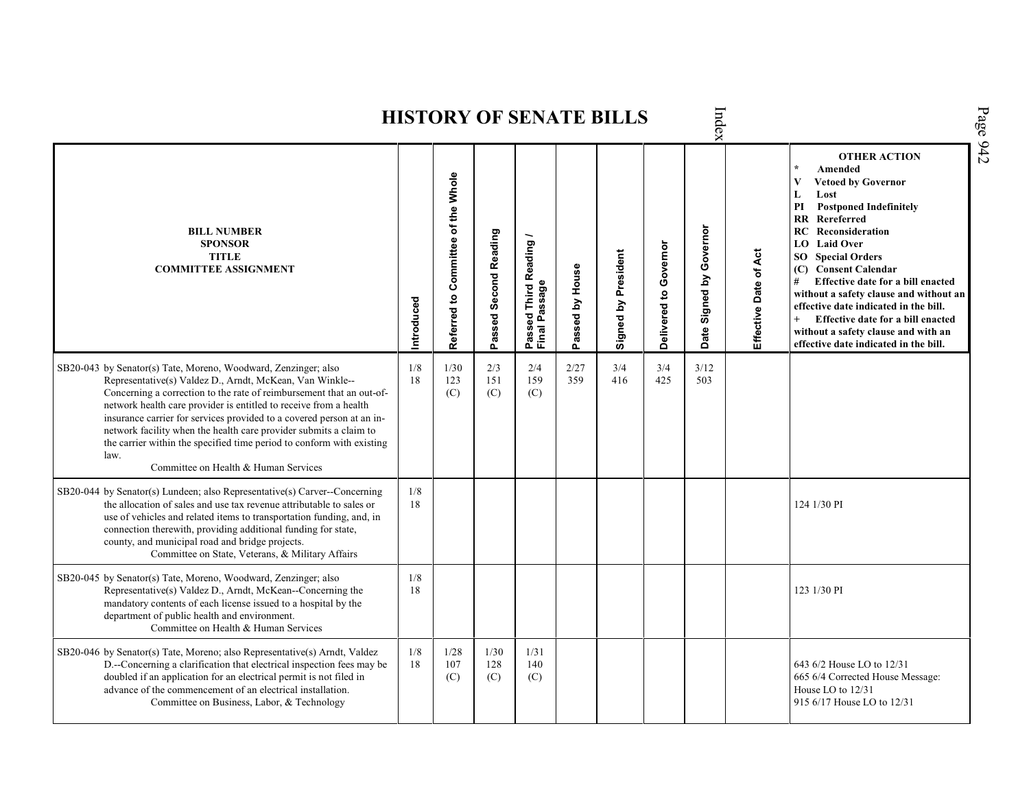# HISTORY OF SENATE BILLS

| BILL NUMBER SPONSOR TITLE COMMITTEE ASSIGNMENT | Introduced | Referred to Committee of the Whole | Passed Second Reading | Passed Third Reading / Final Passage | Passed by House | Signed by President | Delivered to Governor | Date Signed by Governor | Effective Date of Act | OTHER ACTION * Amended V Vetoed by Governor L Lost PI Postponed Indefinitely RR Rereferred RC Reconsideration LO Laid Over SO Special Orders (C) Consent Calendar # Effective date for a bill enacted without a safety clause and without an effective date indicated in the bill. + Effective date for a bill enacted without a safety clause and with an effective date indicated in the bill. |
|---|---|---|---|---|---|---|---|---|---|---|
| SB20-043 by Senator(s) Tate, Moreno, Woodward, Zenzinger; also Representative(s) Valdez D., Arndt, McKean, Van Winkle--Concerning a correction to the rate of reimbursement that an out-of-network health care provider is entitled to receive from a health insurance carrier for services provided to a covered person at an in-network facility when the health care provider submits a claim to the carrier within the specified time period to conform with existing law. Committee on Health & Human Services | 1/8 18 | 1/30 123 (C) | 2/3 151 (C) | 2/4 159 (C) | 2/27 359 | 3/4 416 | 3/4 425 | 3/12 503 | | |
| SB20-044 by Senator(s) Lundeen; also Representative(s) Carver--Concerning the allocation of sales and use tax revenue attributable to sales or use of vehicles and related items to transportation funding, and, in connection therewith, providing additional funding for state, county, and municipal road and bridge projects. Committee on State, Veterans, & Military Affairs | 1/8 18 | | | | | | | | | 124 1/30 PI |
| SB20-045 by Senator(s) Tate, Moreno, Woodward, Zenzinger; also Representative(s) Valdez D., Arndt, McKean--Concerning the mandatory contents of each license issued to a hospital by the department of public health and environment. Committee on Health & Human Services | 1/8 18 | | | | | | | | | 123 1/30 PI |
| SB20-046 by Senator(s) Tate, Moreno; also Representative(s) Arndt, Valdez D.--Concerning a clarification that electrical inspection fees may be doubled if an application for an electrical permit is not filed in advance of the commencement of an electrical installation. Committee on Business, Labor, & Technology | 1/8 18 | 1/28 107 (C) | 1/30 128 (C) | 1/31 140 (C) | | | | | | 643 6/2 House LO to 12/31<br>665 6/4 Corrected House Message: House LO to 12/31<br>915 6/17 House LO to 12/31 |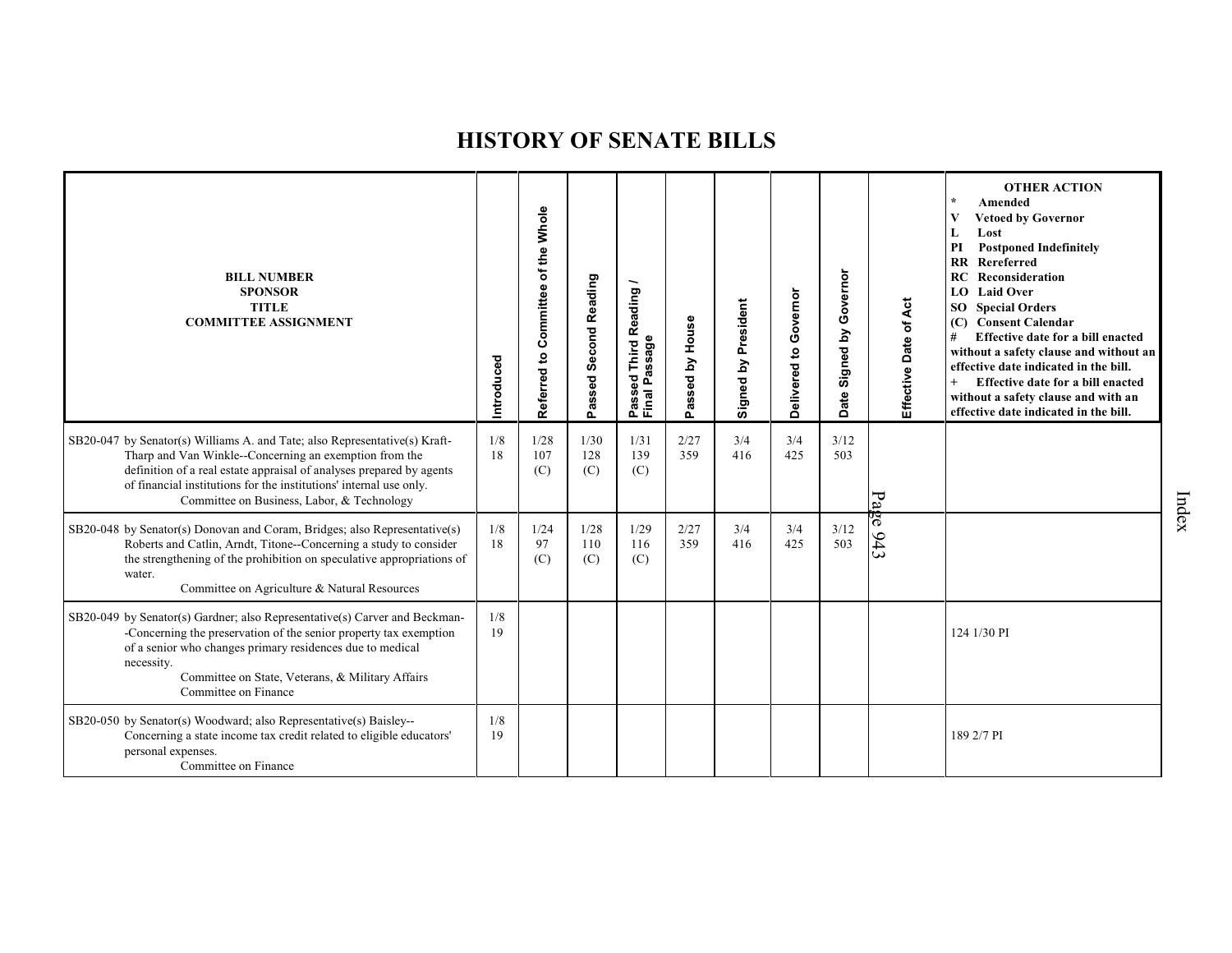# HISTORY OF SENATE BILLS

| BILL NUMBER<br>SPONSOR<br>TITLE<br>COMMITTEE ASSIGNMENT | Introduced | Referred to Committee of the Whole | Passed Second Reading | Passed Third Reading / Final Passage | Passed by House | Signed by President | Delivered to Governor | Date Signed by Governor | Effective Date of Act | OTHER ACTION<br>* Amended<br>V Vetoed by Governor<br>L Lost<br>PI Postponed Indefinitely<br>RR Rereferred<br>RC Reconsideration<br>LO Laid Over<br>SO Special Orders<br>(C) Consent Calendar<br># Effective date for a bill enacted without a safety clause and without an effective date indicated in the bill.<br>+ Effective date for a bill enacted without a safety clause and with an effective date indicated in the bill. |
|---|---|---|---|---|---|---|---|---|---|---|
| SB20-047 by Senator(s) Williams A. and Tate; also Representative(s) Kraft-Tharp and Van Winkle--Concerning an exemption from the definition of a real estate appraisal of analyses prepared by agents of financial institutions for the institutions' internal use only.<br>Committee on Business, Labor, & Technology | 1/8<br>18 | 1/28<br>107<br>(C) | 1/30<br>128<br>(C) | 1/31<br>139<br>(C) | 2/27<br>359 | 3/4<br>416 | 3/4<br>425 | 3/12<br>503 | | |
| SB20-048 by Senator(s) Donovan and Coram, Bridges; also Representative(s) Roberts and Catlin, Arndt, Titone--Concerning a study to consider the strengthening of the prohibition on speculative appropriations of water.<br>Committee on Agriculture & Natural Resources | 1/8<br>18 | 1/24<br>97<br>(C) | 1/28<br>110<br>(C) | 1/29<br>116<br>(C) | 2/27<br>359 | 3/4<br>416 | 3/4<br>425 | 3/12<br>503 | | |
| SB20-049 by Senator(s) Gardner; also Representative(s) Carver and Beckman--Concerning the preservation of the senior property tax exemption of a senior who changes primary residences due to medical necessity.<br>Committee on State, Veterans, & Military Affairs<br>Committee on Finance | 1/8<br>19 | | | | | | | | | 124 1/30 PI |
| SB20-050 by Senator(s) Woodward; also Representative(s) Baisley--Concerning a state income tax credit related to eligible educators' personal expenses.<br>Committee on Finance | 1/8<br>19 | | | | | | | | | 189 2/7 PI |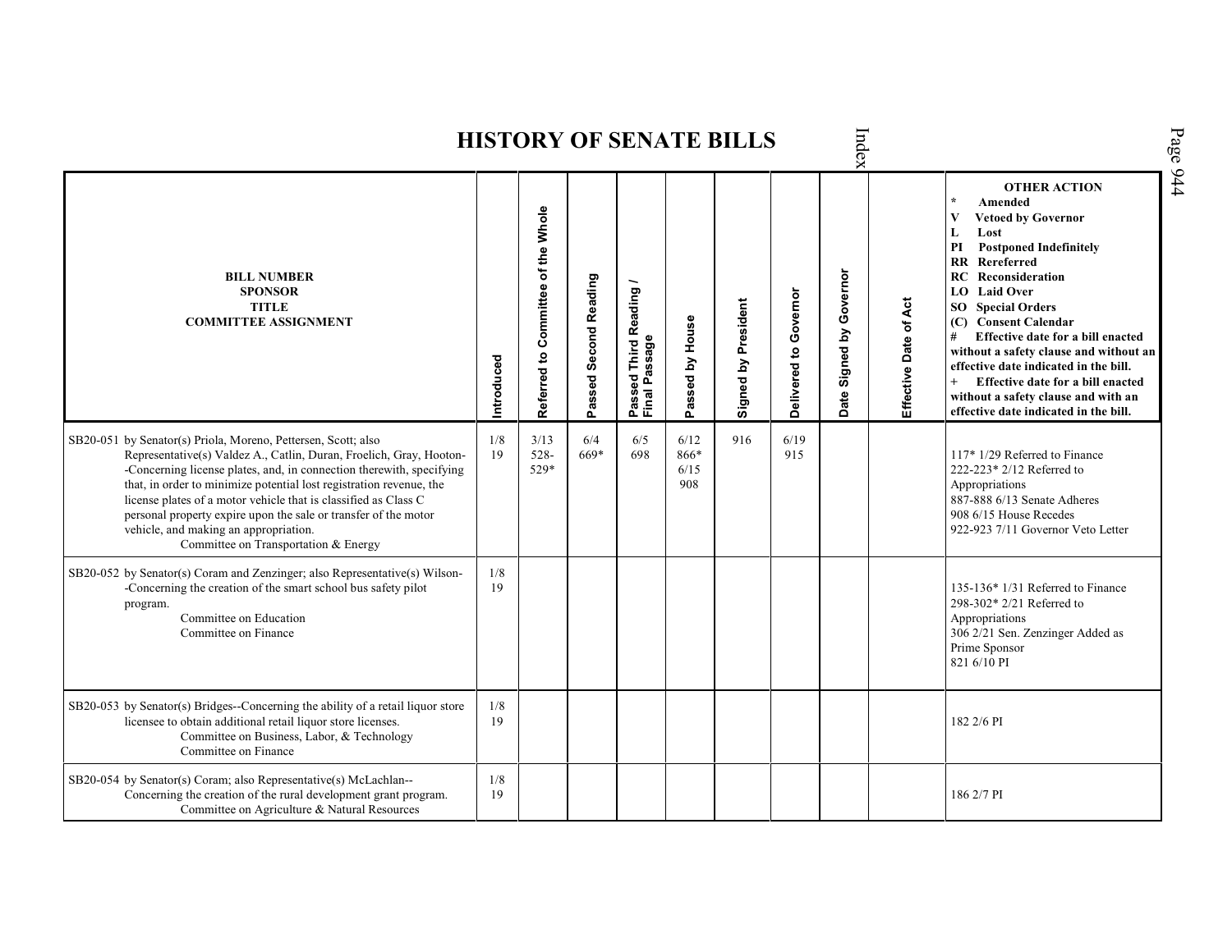# HISTORY OF SENATE BILLS

| BILL NUMBER<br>SPONSOR<br>TITLE<br>COMMITTEE ASSIGNMENT | Introduced | Referred to Committee of the Whole | Passed Second Reading | Passed Third Reading / Final Passage | Passed by House | Signed by President | Delivered to Governor | Date Signed by Governor | Effective Date of Act | OTHER ACTION<br>* Amended<br>V Vetoed by Governor<br>L Lost<br>PI Postponed Indefinitely<br>RR Rereferred<br>RC Reconsideration<br>LO Laid Over<br>SO Special Orders<br>(C) Consent Calendar<br># Effective date for a bill enacted without a safety clause and without an effective date indicated in the bill.<br>+ Effective date for a bill enacted without a safety clause and with an effective date indicated in the bill. |
|---|---|---|---|---|---|---|---|---|---|---|
| SB20-051 by Senator(s) Priola, Moreno, Pettersen, Scott; also Representative(s) Valdez A., Catlin, Duran, Froelich, Gray, Hooton--Concerning license plates, and, in connection therewith, specifying that, in order to minimize potential lost registration revenue, the license plates of a motor vehicle that is classified as Class C personal property expire upon the sale or transfer of the motor vehicle, and making an appropriation.<br>Committee on Transportation & Energy | 1/8<br>19 | 3/13<br>528-<br>529* | 6/4<br>669* | 6/5<br>698 | 6/12<br>866*<br>6/15<br>908 | 916 | 6/19<br>915 | | | 117* 1/29 Referred to Finance<br>222-223* 2/12 Referred to Appropriations<br>887-888 6/13 Senate Adheres<br>908 6/15 House Recedes<br>922-923 7/11 Governor Veto Letter |
| SB20-052 by Senator(s) Coram and Zenzinger; also Representative(s) Wilson--Concerning the creation of the smart school bus safety pilot program.<br>Committee on Education<br>Committee on Finance | 1/8<br>19 | | | | | | | | | 135-136* 1/31 Referred to Finance<br>298-302* 2/21 Referred to Appropriations<br>306 2/21 Sen. Zenzinger Added as Prime Sponsor<br>821 6/10 PI |
| SB20-053 by Senator(s) Bridges--Concerning the ability of a retail liquor store licensee to obtain additional retail liquor store licenses.<br>Committee on Business, Labor, & Technology<br>Committee on Finance | 1/8<br>19 | | | | | | | | | 182 2/6 PI |
| SB20-054 by Senator(s) Coram; also Representative(s) McLachlan--Concerning the creation of the rural development grant program.<br>Committee on Agriculture & Natural Resources | 1/8<br>19 | | | | | | | | | 186 2/7 PI |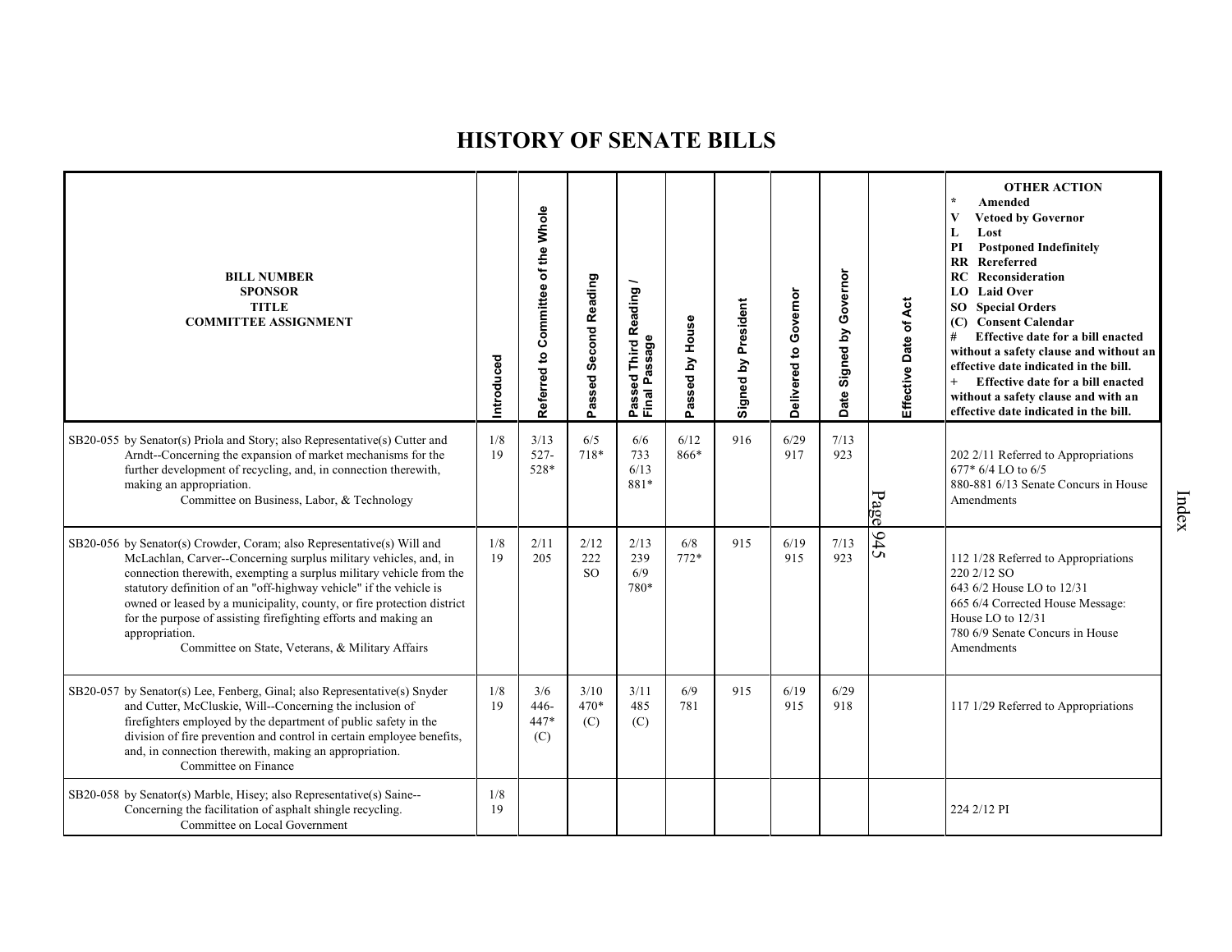# HISTORY OF SENATE BILLS

| BILL NUMBER<br>SPONSOR<br>TITLE<br>COMMITTEE ASSIGNMENT | Introduced | Referred to Committee of the Whole | Passed Second Reading | Passed Third Reading / Final Passage | Passed by House | Signed by President | Delivered to Governor | Date Signed by Governor | Effective Date of Act | OTHER ACTION<br>* Amended<br>V Vetoed by Governor<br>L Lost<br>PI Postponed Indefinitely<br>RR Rereferred<br>RC Reconsideration<br>LO Laid Over<br>SO Special Orders<br>(C) Consent Calendar<br># Effective date for a bill enacted without a safety clause and without an effective date indicated in the bill.<br>+ Effective date for a bill enacted without a safety clause and with an effective date indicated in the bill. |
|---|---|---|---|---|---|---|---|---|---|---|
| SB20-055 by Senator(s) Priola and Story; also Representative(s) Cutter and Arndt--Concerning the expansion of market mechanisms for the further development of recycling, and, in connection therewith, making an appropriation.<br>Committee on Business, Labor, & Technology | 1/8<br>19 | 3/13<br>527-<br>528* | 6/5<br>718* | 6/6<br>733<br>6/13<br>881* | 6/12<br>866* | 916 | 6/29<br>917 | 7/13<br>923 | | 202 2/11 Referred to Appropriations<br>677* 6/4 LO to 6/5<br>880-881 6/13 Senate Concurs in House Amendments |
| SB20-056 by Senator(s) Crowder, Coram; also Representative(s) Will and McLachlan, Carver--Concerning surplus military vehicles, and, in connection therewith, exempting a surplus military vehicle from the statutory definition of an "off-highway vehicle" if the vehicle is owned or leased by a municipality, county, or fire protection district for the purpose of assisting firefighting efforts and making an appropriation.<br>Committee on State, Veterans, & Military Affairs | 1/8<br>19 | 2/11<br>205 | 2/12<br>222<br>SO | 2/13<br>239<br>6/9<br>780* | 6/8<br>772* | 915 | 6/19<br>915 | 7/13<br>923 | | 112 1/28 Referred to Appropriations<br>220 2/12 SO<br>643 6/2 House LO to 12/31<br>665 6/4 Corrected House Message: House LO to 12/31<br>780 6/9 Senate Concurs in House Amendments |
| SB20-057 by Senator(s) Lee, Fenberg, Ginal; also Representative(s) Snyder and Cutter, McCluskie, Will--Concerning the inclusion of firefighters employed by the department of public safety in the division of fire prevention and control in certain employee benefits, and, in connection therewith, making an appropriation.<br>Committee on Finance | 1/8<br>19 | 3/6<br>446-<br>447*<br>(C) | 3/10<br>470*<br>(C) | 3/11<br>485<br>(C) | 6/9<br>781 | 915 | 6/19<br>915 | 6/29<br>918 | | 117 1/29 Referred to Appropriations |
| SB20-058 by Senator(s) Marble, Hisey; also Representative(s) Saine--Concerning the facilitation of asphalt shingle recycling.<br>Committee on Local Government | 1/8<br>19 | | | | | | | | | 224 2/12 PI |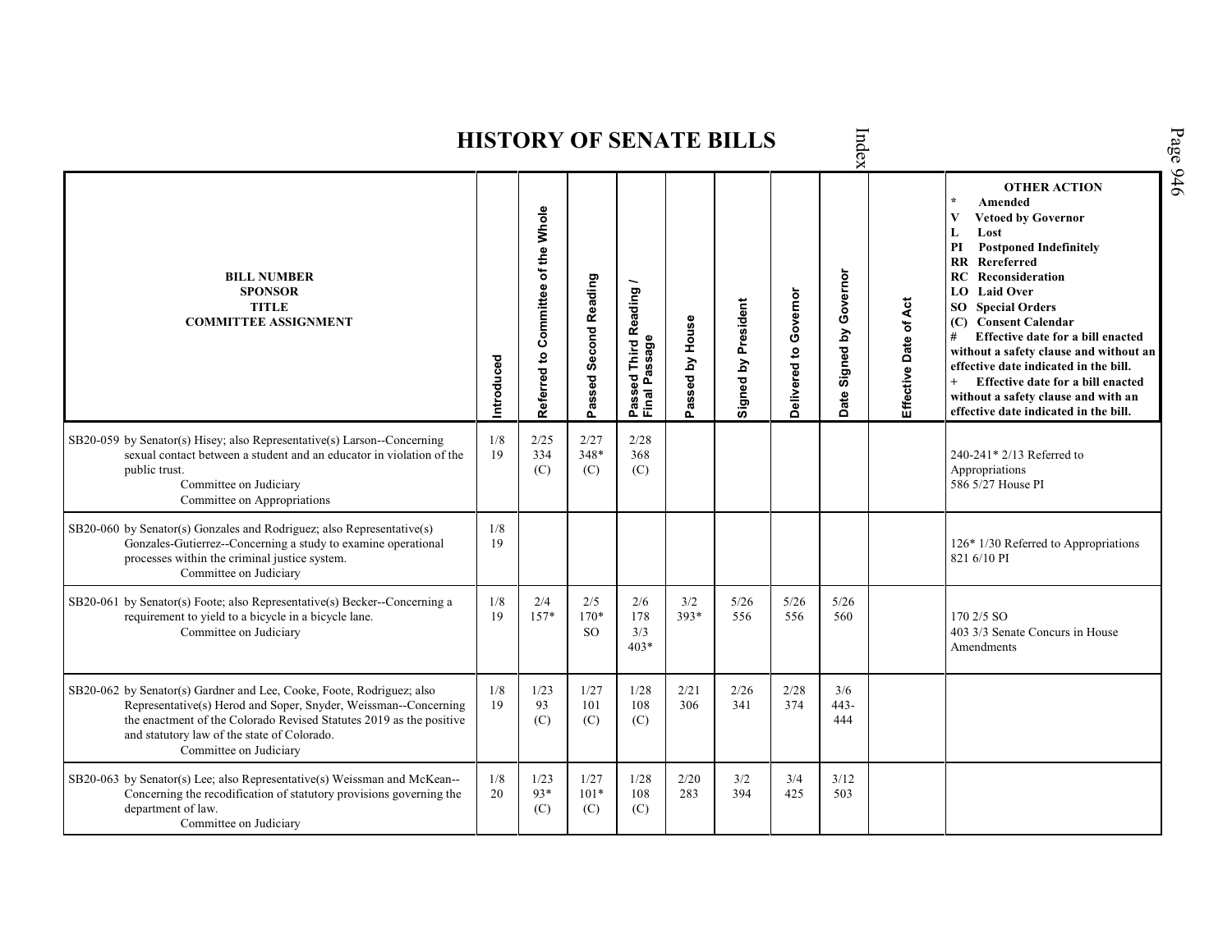# HISTORY OF SENATE BILLS

| BILL NUMBER<br>SPONSOR<br>TITLE<br>COMMITTEE ASSIGNMENT | Introduced | Referred to Committee of the Whole | Passed Second Reading | Passed Third Reading / Final Passage | Passed by House | Signed by President | Delivered to Governor | Date Signed by Governor | Effective Date of Act | OTHER ACTION<br>* Amended<br>V Vetoed by Governor<br>L Lost<br>PI Postponed Indefinitely<br>RR Rereferred<br>RC Reconsideration<br>LO Laid Over<br>SO Special Orders<br>(C) Consent Calendar<br># Effective date for a bill enacted without a safety clause and without an effective date indicated in the bill.<br>+ Effective date for a bill enacted without a safety clause and with an effective date indicated in the bill. |
|---|---|---|---|---|---|---|---|---|---|---|
| SB20-059 by Senator(s) Hisey; also Representative(s) Larson--Concerning sexual contact between a student and an educator in violation of the public trust.<br>Committee on Judiciary<br>Committee on Appropriations | 1/8<br>19 | 2/25<br>334<br>(C) | 2/27<br>348*<br>(C) | 2/28<br>368<br>(C) | | | | | | 240-241* 2/13 Referred to Appropriations<br>586 5/27 House PI |
| SB20-060 by Senator(s) Gonzales and Rodriguez; also Representative(s) Gonzales-Gutierrez--Concerning a study to examine operational processes within the criminal justice system.<br>Committee on Judiciary | 1/8<br>19 | | | | | | | | | 126* 1/30 Referred to Appropriations<br>821 6/10 PI |
| SB20-061 by Senator(s) Foote; also Representative(s) Becker--Concerning a requirement to yield to a bicycle in a bicycle lane.<br>Committee on Judiciary | 1/8<br>19 | 2/4<br>157* | 2/5<br>170*<br>SO | 2/6<br>178<br>3/3<br>403* | 3/2<br>393* | 5/26<br>556 | 5/26<br>556 | 5/26<br>560 | | 170 2/5 SO<br>403 3/3 Senate Concurs in House Amendments |
| SB20-062 by Senator(s) Gardner and Lee, Cooke, Foote, Rodriguez; also Representative(s) Herod and Soper, Snyder, Weissman--Concerning the enactment of the Colorado Revised Statutes 2019 as the positive and statutory law of the state of Colorado.<br>Committee on Judiciary | 1/8<br>19 | 1/23<br>93<br>(C) | 1/27<br>101<br>(C) | 1/28<br>108<br>(C) | 2/21<br>306 | 2/26<br>341 | 2/28<br>374 | 3/6<br>443-<br>444 | | |
| SB20-063 by Senator(s) Lee; also Representative(s) Weissman and McKean--Concerning the recodification of statutory provisions governing the department of law.<br>Committee on Judiciary | 1/8<br>20 | 1/23<br>93*<br>(C) | 1/27<br>101*<br>(C) | 1/28<br>108<br>(C) | 2/20<br>283 | 3/2<br>394 | 3/4<br>425 | 3/12<br>503 | | |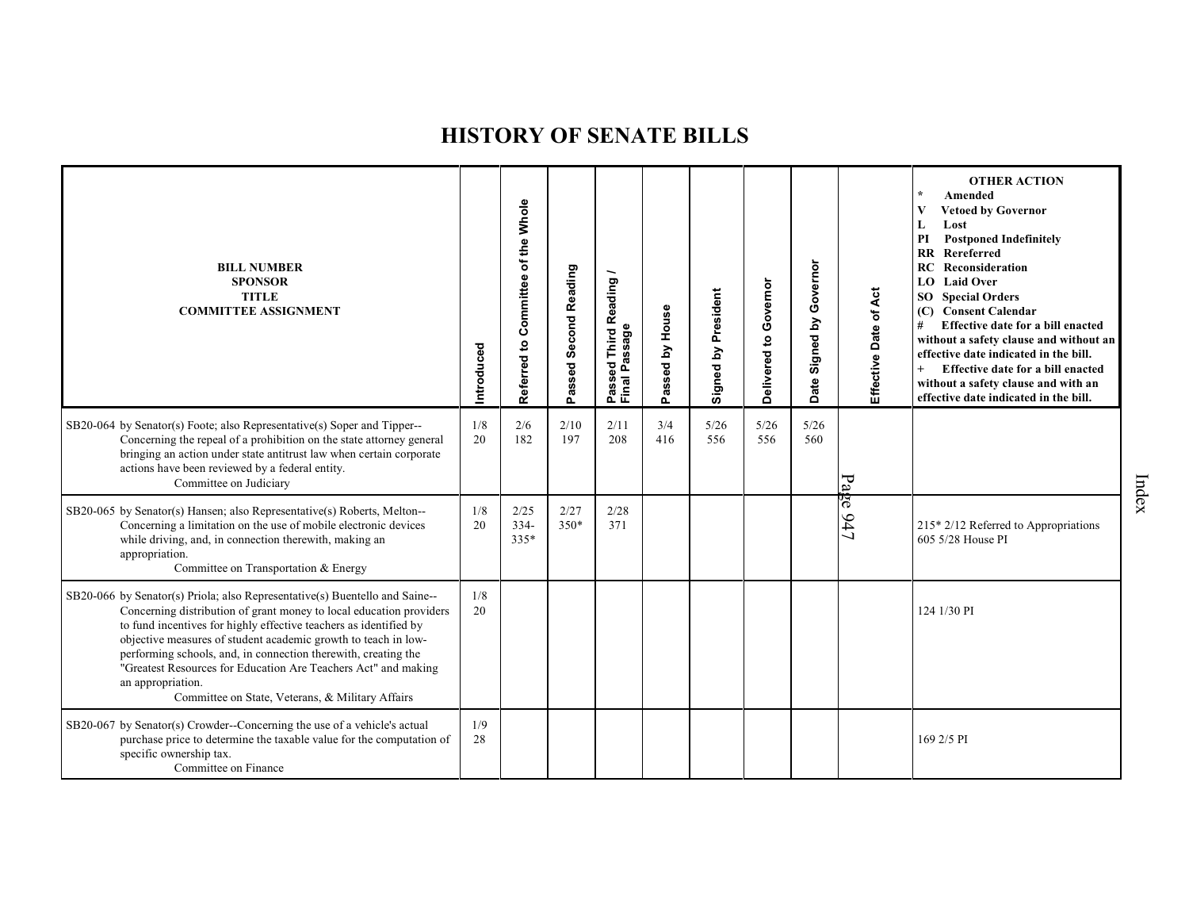# HISTORY OF SENATE BILLS

| BILL NUMBER<br>SPONSOR<br>TITLE<br>COMMITTEE ASSIGNMENT | Introduced | Referred to Committee of the Whole | Passed Second Reading | Passed Third Reading / Final Passage | Passed by House | Signed by President | Delivered to Governor | Date Signed by Governor | Effective Date of Act | OTHER ACTION<br>* Amended<br>V Vetoed by Governor<br>L Lost<br>PI Postponed Indefinitely<br>RR Rereferred<br>RC Reconsideration<br>LO Laid Over<br>SO Special Orders<br>(C) Consent Calendar<br># Effective date for a bill enacted without a safety clause and without an effective date indicated in the bill.<br>+ Effective date for a bill enacted without a safety clause and with an effective date indicated in the bill. |
|---|---|---|---|---|---|---|---|---|---|---|
| SB20-064 by Senator(s) Foote; also Representative(s) Soper and Tipper--Concerning the repeal of a prohibition on the state attorney general bringing an action under state antitrust law when certain corporate actions have been reviewed by a federal entity.<br>Committee on Judiciary | 1/8<br>20 | 2/6<br>182 | 2/10<br>197 | 2/11<br>208 | 3/4<br>416 | 5/26<br>556 | 5/26<br>556 | 5/26<br>560 | | |
| SB20-065 by Senator(s) Hansen; also Representative(s) Roberts, Melton--Concerning a limitation on the use of mobile electronic devices while driving, and, in connection therewith, making an appropriation.<br>Committee on Transportation & Energy | 1/8<br>20 | 2/25<br>334-<br>335* | 2/27<br>350* | 2/28<br>371 | | | | | | 215* 2/12 Referred to Appropriations<br>605 5/28 House PI |
| SB20-066 by Senator(s) Priola; also Representative(s) Buentello and Saine--Concerning distribution of grant money to local education providers to fund incentives for highly effective teachers as identified by objective measures of student academic growth to teach in low-performing schools, and, in connection therewith, creating the "Greatest Resources for Education Are Teachers Act" and making an appropriation.<br>Committee on State, Veterans, & Military Affairs | 1/8<br>20 | | | | | | | | | 124 1/30 PI |
| SB20-067 by Senator(s) Crowder--Concerning the use of a vehicle's actual purchase price to determine the taxable value for the computation of specific ownership tax.<br>Committee on Finance | 1/9<br>28 | | | | | | | | | 169 2/5 PI |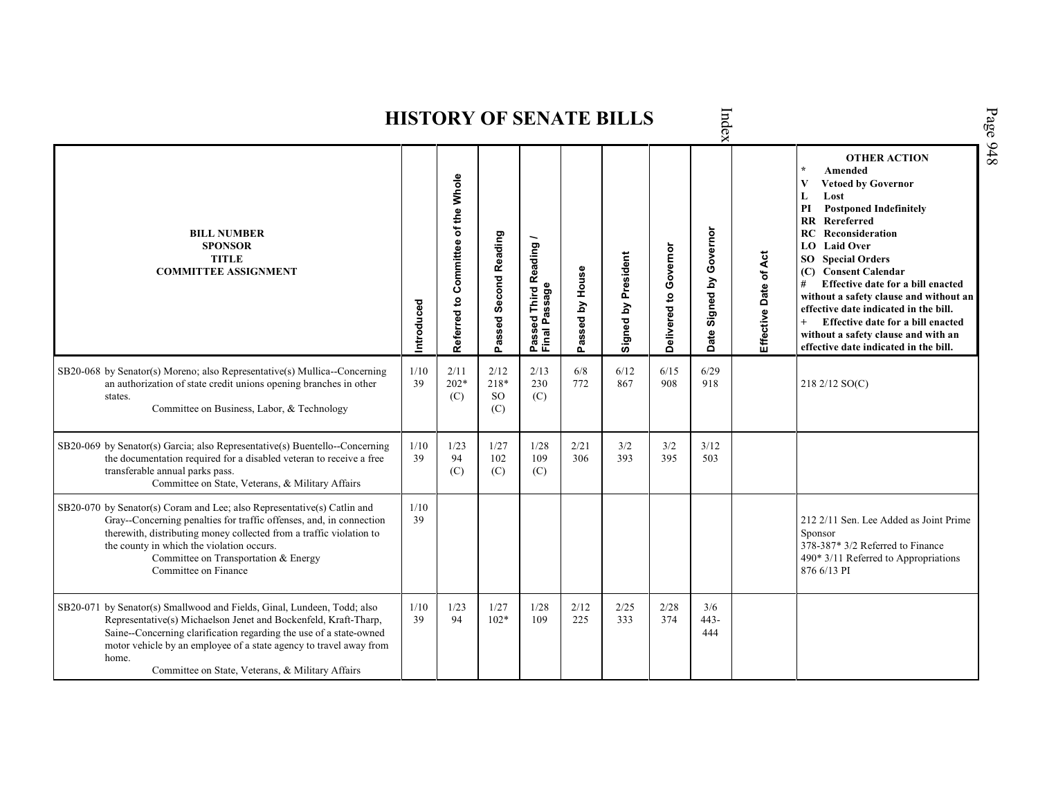# HISTORY OF SENATE BILLS

| BILL NUMBER<br>SPONSOR<br>TITLE<br>COMMITTEE ASSIGNMENT | Introduced | Referred to Committee of the Whole | Passed Second Reading | Passed Third Reading / Final Passage | Passed by House | Signed by President | Delivered to Governor | Date Signed by Governor | Effective Date of Act | OTHER ACTION<br>* Amended<br>V Vetoed by Governor<br>L Lost<br>PI Postponed Indefinitely<br>RR Rereferred<br>RC Reconsideration<br>LO Laid Over<br>SO Special Orders<br>(C) Consent Calendar<br># Effective date for a bill enacted without a safety clause and without an effective date indicated in the bill.<br>+ Effective date for a bill enacted without a safety clause and with an effective date indicated in the bill. |
|---|---|---|---|---|---|---|---|---|---|---|
| SB20-068 by Senator(s) Moreno; also Representative(s) Mullica--Concerning an authorization of state credit unions opening branches in other states.<br>Committee on Business, Labor, & Technology | 1/10<br>39 | 2/11<br>202*<br>(C) | 2/12<br>218*<br>SO<br>(C) | 2/13<br>230<br>(C) | 6/8<br>772 | 6/12<br>867 | 6/15<br>908 | 6/29<br>918 | | 218 2/12 SO(C) |
| SB20-069 by Senator(s) Garcia; also Representative(s) Buentello--Concerning the documentation required for a disabled veteran to receive a free transferable annual parks pass.<br>Committee on State, Veterans, & Military Affairs | 1/10<br>39 | 1/23<br>94<br>(C) | 1/27<br>102<br>(C) | 1/28<br>109<br>(C) | 2/21<br>306 | 3/2<br>393 | 3/2<br>395 | 3/12<br>503 | | |
| SB20-070 by Senator(s) Coram and Lee; also Representative(s) Catlin and Gray--Concerning penalties for traffic offenses, and, in connection therewith, distributing money collected from a traffic violation to the county in which the violation occurs.<br>Committee on Transportation & Energy<br>Committee on Finance | 1/10<br>39 | | | | | | | | | 212 2/11 Sen. Lee Added as Joint Prime Sponsor<br>378-387* 3/2 Referred to Finance<br>490* 3/11 Referred to Appropriations<br>876 6/13 PI |
| SB20-071 by Senator(s) Smallwood and Fields, Ginal, Lundeen, Todd; also Representative(s) Michaelson Jenet and Bockenfeld, Kraft-Tharp, Saine--Concerning clarification regarding the use of a state-owned motor vehicle by an employee of a state agency to travel away from home.<br>Committee on State, Veterans, & Military Affairs | 1/10<br>39 | 1/23<br>94 | 1/27<br>102* | 1/28<br>109 | 2/12<br>225 | 2/25<br>333 | 2/28<br>374 | 3/6<br>443-<br>444 | | |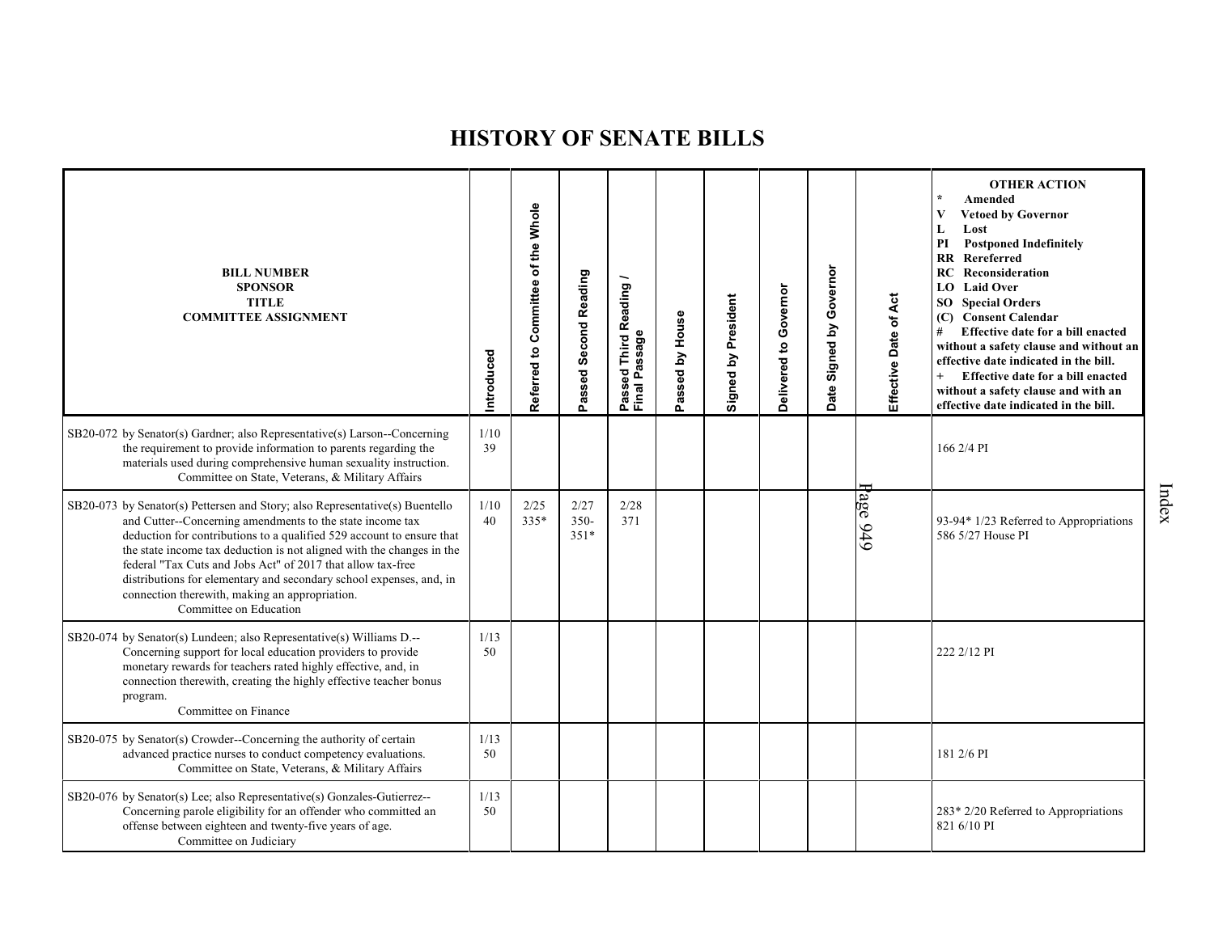# HISTORY OF SENATE BILLS

| BILL NUMBER<br>SPONSOR<br>TITLE<br>COMMITTEE ASSIGNMENT | Introduced | Referred to Committee of the Whole | Passed Second Reading | Passed Third Reading / Final Passage | Passed by House | Signed by President | Delivered to Governor | Date Signed by Governor | Effective Date of Act | OTHER ACTION<br>* Amended<br>V Vetoed by Governor<br>L Lost<br>PI Postponed Indefinitely<br>RR Rereferred<br>RC Reconsideration<br>LO Laid Over<br>SO Special Orders<br>(C) Consent Calendar<br># Effective date for a bill enacted without a safety clause and without an effective date indicated in the bill.<br>+ Effective date for a bill enacted without a safety clause and with an effective date indicated in the bill. |
|---|---|---|---|---|---|---|---|---|---|---|
| SB20-072 by Senator(s) Gardner; also Representative(s) Larson--Concerning the requirement to provide information to parents regarding the materials used during comprehensive human sexuality instruction.<br>Committee on State, Veterans, & Military Affairs | 1/10<br>39 | | | | | | | | | 166 2/4 PI |
| SB20-073 by Senator(s) Pettersen and Story; also Representative(s) Buentello and Cutter--Concerning amendments to the state income tax deduction for contributions to a qualified 529 account to ensure that the state income tax deduction is not aligned with the changes in the federal "Tax Cuts and Jobs Act" of 2017 that allow tax-free distributions for elementary and secondary school expenses, and, in connection therewith, making an appropriation.<br>Committee on Education | 1/10<br>40 | 2/25<br>335* | 2/27<br>350-351* | 2/28<br>371 | | | | | | 93-94* 1/23 Referred to Appropriations<br>586 5/27 House PI |
| SB20-074 by Senator(s) Lundeen; also Representative(s) Williams D.--Concerning support for local education providers to provide monetary rewards for teachers rated highly effective, and, in connection therewith, creating the highly effective teacher bonus program.<br>Committee on Finance | 1/13<br>50 | | | | | | | | | 222 2/12 PI |
| SB20-075 by Senator(s) Crowder--Concerning the authority of certain advanced practice nurses to conduct competency evaluations.<br>Committee on State, Veterans, & Military Affairs | 1/13<br>50 | | | | | | | | | 181 2/6 PI |
| SB20-076 by Senator(s) Lee; also Representative(s) Gonzales-Gutierrez--Concerning parole eligibility for an offender who committed an offense between eighteen and twenty-five years of age.<br>Committee on Judiciary | 1/13<br>50 | | | | | | | | | 283* 2/20 Referred to Appropriations<br>821 6/10 PI |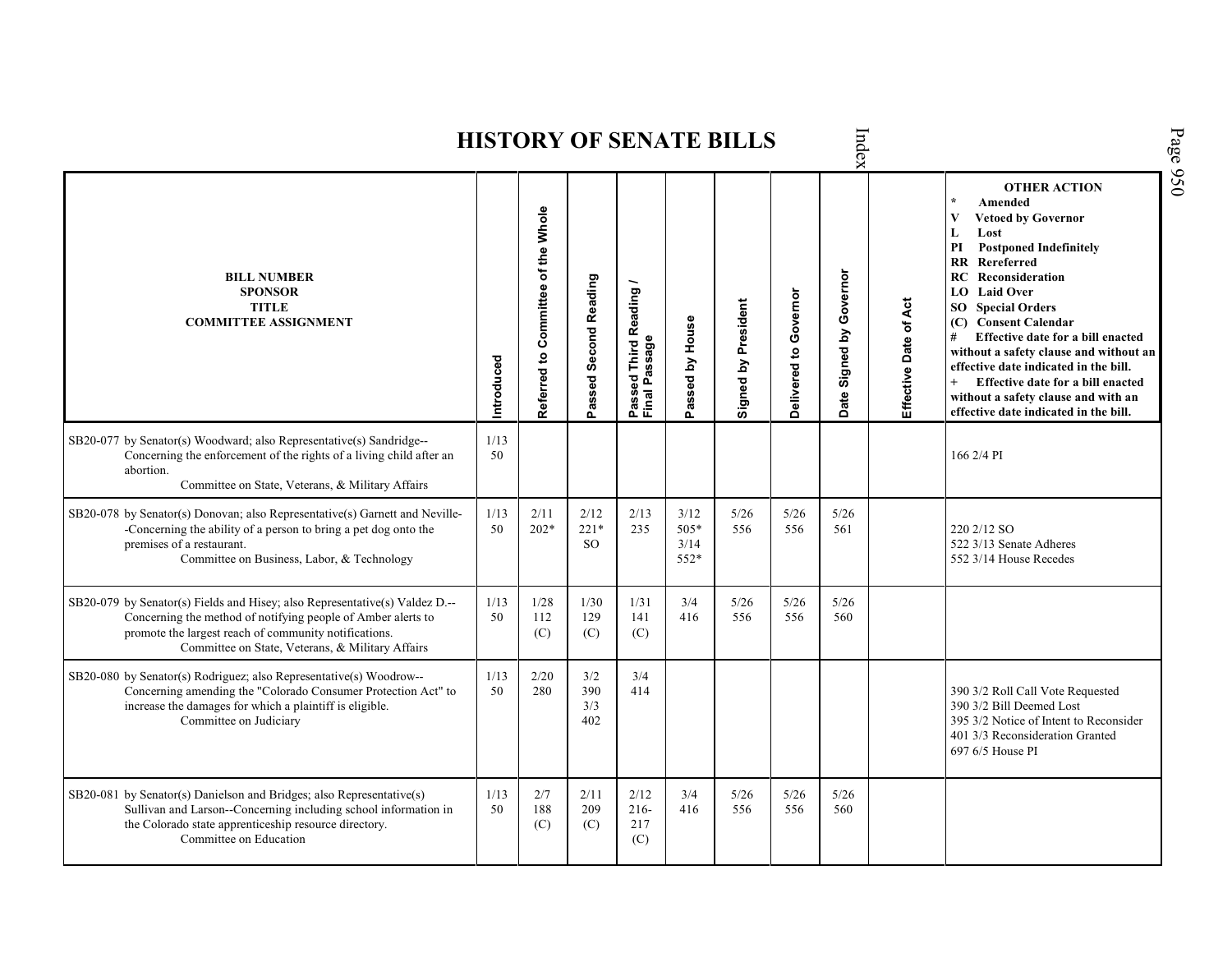# HISTORY OF SENATE BILLS

| BILL NUMBER SPONSOR TITLE COMMITTEE ASSIGNMENT | Introduced | Referred to Committee of the Whole | Passed Second Reading | Passed Third Reading / Final Passage | Passed by House | Signed by President | Delivered to Governor | Date Signed by Governor | Effective Date of Act | OTHER ACTION * Amended V Vetoed by Governor L Lost PI Postponed Indefinitely RR Rereferred RC Reconsideration LO Laid Over SO Special Orders (C) Consent Calendar # Effective date for a bill enacted without a safety clause and without an effective date indicated in the bill. + Effective date for a bill enacted without a safety clause and with an effective date indicated in the bill. |
|---|---|---|---|---|---|---|---|---|---|---|
| SB20-077 by Senator(s) Woodward; also Representative(s) Sandridge--Concerning the enforcement of the rights of a living child after an abortion. Committee on State, Veterans, & Military Affairs | 1/13 50 | | | | | | | | | 166 2/4 PI |
| SB20-078 by Senator(s) Donovan; also Representative(s) Garnett and Neville--Concerning the ability of a person to bring a pet dog onto the premises of a restaurant. Committee on Business, Labor, & Technology | 1/13 50 | 2/11 202* | 2/12 221* SO | 2/13 235 | 3/12 505* 3/14 552* | 5/26 556 | 5/26 556 | 5/26 561 | | 220 2/12 SO 522 3/13 Senate Adheres 552 3/14 House Recedes |
| SB20-079 by Senator(s) Fields and Hisey; also Representative(s) Valdez D.--Concerning the method of notifying people of Amber alerts to promote the largest reach of community notifications. Committee on State, Veterans, & Military Affairs | 1/13 50 | 1/28 112 (C) | 1/30 129 (C) | 1/31 141 (C) | 3/4 416 | 5/26 556 | 5/26 556 | 5/26 560 | | |
| SB20-080 by Senator(s) Rodriguez; also Representative(s) Woodrow--Concerning amending the "Colorado Consumer Protection Act" to increase the damages for which a plaintiff is eligible. Committee on Judiciary | 1/13 50 | 2/20 280 | 3/2 390 3/3 402 | 3/4 414 | | | | | | 390 3/2 Roll Call Vote Requested 390 3/2 Bill Deemed Lost 395 3/2 Notice of Intent to Reconsider 401 3/3 Reconsideration Granted 697 6/5 House PI |
| SB20-081 by Senator(s) Danielson and Bridges; also Representative(s) Sullivan and Larson--Concerning including school information in the Colorado state apprenticeship resource directory. Committee on Education | 1/13 50 | 2/7 188 (C) | 2/11 209 (C) | 2/12 216-217 (C) | 3/4 416 | 5/26 556 | 5/26 556 | 5/26 560 | | |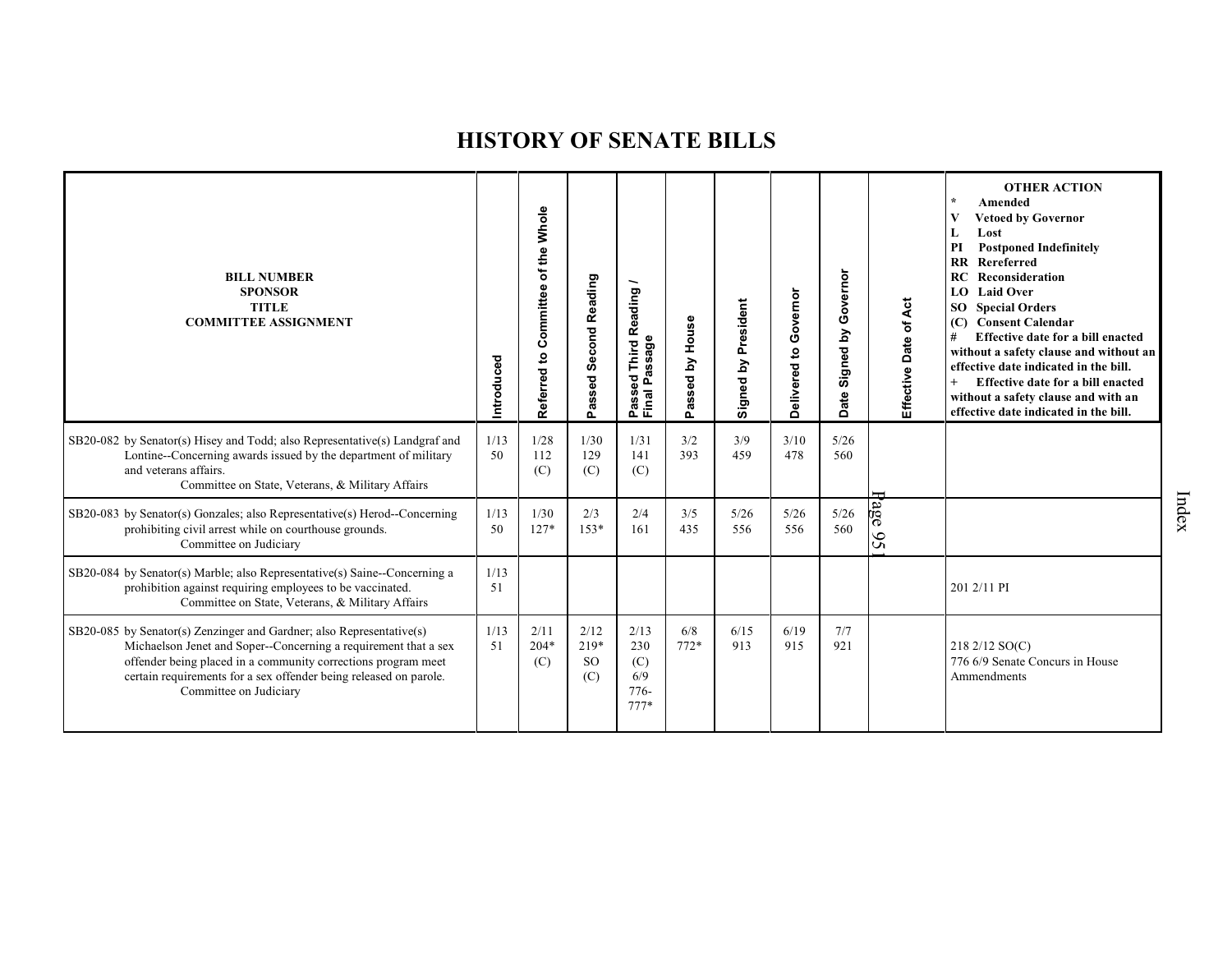# HISTORY OF SENATE BILLS

| BILL NUMBER SPONSOR TITLE COMMITTEE ASSIGNMENT | Introduced | Referred to Committee of the Whole | Passed Second Reading | Passed Third Reading / Final Passage | Passed by House | Signed by President | Delivered to Governor | Date Signed by Governor | Effective Date of Act | OTHER ACTION * Amended V Vetoed by Governor L Lost PI Postponed Indefinitely RR Rereferred RC Reconsideration LO Laid Over SO Special Orders (C) Consent Calendar # Effective date for a bill enacted without a safety clause and without an effective date indicated in the bill. + Effective date for a bill enacted without a safety clause and with an effective date indicated in the bill. |
|---|---|---|---|---|---|---|---|---|---|---|
| SB20-082 by Senator(s) Hisey and Todd; also Representative(s) Landgraf and Lontine--Concerning awards issued by the department of military and veterans affairs. Committee on State, Veterans, & Military Affairs | 1/13 50 | 1/28 112 (C) | 1/30 129 (C) | 1/31 141 (C) | 3/2 393 | 3/9 459 | 3/10 478 | 5/26 560 | | |
| SB20-083 by Senator(s) Gonzales; also Representative(s) Herod--Concerning prohibiting civil arrest while on courthouse grounds. Committee on Judiciary | 1/13 50 | 1/30 127* | 2/3 153* | 2/4 161 | 3/5 435 | 5/26 556 | 5/26 556 | 5/26 560 | | |
| SB20-084 by Senator(s) Marble; also Representative(s) Saine--Concerning a prohibition against requiring employees to be vaccinated. Committee on State, Veterans, & Military Affairs | 1/13 51 | | | | | | | | | 201 2/11 PI |
| SB20-085 by Senator(s) Zenzinger and Gardner; also Representative(s) Michaelson Jenet and Soper--Concerning a requirement that a sex offender being placed in a community corrections program meet certain requirements for a sex offender being released on parole. Committee on Judiciary | 1/13 51 | 2/11 204* (C) | 2/12 219* SO (C) | 2/13 230 (C) 6/9 776-777* | 6/8 772* | 6/15 913 | 6/19 915 | 7/7 921 | | 218 2/12 SO(C) 776 6/9 Senate Concurs in House Ammendments |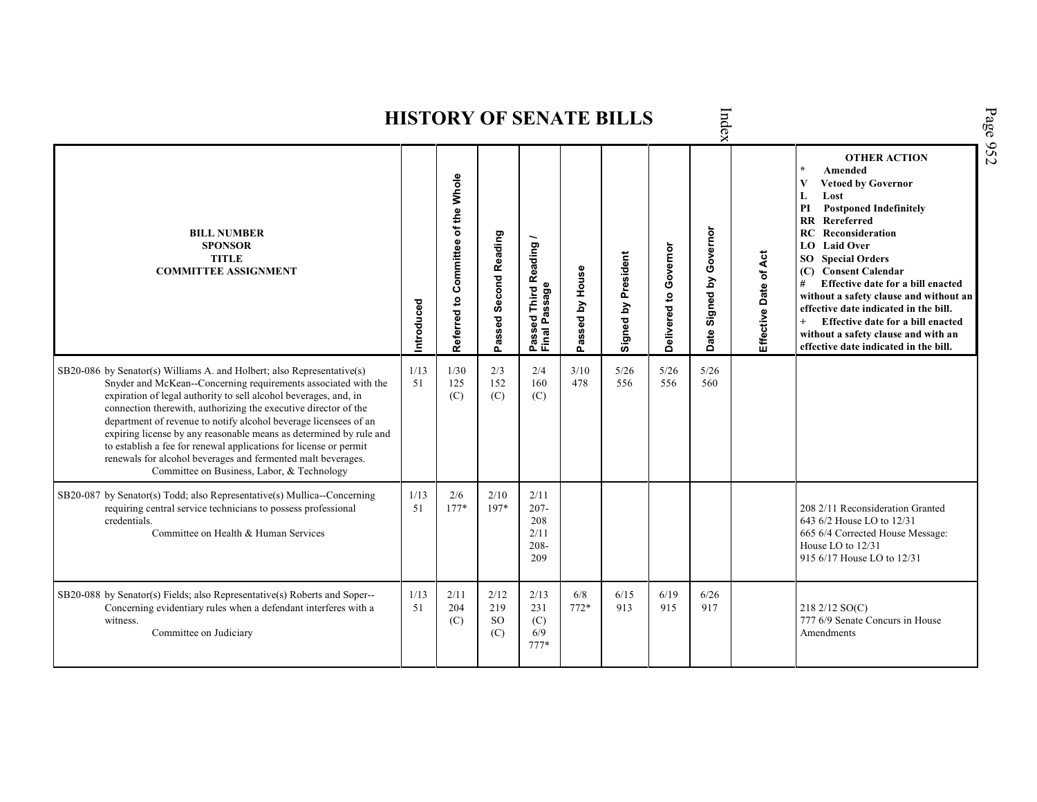# HISTORY OF SENATE BILLS

| BILL NUMBER<br>SPONSOR<br>TITLE<br>COMMITTEE ASSIGNMENT | Introduced | Referred to Committee of the Whole | Passed Second Reading | Passed Third Reading / Final Passage | Passed by House | Signed by President | Delivered to Governor | Date Signed by Governor | Effective Date of Act | OTHER ACTION<br>* Amended<br>V Vetoed by Governor<br>L Lost<br>PI Postponed Indefinitely<br>RR Rereferred<br>RC Reconsideration<br>LO Laid Over<br>SO Special Orders<br>(C) Consent Calendar<br># Effective date for a bill enacted without a safety clause and without an effective date indicated in the bill.<br>+ Effective date for a bill enacted without a safety clause and with an effective date indicated in the bill. |
|---|---|---|---|---|---|---|---|---|---|---|
| SB20-086 by Senator(s) Williams A. and Holbert; also Representative(s) Snyder and McKean--Concerning requirements associated with the expiration of legal authority to sell alcohol beverages, and, in connection therewith, authorizing the executive director of the department of revenue to notify alcohol beverage licensees of an expiring license by any reasonable means as determined by rule and to establish a fee for renewal applications for license or permit renewals for alcohol beverages and fermented malt beverages.<br>Committee on Business, Labor, & Technology | 1/13<br>51 | 1/30<br>125<br>(C) | 2/3<br>152<br>(C) | 2/4<br>160<br>(C) | 3/10<br>478 | 5/26<br>556 | 5/26<br>556 | 5/26<br>560 | | |
| SB20-087 by Senator(s) Todd; also Representative(s) Mullica--Concerning requiring central service technicians to possess professional credentials.<br>Committee on Health & Human Services | 1/13<br>51 | 2/6<br>177* | 2/10<br>197* | 2/11<br>207-208<br>2/11<br>208-209 | | | | | | 208 2/11 Reconsideration Granted<br>643 6/2 House LO to 12/31<br>665 6/4 Corrected House Message: House LO to 12/31<br>915 6/17 House LO to 12/31 |
| SB20-088 by Senator(s) Fields; also Representative(s) Roberts and Soper--Concerning evidentiary rules when a defendant interferes with a witness.<br>Committee on Judiciary | 1/13<br>51 | 2/11<br>204<br>(C) | 2/12<br>219<br>SO<br>(C) | 2/13<br>231<br>(C)<br>6/9<br>777* | 6/8<br>772* | 6/15<br>913 | 6/19<br>915 | 6/26<br>917 | | 218 2/12 SO(C)<br>777 6/9 Senate Concurs in House Amendments |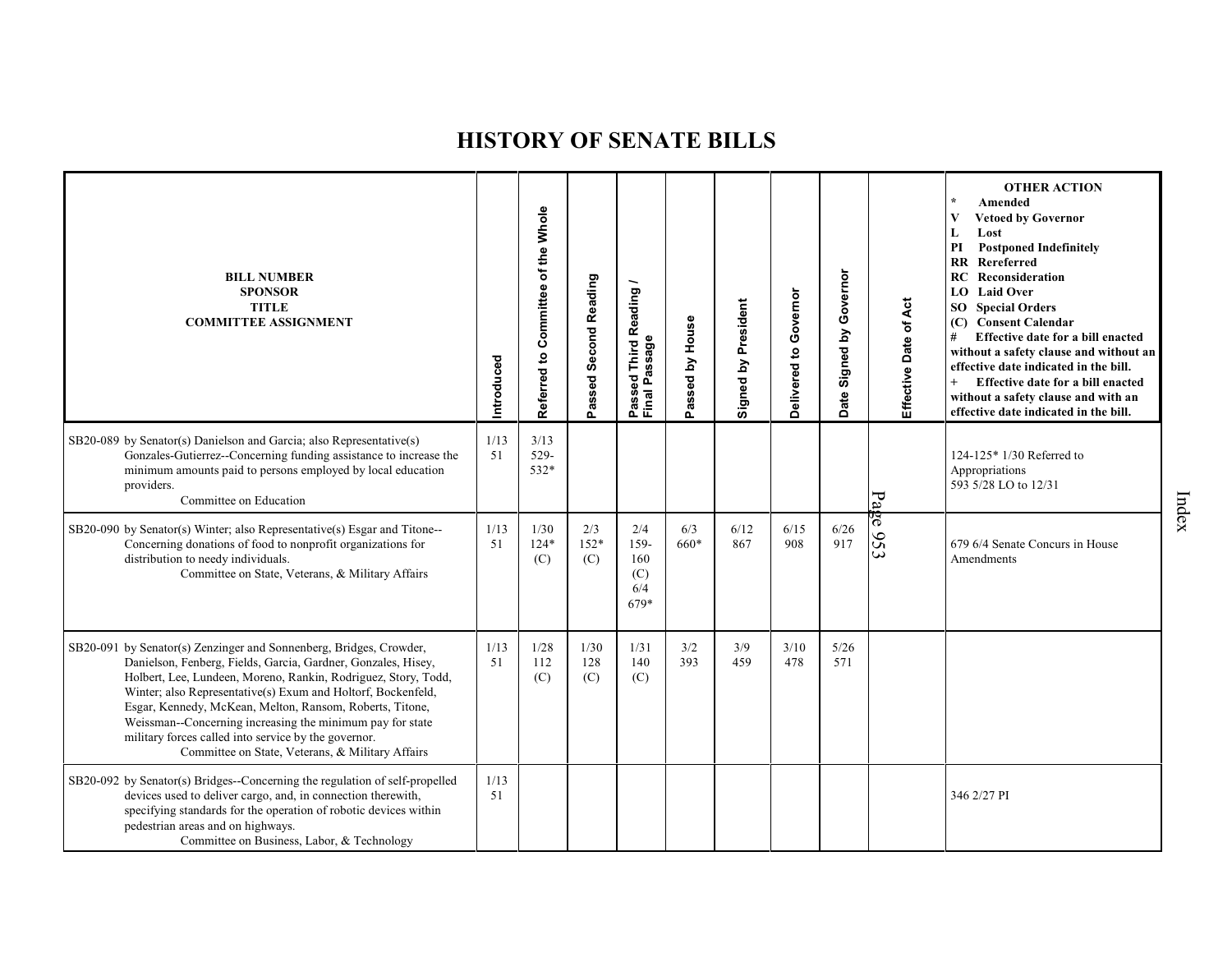# HISTORY OF SENATE BILLS

| BILL NUMBER SPONSOR TITLE COMMITTEE ASSIGNMENT | Introduced | Referred to Committee of the Whole | Passed Second Reading | Passed Third Reading / Final Passage | Passed by House | Signed by President | Delivered to Governor | Date Signed by Governor | Effective Date of Act | OTHER ACTION * Amended V Vetoed by Governor L Lost PI Postponed Indefinitely RR Rereferred RC Reconsideration LO Laid Over SO Special Orders (C) Consent Calendar # Effective date for a bill enacted without a safety clause and without an effective date indicated in the bill. + Effective date for a bill enacted without a safety clause and with an effective date indicated in the bill. |
|---|---|---|---|---|---|---|---|---|---|---|
| SB20-089 by Senator(s) Danielson and Garcia; also Representative(s) Gonzales-Gutierrez--Concerning funding assistance to increase the minimum amounts paid to persons employed by local education providers. Committee on Education | 1/13 51 | 3/13 529-532* | | | | | | | | 124-125* 1/30 Referred to Appropriations 593 5/28 LO to 12/31 |
| SB20-090 by Senator(s) Winter; also Representative(s) Esgar and Titone--Concerning donations of food to nonprofit organizations for distribution to needy individuals. Committee on State, Veterans, & Military Affairs | 1/13 51 | 1/30 124* (C) | 2/3 152* (C) | 2/4 159-160 (C) 6/4 679* | 6/3 660* | 6/12 867 | 6/15 908 | 6/26 917 | | 679 6/4 Senate Concurs in House Amendments |
| SB20-091 by Senator(s) Zenzinger and Sonnenberg, Bridges, Crowder, Danielson, Fenberg, Fields, Garcia, Gardner, Gonzales, Hisey, Holbert, Lee, Lundeen, Moreno, Rankin, Rodriguez, Story, Todd, Winter; also Representative(s) Exum and Holtorf, Bockenfeld, Esgar, Kennedy, McKean, Melton, Ransom, Roberts, Titone, Weissman--Concerning increasing the minimum pay for state military forces called into service by the governor. Committee on State, Veterans, & Military Affairs | 1/13 51 | 1/28 112 (C) | 1/30 128 (C) | 1/31 140 (C) | 3/2 393 | 3/9 459 | 3/10 478 | 5/26 571 | | |
| SB20-092 by Senator(s) Bridges--Concerning the regulation of self-propelled devices used to deliver cargo, and, in connection therewith, specifying standards for the operation of robotic devices within pedestrian areas and on highways. Committee on Business, Labor, & Technology | 1/13 51 | | | | | | | | | 346 2/27 PI |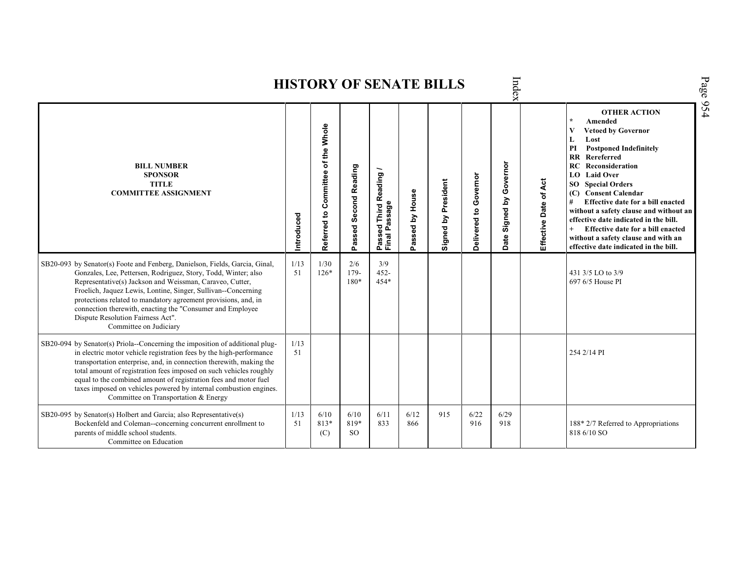# HISTORY OF SENATE BILLS

| BILL NUMBER SPONSOR TITLE COMMITTEE ASSIGNMENT | Introduced | Referred to Committee of the Whole | Passed Second Reading | Passed Third Reading / Final Passage | Passed by House | Signed by President | Delivered to Governor | Date Signed by Governor | Effective Date of Act | OTHER ACTION * Amended V Vetoed by Governor L Lost PI Postponed Indefinitely RR Rereferred RC Reconsideration LO Laid Over SO Special Orders (C) Consent Calendar # Effective date for a bill enacted without a safety clause and without an effective date indicated in the bill. + Effective date for a bill enacted without a safety clause and with an effective date indicated in the bill. |
|---|---|---|---|---|---|---|---|---|---|---|
| SB20-093 by Senator(s) Foote and Fenberg, Danielson, Fields, Garcia, Ginal, Gonzales, Lee, Pettersen, Rodriguez, Story, Todd, Winter; also Representative(s) Jackson and Weissman, Caraveo, Cutter, Froelich, Jaquez Lewis, Lontine, Singer, Sullivan--Concerning protections related to mandatory agreement provisions, and, in connection therewith, enacting the "Consumer and Employee Dispute Resolution Fairness Act". Committee on Judiciary | 1/13 51 | 1/30 126* | 2/6 179-180* | 3/9 452-454* | | | | | | 431 3/5 LO to 3/9<br>697 6/5 House PI |
| SB20-094 by Senator(s) Priola--Concerning the imposition of additional plug-in electric motor vehicle registration fees by the high-performance transportation enterprise, and, in connection therewith, making the total amount of registration fees imposed on such vehicles roughly equal to the combined amount of registration fees and motor fuel taxes imposed on vehicles powered by internal combustion engines. Committee on Transportation & Energy | 1/13 51 | | | | | | | | | 254 2/14 PI |
| SB20-095 by Senator(s) Holbert and Garcia; also Representative(s) Bockenfeld and Coleman--concerning concurrent enrollment to parents of middle school students. Committee on Education | 1/13 51 | 6/10 813* (C) | 6/10 819* SO | 6/11 833 | 6/12 866 | 915 | 6/22 916 | 6/29 918 | | 188* 2/7 Referred to Appropriations<br>818 6/10 SO |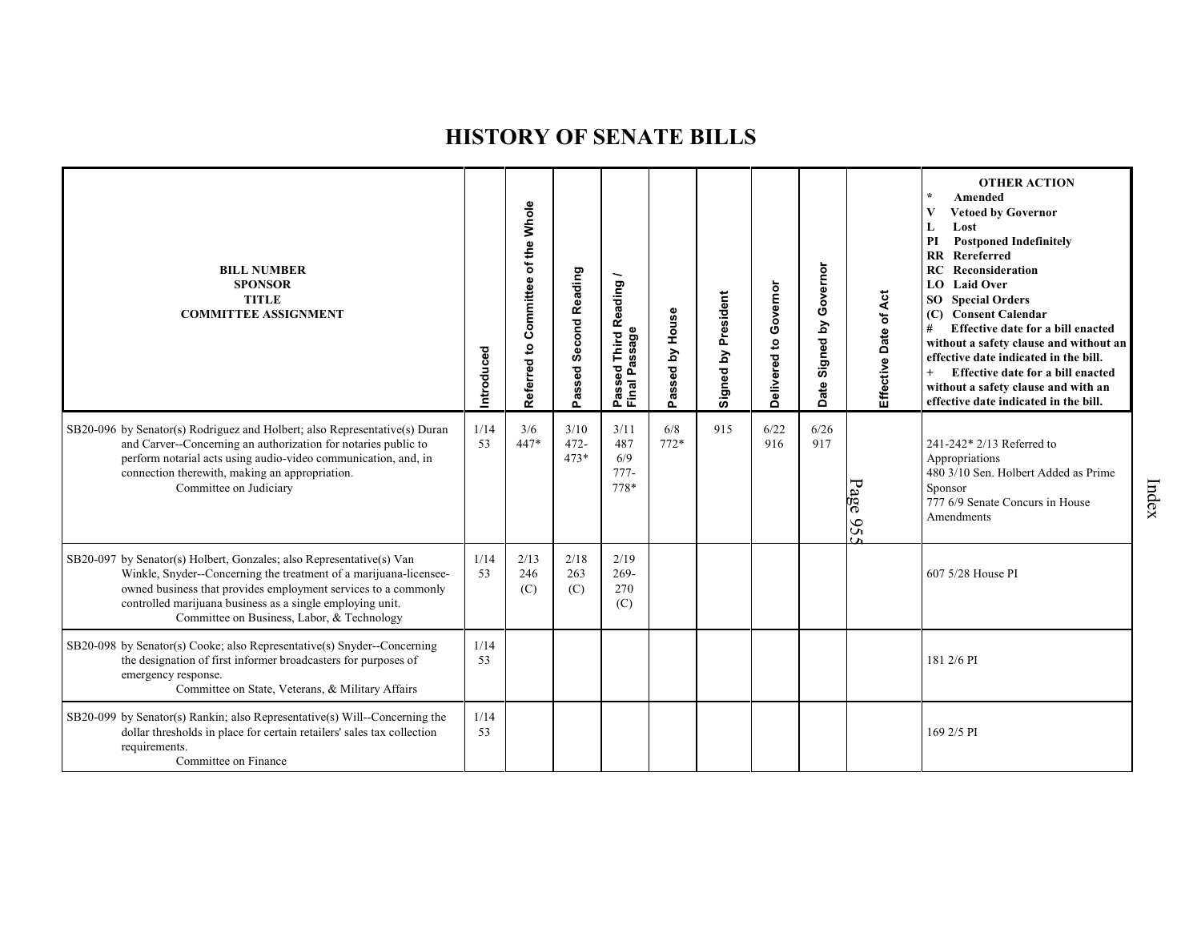# HISTORY OF SENATE BILLS

| BILL NUMBER SPONSOR TITLE COMMITTEE ASSIGNMENT | Introduced | Referred to Committee of the Whole | Passed Second Reading | Passed Third Reading / Final Passage | Passed by House | Signed by President | Delivered to Governor | Date Signed by Governor | Effective Date of Act | OTHER ACTION * Amended V Vetoed by Governor L Lost PI Postponed Indefinitely RR Rereferred RC Reconsideration LO Laid Over SO Special Orders (C) Consent Calendar # Effective date for a bill enacted without a safety clause and without an effective date indicated in the bill. + Effective date for a bill enacted without a safety clause and with an effective date indicated in the bill. |
|---|---|---|---|---|---|---|---|---|---|---|
| SB20-096 by Senator(s) Rodriguez and Holbert; also Representative(s) Duran and Carver--Concerning an authorization for notaries public to perform notarial acts using audio-video communication, and, in connection therewith, making an appropriation. Committee on Judiciary | 1/14 53 | 3/6 447* | 3/10 472-473* | 3/11 487 6/9 777-778* | 6/8 772* | 915 | 6/22 916 | 6/26 917 | | 241-242* 2/13 Referred to Appropriations 480 3/10 Sen. Holbert Added as Prime Sponsor 777 6/9 Senate Concurs in House Amendments |
| SB20-097 by Senator(s) Holbert, Gonzales; also Representative(s) Van Winkle, Snyder--Concerning the treatment of a marijuana-licensee-owned business that provides employment services to a commonly controlled marijuana business as a single employing unit. Committee on Business, Labor, & Technology | 1/14 53 | 2/13 246 (C) | 2/18 263 (C) | 2/19 269-270 (C) | | | | | | 607 5/28 House PI |
| SB20-098 by Senator(s) Cooke; also Representative(s) Snyder--Concerning the designation of first informer broadcasters for purposes of emergency response. Committee on State, Veterans, & Military Affairs | 1/14 53 | | | | | | | | | 181 2/6 PI |
| SB20-099 by Senator(s) Rankin; also Representative(s) Will--Concerning the dollar thresholds in place for certain retailers' sales tax collection requirements. Committee on Finance | 1/14 53 | | | | | | | | | 169 2/5 PI |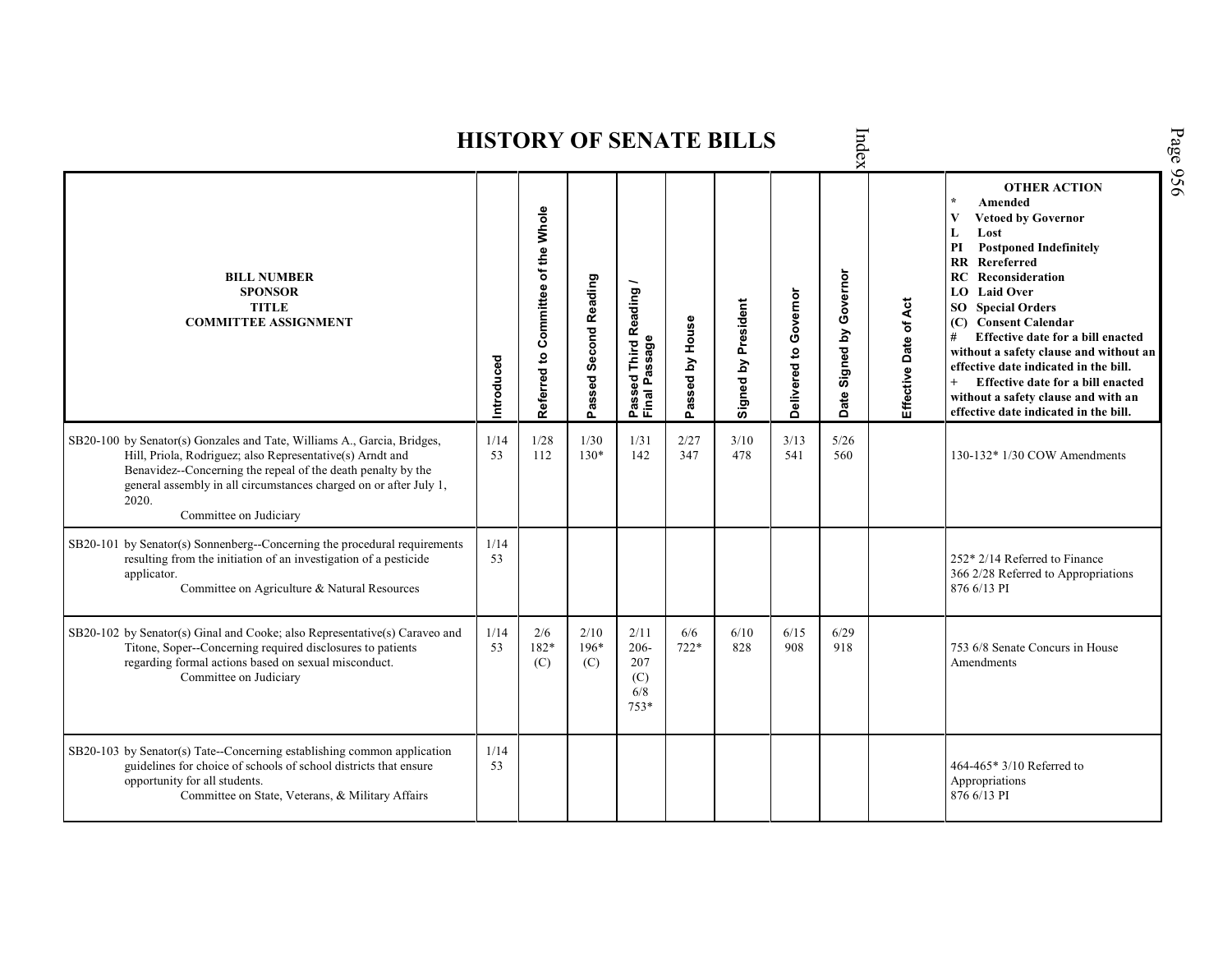# HISTORY OF SENATE BILLS

| BILL NUMBER SPONSOR TITLE COMMITTEE ASSIGNMENT | Introduced | Referred to Committee of the Whole | Passed Second Reading | Passed Third Reading / Final Passage | Passed by House | Signed by President | Delivered to Governor | Date Signed by Governor | Effective Date of Act | OTHER ACTION * Amended V Vetoed by Governor L Lost PI Postponed Indefinitely RR Rereferred RC Reconsideration LO Laid Over SO Special Orders (C) Consent Calendar # Effective date for a bill enacted without a safety clause and without an effective date indicated in the bill. + Effective date for a bill enacted without a safety clause and with an effective date indicated in the bill. |
|---|---|---|---|---|---|---|---|---|---|---|
| SB20-100 by Senator(s) Gonzales and Tate, Williams A., Garcia, Bridges, Hill, Priola, Rodriguez; also Representative(s) Arndt and Benavidez--Concerning the repeal of the death penalty by the general assembly in all circumstances charged on or after July 1, 2020. Committee on Judiciary | 1/14 53 | 1/28 112 | 1/30 130* | 1/31 142 | 2/27 347 | 3/10 478 | 3/13 541 | 5/26 560 | | 130-132* 1/30 COW Amendments |
| SB20-101 by Senator(s) Sonnenberg--Concerning the procedural requirements resulting from the initiation of an investigation of a pesticide applicator. Committee on Agriculture & Natural Resources | 1/14 53 | | | | | | | | | 252* 2/14 Referred to Finance<br>366 2/28 Referred to Appropriations<br>876 6/13 PI |
| SB20-102 by Senator(s) Ginal and Cooke; also Representative(s) Caraveo and Titone, Soper--Concerning required disclosures to patients regarding formal actions based on sexual misconduct. Committee on Judiciary | 1/14 53 | 2/6 182* (C) | 2/10 196* (C) | 2/11 206-207 (C) 6/8 753* | 6/6 722* | 6/10 828 | 6/15 908 | 6/29 918 | | 753 6/8 Senate Concurs in House Amendments |
| SB20-103 by Senator(s) Tate--Concerning establishing common application guidelines for choice of schools of school districts that ensure opportunity for all students. Committee on State, Veterans, & Military Affairs | 1/14 53 | | | | | | | | | 464-465* 3/10 Referred to Appropriations<br>876 6/13 PI |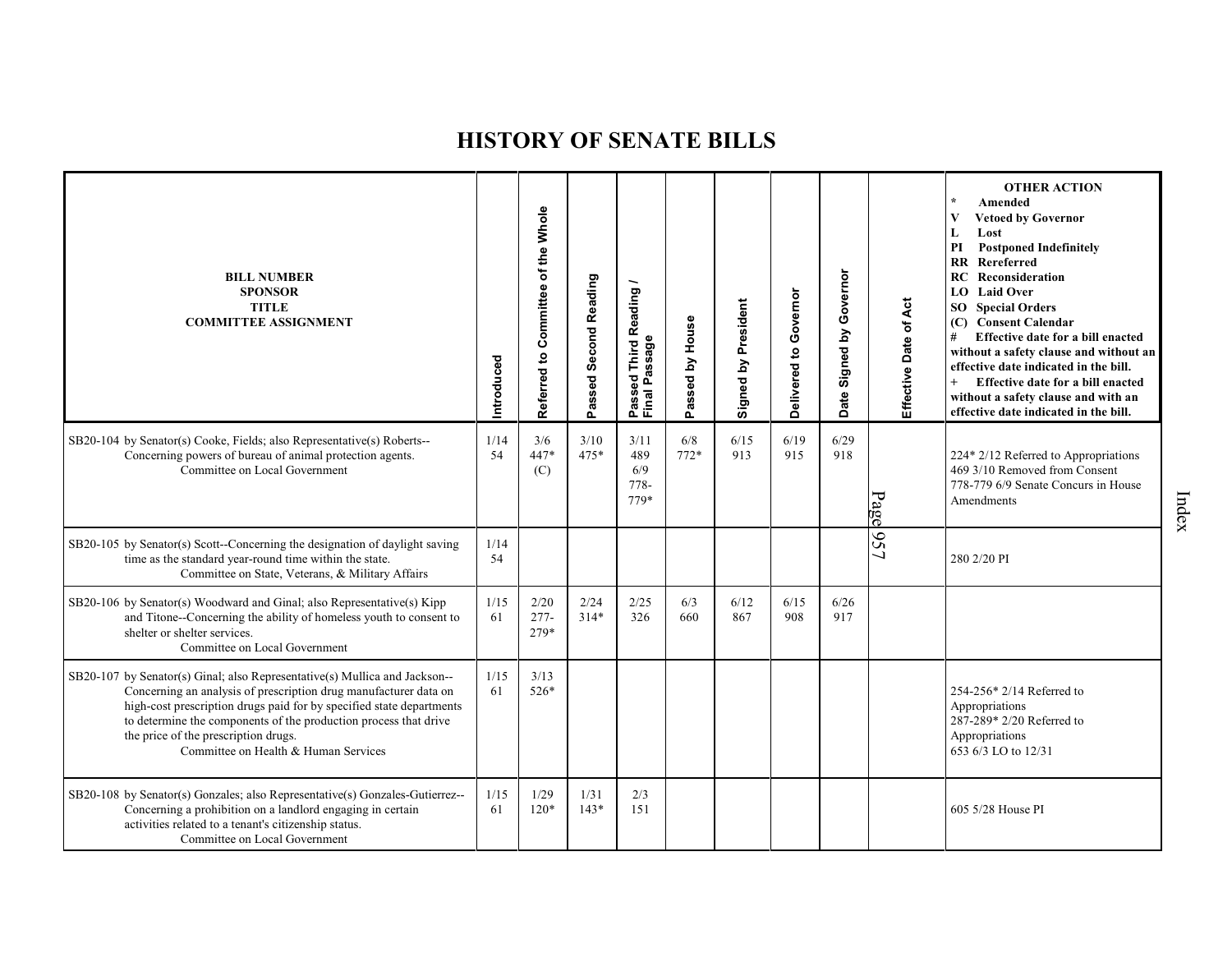# HISTORY OF SENATE BILLS

| BILL NUMBER<br>SPONSOR<br>TITLE<br>COMMITTEE ASSIGNMENT | Introduced | Referred to Committee of the Whole | Passed Second Reading | Passed Third Reading / Final Passage | Passed by House | Signed by President | Delivered to Governor | Date Signed by Governor | Effective Date of Act | OTHER ACTION<br>* Amended<br>V Vetoed by Governor<br>L Lost<br>PI Postponed Indefinitely<br>RR Rereferred<br>RC Reconsideration<br>LO Laid Over<br>SO Special Orders<br>(C) Consent Calendar<br># Effective date for a bill enacted without a safety clause and without an effective date indicated in the bill.<br>+ Effective date for a bill enacted without a safety clause and with an effective date indicated in the bill. |
|---|---|---|---|---|---|---|---|---|---|---|
| SB20-104 by Senator(s) Cooke, Fields; also Representative(s) Roberts--Concerning powers of bureau of animal protection agents.<br>Committee on Local Government | 1/14<br>54 | 3/6<br>447*<br>(C) | 3/10<br>475* | 3/11<br>489<br>6/9<br>778-<br>779* | 6/8<br>772* | 6/15<br>913 | 6/19<br>915 | 6/29<br>918 | | 224* 2/12 Referred to Appropriations<br>469 3/10 Removed from Consent<br>778-779 6/9 Senate Concurs in House Amendments |
| SB20-105 by Senator(s) Scott--Concerning the designation of daylight saving time as the standard year-round time within the state.<br>Committee on State, Veterans, & Military Affairs | 1/14<br>54 | | | | | | | | | 280 2/20 PI |
| SB20-106 by Senator(s) Woodward and Ginal; also Representative(s) Kipp and Titone--Concerning the ability of homeless youth to consent to shelter or shelter services.<br>Committee on Local Government | 1/15<br>61 | 2/20<br>277-<br>279* | 2/24<br>314* | 2/25<br>326 | 6/3<br>660 | 6/12<br>867 | 6/15<br>908 | 6/26<br>917 | | |
| SB20-107 by Senator(s) Ginal; also Representative(s) Mullica and Jackson--Concerning an analysis of prescription drug manufacturer data on high-cost prescription drugs paid for by specified state departments to determine the components of the production process that drive the price of the prescription drugs.<br>Committee on Health & Human Services | 1/15<br>61 | 3/13<br>526* | | | | | | | | 254-256* 2/14 Referred to Appropriations<br>287-289* 2/20 Referred to Appropriations<br>653 6/3 LO to 12/31 |
| SB20-108 by Senator(s) Gonzales; also Representative(s) Gonzales-Gutierrez--Concerning a prohibition on a landlord engaging in certain activities related to a tenant's citizenship status.<br>Committee on Local Government | 1/15<br>61 | 1/29<br>120* | 1/31<br>143* | 2/3<br>151 | | | | | | 605 5/28 House PI |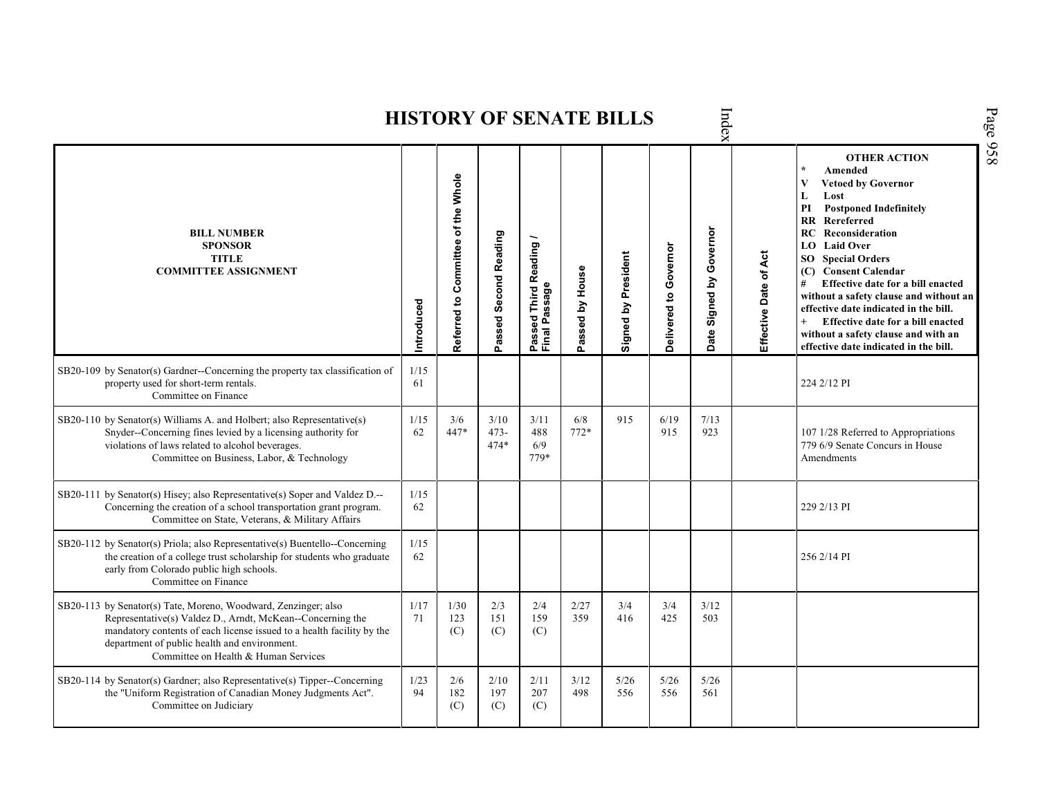# HISTORY OF SENATE BILLS

| BILL NUMBER<br>SPONSOR<br>TITLE<br>COMMITTEE ASSIGNMENT | Introduced | Referred to Committee of the Whole | Passed Second Reading | Passed Third Reading / Final Passage | Passed by House | Signed by President | Delivered to Governor | Date Signed by Governor | Effective Date of Act | OTHER ACTION<br>* Amended<br>V Vetoed by Governor<br>L Lost<br>PI Postponed Indefinitely<br>RR Rereferred<br>RC Reconsideration<br>LO Laid Over<br>SO Special Orders<br>(C) Consent Calendar<br># Effective date for a bill enacted without a safety clause and without an effective date indicated in the bill.<br>+ Effective date for a bill enacted without a safety clause and with an effective date indicated in the bill. |
|---|---|---|---|---|---|---|---|---|---|---|
| SB20-109 by Senator(s) Gardner--Concerning the property tax classification of property used for short-term rentals.<br>Committee on Finance | 1/15<br>61 | | | | | | | | | 224 2/12 PI |
| SB20-110 by Senator(s) Williams A. and Holbert; also Representative(s) Snyder--Concerning fines levied by a licensing authority for violations of laws related to alcohol beverages.<br>Committee on Business, Labor, & Technology | 1/15<br>62 | 3/6<br>447* | 3/10<br>473-<br>474* | 3/11<br>488<br>6/9<br>779* | 6/8<br>772* | 915 | 6/19<br>915 | 7/13<br>923 | | 107 1/28 Referred to Appropriations<br>779 6/9 Senate Concurs in House Amendments |
| SB20-111 by Senator(s) Hisey; also Representative(s) Soper and Valdez D.--Concerning the creation of a school transportation grant program.<br>Committee on State, Veterans, & Military Affairs | 1/15<br>62 | | | | | | | | | 229 2/13 PI |
| SB20-112 by Senator(s) Priola; also Representative(s) Buentello--Concerning the creation of a college trust scholarship for students who graduate early from Colorado public high schools.<br>Committee on Finance | 1/15<br>62 | | | | | | | | | 256 2/14 PI |
| SB20-113 by Senator(s) Tate, Moreno, Woodward, Zenzinger; also Representative(s) Valdez D., Arndt, McKean--Concerning the mandatory contents of each license issued to a health facility by the department of public health and environment.<br>Committee on Health & Human Services | 1/17<br>71 | 1/30<br>123<br>(C) | 2/3<br>151<br>(C) | 2/4<br>159<br>(C) | 2/27<br>359 | 3/4<br>416 | 3/4<br>425 | 3/12<br>503 | | |
| SB20-114 by Senator(s) Gardner; also Representative(s) Tipper--Concerning the "Uniform Registration of Canadian Money Judgments Act".<br>Committee on Judiciary | 1/23<br>94 | 2/6<br>182<br>(C) | 2/10<br>197<br>(C) | 2/11<br>207<br>(C) | 3/12<br>498 | 5/26<br>556 | 5/26<br>556 | 5/26<br>561 | | |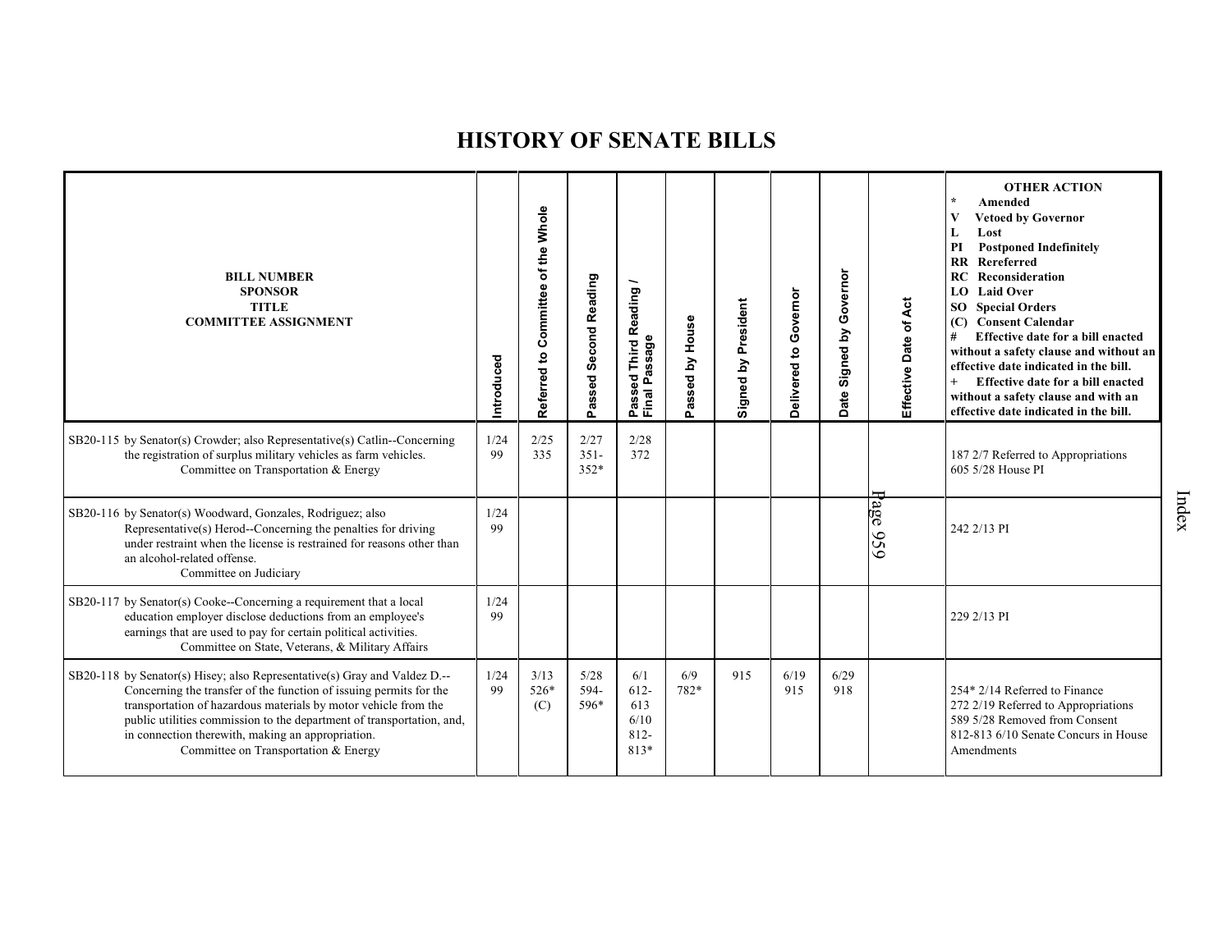# HISTORY OF SENATE BILLS

| BILL NUMBER SPONSOR TITLE COMMITTEE ASSIGNMENT | Introduced | Referred to Committee of the Whole | Passed Second Reading | Passed Third Reading / Final Passage | Passed by House | Signed by President | Delivered to Governor | Date Signed by Governor | Effective Date of Act | OTHER ACTION * Amended V Vetoed by Governor L Lost PI Postponed Indefinitely RR Rereferred RC Reconsideration LO Laid Over SO Special Orders (C) Consent Calendar # Effective date for a bill enacted without a safety clause and without an effective date indicated in the bill. + Effective date for a bill enacted without a safety clause and with an effective date indicated in the bill. |
|---|---|---|---|---|---|---|---|---|---|---|
| SB20-115 by Senator(s) Crowder; also Representative(s) Catlin--Concerning the registration of surplus military vehicles as farm vehicles. Committee on Transportation & Energy | 1/24 99 | 2/25 335 | 2/27 351-352* | 2/28 372 | | | | | | 187 2/7 Referred to Appropriations 605 5/28 House PI |
| SB20-116 by Senator(s) Woodward, Gonzales, Rodriguez; also Representative(s) Herod--Concerning the penalties for driving under restraint when the license is restrained for reasons other than an alcohol-related offense. Committee on Judiciary | 1/24 99 | | | | | | | | | 242 2/13 PI |
| SB20-117 by Senator(s) Cooke--Concerning a requirement that a local education employer disclose deductions from an employee's earnings that are used to pay for certain political activities. Committee on State, Veterans, & Military Affairs | 1/24 99 | | | | | | | | | 229 2/13 PI |
| SB20-118 by Senator(s) Hisey; also Representative(s) Gray and Valdez D.--Concerning the transfer of the function of issuing permits for the transportation of hazardous materials by motor vehicle from the public utilities commission to the department of transportation, and, in connection therewith, making an appropriation. Committee on Transportation & Energy | 1/24 99 | 3/13 526* (C) | 5/28 594-596* | 6/1 612-613 6/10 812-813* | 6/9 782* | 915 | 6/19 915 | 6/29 918 | | 254* 2/14 Referred to Finance 272 2/19 Referred to Appropriations 589 5/28 Removed from Consent 812-813 6/10 Senate Concurs in House Amendments |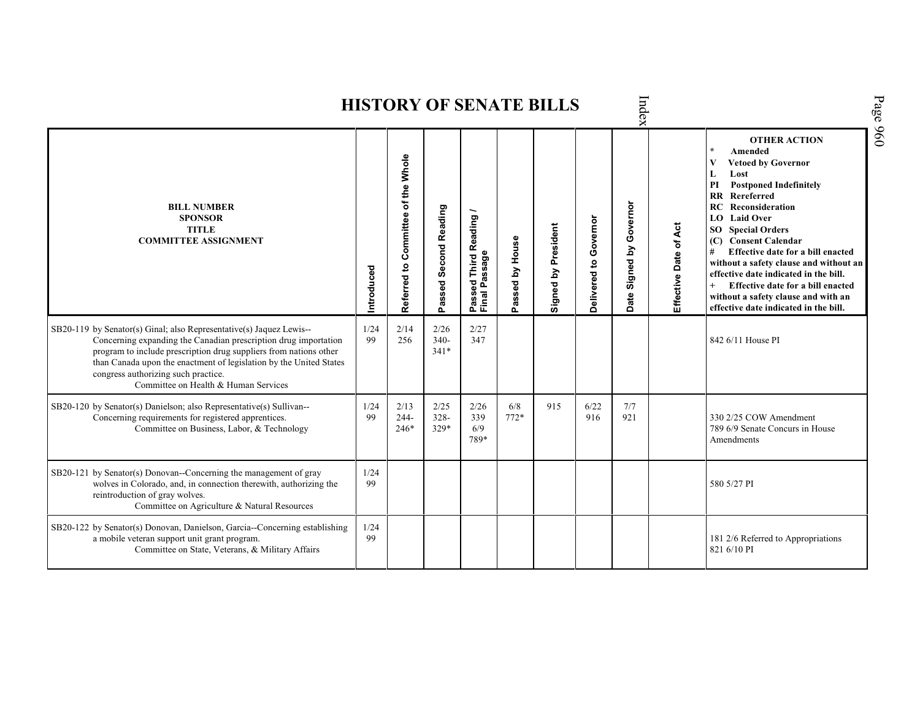# HISTORY OF SENATE BILLS

| BILL NUMBER<br>SPONSOR<br>TITLE<br>COMMITTEE ASSIGNMENT | Introduced | Referred to Committee of the Whole | Passed Second Reading | Passed Third Reading / Final Passage | Passed by House | Signed by President | Delivered to Governor | Date Signed by Governor | Effective Date of Act | OTHER ACTION<br>* Amended<br>V Vetoed by Governor<br>L Lost<br>PI Postponed Indefinitely<br>RR Rereferred<br>RC Reconsideration<br>LO Laid Over<br>SO Special Orders<br>(C) Consent Calendar<br># Effective date for a bill enacted without a safety clause and without an effective date indicated in the bill.<br>+ Effective date for a bill enacted without a safety clause and with an effective date indicated in the bill. |
|---|---|---|---|---|---|---|---|---|---|---|
| SB20-119 by Senator(s) Ginal; also Representative(s) Jaquez Lewis--Concerning expanding the Canadian prescription drug importation program to include prescription drug suppliers from nations other than Canada upon the enactment of legislation by the United States congress authorizing such practice.<br>Committee on Health & Human Services | 1/24<br>99 | 2/14<br>256 | 2/26<br>340-341* | 2/27<br>347 | | | | | | 842 6/11 House PI |
| SB20-120 by Senator(s) Danielson; also Representative(s) Sullivan--Concerning requirements for registered apprentices.<br>Committee on Business, Labor, & Technology | 1/24<br>99 | 2/13<br>244-246* | 2/25<br>328-329* | 2/26<br>339<br>6/9<br>789* | 6/8<br>772* | 915 | 6/22<br>916 | 7/7<br>921 | | 330 2/25 COW Amendment<br>789 6/9 Senate Concurs in House Amendments |
| SB20-121 by Senator(s) Donovan--Concerning the management of gray wolves in Colorado, and, in connection therewith, authorizing the reintroduction of gray wolves.<br>Committee on Agriculture & Natural Resources | 1/24<br>99 | | | | | | | | | 580 5/27 PI |
| SB20-122 by Senator(s) Donovan, Danielson, Garcia--Concerning establishing a mobile veteran support unit grant program.<br>Committee on State, Veterans, & Military Affairs | 1/24<br>99 | | | | | | | | | 181 2/6 Referred to Appropriations<br>821 6/10 PI |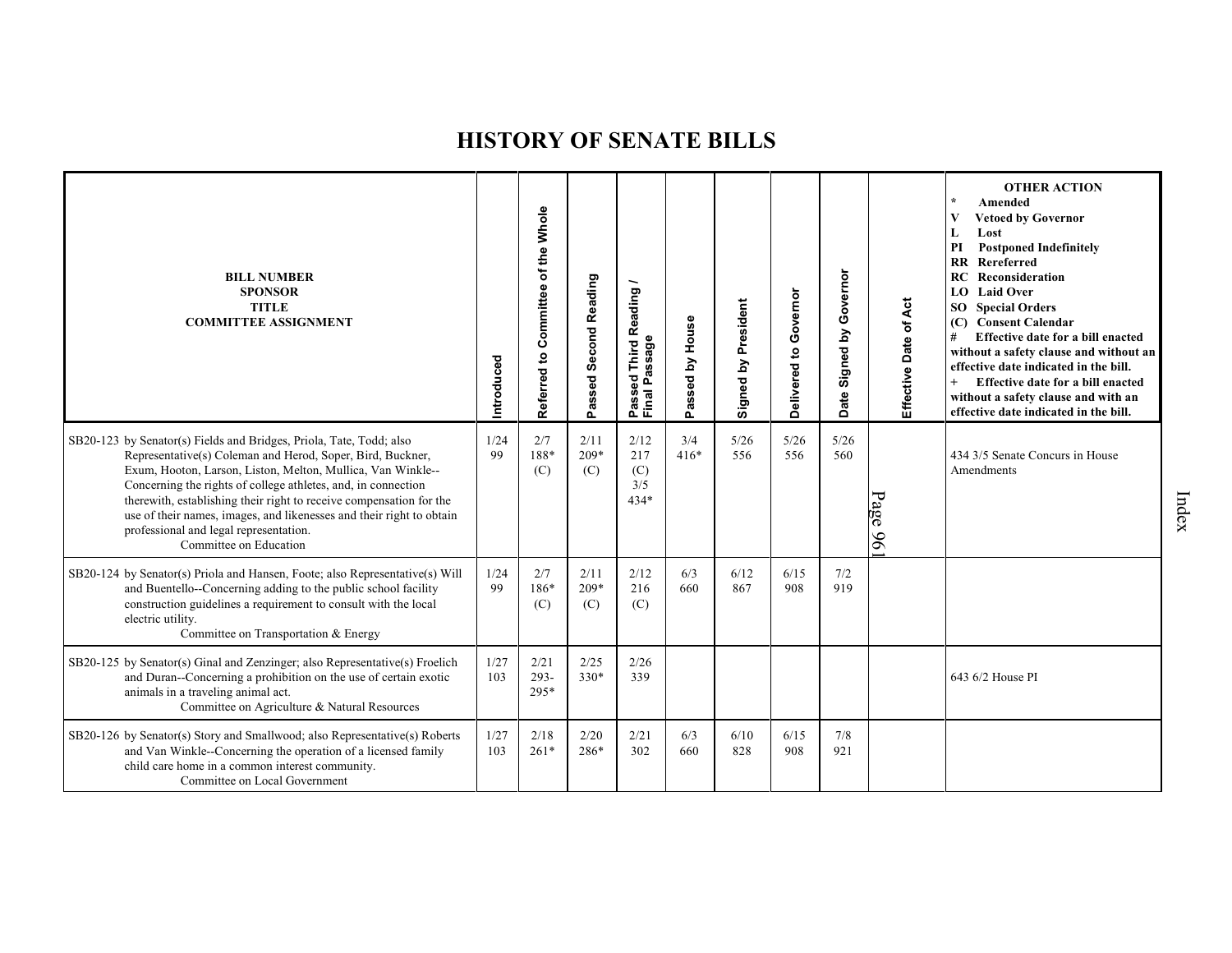# HISTORY OF SENATE BILLS

| BILL NUMBER<br>SPONSOR<br>TITLE<br>COMMITTEE ASSIGNMENT | Introduced | Referred to Committee of the Whole | Passed Second Reading | Passed Third Reading / Final Passage | Passed by House | Signed by President | Delivered to Governor | Date Signed by Governor | Effective Date of Act | OTHER ACTION<br>* Amended<br>V Vetoed by Governor<br>L Lost<br>PI Postponed Indefinitely<br>RR Rereferred<br>RC Reconsideration<br>LO Laid Over<br>SO Special Orders<br>(C) Consent Calendar<br># Effective date for a bill enacted without a safety clause and without an effective date indicated in the bill.<br>+ Effective date for a bill enacted without a safety clause and with an effective date indicated in the bill. |
|---|---|---|---|---|---|---|---|---|---|---|
| SB20-123 by Senator(s) Fields and Bridges, Priola, Tate, Todd; also Representative(s) Coleman and Herod, Soper, Bird, Buckner, Exum, Hooton, Larson, Liston, Melton, Mullica, Van Winkle--Concerning the rights of college athletes, and, in connection therewith, establishing their right to receive compensation for the use of their names, images, and likenesses and their right to obtain professional and legal representation.<br>Committee on Education | 1/24<br>99 | 2/7<br>188*<br>(C) | 2/11<br>209*<br>(C) | 2/12<br>217<br>(C)<br>3/5<br>434* | 3/4<br>416* | 5/26<br>556 | 5/26<br>556 | 5/26<br>560 | | 434 3/5 Senate Concurs in House Amendments |
| SB20-124 by Senator(s) Priola and Hansen, Foote; also Representative(s) Will and Buentello--Concerning adding to the public school facility construction guidelines a requirement to consult with the local electric utility.<br>Committee on Transportation & Energy | 1/24<br>99 | 2/7<br>186*<br>(C) | 2/11<br>209*<br>(C) | 2/12<br>216<br>(C) | 6/3<br>660 | 6/12<br>867 | 6/15<br>908 | 7/2<br>919 | | |
| SB20-125 by Senator(s) Ginal and Zenzinger; also Representative(s) Froelich and Duran--Concerning a prohibition on the use of certain exotic animals in a traveling animal act.<br>Committee on Agriculture & Natural Resources | 1/27<br>103 | 2/21<br>293-<br>295* | 2/25<br>330* | 2/26<br>339 | | | | | | 643 6/2 House PI |
| SB20-126 by Senator(s) Story and Smallwood; also Representative(s) Roberts and Van Winkle--Concerning the operation of a licensed family child care home in a common interest community.<br>Committee on Local Government | 1/27<br>103 | 2/18<br>261* | 2/20<br>286* | 2/21<br>302 | 6/3<br>660 | 6/10<br>828 | 6/15<br>908 | 7/8<br>921 | | |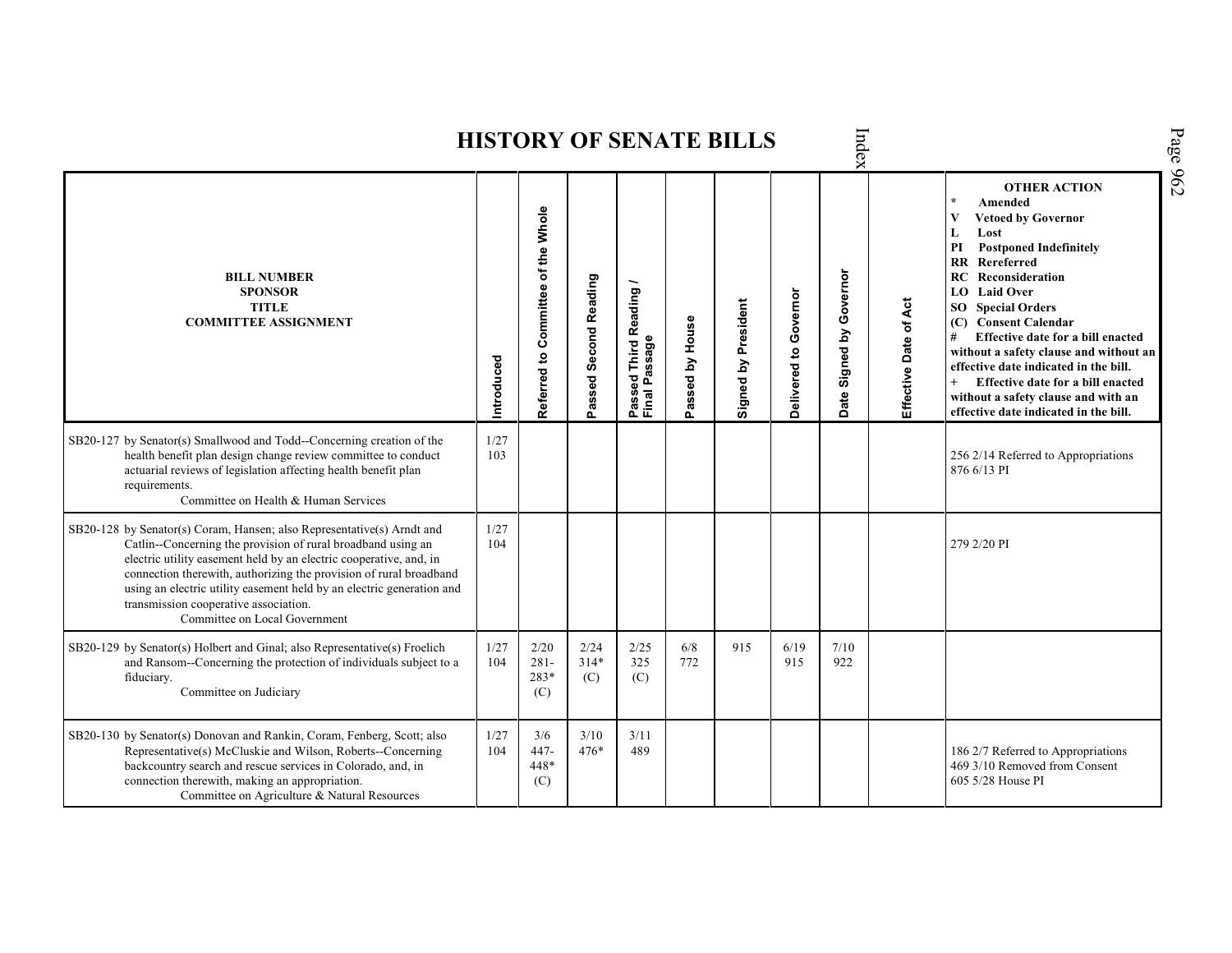# HISTORY OF SENATE BILLS

| BILL NUMBER<br>SPONSOR<br>TITLE<br>COMMITTEE ASSIGNMENT | Introduced | Referred to Committee of the Whole | Passed Second Reading | Passed Third Reading / Final Passage | Passed by House | Signed by President | Delivered to Governor | Date Signed by Governor | Effective Date of Act | OTHER ACTION<br>* Amended<br>V Vetoed by Governor<br>L Lost<br>PI Postponed Indefinitely<br>RR Rereferred<br>RC Reconsideration<br>LO Laid Over<br>SO Special Orders<br>(C) Consent Calendar<br># Effective date for a bill enacted without a safety clause and without an effective date indicated in the bill.<br>+ Effective date for a bill enacted without a safety clause and with an effective date indicated in the bill. |
|---|---|---|---|---|---|---|---|---|---|---|
| SB20-127 by Senator(s) Smallwood and Todd--Concerning creation of the health benefit plan design change review committee to conduct actuarial reviews of legislation affecting health benefit plan requirements.<br>Committee on Health & Human Services | 1/27<br>103 | | | | | | | | | 256 2/14 Referred to Appropriations<br>876 6/13 PI |
| SB20-128 by Senator(s) Coram, Hansen; also Representative(s) Arndt and Catlin--Concerning the provision of rural broadband using an electric utility easement held by an electric cooperative, and, in connection therewith, authorizing the provision of rural broadband using an electric utility easement held by an electric generation and transmission cooperative association.<br>Committee on Local Government | 1/27<br>104 | | | | | | | | | 279 2/20 PI |
| SB20-129 by Senator(s) Holbert and Ginal; also Representative(s) Froelich and Ransom--Concerning the protection of individuals subject to a fiduciary.<br>Committee on Judiciary | 1/27<br>104 | 2/20<br>281-<br>283*<br>(C) | 2/24<br>314*<br>(C) | 2/25<br>325<br>(C) | 6/8<br>772 | 915 | 6/19<br>915 | 7/10<br>922 | | |
| SB20-130 by Senator(s) Donovan and Rankin, Coram, Fenberg, Scott; also Representative(s) McCluskie and Wilson, Roberts--Concerning backcountry search and rescue services in Colorado, and, in connection therewith, making an appropriation.<br>Committee on Agriculture & Natural Resources | 1/27<br>104 | 3/6<br>447-<br>448*<br>(C) | 3/10<br>476* | 3/11<br>489 | | | | | | 186 2/7 Referred to Appropriations<br>469 3/10 Removed from Consent<br>605 5/28 House PI |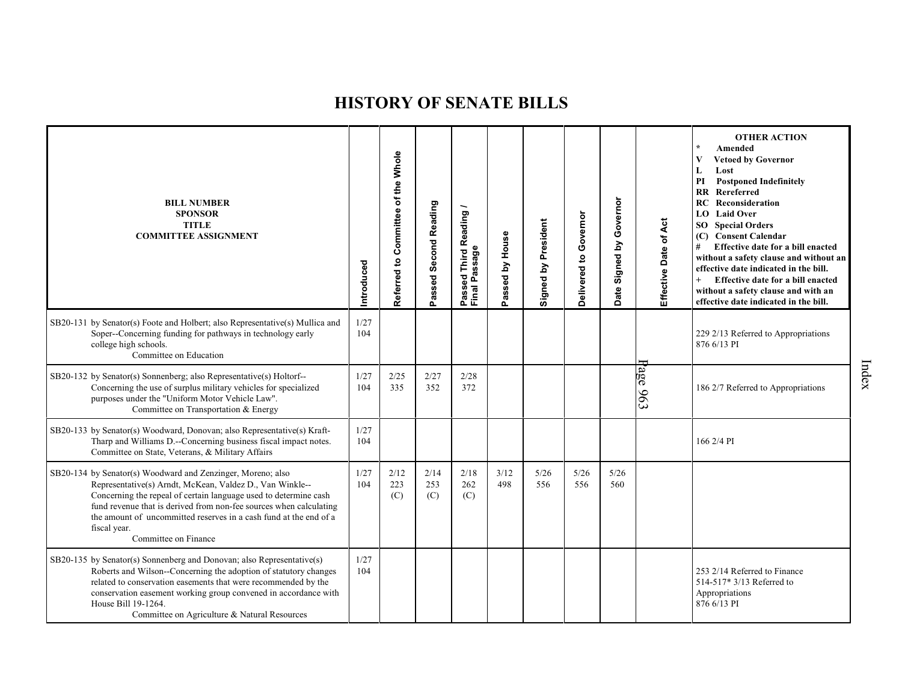# HISTORY OF SENATE BILLS

| BILL NUMBER<br>SPONSOR<br>TITLE<br>COMMITTEE ASSIGNMENT | Introduced | Referred to Committee of the Whole | Passed Second Reading | Passed Third Reading / Final Passage | Passed by House | Signed by President | Delivered to Governor | Date Signed by Governor | Effective Date of Act | OTHER ACTION<br>* Amended<br>V Vetoed by Governor<br>L Lost<br>PI Postponed Indefinitely<br>RR Rereferred<br>RC Reconsideration<br>LO Laid Over<br>SO Special Orders<br>(C) Consent Calendar<br># Effective date for a bill enacted without a safety clause and without an effective date indicated in the bill.<br>+ Effective date for a bill enacted without a safety clause and with an effective date indicated in the bill. |
|---|---|---|---|---|---|---|---|---|---|---|
| SB20-131 by Senator(s) Foote and Holbert; also Representative(s) Mullica and Soper--Concerning funding for pathways in technology early college high schools.<br>Committee on Education | 1/27<br>104 | | | | | | | | | 229 2/13 Referred to Appropriations<br>876 6/13 PI |
| SB20-132 by Senator(s) Sonnenberg; also Representative(s) Holtorf--Concerning the use of surplus military vehicles for specialized purposes under the "Uniform Motor Vehicle Law".<br>Committee on Transportation & Energy | 1/27<br>104 | 2/25<br>335 | 2/27<br>352 | 2/28<br>372 | | | | | | 186 2/7 Referred to Appropriations |
| SB20-133 by Senator(s) Woodward, Donovan; also Representative(s) Kraft-Tharp and Williams D.--Concerning business fiscal impact notes.<br>Committee on State, Veterans, & Military Affairs | 1/27<br>104 | | | | | | | | | 166 2/4 PI |
| SB20-134 by Senator(s) Woodward and Zenzinger, Moreno; also Representative(s) Arndt, McKean, Valdez D., Van Winkle--Concerning the repeal of certain language used to determine cash fund revenue that is derived from non-fee sources when calculating the amount of uncommitted reserves in a cash fund at the end of a fiscal year.<br>Committee on Finance | 1/27<br>104 | 2/12<br>223<br>(C) | 2/14<br>253<br>(C) | 2/18<br>262<br>(C) | 3/12<br>498 | 5/26<br>556 | 5/26<br>556 | 5/26<br>560 | | |
| SB20-135 by Senator(s) Sonnenberg and Donovan; also Representative(s) Roberts and Wilson--Concerning the adoption of statutory changes related to conservation easements that were recommended by the conservation easement working group convened in accordance with House Bill 19-1264.<br>Committee on Agriculture & Natural Resources | 1/27<br>104 | | | | | | | | | 253 2/14 Referred to Finance<br>514-517* 3/13 Referred to Appropriations<br>876 6/13 PI |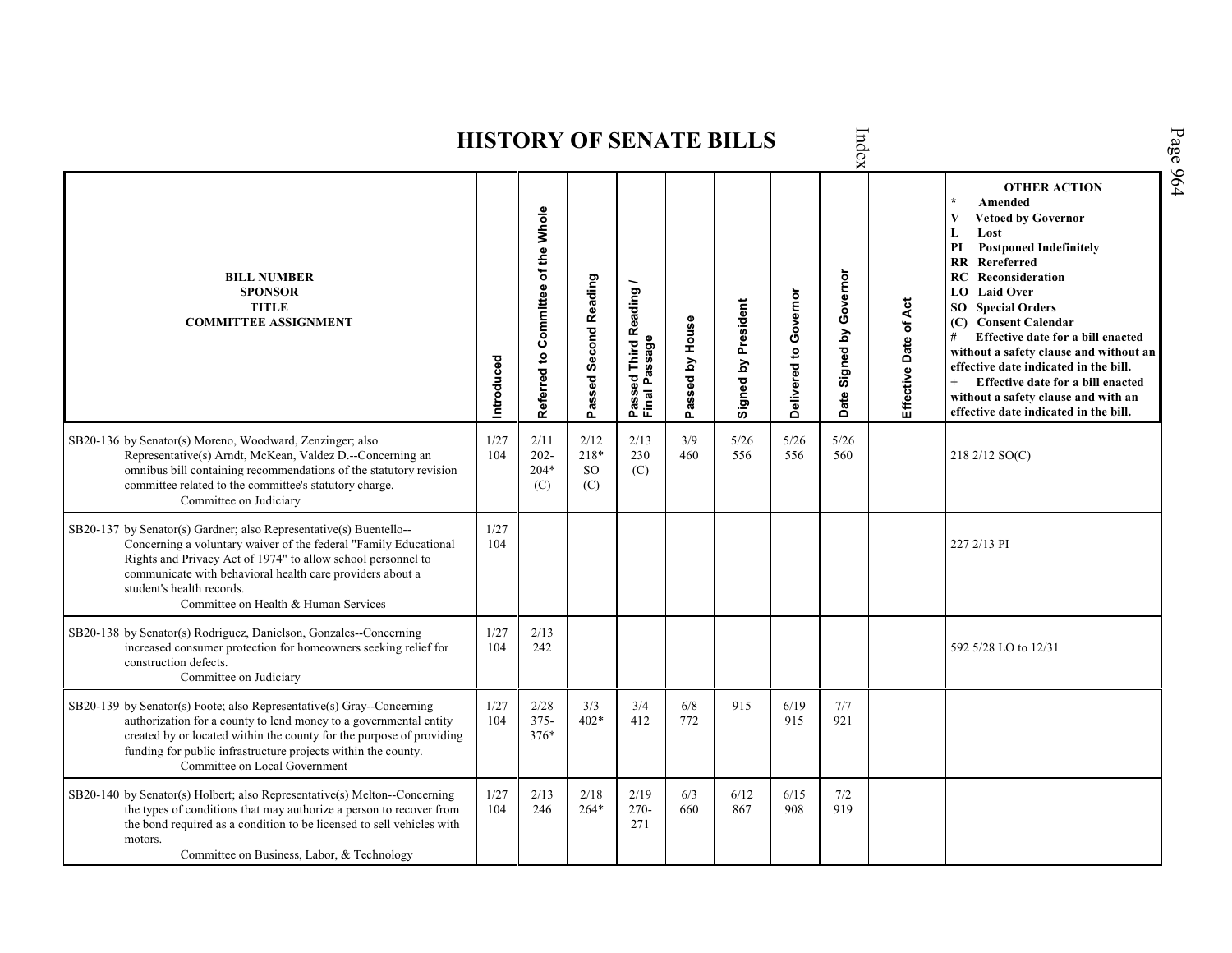# HISTORY OF SENATE BILLS

| BILL NUMBER<br>SPONSOR<br>TITLE<br>COMMITTEE ASSIGNMENT | Introduced | Referred to Committee of the Whole | Passed Second Reading | Passed Third Reading / Final Passage | Passed by House | Signed by President | Delivered to Governor | Date Signed by Governor | Effective Date of Act | OTHER ACTION<br>* Amended<br>V Vetoed by Governor<br>L Lost<br>PI Postponed Indefinitely<br>RR Rereferred<br>RC Reconsideration<br>LO Laid Over<br>SO Special Orders<br>(C) Consent Calendar<br># Effective date for a bill enacted without a safety clause and without an effective date indicated in the bill.<br>+ Effective date for a bill enacted without a safety clause and with an effective date indicated in the bill. |
|---|---|---|---|---|---|---|---|---|---|---|
| SB20-136 by Senator(s) Moreno, Woodward, Zenzinger; also Representative(s) Arndt, McKean, Valdez D.--Concerning an omnibus bill containing recommendations of the statutory revision committee related to the committee's statutory charge.<br>Committee on Judiciary | 1/27<br>104 | 2/11<br>202-<br>204*<br>(C) | 2/12<br>218*<br>SO<br>(C) | 2/13<br>230<br>(C) | 3/9<br>460 | 5/26<br>556 | 5/26<br>556 | 5/26<br>560 | | 218 2/12 SO(C) |
| SB20-137 by Senator(s) Gardner; also Representative(s) Buentello--Concerning a voluntary waiver of the federal "Family Educational Rights and Privacy Act of 1974" to allow school personnel to communicate with behavioral health care providers about a student's health records.<br>Committee on Health & Human Services | 1/27<br>104 | | | | | | | | | 227 2/13 PI |
| SB20-138 by Senator(s) Rodriguez, Danielson, Gonzales--Concerning increased consumer protection for homeowners seeking relief for construction defects.<br>Committee on Judiciary | 1/27<br>104 | 2/13<br>242 | | | | | | | | 592 5/28 LO to 12/31 |
| SB20-139 by Senator(s) Foote; also Representative(s) Gray--Concerning authorization for a county to lend money to a governmental entity created by or located within the county for the purpose of providing funding for public infrastructure projects within the county.<br>Committee on Local Government | 1/27<br>104 | 2/28<br>375-<br>376* | 3/3<br>402* | 3/4<br>412 | 6/8<br>772 | 915 | 6/19<br>915 | 7/7<br>921 | | |
| SB20-140 by Senator(s) Holbert; also Representative(s) Melton--Concerning the types of conditions that may authorize a person to recover from the bond required as a condition to be licensed to sell vehicles with motors.<br>Committee on Business, Labor, & Technology | 1/27<br>104 | 2/13<br>246 | 2/18<br>264* | 2/19<br>270-<br>271 | 6/3<br>660 | 6/12<br>867 | 6/15<br>908 | 7/2<br>919 | | |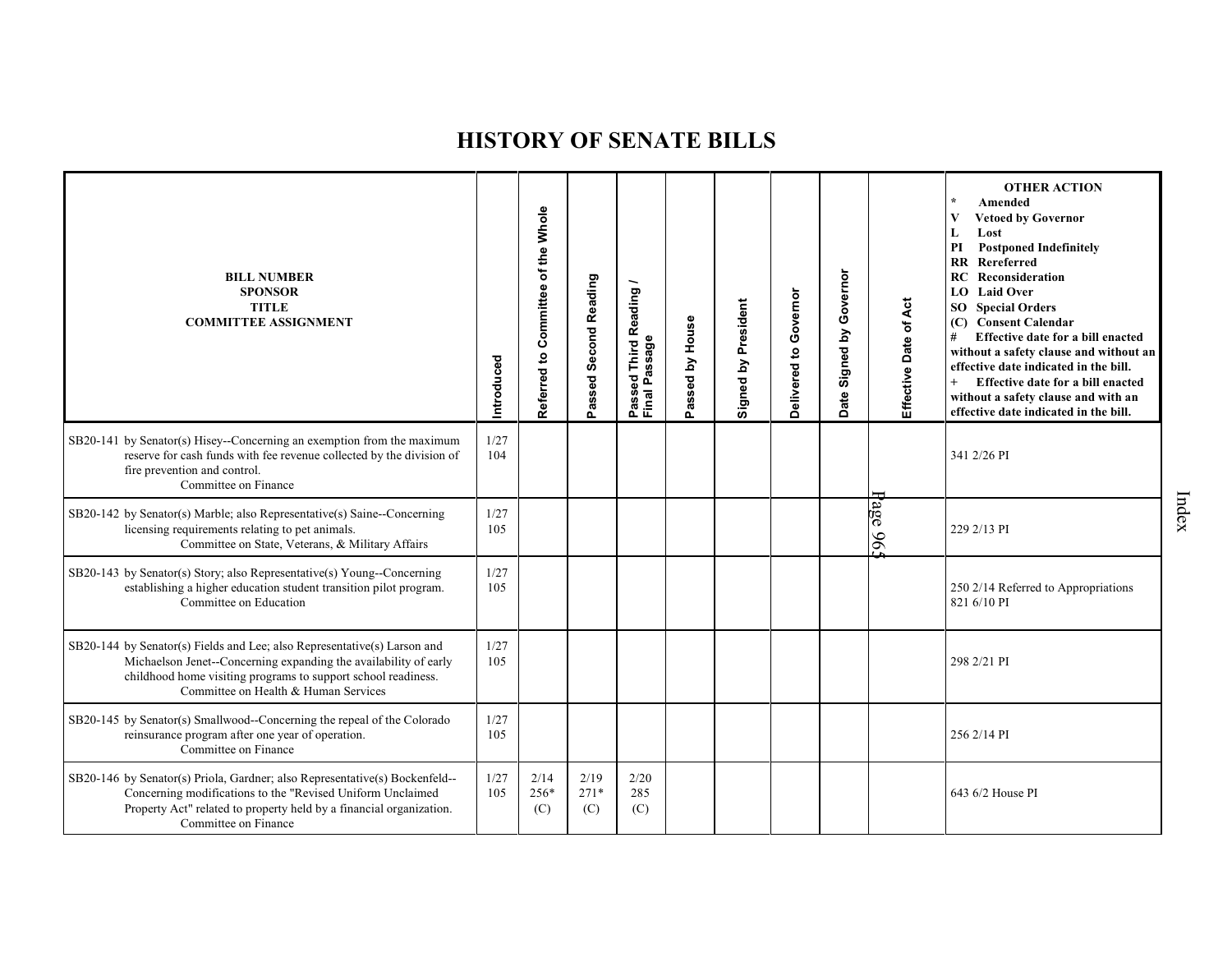# HISTORY OF SENATE BILLS

| BILL NUMBER<br>SPONSOR<br>TITLE<br>COMMITTEE ASSIGNMENT | Introduced | Referred to Committee of the Whole | Passed Second Reading | Passed Third Reading / Final Passage | Passed by House | Signed by President | Delivered to Governor | Date Signed by Governor | Effective Date of Act | OTHER ACTION<br>* Amended<br>V Vetoed by Governor<br>L Lost<br>PI Postponed Indefinitely<br>RR Rereferred<br>RC Reconsideration<br>LO Laid Over<br>SO Special Orders<br>(C) Consent Calendar<br># Effective date for a bill enacted without a safety clause and without an effective date indicated in the bill.<br>+ Effective date for a bill enacted without a safety clause and with an effective date indicated in the bill. |
|---|---|---|---|---|---|---|---|---|---|---|
| SB20-141 by Senator(s) Hisey--Concerning an exemption from the maximum reserve for cash funds with fee revenue collected by the division of fire prevention and control.<br>Committee on Finance | 1/27<br>104 | | | | | | | | | 341 2/26 PI |
| SB20-142 by Senator(s) Marble; also Representative(s) Saine--Concerning licensing requirements relating to pet animals.<br>Committee on State, Veterans, & Military Affairs | 1/27<br>105 | | | | | | | | | 229 2/13 PI |
| SB20-143 by Senator(s) Story; also Representative(s) Young--Concerning establishing a higher education student transition pilot program.<br>Committee on Education | 1/27<br>105 | | | | | | | | | 250 2/14 Referred to Appropriations<br>821 6/10 PI |
| SB20-144 by Senator(s) Fields and Lee; also Representative(s) Larson and Michaelson Jenet--Concerning expanding the availability of early childhood home visiting programs to support school readiness.<br>Committee on Health & Human Services | 1/27<br>105 | | | | | | | | | 298 2/21 PI |
| SB20-145 by Senator(s) Smallwood--Concerning the repeal of the Colorado reinsurance program after one year of operation.<br>Committee on Finance | 1/27<br>105 | | | | | | | | | 256 2/14 PI |
| SB20-146 by Senator(s) Priola, Gardner; also Representative(s) Bockenfeld--Concerning modifications to the "Revised Uniform Unclaimed Property Act" related to property held by a financial organization.<br>Committee on Finance | 1/27<br>105 | 2/14<br>256*<br>(C) | 2/19<br>271*<br>(C) | 2/20<br>285<br>(C) | | | | | | 643 6/2 House PI |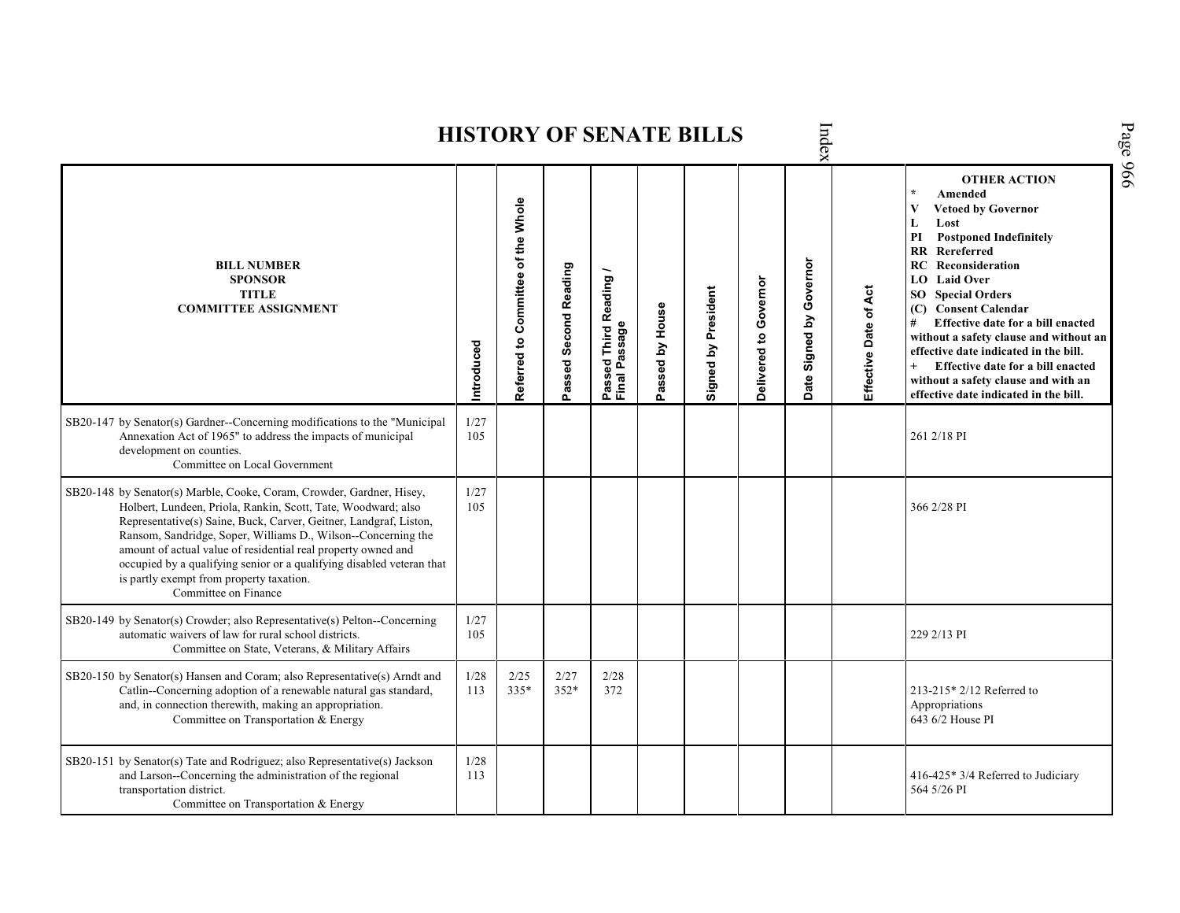# HISTORY OF SENATE BILLS

| BILL NUMBER<br>SPONSOR<br>TITLE<br>COMMITTEE ASSIGNMENT | Introduced | Referred to Committee of the Whole | Passed Second Reading | Passed Third Reading / Final Passage | Passed by House | Signed by President | Delivered to Governor | Date Signed by Governor | Effective Date of Act | OTHER ACTION<br>* Amended<br>V Vetoed by Governor<br>L Lost<br>PI Postponed Indefinitely<br>RR Rereferred<br>RC Reconsideration<br>LO Laid Over<br>SO Special Orders<br>(C) Consent Calendar<br># Effective date for a bill enacted without a safety clause and without an effective date indicated in the bill.<br>+ Effective date for a bill enacted without a safety clause and with an effective date indicated in the bill. |
|---|---|---|---|---|---|---|---|---|---|---|
| SB20-147 by Senator(s) Gardner--Concerning modifications to the "Municipal Annexation Act of 1965" to address the impacts of municipal development on counties.<br>Committee on Local Government | 1/27<br>105 | | | | | | | | | 261 2/18 PI |
| SB20-148 by Senator(s) Marble, Cooke, Coram, Crowder, Gardner, Hisey, Holbert, Lundeen, Priola, Rankin, Scott, Tate, Woodward; also Representative(s) Saine, Buck, Carver, Geitner, Landgraf, Liston, Ransom, Sandridge, Soper, Williams D., Wilson--Concerning the amount of actual value of residential real property owned and occupied by a qualifying senior or a qualifying disabled veteran that is partly exempt from property taxation.<br>Committee on Finance | 1/27<br>105 | | | | | | | | | 366 2/28 PI |
| SB20-149 by Senator(s) Crowder; also Representative(s) Pelton--Concerning automatic waivers of law for rural school districts.<br>Committee on State, Veterans, & Military Affairs | 1/27<br>105 | | | | | | | | | 229 2/13 PI |
| SB20-150 by Senator(s) Hansen and Coram; also Representative(s) Arndt and Catlin--Concerning adoption of a renewable natural gas standard, and, in connection therewith, making an appropriation.<br>Committee on Transportation & Energy | 1/28<br>113 | 2/25<br>335* | 2/27<br>352* | 2/28<br>372 | | | | | | 213-215* 2/12 Referred to Appropriations<br>643 6/2 House PI |
| SB20-151 by Senator(s) Tate and Rodriguez; also Representative(s) Jackson and Larson--Concerning the administration of the regional transportation district.<br>Committee on Transportation & Energy | 1/28<br>113 | | | | | | | | | 416-425* 3/4 Referred to Judiciary<br>564 5/26 PI |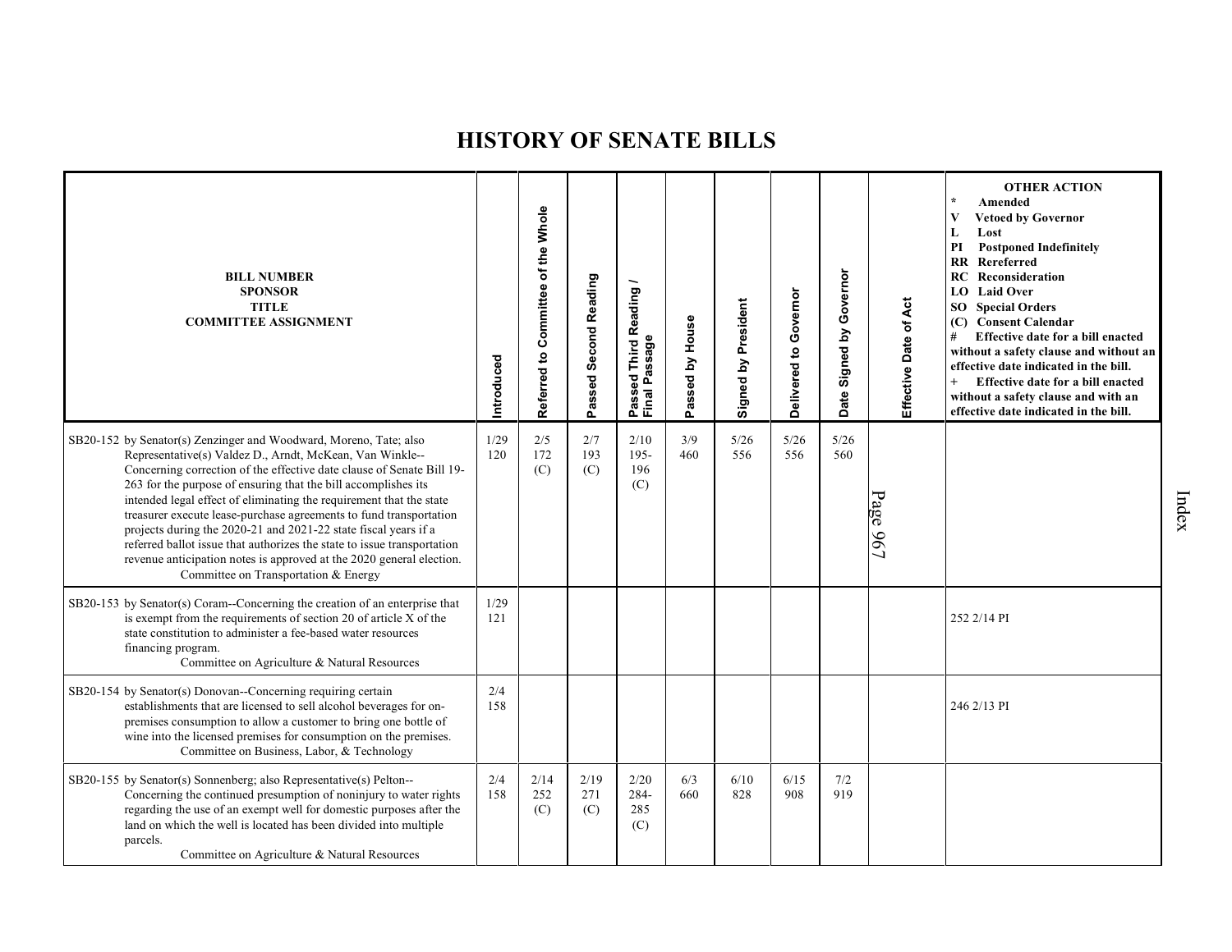# HISTORY OF SENATE BILLS

| BILL NUMBER<br>SPONSOR<br>TITLE<br>COMMITTEE ASSIGNMENT | Introduced | Referred to Committee of the Whole | Passed Second Reading | Passed Third Reading / Final Passage | Passed by House | Signed by President | Delivered to Governor | Date Signed by Governor | Effective Date of Act | OTHER ACTION<br>* Amended<br>V Vetoed by Governor<br>L Lost<br>PI Postponed Indefinitely<br>RR Rereferred<br>RC Reconsideration<br>LO Laid Over<br>SO Special Orders<br>(C) Consent Calendar<br># Effective date for a bill enacted without a safety clause and without an effective date indicated in the bill.<br>+ Effective date for a bill enacted without a safety clause and with an effective date indicated in the bill. |
|---|---|---|---|---|---|---|---|---|---|---|
| SB20-152 by Senator(s) Zenzinger and Woodward, Moreno, Tate; also Representative(s) Valdez D., Arndt, McKean, Van Winkle--Concerning correction of the effective date clause of Senate Bill 19-263 for the purpose of ensuring that the bill accomplishes its intended legal effect of eliminating the requirement that the state treasurer execute lease-purchase agreements to fund transportation projects during the 2020-21 and 2021-22 state fiscal years if a referred ballot issue that authorizes the state to issue transportation revenue anticipation notes is approved at the 2020 general election.<br>Committee on Transportation & Energy | 1/29<br>120 | 2/5<br>172<br>(C) | 2/7<br>193<br>(C) | 2/10<br>195-196<br>(C) | 3/9<br>460 | 5/26<br>556 | 5/26<br>556 | 5/26<br>560 | | |
| SB20-153 by Senator(s) Coram--Concerning the creation of an enterprise that is exempt from the requirements of section 20 of article X of the state constitution to administer a fee-based water resources financing program.<br>Committee on Agriculture & Natural Resources | 1/29<br>121 | | | | | | | | | 252 2/14 PI |
| SB20-154 by Senator(s) Donovan--Concerning requiring certain establishments that are licensed to sell alcohol beverages for on-premises consumption to allow a customer to bring one bottle of wine into the licensed premises for consumption on the premises.<br>Committee on Business, Labor, & Technology | 2/4<br>158 | | | | | | | | | 246 2/13 PI |
| SB20-155 by Senator(s) Sonnenberg; also Representative(s) Pelton--Concerning the continued presumption of noninjury to water rights regarding the use of an exempt well for domestic purposes after the land on which the well is located has been divided into multiple parcels.<br>Committee on Agriculture & Natural Resources | 2/4<br>158 | 2/14<br>252<br>(C) | 2/19<br>271<br>(C) | 2/20<br>284-285<br>(C) | 6/3<br>660 | 6/10<br>828 | 6/15<br>908 | 7/2<br>919 | | |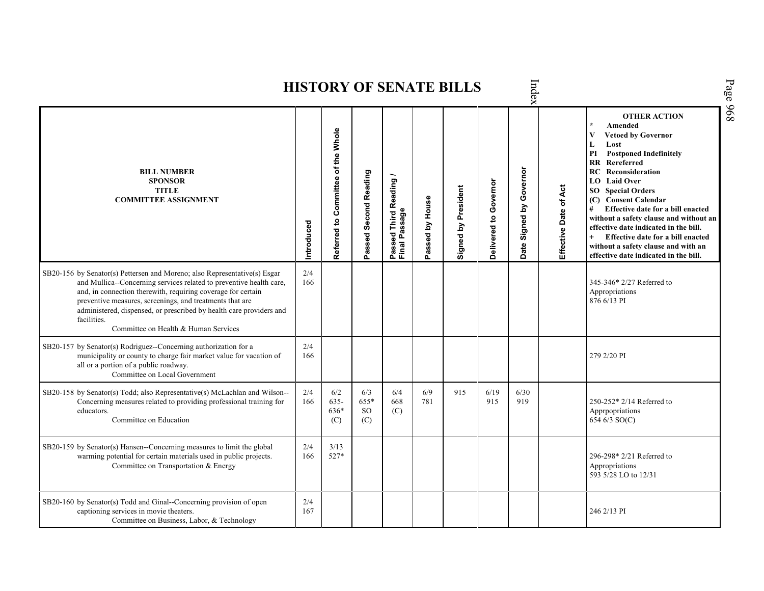# HISTORY OF SENATE BILLS

| BILL NUMBER<br>SPONSOR<br>TITLE<br>COMMITTEE ASSIGNMENT | Introduced | Referred to Committee of the Whole | Passed Second Reading | Passed Third Reading / Final Passage | Passed by House | Signed by President | Delivered to Governor | Date Signed by Governor | Effective Date of Act | OTHER ACTION<br>* Amended<br>V Vetoed by Governor<br>L Lost<br>PI Postponed Indefinitely<br>RR Rereferred<br>RC Reconsideration<br>LO Laid Over<br>SO Special Orders<br>(C) Consent Calendar<br># Effective date for a bill enacted without a safety clause and without an effective date indicated in the bill.<br>+ Effective date for a bill enacted without a safety clause and with an effective date indicated in the bill. |
|---|---|---|---|---|---|---|---|---|---|---|
| SB20-156 by Senator(s) Pettersen and Moreno; also Representative(s) Esgar and Mullica--Concerning services related to preventive health care, and, in connection therewith, requiring coverage for certain preventive measures, screenings, and treatments that are administered, dispensed, or prescribed by health care providers and facilities.<br>Committee on Health & Human Services | 2/4<br>166 | | | | | | | | | 345-346* 2/27 Referred to Appropriations<br>876 6/13 PI |
| SB20-157 by Senator(s) Rodriguez--Concerning authorization for a municipality or county to charge fair market value for vacation of all or a portion of a public roadway.<br>Committee on Local Government | 2/4<br>166 | | | | | | | | | 279 2/20 PI |
| SB20-158 by Senator(s) Todd; also Representative(s) McLachlan and Wilson--Concerning measures related to providing professional training for educators.<br>Committee on Education | 2/4<br>166 | 6/2<br>635-636*<br>(C) | 6/3<br>655*<br>SO<br>(C) | 6/4<br>668<br>(C) | 6/9<br>781 | 915 | 6/19<br>915 | 6/30<br>919 | | 250-252* 2/14 Referred to Apprpopriations<br>654 6/3 SO(C) |
| SB20-159 by Senator(s) Hansen--Concerning measures to limit the global warming potential for certain materials used in public projects.<br>Committee on Transportation & Energy | 2/4<br>166 | 3/13<br>527* | | | | | | | | 296-298* 2/21 Referred to Appropriations<br>593 5/28 LO to 12/31 |
| SB20-160 by Senator(s) Todd and Ginal--Concerning provision of open captioning services in movie theaters.<br>Committee on Business, Labor, & Technology | 2/4<br>167 | | | | | | | | | 246 2/13 PI |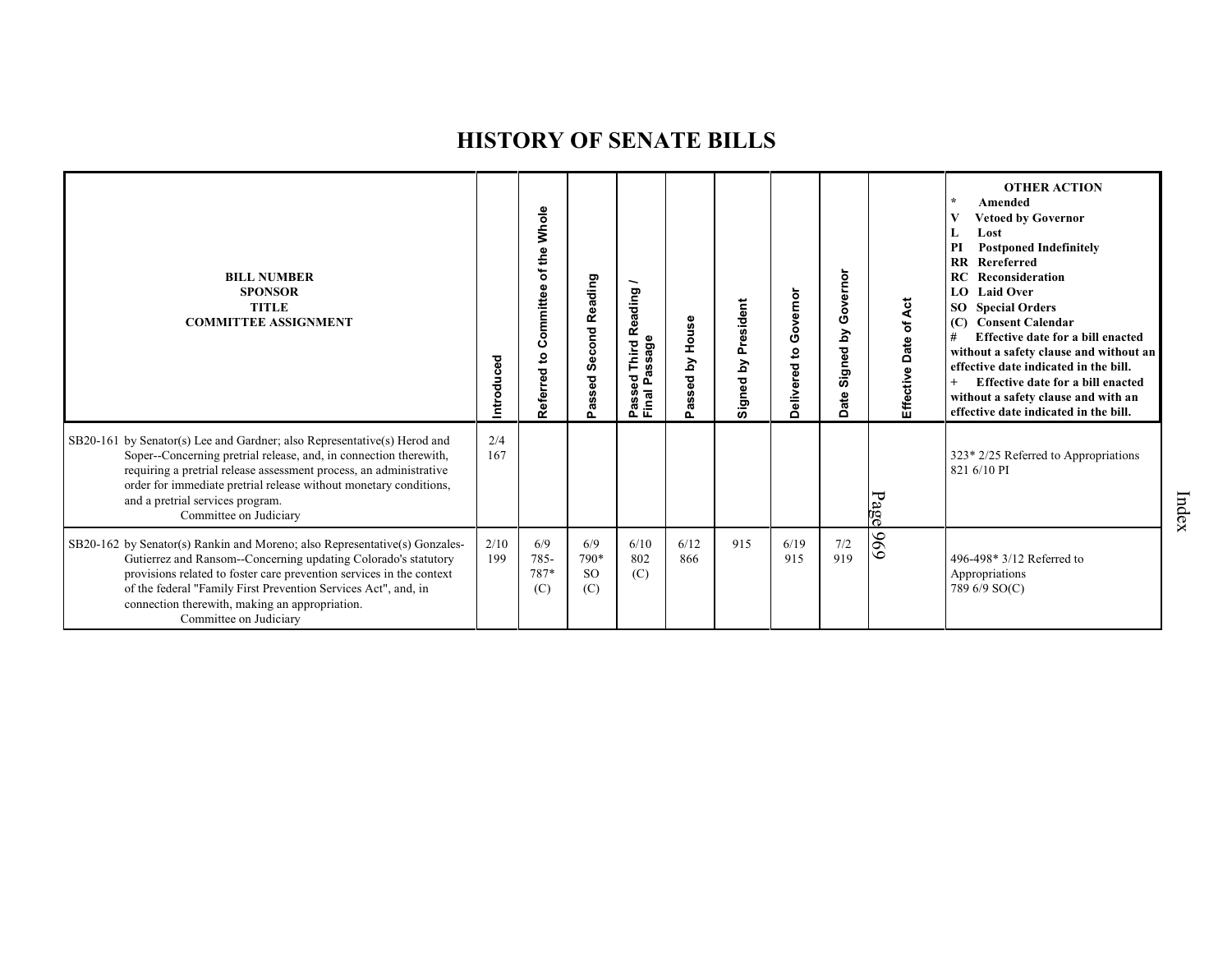# HISTORY OF SENATE BILLS

| BILL NUMBER<br>SPONSOR<br>TITLE<br>COMMITTEE ASSIGNMENT | Introduced | Referred to Committee of the Whole | Passed Second Reading | Passed Third Reading / Final Passage | Passed by House | Signed by President | Delivered to Governor | Date Signed by Governor | Effective Date of Act | OTHER ACTION<br>* Amended<br>V Vetoed by Governor<br>L Lost<br>PI Postponed Indefinitely<br>RR Rereferred<br>RC Reconsideration<br>LO Laid Over<br>SO Special Orders<br>(C) Consent Calendar<br># Effective date for a bill enacted without a safety clause and without an effective date indicated in the bill.<br>+ Effective date for a bill enacted without a safety clause and with an effective date indicated in the bill. |
|---|---|---|---|---|---|---|---|---|---|---|
| SB20-161 by Senator(s) Lee and Gardner; also Representative(s) Herod and Soper--Concerning pretrial release, and, in connection therewith, requiring a pretrial release assessment process, an administrative order for immediate pretrial release without monetary conditions, and a pretrial services program.<br>Committee on Judiciary | 2/4<br>167 | | | | | | | | | 323* 2/25 Referred to Appropriations<br>821 6/10 PI |
| SB20-162 by Senator(s) Rankin and Moreno; also Representative(s) Gonzales-Gutierrez and Ransom--Concerning updating Colorado's statutory provisions related to foster care prevention services in the context of the federal "Family First Prevention Services Act", and, in connection therewith, making an appropriation.<br>Committee on Judiciary | 2/10<br>199 | 6/9<br>785-787*<br>(C) | 6/9<br>790*<br>SO<br>(C) | 6/10<br>802<br>(C) | 6/12<br>866 | 915 | 6/19<br>915 | 7/2<br>919 | | 496-498* 3/12 Referred to Appropriations<br>789 6/9 SO(C) |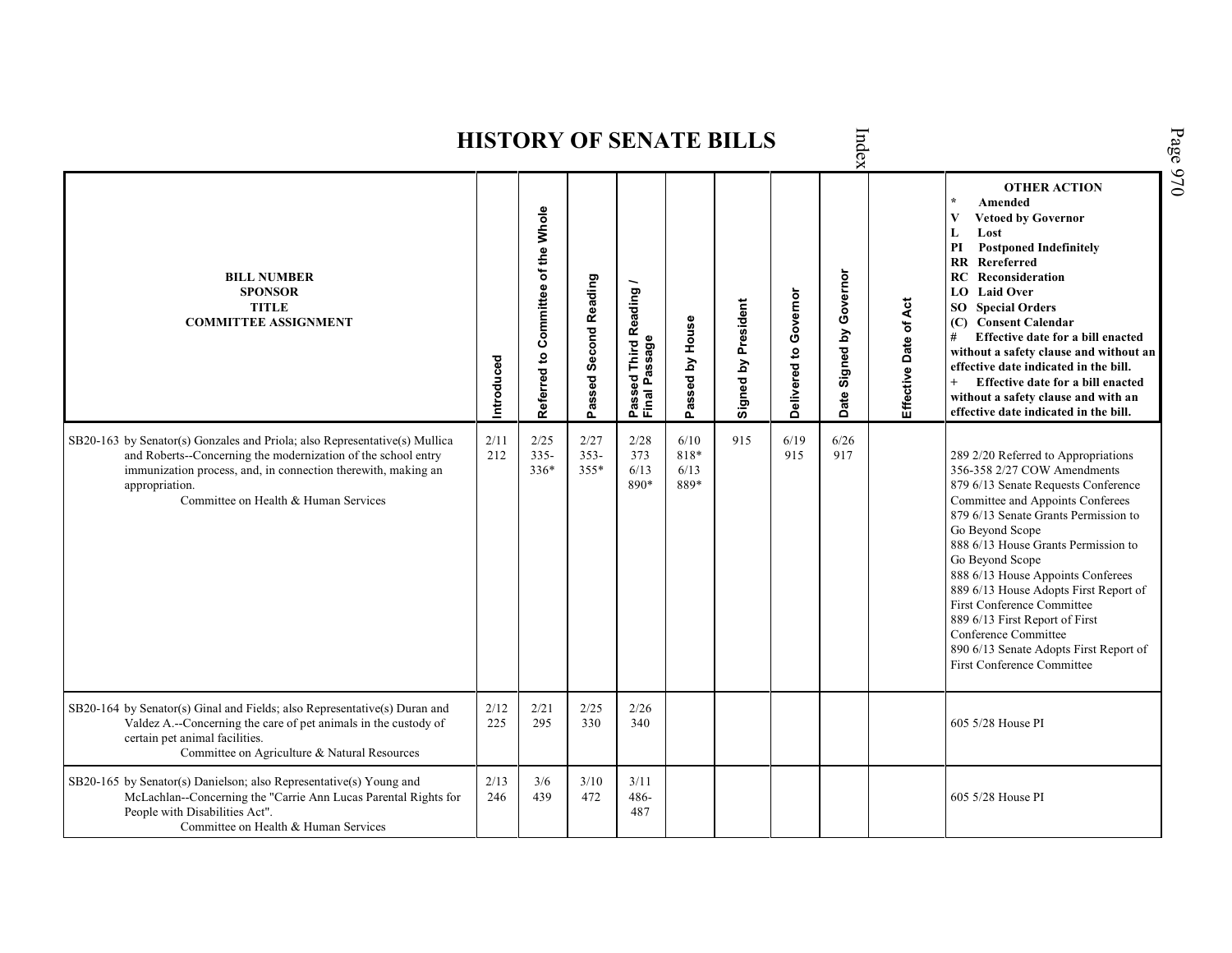# HISTORY OF SENATE BILLS

| BILL NUMBER<br>SPONSOR<br>TITLE<br>COMMITTEE ASSIGNMENT | Introduced | Referred to Committee of the Whole | Passed Second Reading | Passed Third Reading / Final Passage | Passed by House | Signed by President | Delivered to Governor | Date Signed by Governor | Effective Date of Act | OTHER ACTION<br>* Amended<br>V Vetoed by Governor<br>L Lost<br>PI Postponed Indefinitely<br>RR Rereferred<br>RC Reconsideration<br>LO Laid Over<br>SO Special Orders<br>(C) Consent Calendar<br># Effective date for a bill enacted without a safety clause and without an effective date indicated in the bill.<br>+ Effective date for a bill enacted without a safety clause and with an effective date indicated in the bill. |
|---|---|---|---|---|---|---|---|---|---|---|
| SB20-163 by Senator(s) Gonzales and Priola; also Representative(s) Mullica and Roberts--Concerning the modernization of the school entry immunization process, and, in connection therewith, making an appropriation.<br>Committee on Health & Human Services | 2/11<br>212 | 2/25<br>335-<br>336* | 2/27<br>353-<br>355* | 2/28<br>373<br>6/13<br>890* | 6/10<br>818*<br>6/13<br>889* | 915 | 6/19<br>915 | 6/26<br>917 | | 289 2/20 Referred to Appropriations<br>356-358 2/27 COW Amendments<br>879 6/13 Senate Requests Conference Committee and Appoints Conferees<br>879 6/13 Senate Grants Permission to Go Beyond Scope<br>888 6/13 House Grants Permission to Go Beyond Scope<br>888 6/13 House Appoints Conferees<br>889 6/13 House Adopts First Report of First Conference Committee<br>889 6/13 First Report of First Conference Committee<br>890 6/13 Senate Adopts First Report of First Conference Committee |
| SB20-164 by Senator(s) Ginal and Fields; also Representative(s) Duran and Valdez A.--Concerning the care of pet animals in the custody of certain pet animal facilities.<br>Committee on Agriculture & Natural Resources | 2/12<br>225 | 2/21<br>295 | 2/25<br>330 | 2/26<br>340 | | | | | | 605 5/28 House PI |
| SB20-165 by Senator(s) Danielson; also Representative(s) Young and McLachlan--Concerning the "Carrie Ann Lucas Parental Rights for People with Disabilities Act".<br>Committee on Health & Human Services | 2/13<br>246 | 3/6<br>439 | 3/10<br>472 | 3/11<br>486-<br>487 | | | | | | 605 5/28 House PI |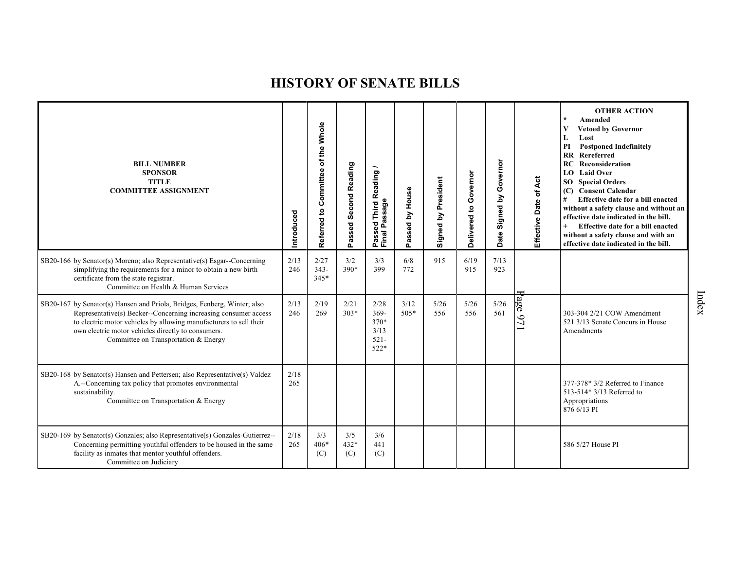# HISTORY OF SENATE BILLS

| BILL NUMBER<br>SPONSOR<br>TITLE<br>COMMITTEE ASSIGNMENT | Introduced | Referred to Committee of the Whole | Passed Second Reading | Passed Third Reading / Final Passage | Passed by House | Signed by President | Delivered to Governor | Date Signed by Governor | Effective Date of Act | OTHER ACTION<br>* Amended<br>V Vetoed by Governor<br>L Lost<br>PI Postponed Indefinitely<br>RR Rereferred<br>RC Reconsideration<br>LO Laid Over<br>SO Special Orders<br>(C) Consent Calendar<br># Effective date for a bill enacted without a safety clause and without an effective date indicated in the bill.<br>+ Effective date for a bill enacted without a safety clause and with an effective date indicated in the bill. |
|---|---|---|---|---|---|---|---|---|---|---|
| SB20-166 by Senator(s) Moreno; also Representative(s) Esgar--Concerning simplifying the requirements for a minor to obtain a new birth certificate from the state registrar.<br>Committee on Health & Human Services | 2/13<br>246 | 2/27<br>343-<br>345* | 3/2<br>390* | 3/3<br>399 | 6/8<br>772 | 915 | 6/19<br>915 | 7/13<br>923 | | |
| SB20-167 by Senator(s) Hansen and Priola, Bridges, Fenberg, Winter; also Representative(s) Becker--Concerning increasing consumer access to electric motor vehicles by allowing manufacturers to sell their own electric motor vehicles directly to consumers.<br>Committee on Transportation & Energy | 2/13<br>246 | 2/19<br>269 | 2/21<br>303* | 2/28<br>369-<br>370*<br>3/13<br>521-<br>522* | 3/12<br>505* | 5/26<br>556 | 5/26<br>556 | 5/26<br>561 | | 303-304 2/21 COW Amendment<br>521 3/13 Senate Concurs in House Amendments |
| SB20-168 by Senator(s) Hansen and Pettersen; also Representative(s) Valdez A.--Concerning tax policy that promotes environmental sustainability.<br>Committee on Transportation & Energy | 2/18<br>265 | | | | | | | | | 377-378* 3/2 Referred to Finance<br>513-514* 3/13 Referred to Appropriations<br>876 6/13 PI |
| SB20-169 by Senator(s) Gonzales; also Representative(s) Gonzales-Gutierrez--Concerning permitting youthful offenders to be housed in the same facility as inmates that mentor youthful offenders.<br>Committee on Judiciary | 2/18<br>265 | 3/3<br>406*<br>(C) | 3/5<br>432*<br>(C) | 3/6<br>441<br>(C) | | | | | | 586 5/27 House PI |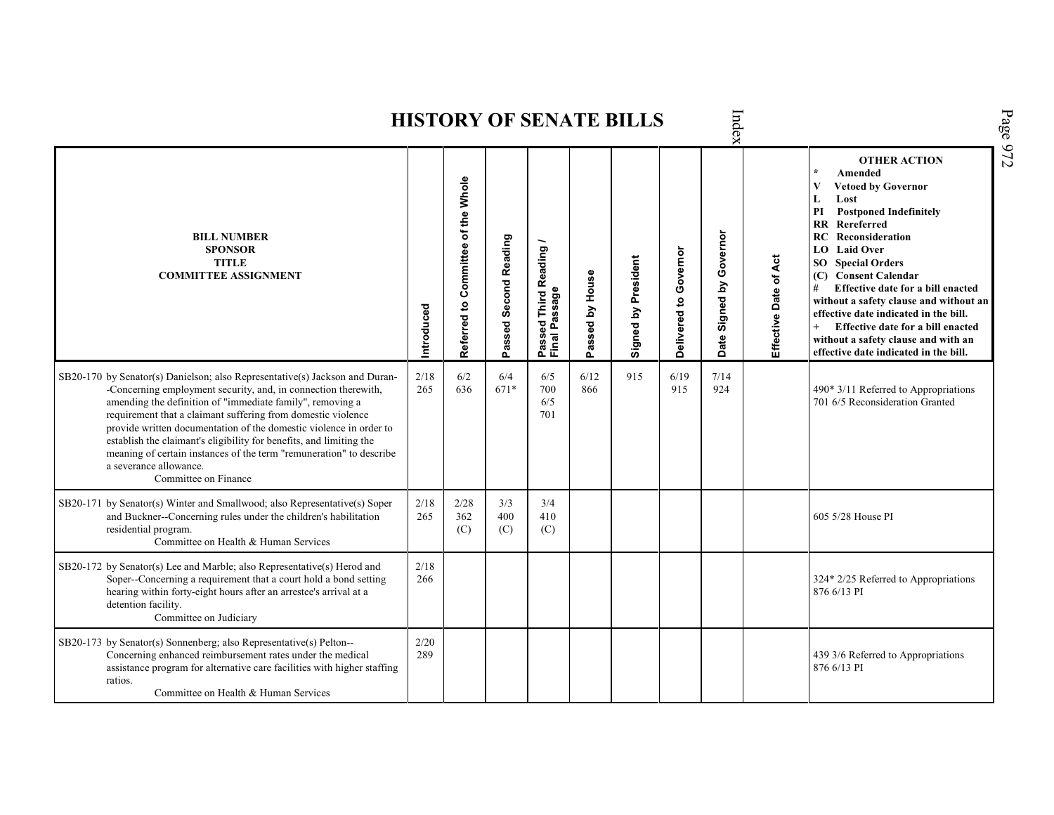# HISTORY OF SENATE BILLS

| BILL NUMBER SPONSOR TITLE COMMITTEE ASSIGNMENT | Introduced | Referred to Committee of the Whole | Passed Second Reading | Passed Third Reading / Final Passage | Passed by House | Signed by President | Delivered to Governor | Date Signed by Governor | Effective Date of Act | OTHER ACTION<br>* Amended<br>V Vetoed by Governor<br>L Lost<br>PI Postponed Indefinitely<br>RR Rereferred<br>RC Reconsideration<br>LO Laid Over<br>SO Special Orders<br>(C) Consent Calendar<br># Effective date for a bill enacted without a safety clause and without an effective date indicated in the bill.<br>+ Effective date for a bill enacted without a safety clause and with an effective date indicated in the bill. |
|---|---|---|---|---|---|---|---|---|---|---|
| SB20-170 by Senator(s) Danielson; also Representative(s) Jackson and Duran--Concerning employment security, and, in connection therewith, amending the definition of "immediate family", removing a requirement that a claimant suffering from domestic violence provide written documentation of the domestic violence in order to establish the claimant's eligibility for benefits, and limiting the meaning of certain instances of the term "remuneration" to describe a severance allowance.<br>Committee on Finance | 2/18<br>265 | 6/2<br>636 | 6/4<br>671* | 6/5<br>700<br>6/5<br>701 | 6/12<br>866 | 915 | 6/19<br>915 | 7/14<br>924 | | 490* 3/11 Referred to Appropriations<br>701 6/5 Reconsideration Granted |
| SB20-171 by Senator(s) Winter and Smallwood; also Representative(s) Soper and Buckner--Concerning rules under the children's habilitation residential program.<br>Committee on Health & Human Services | 2/18<br>265 | 2/28<br>362<br>(C) | 3/3<br>400<br>(C) | 3/4<br>410<br>(C) | | | | | | 605 5/28 House PI |
| SB20-172 by Senator(s) Lee and Marble; also Representative(s) Herod and Soper--Concerning a requirement that a court hold a bond setting hearing within forty-eight hours after an arrestee's arrival at a detention facility.<br>Committee on Judiciary | 2/18<br>266 | | | | | | | | | 324* 2/25 Referred to Appropriations<br>876 6/13 PI |
| SB20-173 by Senator(s) Sonnenberg; also Representative(s) Pelton--Concerning enhanced reimbursement rates under the medical assistance program for alternative care facilities with higher staffing ratios.<br>Committee on Health & Human Services | 2/20<br>289 | | | | | | | | | 439 3/6 Referred to Appropriations<br>876 6/13 PI |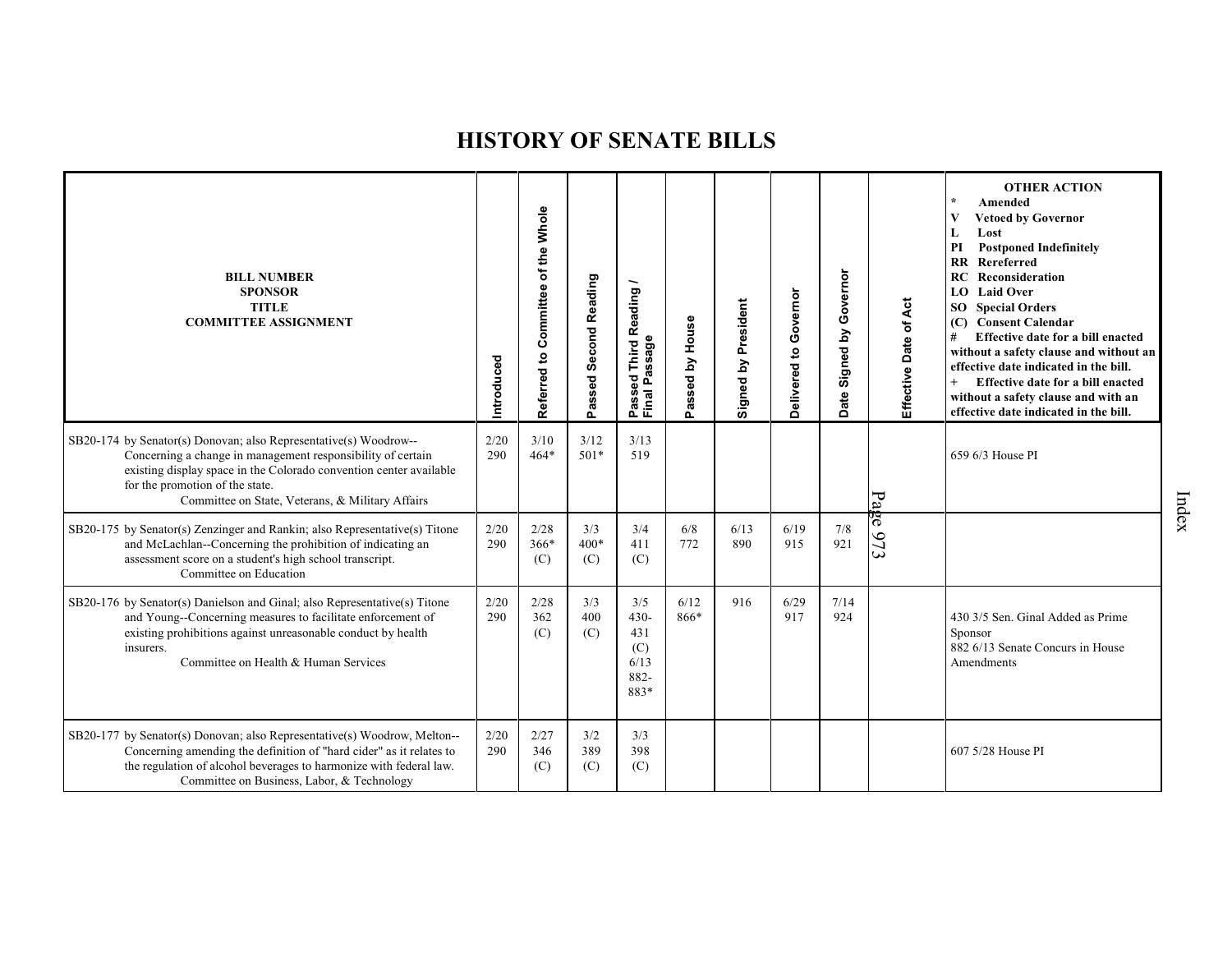# HISTORY OF SENATE BILLS

| BILL NUMBER<br>SPONSOR<br>TITLE<br>COMMITTEE ASSIGNMENT | Introduced | Referred to Committee of the Whole | Passed Second Reading | Passed Third Reading / Final Passage | Passed by House | Signed by President | Delivered to Governor | Date Signed by Governor | Effective Date of Act | OTHER ACTION<br>* Amended<br>V Vetoed by Governor<br>L Lost<br>PI Postponed Indefinitely<br>RR Rereferred<br>RC Reconsideration<br>LO Laid Over<br>SO Special Orders<br>(C) Consent Calendar<br># Effective date for a bill enacted without a safety clause and without an effective date indicated in the bill.<br>+ Effective date for a bill enacted without a safety clause and with an effective date indicated in the bill. |
|---|---|---|---|---|---|---|---|---|---|---|
| SB20-174 by Senator(s) Donovan; also Representative(s) Woodrow--Concerning a change in management responsibility of certain existing display space in the Colorado convention center available for the promotion of the state.<br>Committee on State, Veterans, & Military Affairs | 2/20<br>290 | 3/10<br>464* | 3/12<br>501* | 3/13<br>519 | | | | | | 659 6/3 House PI |
| SB20-175 by Senator(s) Zenzinger and Rankin; also Representative(s) Titone and McLachlan--Concerning the prohibition of indicating an assessment score on a student's high school transcript.<br>Committee on Education | 2/20<br>290 | 2/28<br>366*<br>(C) | 3/3<br>400*<br>(C) | 3/4<br>411<br>(C) | 6/8<br>772 | 6/13<br>890 | 6/19<br>915 | 7/8<br>921 | | |
| SB20-176 by Senator(s) Danielson and Ginal; also Representative(s) Titone and Young--Concerning measures to facilitate enforcement of existing prohibitions against unreasonable conduct by health insurers.<br>Committee on Health & Human Services | 2/20<br>290 | 2/28<br>362<br>(C) | 3/3<br>400<br>(C) | 3/5<br>430-<br>431<br>(C)<br>6/13<br>882-<br>883* | 6/12<br>866* | 916 | 6/29<br>917 | 7/14<br>924 | | 430 3/5 Sen. Ginal Added as Prime Sponsor<br>882 6/13 Senate Concurs in House Amendments |
| SB20-177 by Senator(s) Donovan; also Representative(s) Woodrow, Melton--Concerning amending the definition of "hard cider" as it relates to the regulation of alcohol beverages to harmonize with federal law.<br>Committee on Business, Labor, & Technology | 2/20<br>290 | 2/27<br>346<br>(C) | 3/2<br>389<br>(C) | 3/3<br>398<br>(C) | | | | | | 607 5/28 House PI |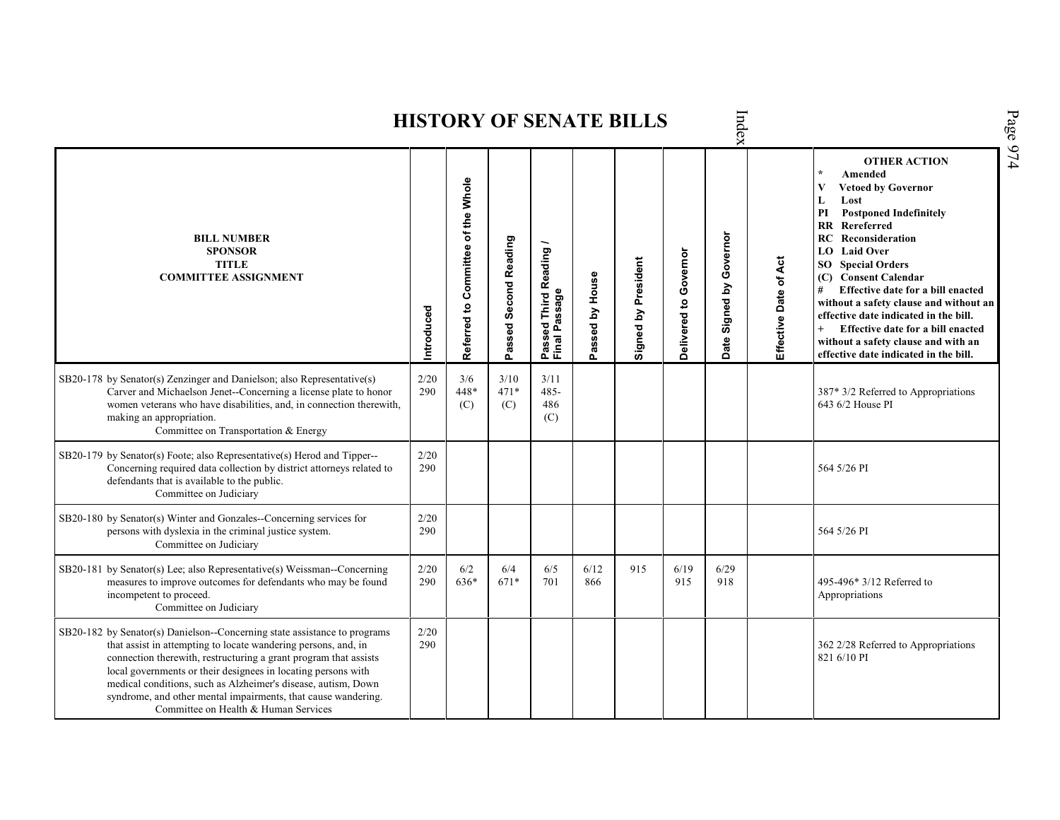# HISTORY OF SENATE BILLS

| BILL NUMBER<br>SPONSOR<br>TITLE<br>COMMITTEE ASSIGNMENT | Introduced | Referred to Committee of the Whole | Passed Second Reading | Passed Third Reading / Final Passage | Passed by House | Signed by President | Delivered to Governor | Date Signed by Governor | Effective Date of Act | OTHER ACTION<br>* Amended<br>V Vetoed by Governor<br>L Lost<br>PI Postponed Indefinitely<br>RR Rereferred<br>RC Reconsideration<br>LO Laid Over<br>SO Special Orders<br>(C) Consent Calendar<br># Effective date for a bill enacted without a safety clause and without an effective date indicated in the bill.<br>+ Effective date for a bill enacted without a safety clause and with an effective date indicated in the bill. |
|---|---|---|---|---|---|---|---|---|---|---|
| SB20-178 by Senator(s) Zenzinger and Danielson; also Representative(s) Carver and Michaelson Jenet--Concerning a license plate to honor women veterans who have disabilities, and, in connection therewith, making an appropriation.<br>Committee on Transportation & Energy | 2/20<br>290 | 3/6<br>448*<br>(C) | 3/10<br>471*<br>(C) | 3/11<br>485-486<br>(C) | | | | | | 387* 3/2 Referred to Appropriations<br>643 6/2 House PI |
| SB20-179 by Senator(s) Foote; also Representative(s) Herod and Tipper--Concerning required data collection by district attorneys related to defendants that is available to the public.<br>Committee on Judiciary | 2/20<br>290 | | | | | | | | | 564 5/26 PI |
| SB20-180 by Senator(s) Winter and Gonzales--Concerning services for persons with dyslexia in the criminal justice system.<br>Committee on Judiciary | 2/20<br>290 | | | | | | | | | 564 5/26 PI |
| SB20-181 by Senator(s) Lee; also Representative(s) Weissman--Concerning measures to improve outcomes for defendants who may be found incompetent to proceed.<br>Committee on Judiciary | 2/20<br>290 | 6/2<br>636* | 6/4<br>671* | 6/5<br>701 | 6/12<br>866 | 915 | 6/19<br>915 | 6/29<br>918 | | 495-496* 3/12 Referred to Appropriations |
| SB20-182 by Senator(s) Danielson--Concerning state assistance to programs that assist in attempting to locate wandering persons, and, in connection therewith, restructuring a grant program that assists local governments or their designees in locating persons with medical conditions, such as Alzheimer's disease, autism, Down syndrome, and other mental impairments, that cause wandering.<br>Committee on Health & Human Services | 2/20<br>290 | | | | | | | | | 362 2/28 Referred to Appropriations<br>821 6/10 PI |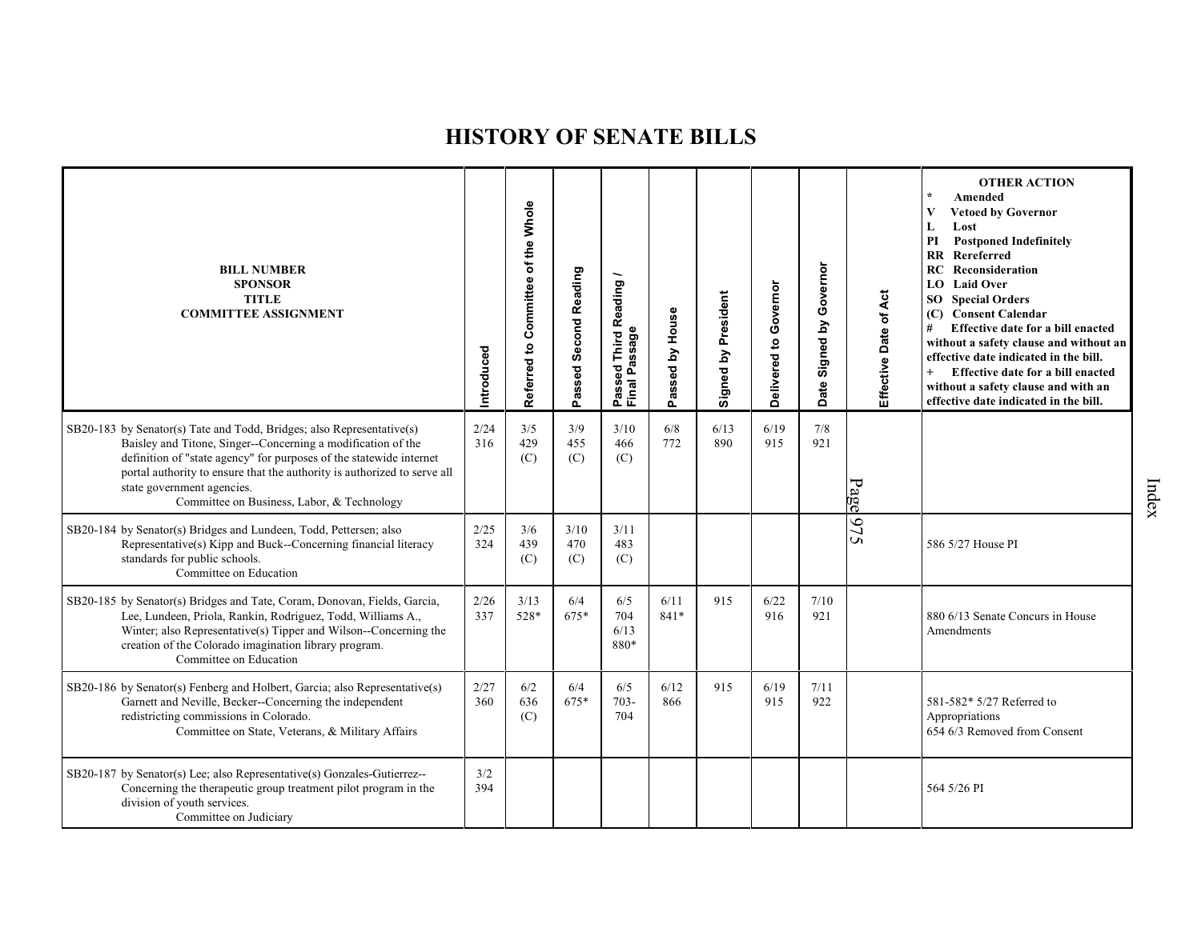# HISTORY OF SENATE BILLS

| BILL NUMBER<br>SPONSOR<br>TITLE<br>COMMITTEE ASSIGNMENT | Introduced | Referred to Committee of the Whole | Passed Second Reading | Passed Third Reading / Final Passage | Passed by House | Signed by President | Delivered to Governor | Date Signed by Governor | Effective Date of Act | OTHER ACTION<br>* Amended<br>V Vetoed by Governor<br>L Lost<br>PI Postponed Indefinitely<br>RR Rereferred<br>RC Reconsideration<br>LO Laid Over<br>SO Special Orders<br>(C) Consent Calendar<br># Effective date for a bill enacted without a safety clause and without an effective date indicated in the bill.<br>+ Effective date for a bill enacted without a safety clause and with an effective date indicated in the bill. |
|---|---|---|---|---|---|---|---|---|---|---|
| SB20-183 by Senator(s) Tate and Todd, Bridges; also Representative(s) Baisley and Titone, Singer--Concerning a modification of the definition of "state agency" for purposes of the statewide internet portal authority to ensure that the authority is authorized to serve all state government agencies.<br>Committee on Business, Labor, & Technology | 2/24<br>316 | 3/5<br>429<br>(C) | 3/9<br>455<br>(C) | 3/10<br>466<br>(C) | 6/8<br>772 | 6/13<br>890 | 6/19<br>915 | 7/8<br>921 | | |
| SB20-184 by Senator(s) Bridges and Lundeen, Todd, Pettersen; also Representative(s) Kipp and Buck--Concerning financial literacy standards for public schools.<br>Committee on Education | 2/25<br>324 | 3/6<br>439<br>(C) | 3/10<br>470<br>(C) | 3/11<br>483<br>(C) | | | | | | 586 5/27 House PI |
| SB20-185 by Senator(s) Bridges and Tate, Coram, Donovan, Fields, Garcia, Lee, Lundeen, Priola, Rankin, Rodriguez, Todd, Williams A., Winter; also Representative(s) Tipper and Wilson--Concerning the creation of the Colorado imagination library program.<br>Committee on Education | 2/26<br>337 | 3/13<br>528* | 6/4<br>675* | 6/5<br>704<br>6/13<br>880* | 6/11<br>841* | 915 | 6/22<br>916 | 7/10<br>921 | | 880 6/13 Senate Concurs in House Amendments |
| SB20-186 by Senator(s) Fenberg and Holbert, Garcia; also Representative(s) Garnett and Neville, Becker--Concerning the independent redistricting commissions in Colorado.<br>Committee on State, Veterans, & Military Affairs | 2/27<br>360 | 6/2<br>636<br>(C) | 6/4<br>675* | 6/5<br>703-<br>704 | 6/12<br>866 | 915 | 6/19<br>915 | 7/11<br>922 | | 581-582* 5/27 Referred to Appropriations<br>654 6/3 Removed from Consent |
| SB20-187 by Senator(s) Lee; also Representative(s) Gonzales-Gutierrez--Concerning the therapeutic group treatment pilot program in the division of youth services.<br>Committee on Judiciary | 3/2<br>394 | | | | | | | | | 564 5/26 PI |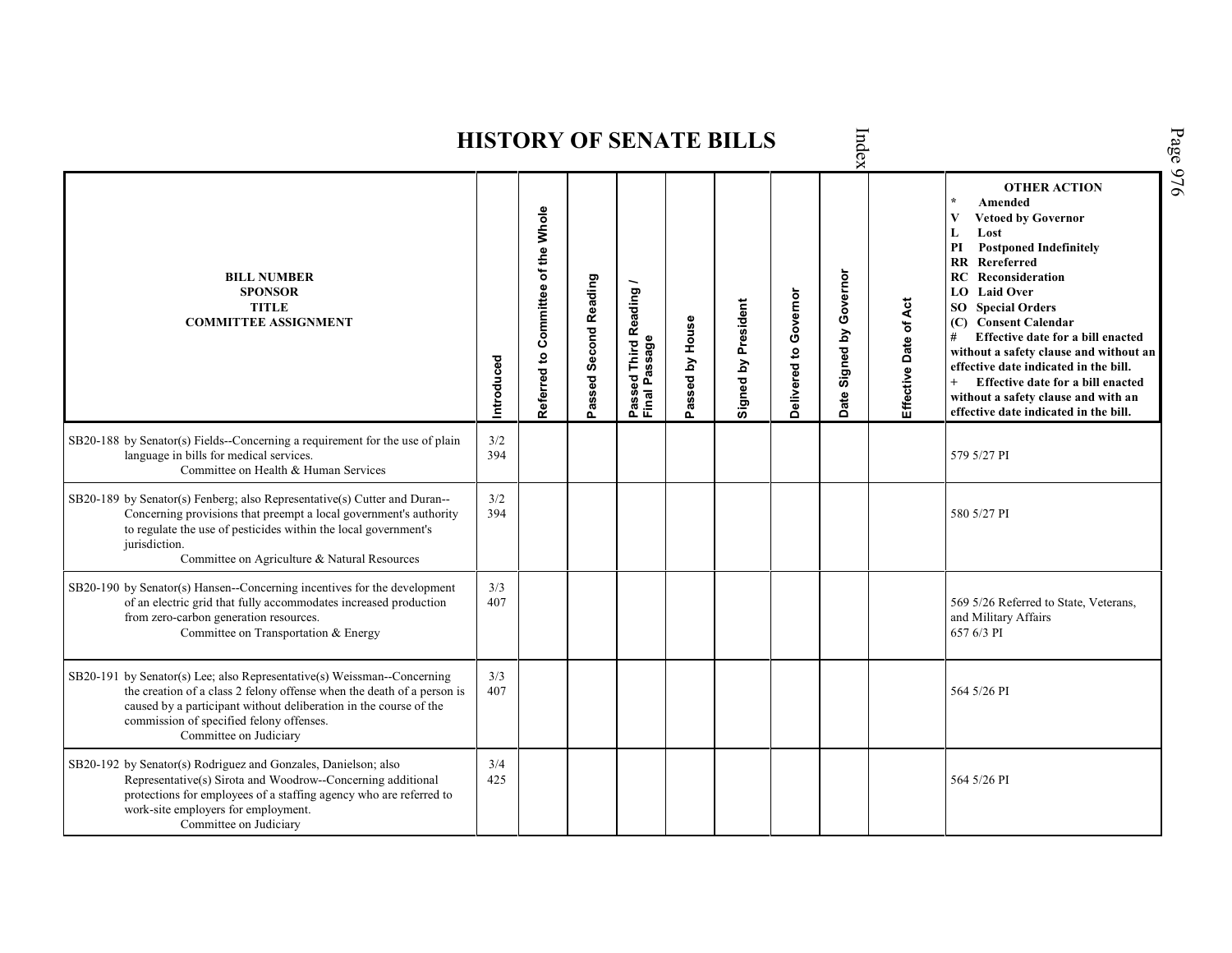# HISTORY OF SENATE BILLS

| BILL NUMBER<br>SPONSOR<br>TITLE<br>COMMITTEE ASSIGNMENT | Introduced | Referred to Committee of the Whole | Passed Second Reading | Passed Third Reading / Final Passage | Passed by House | Signed by President | Delivered to Governor | Date Signed by Governor | Effective Date of Act | OTHER ACTION<br>* Amended<br>V Vetoed by Governor<br>L Lost<br>PI Postponed Indefinitely<br>RR Rereferred<br>RC Reconsideration<br>LO Laid Over<br>SO Special Orders<br>(C) Consent Calendar<br># Effective date for a bill enacted without a safety clause and without an effective date indicated in the bill.<br>+ Effective date for a bill enacted without a safety clause and with an effective date indicated in the bill. |
|---|---|---|---|---|---|---|---|---|---|---|
| SB20-188 by Senator(s) Fields--Concerning a requirement for the use of plain language in bills for medical services.<br>Committee on Health & Human Services | 3/2<br>394 | | | | | | | | | 579 5/27 PI |
| SB20-189 by Senator(s) Fenberg; also Representative(s) Cutter and Duran--Concerning provisions that preempt a local government's authority to regulate the use of pesticides within the local government's jurisdiction.<br>Committee on Agriculture & Natural Resources | 3/2<br>394 | | | | | | | | | 580 5/27 PI |
| SB20-190 by Senator(s) Hansen--Concerning incentives for the development of an electric grid that fully accommodates increased production from zero-carbon generation resources.<br>Committee on Transportation & Energy | 3/3<br>407 | | | | | | | | | 569 5/26 Referred to State, Veterans, and Military Affairs<br>657 6/3 PI |
| SB20-191 by Senator(s) Lee; also Representative(s) Weissman--Concerning the creation of a class 2 felony offense when the death of a person is caused by a participant without deliberation in the course of the commission of specified felony offenses.<br>Committee on Judiciary | 3/3<br>407 | | | | | | | | | 564 5/26 PI |
| SB20-192 by Senator(s) Rodriguez and Gonzales, Danielson; also Representative(s) Sirota and Woodrow--Concerning additional protections for employees of a staffing agency who are referred to work-site employers for employment.<br>Committee on Judiciary | 3/4<br>425 | | | | | | | | | 564 5/26 PI |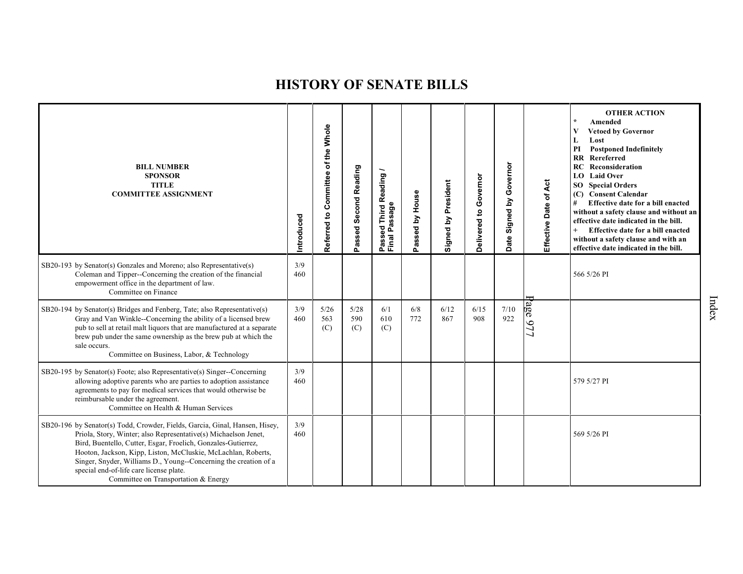# HISTORY OF SENATE BILLS

| BILL NUMBER SPONSOR TITLE COMMITTEE ASSIGNMENT | Introduced | Referred to Committee of the Whole | Passed Second Reading | Passed Third Reading / Final Passage | Passed by House | Signed by President | Delivered to Governor | Date Signed by Governor | Effective Date of Act | OTHER ACTION * Amended V Vetoed by Governor L Lost PI Postponed Indefinitely RR Rereferred RC Reconsideration LO Laid Over SO Special Orders (C) Consent Calendar # Effective date for a bill enacted without a safety clause and without an effective date indicated in the bill. + Effective date for a bill enacted without a safety clause and with an effective date indicated in the bill. |
|---|---|---|---|---|---|---|---|---|---|---|
| SB20-193 by Senator(s) Gonzales and Moreno; also Representative(s) Coleman and Tipper--Concerning the creation of the financial empowerment office in the department of law. Committee on Finance | 3/9 460 | | | | | | | | | 566 5/26 PI |
| SB20-194 by Senator(s) Bridges and Fenberg, Tate; also Representative(s) Gray and Van Winkle--Concerning the ability of a licensed brew pub to sell at retail malt liquors that are manufactured at a separate brew pub under the same ownership as the brew pub at which the sale occurs. Committee on Business, Labor, & Technology | 3/9 460 | 5/26 563 (C) | 5/28 590 (C) | 6/1 610 (C) | 6/8 772 | 6/12 867 | 6/15 908 | 7/10 922 | Page 977 | |
| SB20-195 by Senator(s) Foote; also Representative(s) Singer--Concerning allowing adoptive parents who are parties to adoption assistance agreements to pay for medical services that would otherwise be reimbursable under the agreement. Committee on Health & Human Services | 3/9 460 | | | | | | | | | 579 5/27 PI |
| SB20-196 by Senator(s) Todd, Crowder, Fields, Garcia, Ginal, Hansen, Hisey, Priola, Story, Winter; also Representative(s) Michaelson Jenet, Bird, Buentello, Cutter, Esgar, Froelich, Gonzales-Gutierrez, Hooton, Jackson, Kipp, Liston, McCluskie, McLachlan, Roberts, Singer, Snyder, Williams D., Young--Concerning the creation of a special end-of-life care license plate. Committee on Transportation & Energy | 3/9 460 | | | | | | | | | 569 5/26 PI |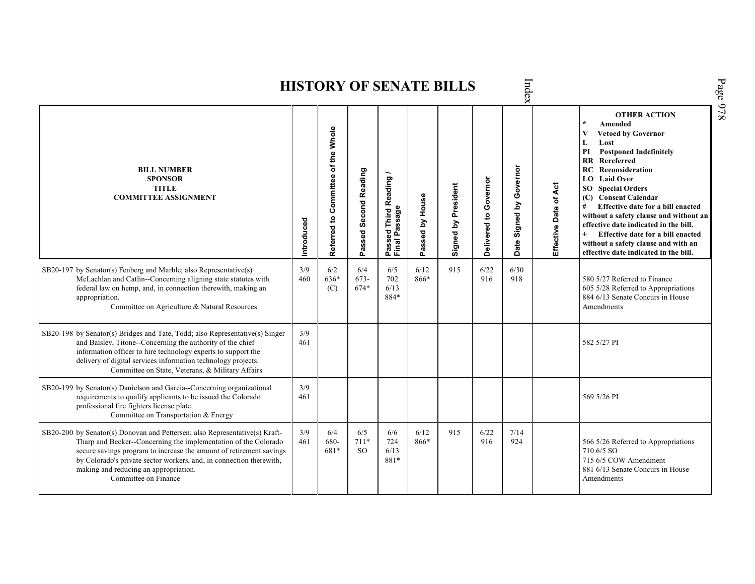# HISTORY OF SENATE BILLS

| BILL NUMBER<br>SPONSOR<br>TITLE<br>COMMITTEE ASSIGNMENT | Introduced | Referred to Committee of the Whole | Passed Second Reading | Passed Third Reading / Final Passage | Passed by House | Signed by President | Delivered to Governor | Date Signed by Governor | Effective Date of Act | OTHER ACTION<br>* Amended<br>V Vetoed by Governor<br>L Lost<br>PI Postponed Indefinitely<br>RR Rereferred<br>RC Reconsideration<br>LO Laid Over<br>SO Special Orders<br>(C) Consent Calendar<br># Effective date for a bill enacted without a safety clause and without an effective date indicated in the bill.<br>+ Effective date for a bill enacted without a safety clause and with an effective date indicated in the bill. |
|---|---|---|---|---|---|---|---|---|---|---|
| SB20-197 by Senator(s) Fenberg and Marble; also Representative(s) McLachlan and Catlin--Concerning aligning state statutes with federal law on hemp, and, in connection therewith, making an appropriation.<br>Committee on Agriculture & Natural Resources | 3/9<br>460 | 6/2<br>636*<br>(C) | 6/4<br>673-<br>674* | 6/5<br>702<br>6/13<br>884* | 6/12<br>866* | 915 | 6/22<br>916 | 6/30<br>918 | | 580 5/27 Referred to Finance<br>605 5/28 Referred to Appropriations<br>884 6/13 Senate Concurs in House Amendments |
| SB20-198 by Senator(s) Bridges and Tate, Todd; also Representative(s) Singer and Baisley, Titone--Concerning the authority of the chief information officer to hire technology experts to support the delivery of digital services information technology projects.<br>Committee on State, Veterans, & Military Affairs | 3/9<br>461 | | | | | | | | | 582 5/27 PI |
| SB20-199 by Senator(s) Danielson and Garcia--Concerning organizational requirements to qualify applicants to be issued the Colorado professional fire fighters license plate.<br>Committee on Transportation & Energy | 3/9<br>461 | | | | | | | | | 569 5/26 PI |
| SB20-200 by Senator(s) Donovan and Pettersen; also Representative(s) Kraft-Tharp and Becker--Concerning the implementation of the Colorado secure savings program to increase the amount of retirement savings by Colorado's private sector workers, and, in connection therewith, making and reducing an appropriation.<br>Committee on Finance | 3/9<br>461 | 6/4<br>680-<br>681* | 6/5<br>711*<br>SO | 6/6<br>724<br>6/13<br>881* | 6/12<br>866* | 915 | 6/22<br>916 | 7/14<br>924 | | 566 5/26 Referred to Appropriations<br>710 6/5 SO<br>715 6/5 COW Amendment<br>881 6/13 Senate Concurs in House Amendments |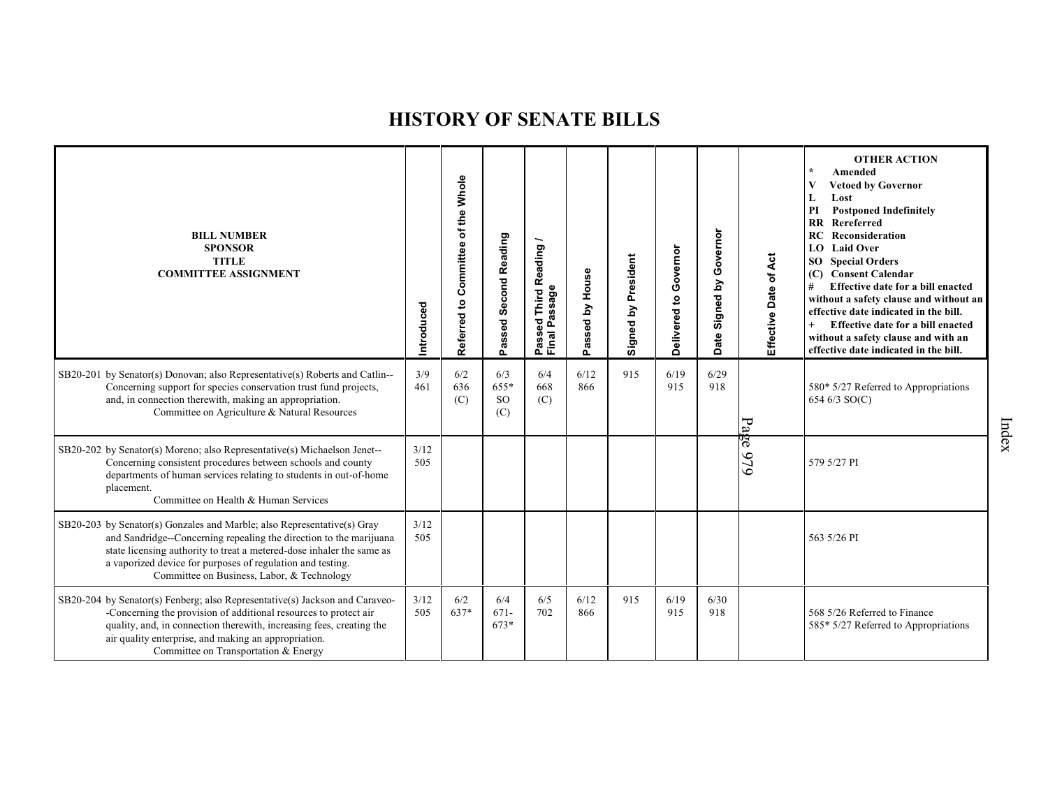# HISTORY OF SENATE BILLS

| BILL NUMBER SPONSOR TITLE COMMITTEE ASSIGNMENT | Introduced | Referred to Committee of the Whole | Passed Second Reading | Passed Third Reading / Final Passage | Passed by House | Signed by President | Delivered to Governor | Date Signed by Governor | Effective Date of Act | OTHER ACTION * Amended V Vetoed by Governor L Lost PI Postponed Indefinitely RR Rereferred RC Reconsideration LO Laid Over SO Special Orders (C) Consent Calendar # Effective date for a bill enacted without a safety clause and without an effective date indicated in the bill. + Effective date for a bill enacted without a safety clause and with an effective date indicated in the bill. |
|---|---|---|---|---|---|---|---|---|---|---|
| SB20-201 by Senator(s) Donovan; also Representative(s) Roberts and Catlin--Concerning support for species conservation trust fund projects, and, in connection therewith, making an appropriation. Committee on Agriculture & Natural Resources | 3/9 461 | 6/2 636 (C) | 6/3 655* SO (C) | 6/4 668 (C) | 6/12 866 | 915 | 6/19 915 | 6/29 918 | | 580* 5/27 Referred to Appropriations 654 6/3 SO(C) |
| SB20-202 by Senator(s) Moreno; also Representative(s) Michaelson Jenet--Concerning consistent procedures between schools and county departments of human services relating to students in out-of-home placement. Committee on Health & Human Services | 3/12 505 | | | | | | | | | 579 5/27 PI |
| SB20-203 by Senator(s) Gonzales and Marble; also Representative(s) Gray and Sandridge--Concerning repealing the direction to the marijuana state licensing authority to treat a metered-dose inhaler the same as a vaporized device for purposes of regulation and testing. Committee on Business, Labor, & Technology | 3/12 505 | | | | | | | | | 563 5/26 PI |
| SB20-204 by Senator(s) Fenberg; also Representative(s) Jackson and Caraveo--Concerning the provision of additional resources to protect air quality, and, in connection therewith, increasing fees, creating the air quality enterprise, and making an appropriation. Committee on Transportation & Energy | 3/12 505 | 6/2 637* | 6/4 671-673* | 6/5 702 | 6/12 866 | 915 | 6/19 915 | 6/30 918 | | 568 5/26 Referred to Finance 585* 5/27 Referred to Appropriations |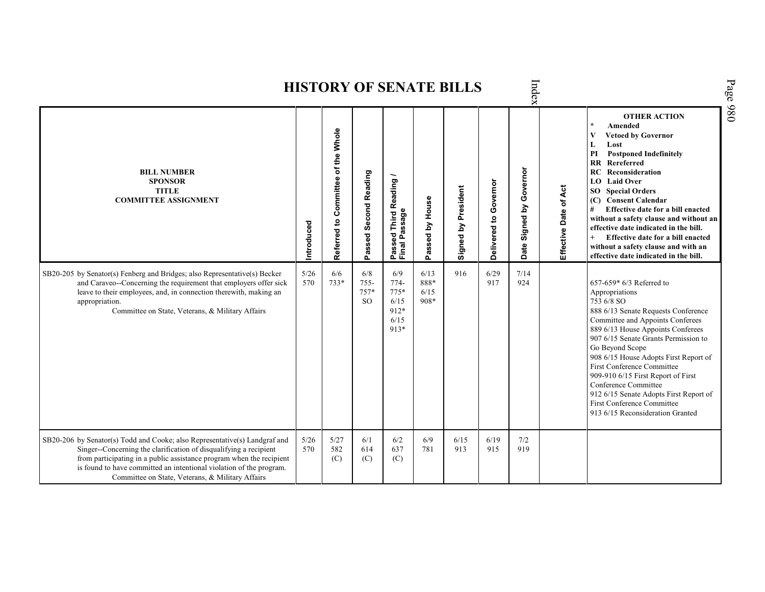# HISTORY OF SENATE BILLS

| BILL NUMBER<br>SPONSOR<br>TITLE<br>COMMITTEE ASSIGNMENT | Introduced | Referred to Committee of the Whole | Passed Second Reading | Passed Third Reading / Final Passage | Passed by House | Signed by President | Delivered to Governor | Date Signed by Governor | Effective Date of Act | OTHER ACTION<br>* Amended<br>V Vetoed by Governor<br>L Lost<br>PI Postponed Indefinitely<br>RR Rereferred<br>RC Reconsideration<br>LO Laid Over<br>SO Special Orders<br>(C) Consent Calendar<br># Effective date for a bill enacted without a safety clause and without an effective date indicated in the bill.<br>+ Effective date for a bill enacted without a safety clause and with an effective date indicated in the bill. |
|---|---|---|---|---|---|---|---|---|---|---|
| SB20-205 by Senator(s) Fenberg and Bridges; also Representative(s) Becker and Caraveo--Concerning the requirement that employers offer sick leave to their employees, and, in connection therewith, making an appropriation.<br>Committee on State, Veterans, & Military Affairs | 5/26<br>570 | 6/6<br>733* | 6/8<br>755-<br>757*<br>SO | 6/9<br>774-<br>775*<br>6/15<br>912*<br>6/15<br>913* | 6/13<br>888*<br>6/15<br>908* | 916 | 6/29<br>917 | 7/14<br>924 | | 657-659* 6/3 Referred to Appropriations<br>753 6/8 SO<br>888 6/13 Senate Requests Conference Committee and Appoints Conferees<br>889 6/13 House Appoints Conferees<br>907 6/15 Senate Grants Permission to Go Beyond Scope<br>908 6/15 House Adopts First Report of First Conference Committee<br>909-910 6/15 First Report of First Conference Committee<br>912 6/15 Senate Adopts First Report of First Conference Committee<br>913 6/15 Reconsideration Granted |
| SB20-206 by Senator(s) Todd and Cooke; also Representative(s) Landgraf and Singer--Concerning the clarification of disqualifying a recipient from participating in a public assistance program when the recipient is found to have committed an intentional violation of the program.<br>Committee on State, Veterans, & Military Affairs | 5/26<br>570 | 5/27<br>582<br>(C) | 6/1<br>614<br>(C) | 6/2<br>637<br>(C) | 6/9<br>781 | 6/15<br>913 | 6/19<br>915 | 7/2<br>919 | | |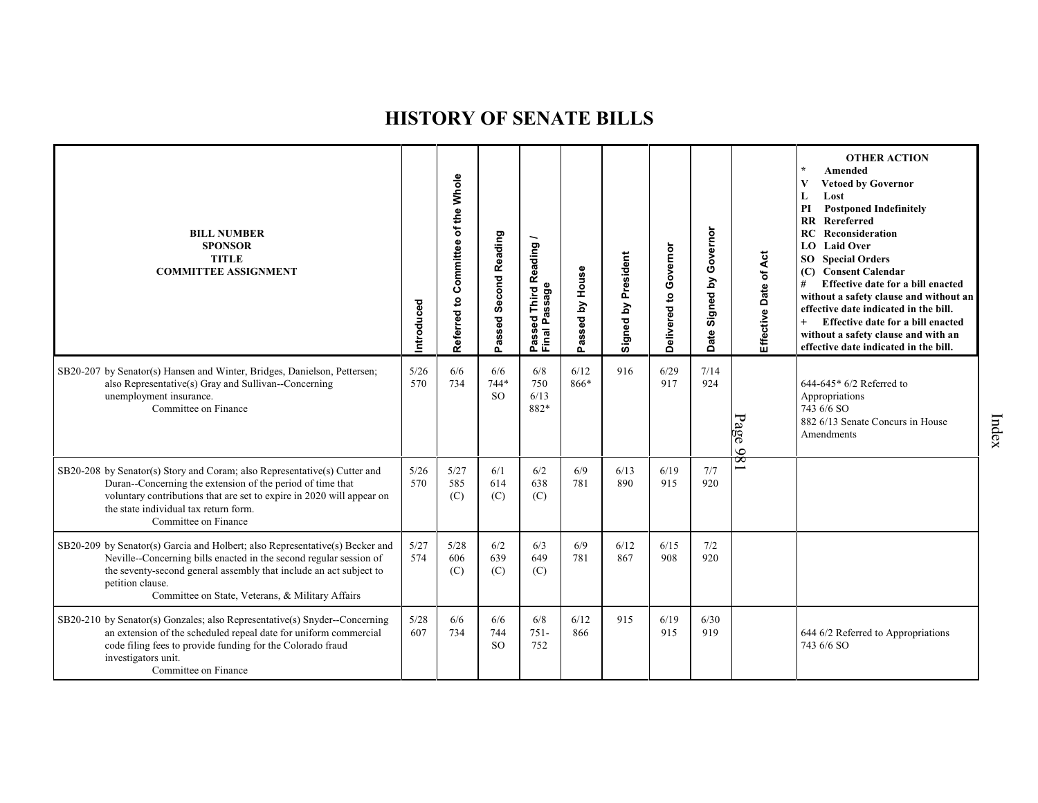# HISTORY OF SENATE BILLS

| BILL NUMBER<br>SPONSOR<br>TITLE<br>COMMITTEE ASSIGNMENT | Introduced | Referred to Committee of the Whole | Passed Second Reading | Passed Third Reading / Final Passage | Passed by House | Signed by President | Delivered to Governor | Date Signed by Governor | Effective Date of Act | OTHER ACTION<br>* Amended<br>V Vetoed by Governor<br>L Lost<br>PI Postponed Indefinitely<br>RR Rereferred<br>RC Reconsideration<br>LO Laid Over<br>SO Special Orders<br>(C) Consent Calendar<br># Effective date for a bill enacted without a safety clause and without an effective date indicated in the bill.<br>+ Effective date for a bill enacted without a safety clause and with an effective date indicated in the bill. |
|---|---|---|---|---|---|---|---|---|---|---|
| SB20-207 by Senator(s) Hansen and Winter, Bridges, Danielson, Pettersen; also Representative(s) Gray and Sullivan--Concerning unemployment insurance.<br>Committee on Finance | 5/26<br>570 | 6/6<br>734 | 6/6<br>744*<br>SO | 6/8<br>750<br>6/13<br>882* | 6/12<br>866* | 916 | 6/29<br>917 | 7/14<br>924 | | 644-645* 6/2 Referred to Appropriations<br>743 6/6 SO<br>882 6/13 Senate Concurs in House Amendments |
| SB20-208 by Senator(s) Story and Coram; also Representative(s) Cutter and Duran--Concerning the extension of the period of time that voluntary contributions that are set to expire in 2020 will appear on the state individual tax return form.<br>Committee on Finance | 5/26<br>570 | 5/27<br>585<br>(C) | 6/1<br>614<br>(C) | 6/2<br>638<br>(C) | 6/9<br>781 | 6/13<br>890 | 6/19<br>915 | 7/7<br>920 | | |
| SB20-209 by Senator(s) Garcia and Holbert; also Representative(s) Becker and Neville--Concerning bills enacted in the second regular session of the seventy-second general assembly that include an act subject to petition clause.<br>Committee on State, Veterans, & Military Affairs | 5/27<br>574 | 5/28<br>606<br>(C) | 6/2<br>639<br>(C) | 6/3<br>649<br>(C) | 6/9<br>781 | 6/12<br>867 | 6/15<br>908 | 7/2<br>920 | | |
| SB20-210 by Senator(s) Gonzales; also Representative(s) Snyder--Concerning an extension of the scheduled repeal date for uniform commercial code filing fees to provide funding for the Colorado fraud investigators unit.<br>Committee on Finance | 5/28<br>607 | 6/6<br>734 | 6/6<br>744<br>SO | 6/8<br>751-<br>752 | 6/12<br>866 | 915 | 6/19<br>915 | 6/30<br>919 | | 644 6/2 Referred to Appropriations<br>743 6/6 SO |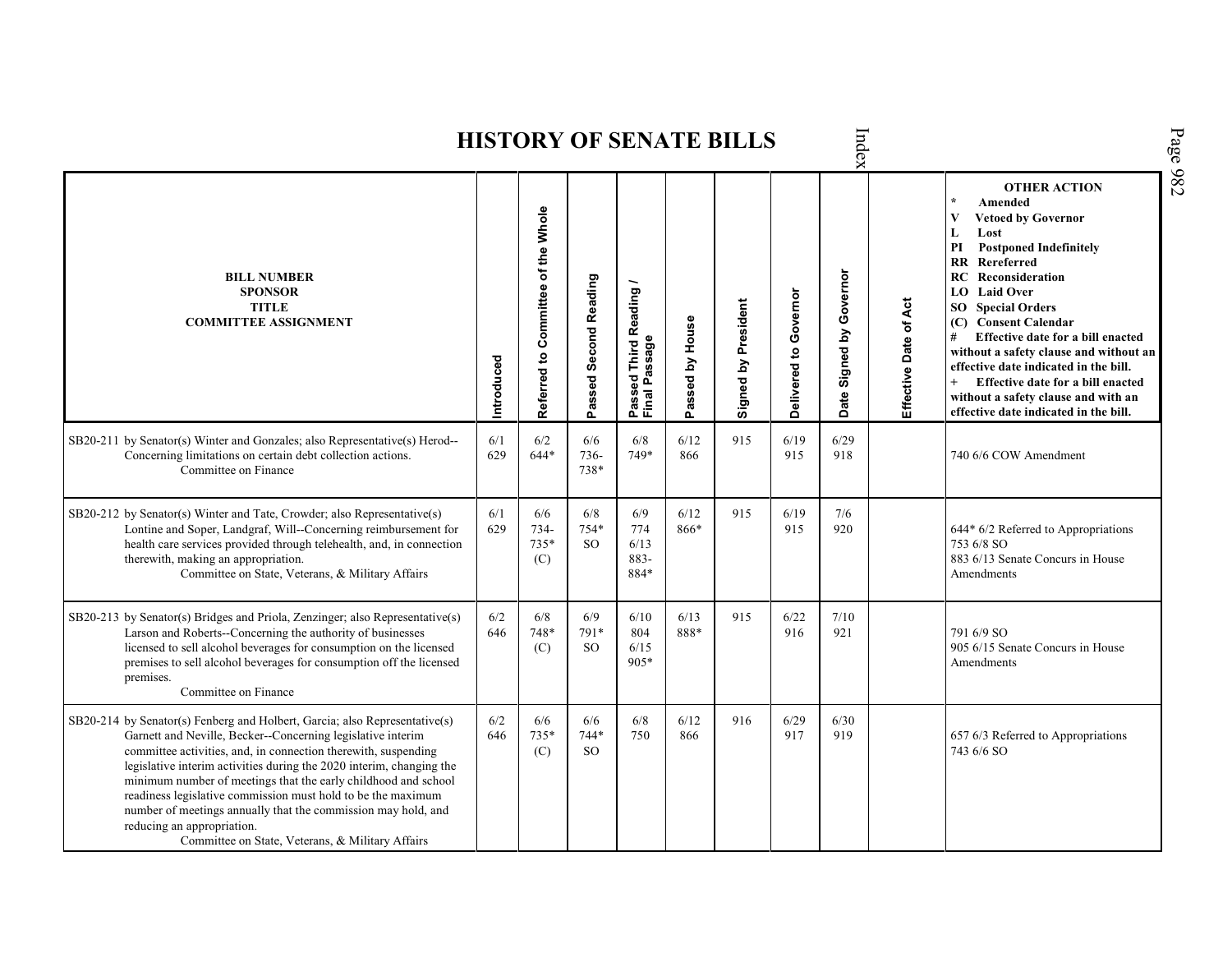# HISTORY OF SENATE BILLS

| BILL NUMBER<br>SPONSOR<br>TITLE<br>COMMITTEE ASSIGNMENT | Introduced | Referred to Committee of the Whole | Passed Second Reading | Passed Third Reading / Final Passage | Passed by House | Signed by President | Delivered to Governor | Date Signed by Governor | Effective Date of Act | OTHER ACTION<br>* Amended<br>V Vetoed by Governor<br>L Lost<br>PI Postponed Indefinitely<br>RR Rereferred<br>RC Reconsideration<br>LO Laid Over<br>SO Special Orders<br>(C) Consent Calendar<br># Effective date for a bill enacted without a safety clause and without an effective date indicated in the bill.<br>+ Effective date for a bill enacted without a safety clause and with an effective date indicated in the bill. |
|---|---|---|---|---|---|---|---|---|---|---|
| SB20-211 by Senator(s) Winter and Gonzales; also Representative(s) Herod--Concerning limitations on certain debt collection actions.<br>Committee on Finance | 6/1<br>629 | 6/2<br>644* | 6/6<br>736-<br>738* | 6/8<br>749* | 6/12<br>866 | 915 | 6/19<br>915 | 6/29<br>918 | | 740 6/6 COW Amendment |
| SB20-212 by Senator(s) Winter and Tate, Crowder; also Representative(s) Lontine and Soper, Landgraf, Will--Concerning reimbursement for health care services provided through telehealth, and, in connection therewith, making an appropriation.<br>Committee on State, Veterans, & Military Affairs | 6/1<br>629 | 6/6<br>734-<br>735*<br>(C) | 6/8<br>754*<br>SO | 6/9<br>774<br>6/13<br>883-<br>884* | 6/12<br>866* | 915 | 6/19<br>915 | 7/6<br>920 | | 644* 6/2 Referred to Appropriations<br>753 6/8 SO<br>883 6/13 Senate Concurs in House Amendments |
| SB20-213 by Senator(s) Bridges and Priola, Zenzinger; also Representative(s) Larson and Roberts--Concerning the authority of businesses licensed to sell alcohol beverages for consumption on the licensed premises to sell alcohol beverages for consumption off the licensed premises.<br>Committee on Finance | 6/2<br>646 | 6/8<br>748*<br>(C) | 6/9<br>791*<br>SO | 6/10<br>804<br>6/15<br>905* | 6/13<br>888* | 915 | 6/22<br>916 | 7/10<br>921 | | 791 6/9 SO<br>905 6/15 Senate Concurs in House Amendments |
| SB20-214 by Senator(s) Fenberg and Holbert, Garcia; also Representative(s) Garnett and Neville, Becker--Concerning legislative interim committee activities, and, in connection therewith, suspending legislative interim activities during the 2020 interim, changing the minimum number of meetings that the early childhood and school readiness legislative commission must hold to be the maximum number of meetings annually that the commission may hold, and reducing an appropriation.<br>Committee on State, Veterans, & Military Affairs | 6/2<br>646 | 6/6<br>735*<br>(C) | 6/6<br>744*<br>SO | 6/8<br>750 | 6/12<br>866 | 916 | 6/29<br>917 | 6/30<br>919 | | 657 6/3 Referred to Appropriations<br>743 6/6 SO |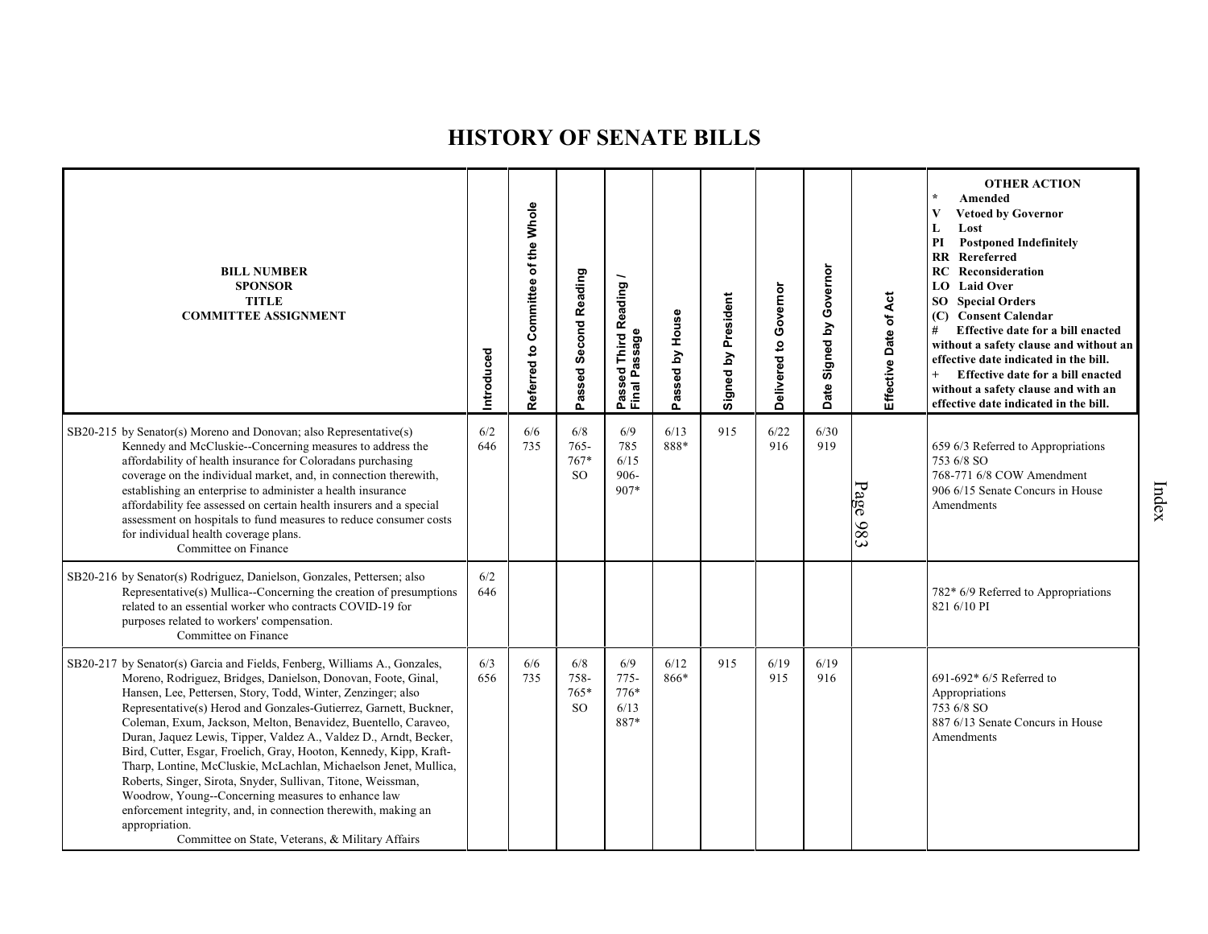# HISTORY OF SENATE BILLS

| BILL NUMBER<br>SPONSOR<br>TITLE<br>COMMITTEE ASSIGNMENT | Introduced | Referred to Committee of the Whole | Passed Second Reading | Passed Third Reading / Final Passage | Passed by House | Signed by President | Delivered to Governor | Date Signed by Governor | Effective Date of Act | OTHER ACTION<br>* Amended<br>V Vetoed by Governor<br>L Lost<br>PI Postponed Indefinitely<br>RR Rereferred<br>RC Reconsideration<br>LO Laid Over<br>SO Special Orders<br>(C) Consent Calendar<br># Effective date for a bill enacted without a safety clause and without an effective date indicated in the bill.<br>+ Effective date for a bill enacted without a safety clause and with an effective date indicated in the bill. |
|---|---|---|---|---|---|---|---|---|---|---|
| SB20-215 by Senator(s) Moreno and Donovan; also Representative(s) Kennedy and McCluskie--Concerning measures to address the affordability of health insurance for Coloradans purchasing coverage on the individual market, and, in connection therewith, establishing an enterprise to administer a health insurance affordability fee assessed on certain health insurers and a special assessment on hospitals to fund measures to reduce consumer costs for individual health coverage plans.<br>Committee on Finance | 6/2<br>646 | 6/6<br>735 | 6/8<br>765-<br>767*<br>SO | 6/9<br>785<br>6/15<br>906-<br>907* | 6/13<br>888* | 915 | 6/22<br>916 | 6/30<br>919 | Page 983 | 659 6/3 Referred to Appropriations<br>753 6/8 SO<br>768-771 6/8 COW Amendment<br>906 6/15 Senate Concurs in House Amendments |
| SB20-216 by Senator(s) Rodriguez, Danielson, Gonzales, Pettersen; also Representative(s) Mullica--Concerning the creation of presumptions related to an essential worker who contracts COVID-19 for purposes related to workers' compensation.<br>Committee on Finance | 6/2<br>646 | | | | | | | | | 782* 6/9 Referred to Appropriations<br>821 6/10 PI |
| SB20-217 by Senator(s) Garcia and Fields, Fenberg, Williams A., Gonzales, Moreno, Rodriguez, Bridges, Danielson, Donovan, Foote, Ginal, Hansen, Lee, Pettersen, Story, Todd, Winter, Zenzinger; also Representative(s) Herod and Gonzales-Gutierrez, Garnett, Buckner, Coleman, Exum, Jackson, Melton, Benavidez, Buentello, Caraveo, Duran, Jaquez Lewis, Tipper, Valdez A., Valdez D., Arndt, Becker, Bird, Cutter, Esgar, Froelich, Gray, Hooton, Kennedy, Kipp, Kraft-Tharp, Lontine, McCluskie, McLachlan, Michaelson Jenet, Mullica, Roberts, Singer, Sirota, Snyder, Sullivan, Titone, Weissman, Woodrow, Young--Concerning measures to enhance law enforcement integrity, and, in connection therewith, making an appropriation.<br>Committee on State, Veterans, & Military Affairs | 6/3<br>656 | 6/6<br>735 | 6/8<br>758-<br>765*<br>SO | 6/9<br>775-<br>776*<br>6/13<br>887* | 6/12<br>866* | 915 | 6/19<br>915 | 6/19<br>916 | | 691-692* 6/5 Referred to Appropriations<br>753 6/8 SO<br>887 6/13 Senate Concurs in House Amendments |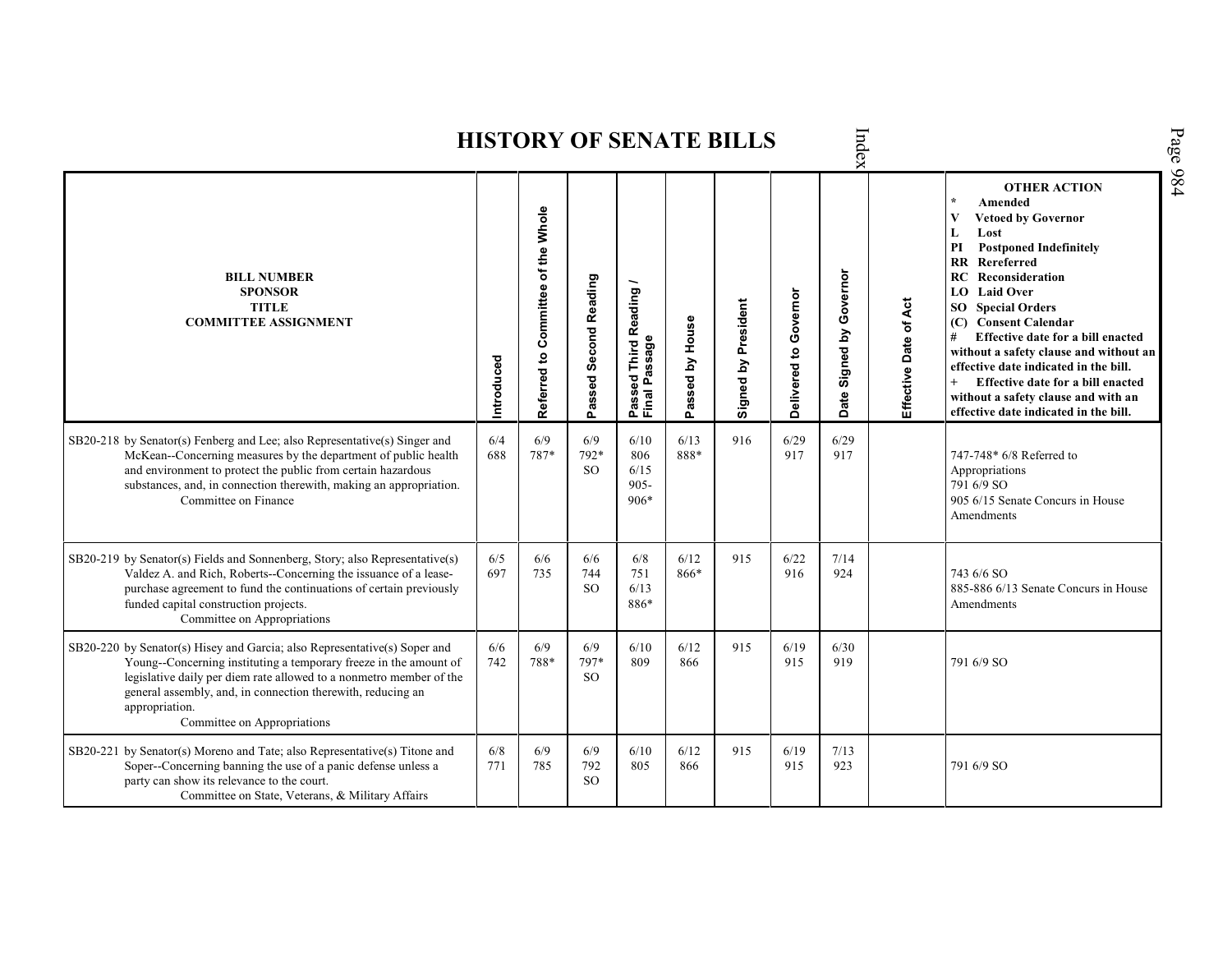# HISTORY OF SENATE BILLS

| BILL NUMBER SPONSOR TITLE COMMITTEE ASSIGNMENT | Introduced | Referred to Committee of the Whole | Passed Second Reading | Passed Third Reading / Final Passage | Passed by House | Signed by President | Delivered to Governor | Date Signed by Governor | Effective Date of Act | OTHER ACTION * Amended V Vetoed by Governor L Lost PI Postponed Indefinitely RR Rereferred RC Reconsideration LO Laid Over SO Special Orders (C) Consent Calendar # Effective date for a bill enacted without a safety clause and without an effective date indicated in the bill. + Effective date for a bill enacted without a safety clause and with an effective date indicated in the bill. |
|---|---|---|---|---|---|---|---|---|---|---|
| SB20-218 by Senator(s) Fenberg and Lee; also Representative(s) Singer and McKean--Concerning measures by the department of public health and environment to protect the public from certain hazardous substances, and, in connection therewith, making an appropriation. Committee on Finance | 6/4 688 | 6/9 787* | 6/9 792* SO | 6/10 806 6/15 905-906* | 6/13 888* | 916 | 6/29 917 | 6/29 917 | | 747-748* 6/8 Referred to Appropriations 791 6/9 SO 905 6/15 Senate Concurs in House Amendments |
| SB20-219 by Senator(s) Fields and Sonnenberg, Story; also Representative(s) Valdez A. and Rich, Roberts--Concerning the issuance of a lease-purchase agreement to fund the continuations of certain previously funded capital construction projects. Committee on Appropriations | 6/5 697 | 6/6 735 | 6/6 744 SO | 6/8 751 6/13 886* | 6/12 866* | 915 | 6/22 916 | 7/14 924 | | 743 6/6 SO 885-886 6/13 Senate Concurs in House Amendments |
| SB20-220 by Senator(s) Hisey and Garcia; also Representative(s) Soper and Young--Concerning instituting a temporary freeze in the amount of legislative daily per diem rate allowed to a nonmetro member of the general assembly, and, in connection therewith, reducing an appropriation. Committee on Appropriations | 6/6 742 | 6/9 788* | 6/9 797* SO | 6/10 809 | 6/12 866 | 915 | 6/19 915 | 6/30 919 | | 791 6/9 SO |
| SB20-221 by Senator(s) Moreno and Tate; also Representative(s) Titone and Soper--Concerning banning the use of a panic defense unless a party can show its relevance to the court. Committee on State, Veterans, & Military Affairs | 6/8 771 | 6/9 785 | 6/9 792 SO | 6/10 805 | 6/12 866 | 915 | 6/19 915 | 7/13 923 | | 791 6/9 SO |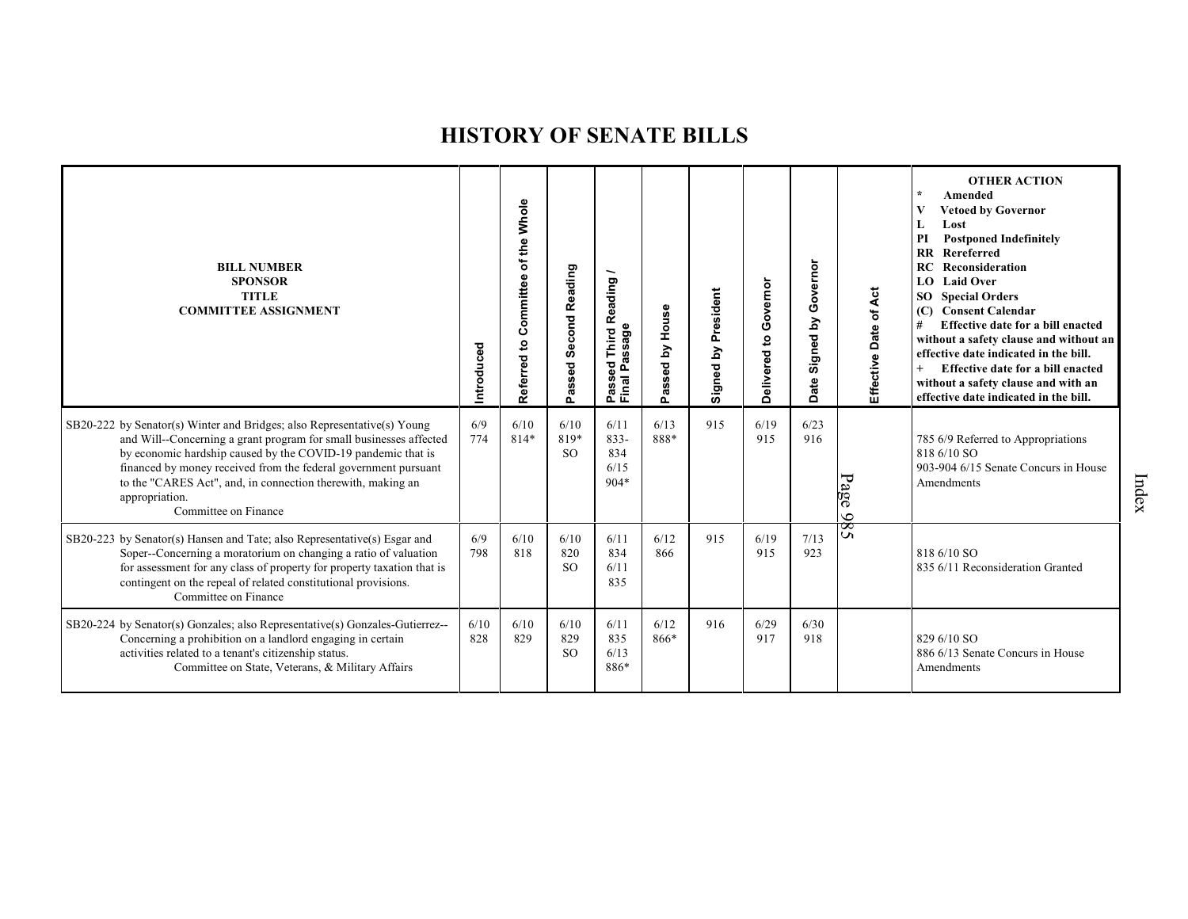# HISTORY OF SENATE BILLS

| BILL NUMBER SPONSOR TITLE COMMITTEE ASSIGNMENT | Introduced | Referred to Committee of the Whole | Passed Second Reading | Passed Third Reading / Final Passage | Passed by House | Signed by President | Delivered to Governor | Date Signed by Governor | Effective Date of Act | OTHER ACTION * Amended V Vetoed by Governor L Lost PI Postponed Indefinitely RR Rereferred RC Reconsideration LO Laid Over SO Special Orders (C) Consent Calendar # Effective date for a bill enacted without a safety clause and without an effective date indicated in the bill. + Effective date for a bill enacted without a safety clause and with an effective date indicated in the bill. |
|---|---|---|---|---|---|---|---|---|---|---|
| SB20-222 by Senator(s) Winter and Bridges; also Representative(s) Young and Will--Concerning a grant program for small businesses affected by economic hardship caused by the COVID-19 pandemic that is financed by money received from the federal government pursuant to the "CARES Act", and, in connection therewith, making an appropriation. Committee on Finance | 6/9 774 | 6/10 814* | 6/10 819* SO | 6/11 833-834 6/15 904* | 6/13 888* | 915 | 6/19 915 | 6/23 916 | | 785 6/9 Referred to Appropriations 818 6/10 SO 903-904 6/15 Senate Concurs in House Amendments |
| SB20-223 by Senator(s) Hansen and Tate; also Representative(s) Esgar and Soper--Concerning a moratorium on changing a ratio of valuation for assessment for any class of property for property taxation that is contingent on the repeal of related constitutional provisions. Committee on Finance | 6/9 798 | 6/10 818 | 6/10 820 SO | 6/11 834 6/11 835 | 6/12 866 | 915 | 6/19 915 | 7/13 923 | | 818 6/10 SO 835 6/11 Reconsideration Granted |
| SB20-224 by Senator(s) Gonzales; also Representative(s) Gonzales-Gutierrez--Concerning a prohibition on a landlord engaging in certain activities related to a tenant's citizenship status. Committee on State, Veterans, & Military Affairs | 6/10 828 | 6/10 829 | 6/10 829 SO | 6/11 835 6/13 886* | 6/12 866* | 916 | 6/29 917 | 6/30 918 | | 829 6/10 SO 886 6/13 Senate Concurs in House Amendments |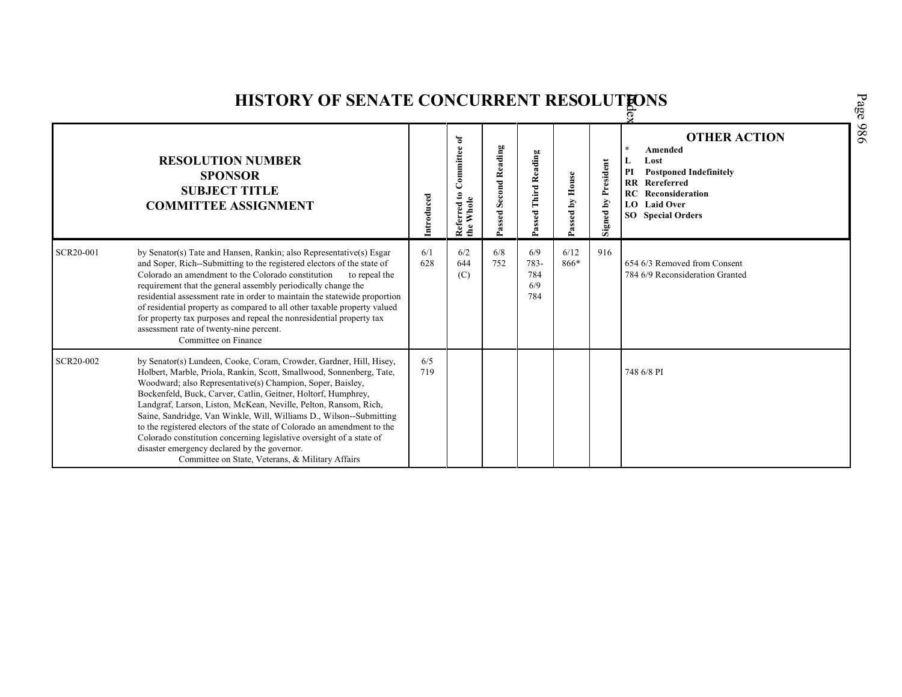# HISTORY OF SENATE CONCURRENT RESOLUTIONS

| RESOLUTION NUMBER SPONSOR SUBJECT TITLE COMMITTEE ASSIGNMENT | | Introduced | Referred to Committee of the Whole | Passed Second Reading | Passed Third Reading | Passed by House | Signed by President | OTHER ACTION<br>* Amended<br>L Lost<br>PI Postponed Indefinitely<br>RR Rereferred<br>RC Reconsideration<br>LO Laid Over<br>SO Special Orders |
|---|---|---|---|---|---|---|---|---|
| SCR20-001 | by Senator(s) Tate and Hansen, Rankin; also Representative(s) Esgar and Soper, Rich--Submitting to the registered electors of the state of Colorado an amendment to the Colorado constitution to repeal the requirement that the general assembly periodically change the residential assessment rate in order to maintain the statewide proportion of residential property as compared to all other taxable property valued for property tax purposes and repeal the nonresidential property tax assessment rate of twenty-nine percent.<br>Committee on Finance | 6/1<br>628 | 6/2<br>644<br>(C) | 6/8<br>752 | 6/9<br>783-<br>784<br>6/9<br>784 | 6/12<br>866* | 916 | 654 6/3 Removed from Consent<br>784 6/9 Reconsideration Granted |
| SCR20-002 | by Senator(s) Lundeen, Cooke, Coram, Crowder, Gardner, Hill, Hisey, Holbert, Marble, Priola, Rankin, Scott, Smallwood, Sonnenberg, Tate, Woodward; also Representative(s) Champion, Soper, Baisley, Bockenfeld, Buck, Carver, Catlin, Geitner, Holtorf, Humphrey, Landgraf, Larson, Liston, McKean, Neville, Pelton, Ransom, Rich, Saine, Sandridge, Van Winkle, Will, Williams D., Wilson--Submitting to the registered electors of the state of Colorado an amendment to the Colorado constitution concerning legislative oversight of a state of disaster emergency declared by the governor.<br>Committee on State, Veterans, & Military Affairs | 6/5<br>719 | | | | | | 748 6/8 PI |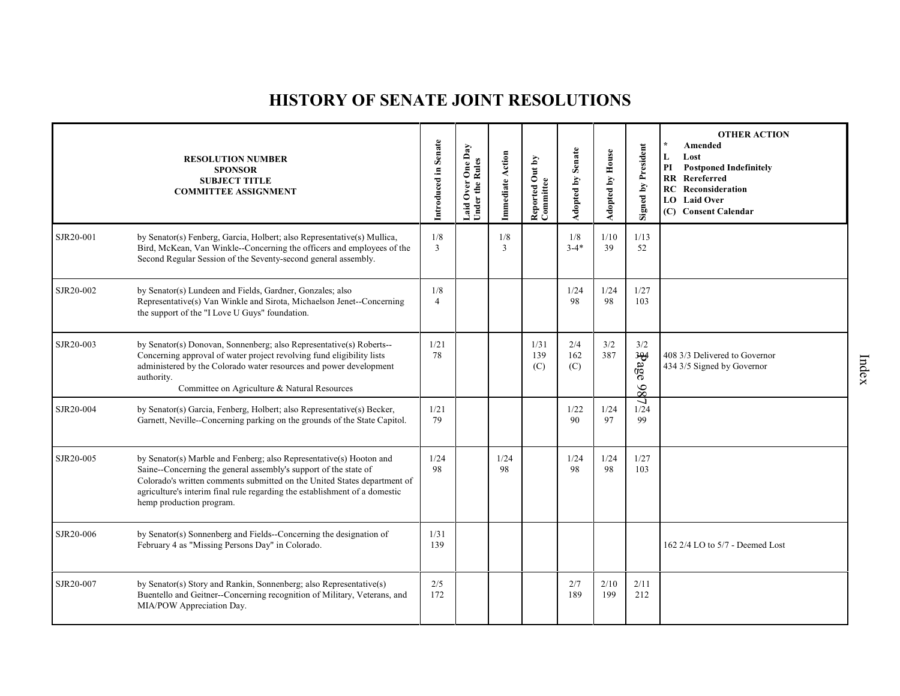# HISTORY OF SENATE JOINT RESOLUTIONS

| RESOLUTION NUMBER<br>SPONSOR<br>SUBJECT TITLE<br>COMMITTEE ASSIGNMENT | | Introduced in Senate | Laid Over One Day Under the Rules | Immediate Action | Reported Out by Committee | Adopted by Senate | Adopted by House | Signed by President | OTHER ACTION<br>* Amended<br>L Lost<br>PI Postponed Indefinitely<br>RR Rereferred<br>RC Reconsideration<br>LO Laid Over<br>(C) Consent Calendar |
|---|---|---|---|---|---|---|---|---|---|
| SJR20-001 | by Senator(s) Fenberg, Garcia, Holbert; also Representative(s) Mullica, Bird, McKean, Van Winkle--Concerning the officers and employees of the Second Regular Session of the Seventy-second general assembly. | 1/8<br>3 | | 1/8<br>3 | | 1/8<br>3-4* | 1/10<br>39 | 1/13<br>52 | |
| SJR20-002 | by Senator(s) Lundeen and Fields, Gardner, Gonzales; also Representative(s) Van Winkle and Sirota, Michaelson Jenet--Concerning the support of the "I Love U Guys" foundation. | 1/8<br>4 | | | | 1/24<br>98 | 1/24<br>98 | 1/27<br>103 | |
| SJR20-003 | by Senator(s) Donovan, Sonnenberg; also Representative(s) Roberts--Concerning approval of water project revolving fund eligibility lists administered by the Colorado water resources and power development authority.<br>Committee on Agriculture & Natural Resources | 1/21<br>78 | | | 1/31<br>139<br>(C) | 2/4<br>162<br>(C) | 3/2<br>387 | 3/2<br>394 | 408 3/3 Delivered to Governor<br>434 3/5 Signed by Governor |
| SJR20-004 | by Senator(s) Garcia, Fenberg, Holbert; also Representative(s) Becker, Garnett, Neville--Concerning parking on the grounds of the State Capitol. | 1/21<br>79 | | | | 1/22<br>90 | 1/24<br>97 | 1/24<br>99 | |
| SJR20-005 | by Senator(s) Marble and Fenberg; also Representative(s) Hooton and Saine--Concerning the general assembly's support of the state of Colorado's written comments submitted on the United States department of agriculture's interim final rule regarding the establishment of a domestic hemp production program. | 1/24<br>98 | | 1/24<br>98 | | 1/24<br>98 | 1/24<br>98 | 1/27<br>103 | |
| SJR20-006 | by Senator(s) Sonnenberg and Fields--Concerning the designation of February 4 as "Missing Persons Day" in Colorado. | 1/31<br>139 | | | | | | | 162 2/4 LO to 5/7 - Deemed Lost |
| SJR20-007 | by Senator(s) Story and Rankin, Sonnenberg; also Representative(s) Buentello and Geitner--Concerning recognition of Military, Veterans, and MIA/POW Appreciation Day. | 2/5<br>172 | | | | 2/7<br>189 | 2/10<br>199 | 2/11<br>212 | |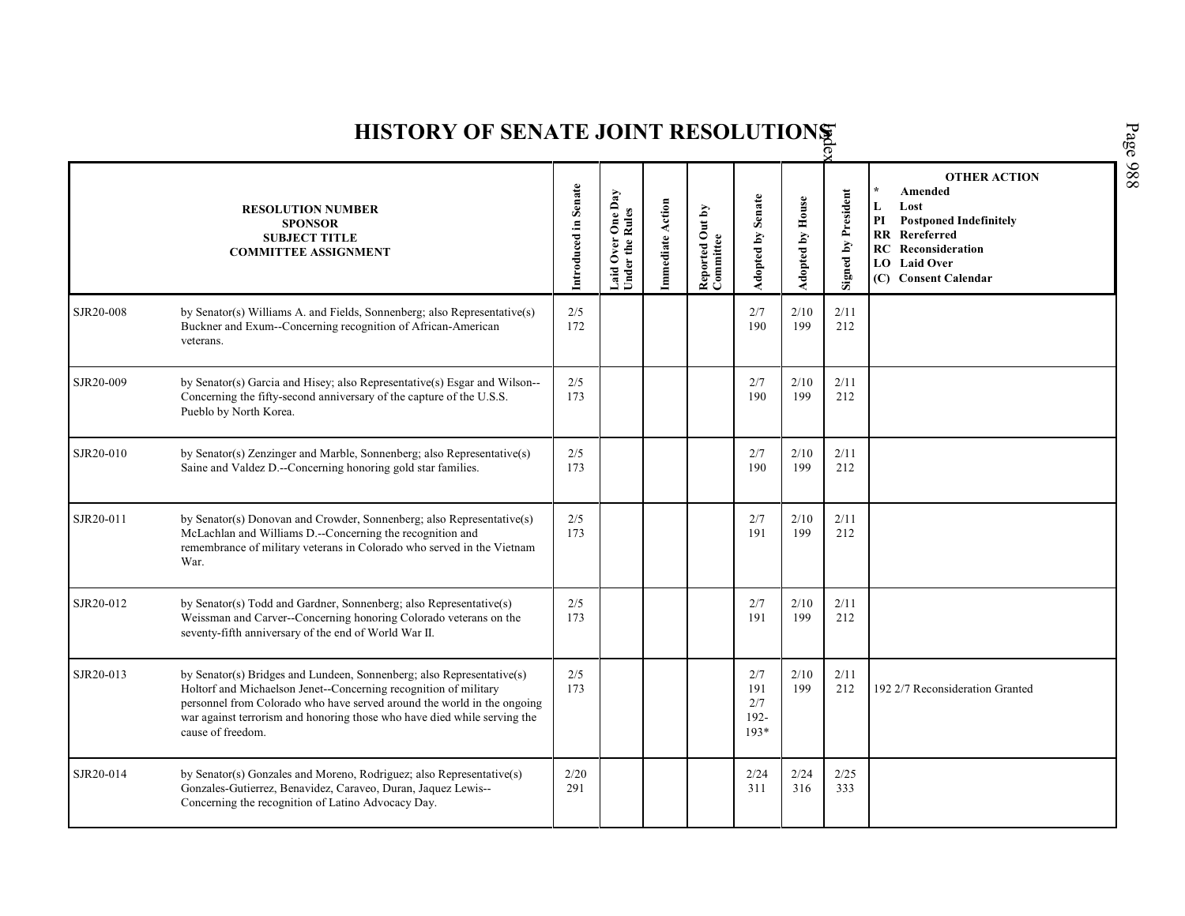# HISTORY OF SENATE JOINT RESOLUTIONS

| RESOLUTION NUMBER<br>SPONSOR<br>SUBJECT TITLE<br>COMMITTEE ASSIGNMENT | | Introduced in Senate | Laid Over One Day Under the Rules | Immediate Action | Reported Out by Committee | Adopted by Senate | Adopted by House | Signed by President | OTHER ACTION<br>* Amended<br>L Lost<br>PI Postponed Indefinitely<br>RR Rereferred<br>RC Reconsideration<br>LO Laid Over<br>(C) Consent Calendar |
|---|---|---|---|---|---|---|---|---|---|
| SJR20-008 | by Senator(s) Williams A. and Fields, Sonnenberg; also Representative(s) Buckner and Exum--Concerning recognition of African-American veterans. | 2/5<br>172 | | | | 2/7<br>190 | 2/10<br>199 | 2/11<br>212 | |
| SJR20-009 | by Senator(s) Garcia and Hisey; also Representative(s) Esgar and Wilson--Concerning the fifty-second anniversary of the capture of the U.S.S. Pueblo by North Korea. | 2/5<br>173 | | | | 2/7<br>190 | 2/10<br>199 | 2/11<br>212 | |
| SJR20-010 | by Senator(s) Zenzinger and Marble, Sonnenberg; also Representative(s) Saine and Valdez D.--Concerning honoring gold star families. | 2/5<br>173 | | | | 2/7<br>190 | 2/10<br>199 | 2/11<br>212 | |
| SJR20-011 | by Senator(s) Donovan and Crowder, Sonnenberg; also Representative(s) McLachlan and Williams D.--Concerning the recognition and remembrance of military veterans in Colorado who served in the Vietnam War. | 2/5<br>173 | | | | 2/7<br>191 | 2/10<br>199 | 2/11<br>212 | |
| SJR20-012 | by Senator(s) Todd and Gardner, Sonnenberg; also Representative(s) Weissman and Carver--Concerning honoring Colorado veterans on the seventy-fifth anniversary of the end of World War II. | 2/5<br>173 | | | | 2/7<br>191 | 2/10<br>199 | 2/11<br>212 | |
| SJR20-013 | by Senator(s) Bridges and Lundeen, Sonnenberg; also Representative(s) Holtorf and Michaelson Jenet--Concerning recognition of military personnel from Colorado who have served around the world in the ongoing war against terrorism and honoring those who have died while serving the cause of freedom. | 2/5<br>173 | | | | 2/7<br>191<br>2/7<br>192-<br>193* | 2/10<br>199 | 2/11<br>212 | 192 2/7 Reconsideration Granted |
| SJR20-014 | by Senator(s) Gonzales and Moreno, Rodriguez; also Representative(s) Gonzales-Gutierrez, Benavidez, Caraveo, Duran, Jaquez Lewis--Concerning the recognition of Latino Advocacy Day. | 2/20<br>291 | | | | 2/24<br>311 | 2/24<br>316 | 2/25<br>333 | |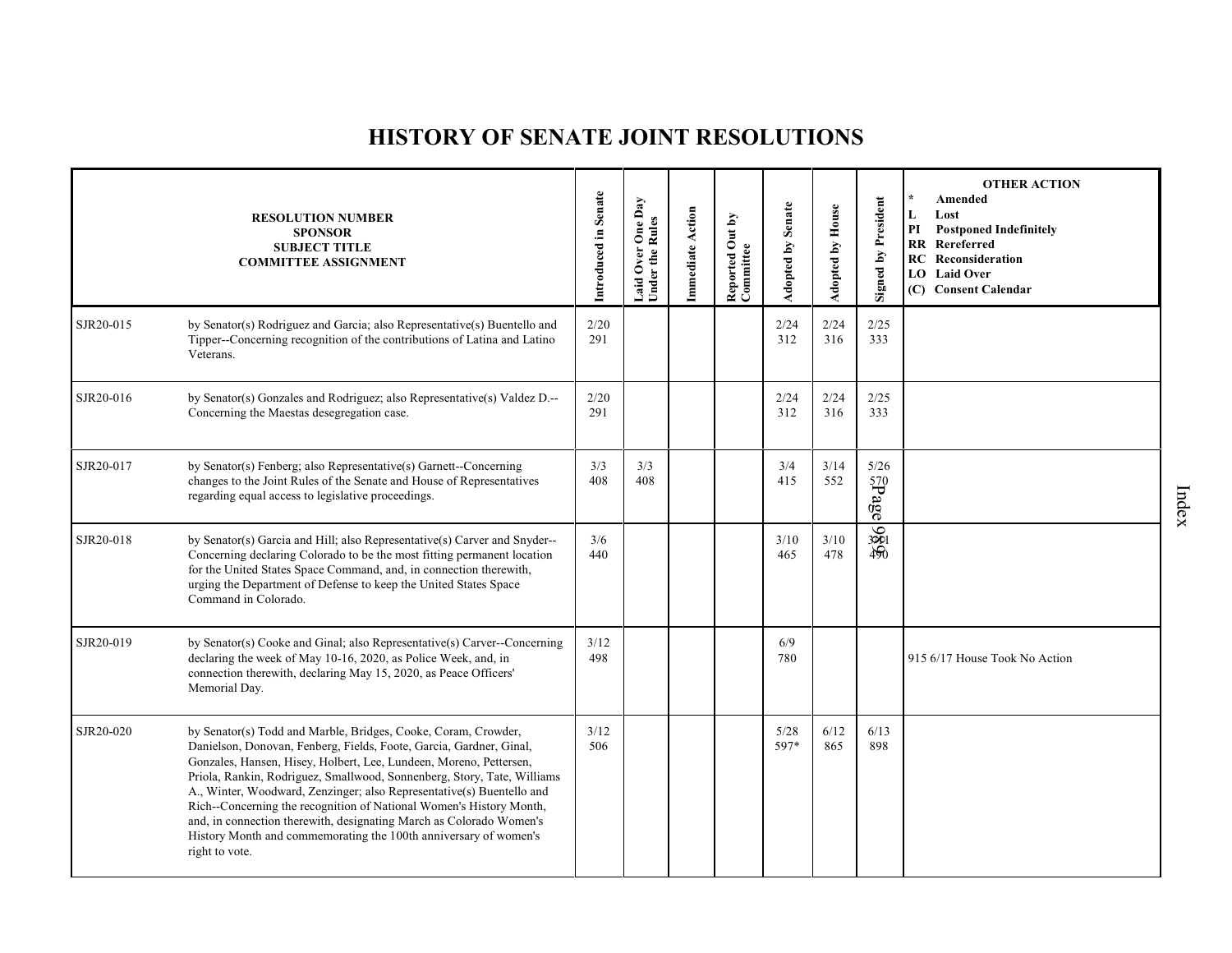# HISTORY OF SENATE JOINT RESOLUTIONS

| RESOLUTION NUMBER<br>SPONSOR<br>SUBJECT TITLE<br>COMMITTEE ASSIGNMENT | | Introduced in Senate | Laid Over One Day Under the Rules | Immediate Action | Reported Out by Committee | Adopted by Senate | Adopted by House | Signed by President | OTHER ACTION<br>* Amended<br>L Lost<br>PI Postponed Indefinitely<br>RR Rereferred<br>RC Reconsideration<br>LO Laid Over<br>(C) Consent Calendar |
|---|---|---|---|---|---|---|---|---|---|
| SJR20-015 | by Senator(s) Rodriguez and Garcia; also Representative(s) Buentello and Tipper--Concerning recognition of the contributions of Latina and Latino Veterans. | 2/20<br>291 | | | | 2/24<br>312 | 2/24<br>316 | 2/25<br>333 | |
| SJR20-016 | by Senator(s) Gonzales and Rodriguez; also Representative(s) Valdez D.--Concerning the Maestas desegregation case. | 2/20<br>291 | | | | 2/24<br>312 | 2/24<br>316 | 2/25<br>333 | |
| SJR20-017 | by Senator(s) Fenberg; also Representative(s) Garnett--Concerning changes to the Joint Rules of the Senate and House of Representatives regarding equal access to legislative proceedings. | 3/3<br>408 | 3/3<br>408 | | | 3/4<br>415 | 3/14<br>552 | 5/26<br>570 | |
| SJR20-018 | by Senator(s) Garcia and Hill; also Representative(s) Carver and Snyder--Concerning declaring Colorado to be the most fitting permanent location for the United States Space Command, and, in connection therewith, urging the Department of Defense to keep the United States Space Command in Colorado. | 3/6<br>440 | | | | 3/10<br>465 | 3/10<br>478 | 3/11<br>490 | |
| SJR20-019 | by Senator(s) Cooke and Ginal; also Representative(s) Carver--Concerning declaring the week of May 10-16, 2020, as Police Week, and, in connection therewith, declaring May 15, 2020, as Peace Officers' Memorial Day. | 3/12<br>498 | | | | 6/9<br>780 | | | 915 6/17 House Took No Action |
| SJR20-020 | by Senator(s) Todd and Marble, Bridges, Cooke, Coram, Crowder, Danielson, Donovan, Fenberg, Fields, Foote, Garcia, Gardner, Ginal, Gonzales, Hansen, Hisey, Holbert, Lee, Lundeen, Moreno, Pettersen, Priola, Rankin, Rodriguez, Smallwood, Sonnenberg, Story, Tate, Williams A., Winter, Woodward, Zenzinger; also Representative(s) Buentello and Rich--Concerning the recognition of National Women's History Month, and, in connection therewith, designating March as Colorado Women's History Month and commemorating the 100th anniversary of women's right to vote. | 3/12<br>506 | | | | 5/28<br>597* | 6/12<br>865 | 6/13<br>898 | |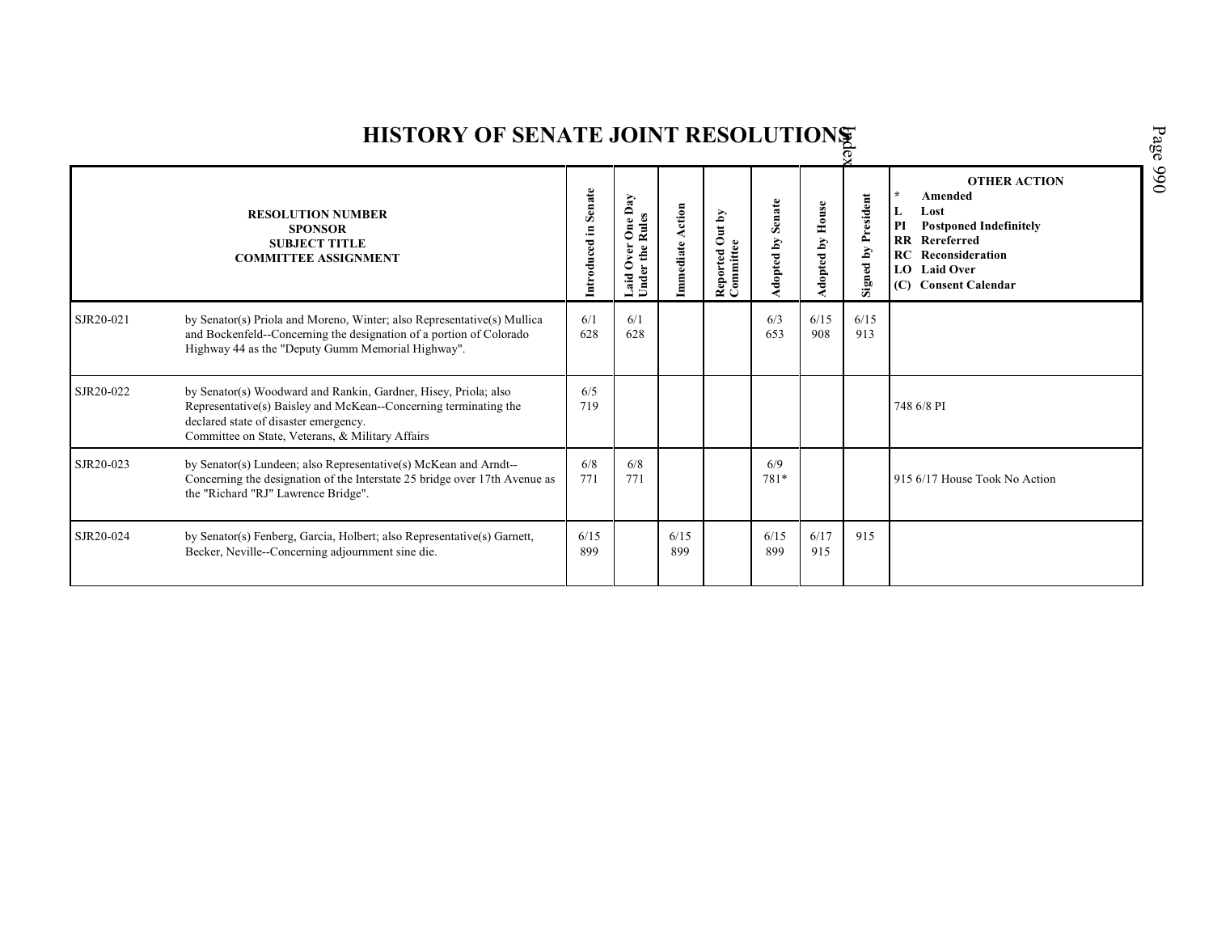# HISTORY OF SENATE JOINT RESOLUTIONS

| RESOLUTION NUMBER<br>SPONSOR<br>SUBJECT TITLE<br>COMMITTEE ASSIGNMENT | | Introduced in Senate | Laid Over One Day Under the Rules | Immediate Action | Reported Out by Committee | Adopted by Senate | Adopted by House | Signed by President | OTHER ACTION<br>* Amended<br>L Lost<br>PI Postponed Indefinitely<br>RR Rereferred<br>RC Reconsideration<br>LO Laid Over<br>(C) Consent Calendar |
|---|---|---|---|---|---|---|---|---|---|
| SJR20-021 | by Senator(s) Priola and Moreno, Winter; also Representative(s) Mullica and Bockenfeld--Concerning the designation of a portion of Colorado Highway 44 as the "Deputy Gumm Memorial Highway". | 6/1<br>628 | 6/1<br>628 | | | 6/3<br>653 | 6/15<br>908 | 6/15<br>913 | |
| SJR20-022 | by Senator(s) Woodward and Rankin, Gardner, Hisey, Priola; also Representative(s) Baisley and McKean--Concerning terminating the declared state of disaster emergency.<br>Committee on State, Veterans, & Military Affairs | 6/5<br>719 | | | | | | | 748 6/8 PI |
| SJR20-023 | by Senator(s) Lundeen; also Representative(s) McKean and Arndt--Concerning the designation of the Interstate 25 bridge over 17th Avenue as the "Richard "RJ" Lawrence Bridge". | 6/8<br>771 | 6/8<br>771 | | | 6/9<br>781* | | | 915 6/17 House Took No Action |
| SJR20-024 | by Senator(s) Fenberg, Garcia, Holbert; also Representative(s) Garnett, Becker, Neville--Concerning adjournment sine die. | 6/15<br>899 | | 6/15<br>899 | | 6/15<br>899 | 6/17<br>915 | 915 | |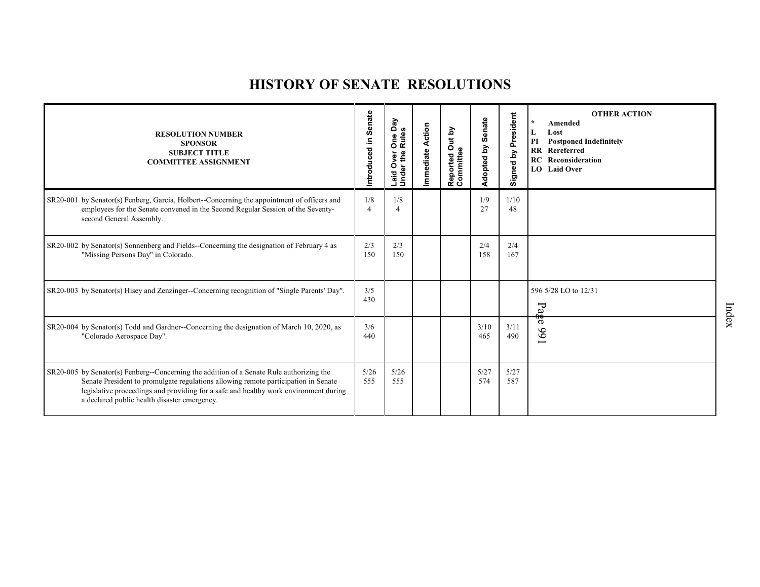# HISTORY OF SENATE RESOLUTIONS

| RESOLUTION NUMBER<br>SPONSOR<br>SUBJECT TITLE<br>COMMITTEE ASSIGNMENT | Introduced in Senate | Laid Over One Day Under the Rules | Immediate Action | Reported Out by Committee | Adopted by Senate | Signed by President | OTHER ACTION<br>* Amended<br>L Lost<br>PI Postponed Indefinitely<br>RR Rereferred<br>RC Reconsideration<br>LO Laid Over |
|---|---|---|---|---|---|---|---|
| SR20-001 by Senator(s) Fenberg, Garcia, Holbert--Concerning the appointment of officers and employees for the Senate convened in the Second Regular Session of the Seventy-second General Assembly. | 1/8<br>4 | 1/8<br>4 | | | 1/9<br>27 | 1/10<br>48 | |
| SR20-002 by Senator(s) Sonnenberg and Fields--Concerning the designation of February 4 as "Missing Persons Day" in Colorado. | 2/3<br>150 | 2/3<br>150 | | | 2/4<br>158 | 2/4<br>167 | |
| SR20-003 by Senator(s) Hisey and Zenzinger--Concerning recognition of "Single Parents' Day". | 3/5<br>430 | | | | | | 596 5/28 LO to 12/31 |
| SR20-004 by Senator(s) Todd and Gardner--Concerning the designation of March 10, 2020, as "Colorado Aerospace Day". | 3/6<br>440 | | | | 3/10<br>465 | 3/11<br>490 | |
| SR20-005 by Senator(s) Fenberg--Concerning the addition of a Senate Rule authorizing the Senate President to promulgate regulations allowing remote participation in Senate legislative proceedings and providing for a safe and healthy work environment during a declared public health disaster emergency. | 5/26<br>555 | 5/26<br>555 | | | 5/27<br>574 | 5/27<br>587 | |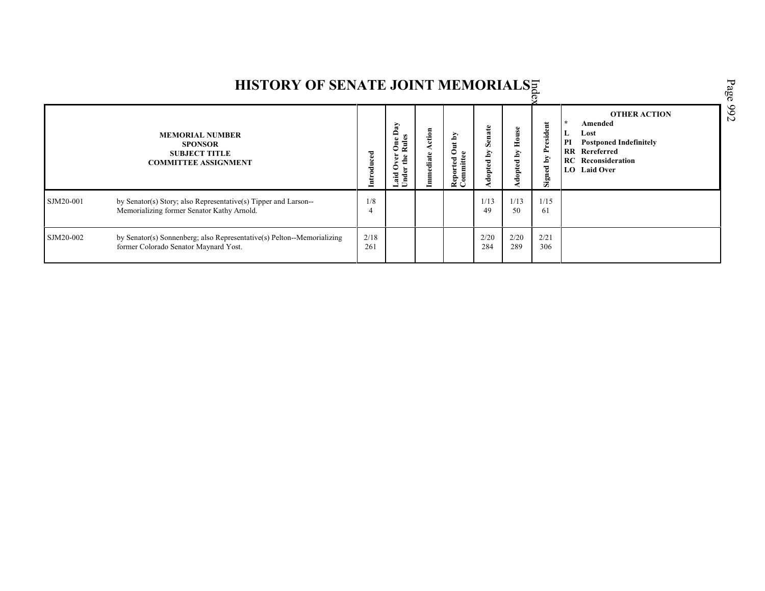# HISTORY OF SENATE JOINT MEMORIALS

| MEMORIAL NUMBER<br>SPONSOR<br>SUBJECT TITLE<br>COMMITTEE ASSIGNMENT | | Introduced | Laid Over One Day Under the Rules | Immediate Action | Reported Out by Committee | Adopted by Senate | Adopted by House | Signed by President | OTHER ACTION<br>* Amended<br>L Lost<br>PI Postponed Indefinitely<br>RR Rereferred<br>RC Reconsideration<br>LO Laid Over |
|---|---|---|---|---|---|---|---|---|---|
| SJM20-001 | by Senator(s) Story; also Representative(s) Tipper and Larson--Memorializing former Senator Kathy Arnold. | 1/8<br>4 | | | | 1/13<br>49 | 1/13<br>50 | 1/15<br>61 | |
| SJM20-002 | by Senator(s) Sonnenberg; also Representative(s) Pelton--Memorializing former Colorado Senator Maynard Yost. | 2/18<br>261 | | | | 2/20<br>284 | 2/20<br>289 | 2/21<br>306 | |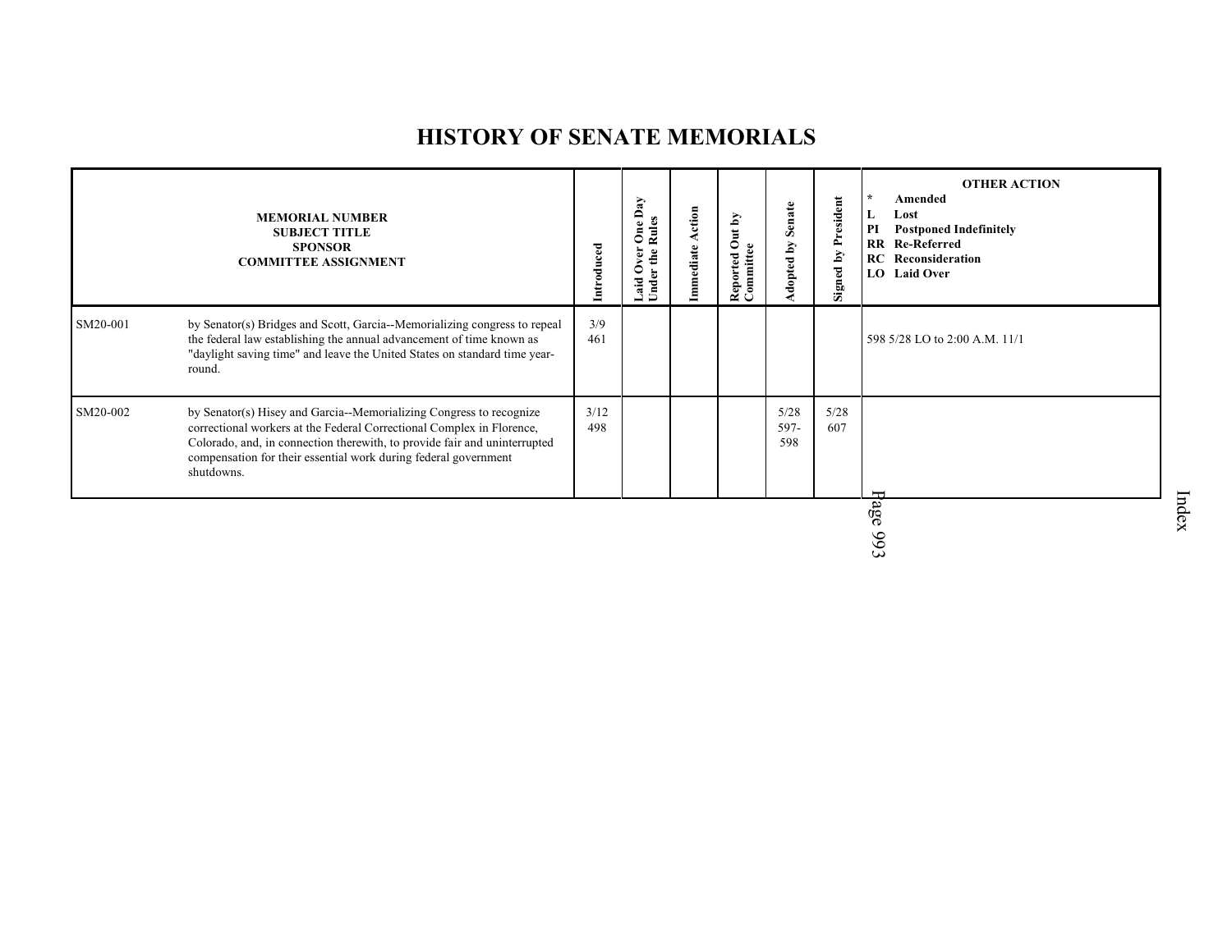# HISTORY OF SENATE MEMORIALS

| MEMORIAL NUMBER | SUBJECT TITLE / SPONSOR / COMMITTEE ASSIGNMENT | Introduced | Laid Over One Day Under the Rules | Immediate Action | Reported Out by Committee | Adopted by Senate | Signed by President | OTHER ACTION (* Amended; L Lost; PI Postponed Indefinitely; RR Re-Referred; RC Reconsideration; LO Laid Over) |
|---|---|---|---|---|---|---|---|---|
| SM20-001 | by Senator(s) Bridges and Scott, Garcia--Memorializing congress to repeal the federal law establishing the annual advancement of time known as "daylight saving time" and leave the United States on standard time year-round. | 3/9 461 | | | | | | 598 5/28 LO to 2:00 A.M. 11/1 |
| SM20-002 | by Senator(s) Hisey and Garcia--Memorializing Congress to recognize correctional workers at the Federal Correctional Complex in Florence, Colorado, and, in connection therewith, to provide fair and uninterrupted compensation for their essential work during federal government shutdowns. | 3/12 498 | | | | 5/28 597-598 | 5/28 607 | |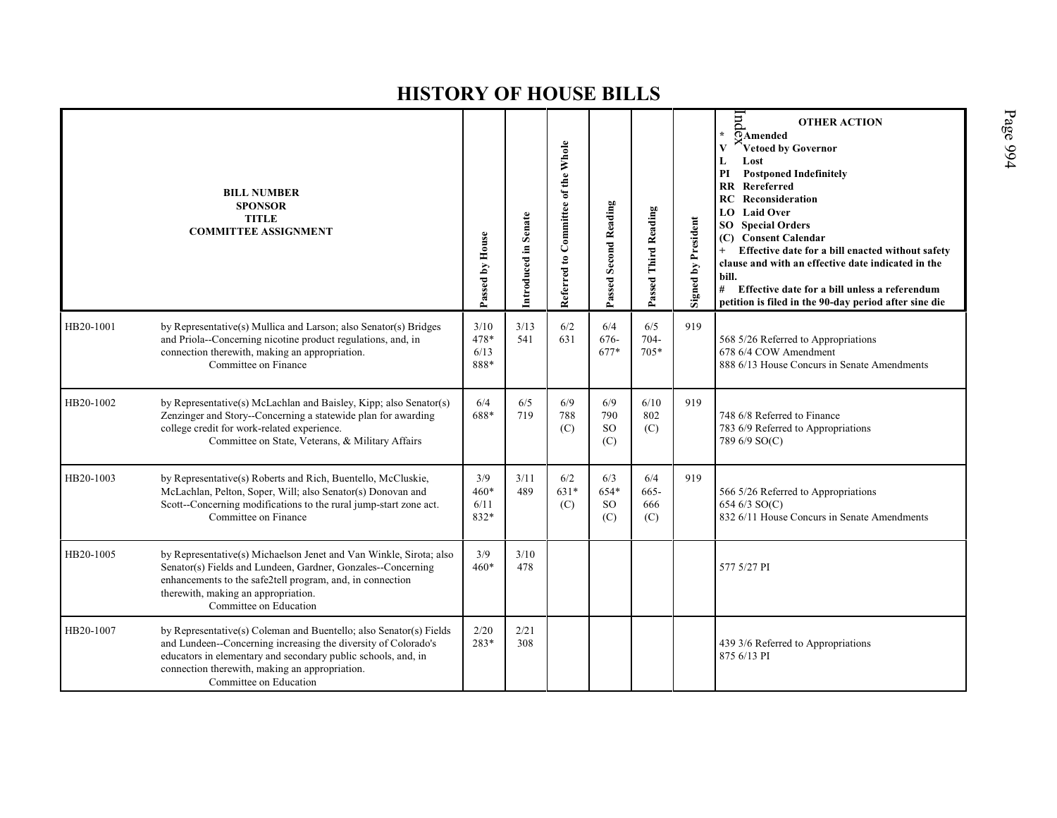# HISTORY OF HOUSE BILLS

| BILL NUMBER | SPONSOR TITLE COMMITTEE ASSIGNMENT | Passed by House | Introduced in Senate | Referred to Committee of the Whole | Passed Second Reading | Passed Third Reading | Signed by President | OTHER ACTION<br>* Amended<br>V Vetoed by Governor<br>L Lost<br>PI Postponed Indefinitely<br>RR Rereferred<br>RC Reconsideration<br>LO Laid Over<br>SO Special Orders<br>(C) Consent Calendar<br>+ Effective date for a bill enacted without safety clause and with an effective date indicated in the bill.<br># Effective date for a bill unless a referendum petition is filed in the 90-day period after sine die |
|---|---|---|---|---|---|---|---|---|
| HB20-1001 | by Representative(s) Mullica and Larson; also Senator(s) Bridges and Priola--Concerning nicotine product regulations, and, in connection therewith, making an appropriation.<br>Committee on Finance | 3/10<br>478*<br>6/13<br>888* | 3/13<br>541 | 6/2<br>631 | 6/4<br>676-<br>677* | 6/5<br>704-<br>705* | 919 | 568 5/26 Referred to Appropriations<br>678 6/4 COW Amendment<br>888 6/13 House Concurs in Senate Amendments |
| HB20-1002 | by Representative(s) McLachlan and Baisley, Kipp; also Senator(s) Zenzinger and Story--Concerning a statewide plan for awarding college credit for work-related experience.<br>Committee on State, Veterans, & Military Affairs | 6/4<br>688* | 6/5<br>719 | 6/9<br>788<br>(C) | 6/9<br>790<br>SO<br>(C) | 6/10<br>802<br>(C) | 919 | 748 6/8 Referred to Finance<br>783 6/9 Referred to Appropriations<br>789 6/9 SO(C) |
| HB20-1003 | by Representative(s) Roberts and Rich, Buentello, McCluskie, McLachlan, Pelton, Soper, Will; also Senator(s) Donovan and Scott--Concerning modifications to the rural jump-start zone act.<br>Committee on Finance | 3/9<br>460*<br>6/11<br>832* | 3/11<br>489 | 6/2<br>631*<br>(C) | 6/3<br>654*<br>SO<br>(C) | 6/4<br>665-<br>666<br>(C) | 919 | 566 5/26 Referred to Appropriations<br>654 6/3 SO(C)<br>832 6/11 House Concurs in Senate Amendments |
| HB20-1005 | by Representative(s) Michaelson Jenet and Van Winkle, Sirota; also Senator(s) Fields and Lundeen, Gardner, Gonzales--Concerning enhancements to the safe2tell program, and, in connection therewith, making an appropriation.<br>Committee on Education | 3/9<br>460* | 3/10<br>478 | | | | | 577 5/27 PI |
| HB20-1007 | by Representative(s) Coleman and Buentello; also Senator(s) Fields and Lundeen--Concerning increasing the diversity of Colorado's educators in elementary and secondary public schools, and, in connection therewith, making an appropriation.<br>Committee on Education | 2/20<br>283* | 2/21<br>308 | | | | | 439 3/6 Referred to Appropriations<br>875 6/13 PI |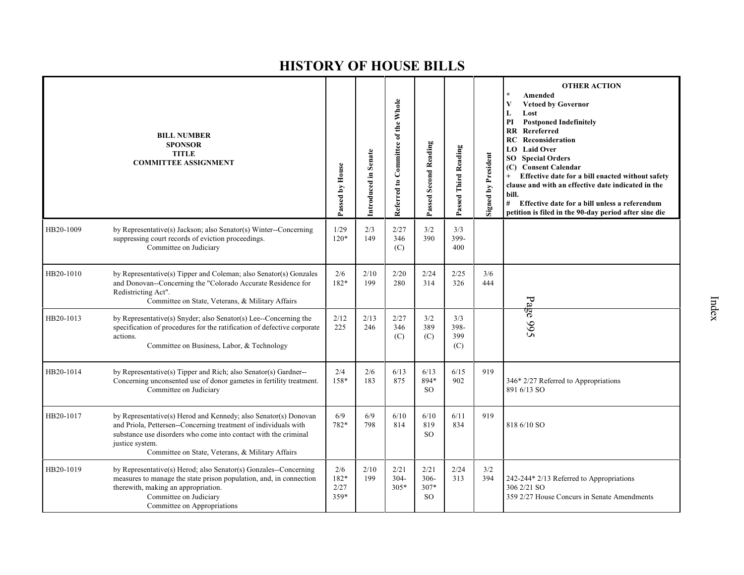# HISTORY OF HOUSE BILLS

| BILL NUMBER<br>SPONSOR<br>TITLE<br>COMMITTEE ASSIGNMENT | | Passed by House | Introduced in Senate | Referred to Committee of the Whole | Passed Second Reading | Passed Third Reading | Signed by President | OTHER ACTION<br>* Amended<br>V Vetoed by Governor<br>L Lost<br>PI Postponed Indefinitely<br>RR Rereferred<br>RC Reconsideration<br>LO Laid Over<br>SO Special Orders<br>(C) Consent Calendar<br>+ Effective date for a bill enacted without safety clause and with an effective date indicated in the bill.<br># Effective date for a bill unless a referendum petition is filed in the 90-day period after sine die |
|---|---|---|---|---|---|---|---|---|
| HB20-1009 | by Representative(s) Jackson; also Senator(s) Winter--Concerning suppressing court records of eviction proceedings.<br>Committee on Judiciary | 1/29<br>120* | 2/3<br>149 | 2/27<br>346<br>(C) | 3/2<br>390 | 3/3<br>399-<br>400 | | |
| HB20-1010 | by Representative(s) Tipper and Coleman; also Senator(s) Gonzales and Donovan--Concerning the "Colorado Accurate Residence for Redistricting Act".<br>Committee on State, Veterans, & Military Affairs | 2/6<br>182* | 2/10<br>199 | 2/20<br>280 | 2/24<br>314 | 2/25<br>326 | 3/6<br>444 | |
| HB20-1013 | by Representative(s) Snyder; also Senator(s) Lee--Concerning the specification of procedures for the ratification of defective corporate actions.<br>Committee on Business, Labor, & Technology | 2/12<br>225 | 2/13<br>246 | 2/27<br>346<br>(C) | 3/2<br>389<br>(C) | 3/3<br>398-<br>399<br>(C) | | |
| HB20-1014 | by Representative(s) Tipper and Rich; also Senator(s) Gardner--Concerning unconsented use of donor gametes in fertility treatment.<br>Committee on Judiciary | 2/4<br>158* | 2/6<br>183 | 6/13<br>875 | 6/13<br>894*<br>SO | 6/15<br>902 | 919 | 346* 2/27 Referred to Appropriations<br>891 6/13 SO |
| HB20-1017 | by Representative(s) Herod and Kennedy; also Senator(s) Donovan and Priola, Pettersen--Concerning treatment of individuals with substance use disorders who come into contact with the criminal justice system.<br>Committee on State, Veterans, & Military Affairs | 6/9<br>782* | 6/9<br>798 | 6/10<br>814 | 6/10<br>819<br>SO | 6/11<br>834 | 919 | 818 6/10 SO |
| HB20-1019 | by Representative(s) Herod; also Senator(s) Gonzales--Concerning measures to manage the state prison population, and, in connection therewith, making an appropriation.<br>Committee on Judiciary<br>Committee on Appropriations | 2/6<br>182*<br>2/27<br>359* | 2/10<br>199 | 2/21<br>304-<br>305* | 2/21<br>306-<br>307*<br>SO | 2/24<br>313 | 3/2<br>394 | 242-244* 2/13 Referred to Appropriations<br>306 2/21 SO<br>359 2/27 House Concurs in Senate Amendments |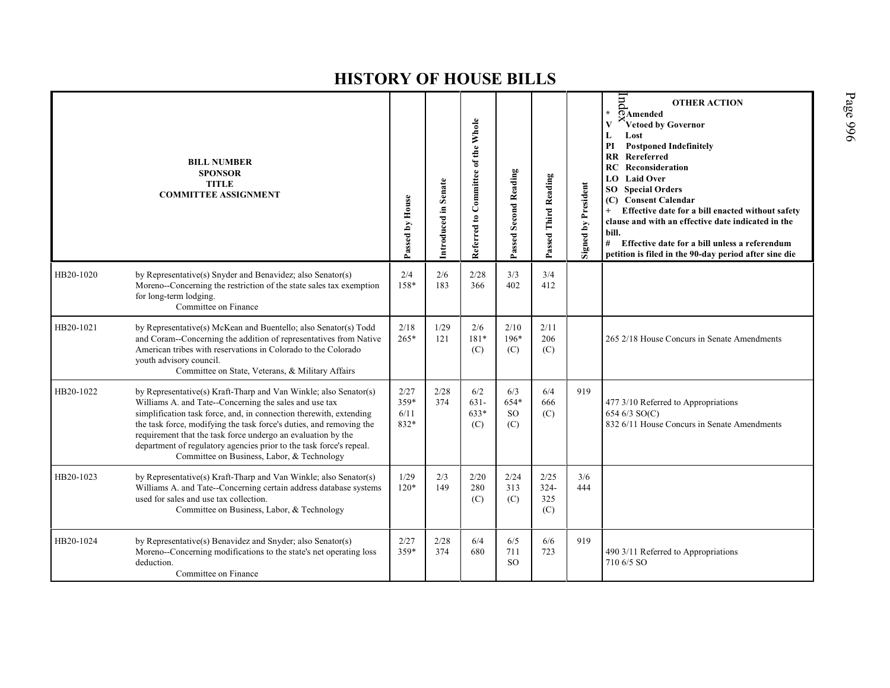# HISTORY OF HOUSE BILLS

| BILL NUMBER<br>SPONSOR<br>TITLE<br>COMMITTEE ASSIGNMENT | | Passed by House | Introduced in Senate | Referred to Committee of the Whole | Passed Second Reading | Passed Third Reading | Signed by President | OTHER ACTION<br>* Amended<br>V Vetoed by Governor<br>L Lost<br>PI Postponed Indefinitely<br>RR Rereferred<br>RC Reconsideration<br>LO Laid Over<br>SO Special Orders<br>(C) Consent Calendar<br>+ Effective date for a bill enacted without safety clause and with an effective date indicated in the bill.<br># Effective date for a bill unless a referendum petition is filed in the 90-day period after sine die |
|---|---|---|---|---|---|---|---|---|
| HB20-1020 | by Representative(s) Snyder and Benavidez; also Senator(s) Moreno--Concerning the restriction of the state sales tax exemption for long-term lodging.<br>Committee on Finance | 2/4<br>158* | 2/6<br>183 | 2/28<br>366 | 3/3<br>402 | 3/4<br>412 | | |
| HB20-1021 | by Representative(s) McKean and Buentello; also Senator(s) Todd and Coram--Concerning the addition of representatives from Native American tribes with reservations in Colorado to the Colorado youth advisory council.<br>Committee on State, Veterans, & Military Affairs | 2/18<br>265* | 1/29<br>121 | 2/6<br>181*<br>(C) | 2/10<br>196*<br>(C) | 2/11<br>206<br>(C) | | 265 2/18 House Concurs in Senate Amendments |
| HB20-1022 | by Representative(s) Kraft-Tharp and Van Winkle; also Senator(s) Williams A. and Tate--Concerning the sales and use tax simplification task force, and, in connection therewith, extending the task force, modifying the task force's duties, and removing the requirement that the task force undergo an evaluation by the department of regulatory agencies prior to the task force's repeal.<br>Committee on Business, Labor, & Technology | 2/27<br>359*<br>6/11<br>832* | 2/28<br>374 | 6/2<br>631-<br>633*<br>(C) | 6/3<br>654*<br>SO<br>(C) | 6/4<br>666<br>(C) | 919 | 477 3/10 Referred to Appropriations<br>654 6/3 SO(C)<br>832 6/11 House Concurs in Senate Amendments |
| HB20-1023 | by Representative(s) Kraft-Tharp and Van Winkle; also Senator(s) Williams A. and Tate--Concerning certain address database systems used for sales and use tax collection.<br>Committee on Business, Labor, & Technology | 1/29<br>120* | 2/3<br>149 | 2/20<br>280<br>(C) | 2/24<br>313<br>(C) | 2/25<br>324-<br>325<br>(C) | 3/6<br>444 | |
| HB20-1024 | by Representative(s) Benavidez and Snyder; also Senator(s) Moreno--Concerning modifications to the state's net operating loss deduction.<br>Committee on Finance | 2/27<br>359* | 2/28<br>374 | 6/4<br>680 | 6/5<br>711<br>SO | 6/6<br>723 | 919 | 490 3/11 Referred to Appropriations<br>710 6/5 SO |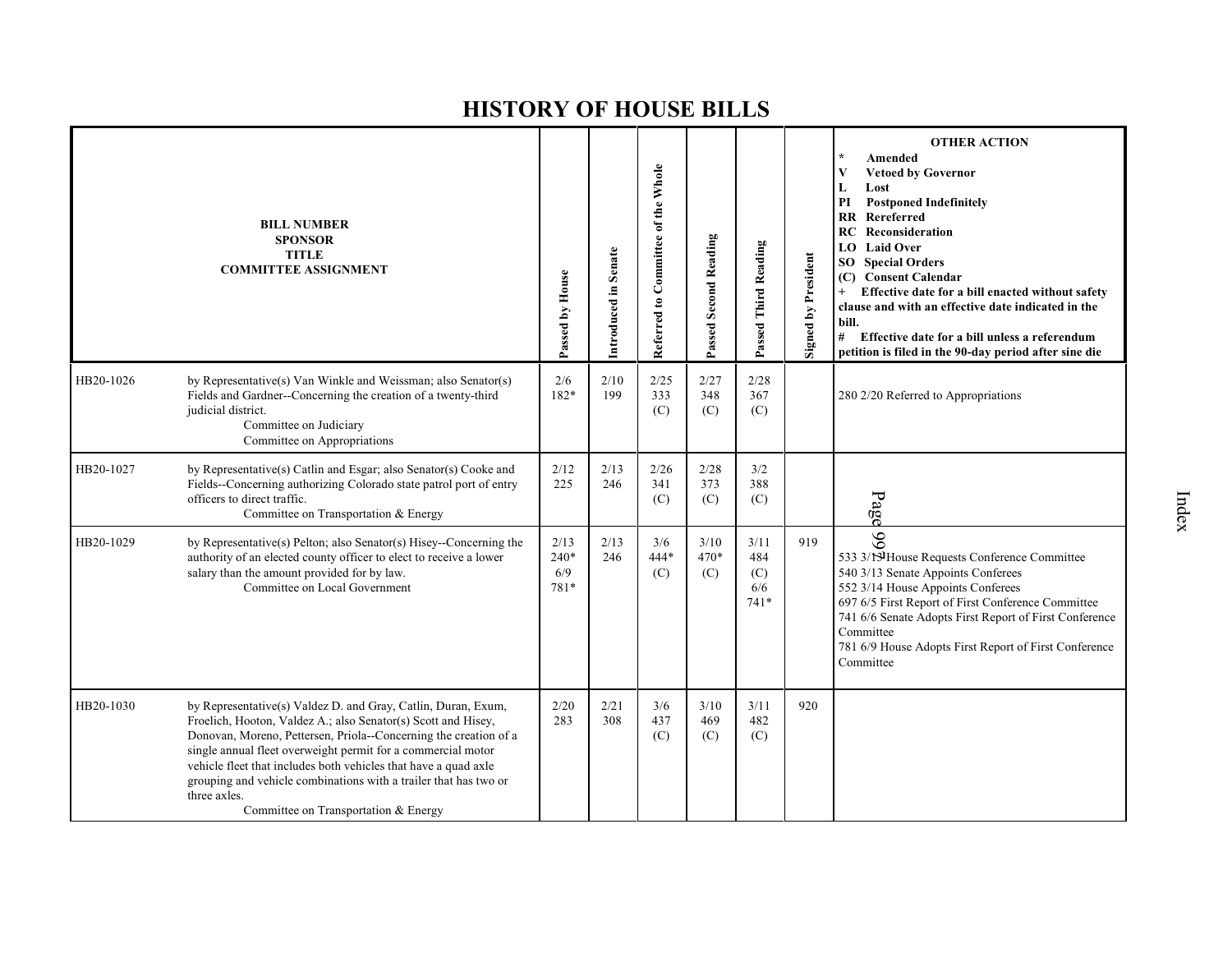# HISTORY OF HOUSE BILLS

| BILL NUMBER<br>SPONSOR<br>TITLE<br>COMMITTEE ASSIGNMENT | | Passed by House | Introduced in Senate | Referred to Committee of the Whole | Passed Second Reading | Passed Third Reading | Signed by President | OTHER ACTION<br>* Amended<br>V Vetoed by Governor<br>L Lost<br>PI Postponed Indefinitely<br>RR Rereferred<br>RC Reconsideration<br>LO Laid Over<br>SO Special Orders<br>(C) Consent Calendar<br>+ Effective date for a bill enacted without safety clause and with an effective date indicated in the bill.<br># Effective date for a bill unless a referendum petition is filed in the 90-day period after sine die |
|---|---|---|---|---|---|---|---|---|
| HB20-1026 | by Representative(s) Van Winkle and Weissman; also Senator(s) Fields and Gardner--Concerning the creation of a twenty-third judicial district.<br>Committee on Judiciary<br>Committee on Appropriations | 2/6<br>182* | 2/10<br>199 | 2/25<br>333<br>(C) | 2/27<br>348<br>(C) | 2/28<br>367<br>(C) | | 280 2/20 Referred to Appropriations |
| HB20-1027 | by Representative(s) Catlin and Esgar; also Senator(s) Cooke and Fields--Concerning authorizing Colorado state patrol port of entry officers to direct traffic.<br>Committee on Transportation & Energy | 2/12<br>225 | 2/13<br>246 | 2/26<br>341<br>(C) | 2/28<br>373<br>(C) | 3/2<br>388<br>(C) | | |
| HB20-1029 | by Representative(s) Pelton; also Senator(s) Hisey--Concerning the authority of an elected county officer to elect to receive a lower salary than the amount provided for by law.<br>Committee on Local Government | 2/13<br>240*<br>6/9<br>781* | 2/13<br>246 | 3/6<br>444*<br>(C) | 3/10<br>470*<br>(C) | 3/11<br>484<br>(C)<br>6/6<br>741* | 919 | 533 3/12 House Requests Conference Committee<br>540 3/13 Senate Appoints Conferees<br>552 3/14 House Appoints Conferees<br>697 6/5 First Report of First Conference Committee<br>741 6/6 Senate Adopts First Report of First Conference Committee<br>781 6/9 House Adopts First Report of First Conference Committee |
| HB20-1030 | by Representative(s) Valdez D. and Gray, Catlin, Duran, Exum, Froelich, Hooton, Valdez A.; also Senator(s) Scott and Hisey, Donovan, Moreno, Pettersen, Priola--Concerning the creation of a single annual fleet overweight permit for a commercial motor vehicle fleet that includes both vehicles that have a quad axle grouping and vehicle combinations with a trailer that has two or three axles.<br>Committee on Transportation & Energy | 2/20<br>283 | 2/21<br>308 | 3/6<br>437<br>(C) | 3/10<br>469<br>(C) | 3/11<br>482<br>(C) | 920 | |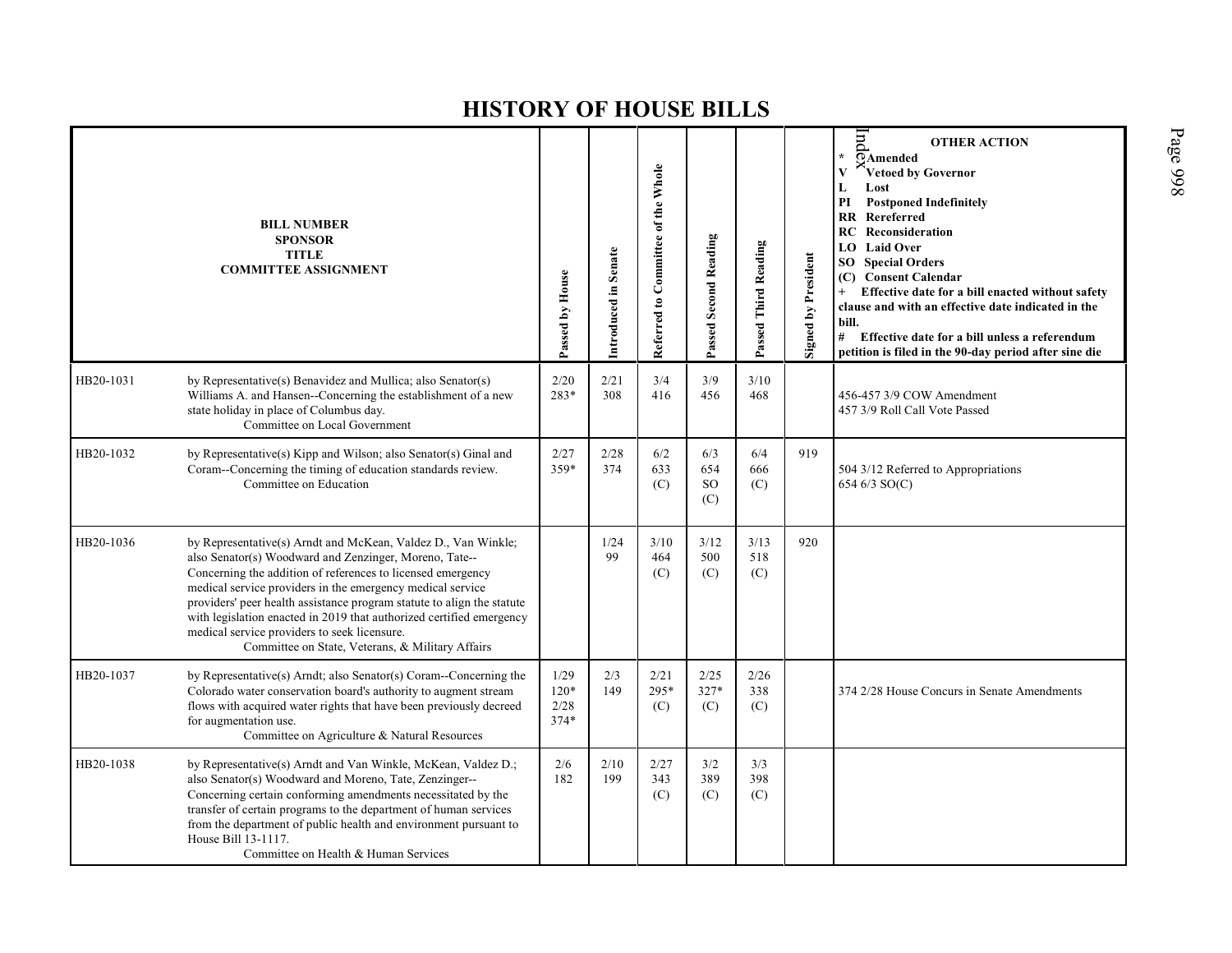# HISTORY OF HOUSE BILLS

| BILL NUMBER<br>SPONSOR<br>TITLE<br>COMMITTEE ASSIGNMENT | | Passed by House | Introduced in Senate | Referred to Committee of the Whole | Passed Second Reading | Passed Third Reading | Signed by President | OTHER ACTION<br>* Amended<br>V Vetoed by Governor<br>L Lost<br>PI Postponed Indefinitely<br>RR Rereferred<br>RC Reconsideration<br>LO Laid Over<br>SO Special Orders<br>(C) Consent Calendar<br>+ Effective date for a bill enacted without safety clause and with an effective date indicated in the bill.<br># Effective date for a bill unless a referendum petition is filed in the 90-day period after sine die |
|---|---|---|---|---|---|---|---|---|
| HB20-1031 | by Representative(s) Benavidez and Mullica; also Senator(s) Williams A. and Hansen--Concerning the establishment of a new state holiday in place of Columbus day.<br>Committee on Local Government | 2/20<br>283* | 2/21<br>308 | 3/4<br>416 | 3/9<br>456 | 3/10<br>468 | | 456-457 3/9 COW Amendment<br>457 3/9 Roll Call Vote Passed |
| HB20-1032 | by Representative(s) Kipp and Wilson; also Senator(s) Ginal and Coram--Concerning the timing of education standards review.<br>Committee on Education | 2/27<br>359* | 2/28<br>374 | 6/2<br>633<br>(C) | 6/3<br>654<br>SO<br>(C) | 6/4<br>666<br>(C) | 919 | 504 3/12 Referred to Appropriations<br>654 6/3 SO(C) |
| HB20-1036 | by Representative(s) Arndt and McKean, Valdez D., Van Winkle; also Senator(s) Woodward and Zenzinger, Moreno, Tate--Concerning the addition of references to licensed emergency medical service providers in the emergency medical service providers' peer health assistance program statute to align the statute with legislation enacted in 2019 that authorized certified emergency medical service providers to seek licensure.<br>Committee on State, Veterans, & Military Affairs | | 1/24<br>99 | 3/10<br>464<br>(C) | 3/12<br>500<br>(C) | 3/13<br>518<br>(C) | 920 | |
| HB20-1037 | by Representative(s) Arndt; also Senator(s) Coram--Concerning the Colorado water conservation board's authority to augment stream flows with acquired water rights that have been previously decreed for augmentation use.<br>Committee on Agriculture & Natural Resources | 1/29<br>120*<br>2/28<br>374* | 2/3<br>149 | 2/21<br>295*<br>(C) | 2/25<br>327*<br>(C) | 2/26<br>338<br>(C) | | 374 2/28 House Concurs in Senate Amendments |
| HB20-1038 | by Representative(s) Arndt and Van Winkle, McKean, Valdez D.; also Senator(s) Woodward and Moreno, Tate, Zenzinger--Concerning certain conforming amendments necessitated by the transfer of certain programs to the department of human services from the department of public health and environment pursuant to House Bill 13-1117.<br>Committee on Health & Human Services | 2/6<br>182 | 2/10<br>199 | 2/27<br>343<br>(C) | 3/2<br>389<br>(C) | 3/3<br>398<br>(C) | | |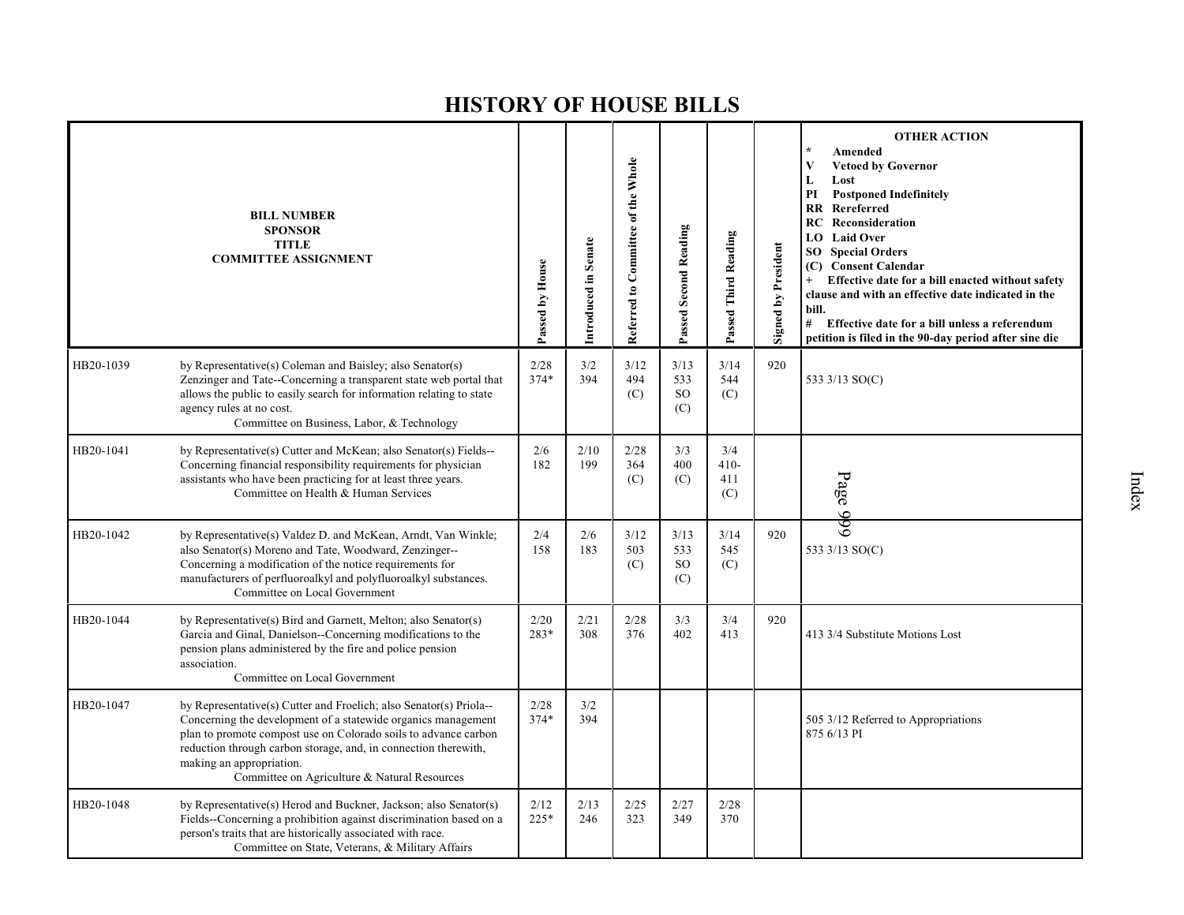# HISTORY OF HOUSE BILLS

| BILL NUMBER<br>SPONSOR<br>TITLE<br>COMMITTEE ASSIGNMENT | | Passed by House | Introduced in Senate | Referred to Committee of the Whole | Passed Second Reading | Passed Third Reading | Signed by President | OTHER ACTION<br>* Amended<br>V Vetoed by Governor<br>L Lost<br>PI Postponed Indefinitely<br>RR Rereferred<br>RC Reconsideration<br>LO Laid Over<br>SO Special Orders<br>(C) Consent Calendar<br>+ Effective date for a bill enacted without safety clause and with an effective date indicated in the bill.<br># Effective date for a bill unless a referendum petition is filed in the 90-day period after sine die |
|---|---|---|---|---|---|---|---|---|
| HB20-1039 | by Representative(s) Coleman and Baisley; also Senator(s) Zenzinger and Tate--Concerning a transparent state web portal that allows the public to easily search for information relating to state agency rules at no cost.<br>Committee on Business, Labor, & Technology | 2/28<br>374* | 3/2<br>394 | 3/12<br>494<br>(C) | 3/13<br>533<br>SO<br>(C) | 3/14<br>544<br>(C) | 920 | 533 3/13 SO(C) |
| HB20-1041 | by Representative(s) Cutter and McKean; also Senator(s) Fields--Concerning financial responsibility requirements for physician assistants who have been practicing for at least three years.<br>Committee on Health & Human Services | 2/6<br>182 | 2/10<br>199 | 2/28<br>364<br>(C) | 3/3<br>400<br>(C) | 3/4<br>410-<br>411<br>(C) | | |
| HB20-1042 | by Representative(s) Valdez D. and McKean, Arndt, Van Winkle; also Senator(s) Moreno and Tate, Woodward, Zenzinger--Concerning a modification of the notice requirements for manufacturers of perfluoroalkyl and polyfluoroalkyl substances.<br>Committee on Local Government | 2/4<br>158 | 2/6<br>183 | 3/12<br>503<br>(C) | 3/13<br>533<br>SO<br>(C) | 3/14<br>545<br>(C) | 920 | 533 3/13 SO(C) |
| HB20-1044 | by Representative(s) Bird and Garnett, Melton; also Senator(s) Garcia and Ginal, Danielson--Concerning modifications to the pension plans administered by the fire and police pension association.<br>Committee on Local Government | 2/20<br>283* | 2/21<br>308 | 2/28<br>376 | 3/3<br>402 | 3/4<br>413 | 920 | 413 3/4 Substitute Motions Lost |
| HB20-1047 | by Representative(s) Cutter and Froelich; also Senator(s) Priola--Concerning the development of a statewide organics management plan to promote compost use on Colorado soils to advance carbon reduction through carbon storage, and, in connection therewith, making an appropriation.<br>Committee on Agriculture & Natural Resources | 2/28<br>374* | 3/2<br>394 | | | | | 505 3/12 Referred to Appropriations<br>875 6/13 PI |
| HB20-1048 | by Representative(s) Herod and Buckner, Jackson; also Senator(s) Fields--Concerning a prohibition against discrimination based on a person's traits that are historically associated with race.<br>Committee on State, Veterans, & Military Affairs | 2/12<br>225* | 2/13<br>246 | 2/25<br>323 | 2/27<br>349 | 2/28<br>370 | | |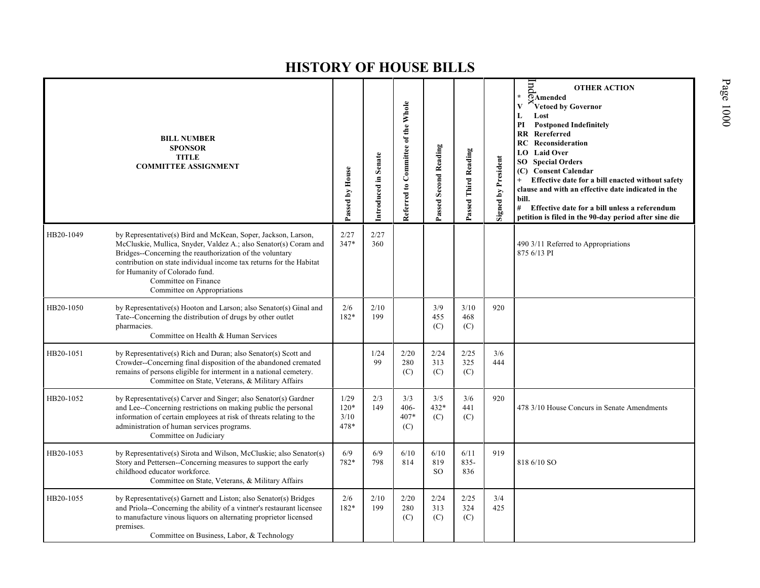# HISTORY OF HOUSE BILLS

| BILL NUMBER<br>SPONSOR<br>TITLE<br>COMMITTEE ASSIGNMENT | | Passed by House | Introduced in Senate | Referred to Committee of the Whole | Passed Second Reading | Passed Third Reading | Signed by President | OTHER ACTION<br>* Amended<br>V Vetoed by Governor<br>L Lost<br>PI Postponed Indefinitely<br>RR Rereferred<br>RC Reconsideration<br>LO Laid Over<br>SO Special Orders<br>(C) Consent Calendar<br>+ Effective date for a bill enacted without safety clause and with an effective date indicated in the bill.<br># Effective date for a bill unless a referendum petition is filed in the 90-day period after sine die |
|---|---|---|---|---|---|---|---|---|
| HB20-1049 | by Representative(s) Bird and McKean, Soper, Jackson, Larson, McCluskie, Mullica, Snyder, Valdez A.; also Senator(s) Coram and Bridges--Concerning the reauthorization of the voluntary contribution on state individual income tax returns for the Habitat for Humanity of Colorado fund.<br>Committee on Finance<br>Committee on Appropriations | 2/27<br>347* | 2/27<br>360 | | | | | 490 3/11 Referred to Appropriations<br>875 6/13 PI |
| HB20-1050 | by Representative(s) Hooton and Larson; also Senator(s) Ginal and Tate--Concerning the distribution of drugs by other outlet pharmacies.<br>Committee on Health & Human Services | 2/6<br>182* | 2/10<br>199 | | 3/9<br>455<br>(C) | 3/10<br>468<br>(C) | 920 | |
| HB20-1051 | by Representative(s) Rich and Duran; also Senator(s) Scott and Crowder--Concerning final disposition of the abandoned cremated remains of persons eligible for interment in a national cemetery.<br>Committee on State, Veterans, & Military Affairs | | 1/24<br>99 | 2/20<br>280<br>(C) | 2/24<br>313<br>(C) | 2/25<br>325<br>(C) | 3/6<br>444 | |
| HB20-1052 | by Representative(s) Carver and Singer; also Senator(s) Gardner and Lee--Concerning restrictions on making public the personal information of certain employees at risk of threats relating to the administration of human services programs.<br>Committee on Judiciary | 1/29<br>120*<br>3/10<br>478* | 2/3<br>149 | 3/3<br>406-<br>407*<br>(C) | 3/5<br>432*<br>(C) | 3/6<br>441<br>(C) | 920 | 478 3/10 House Concurs in Senate Amendments |
| HB20-1053 | by Representative(s) Sirota and Wilson, McCluskie; also Senator(s) Story and Pettersen--Concerning measures to support the early childhood educator workforce.<br>Committee on State, Veterans, & Military Affairs | 6/9<br>782* | 6/9<br>798 | 6/10<br>814 | 6/10<br>819<br>SO | 6/11<br>835-<br>836 | 919 | 818 6/10 SO |
| HB20-1055 | by Representative(s) Garnett and Liston; also Senator(s) Bridges and Priola--Concerning the ability of a vintner's restaurant licensee to manufacture vinous liquors on alternating proprietor licensed premises.<br>Committee on Business, Labor, & Technology | 2/6<br>182* | 2/10<br>199 | 2/20<br>280<br>(C) | 2/24<br>313<br>(C) | 2/25<br>324<br>(C) | 3/4<br>425 | |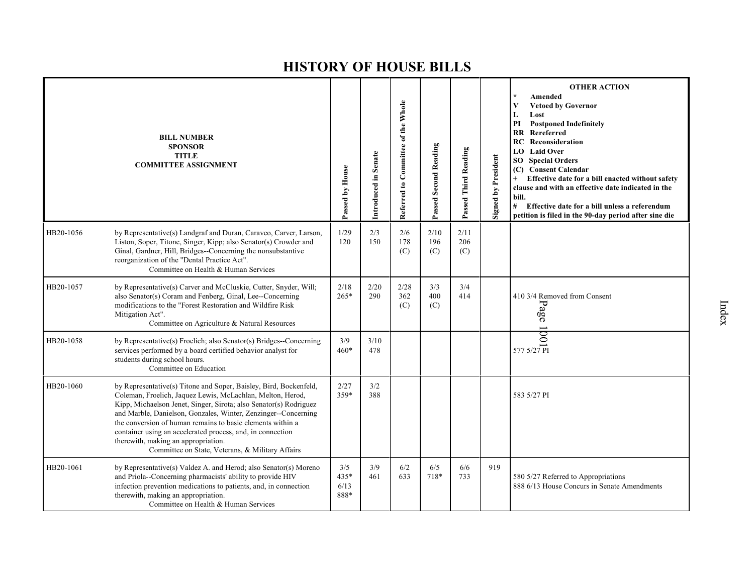# HISTORY OF HOUSE BILLS

| BILL NUMBER<br>SPONSOR<br>TITLE<br>COMMITTEE ASSIGNMENT | | Passed by House | Introduced in Senate | Referred to Committee of the Whole | Passed Second Reading | Passed Third Reading | Signed by President | OTHER ACTION<br>* Amended<br>V Vetoed by Governor<br>L Lost<br>PI Postponed Indefinitely<br>RR Rereferred<br>RC Reconsideration<br>LO Laid Over<br>SO Special Orders<br>(C) Consent Calendar<br>+ Effective date for a bill enacted without safety clause and with an effective date indicated in the bill.<br># Effective date for a bill unless a referendum petition is filed in the 90-day period after sine die |
|---|---|---|---|---|---|---|---|---|
| HB20-1056 | by Representative(s) Landgraf and Duran, Caraveo, Carver, Larson, Liston, Soper, Titone, Singer, Kipp; also Senator(s) Crowder and Ginal, Gardner, Hill, Bridges--Concerning the nonsubstantive reorganization of the "Dental Practice Act".<br>Committee on Health & Human Services | 1/29<br>120 | 2/3<br>150 | 2/6<br>178<br>(C) | 2/10<br>196<br>(C) | 2/11<br>206<br>(C) | | |
| HB20-1057 | by Representative(s) Carver and McCluskie, Cutter, Snyder, Will; also Senator(s) Coram and Fenberg, Ginal, Lee--Concerning modifications to the "Forest Restoration and Wildfire Risk Mitigation Act".<br>Committee on Agriculture & Natural Resources | 2/18<br>265* | 2/20<br>290 | 2/28<br>362<br>(C) | 3/3<br>400<br>(C) | 3/4<br>414 | | 410 3/4 Removed from Consent |
| HB20-1058 | by Representative(s) Froelich; also Senator(s) Bridges--Concerning services performed by a board certified behavior analyst for students during school hours.<br>Committee on Education | 3/9<br>460* | 3/10<br>478 | | | | | 577 5/27 PI |
| HB20-1060 | by Representative(s) Titone and Soper, Baisley, Bird, Bockenfeld, Coleman, Froelich, Jaquez Lewis, McLachlan, Melton, Herod, Kipp, Michaelson Jenet, Singer, Sirota; also Senator(s) Rodriguez and Marble, Danielson, Gonzales, Winter, Zenzinger--Concerning the conversion of human remains to basic elements within a container using an accelerated process, and, in connection therewith, making an appropriation.<br>Committee on State, Veterans, & Military Affairs | 2/27<br>359* | 3/2<br>388 | | | | | 583 5/27 PI |
| HB20-1061 | by Representative(s) Valdez A. and Herod; also Senator(s) Moreno and Priola--Concerning pharmacists' ability to provide HIV infection prevention medications to patients, and, in connection therewith, making an appropriation.<br>Committee on Health & Human Services | 3/5<br>435*<br>6/13<br>888* | 3/9<br>461 | 6/2<br>633 | 6/5<br>718* | 6/6<br>733 | 919 | 580 5/27 Referred to Appropriations<br>888 6/13 House Concurs in Senate Amendments |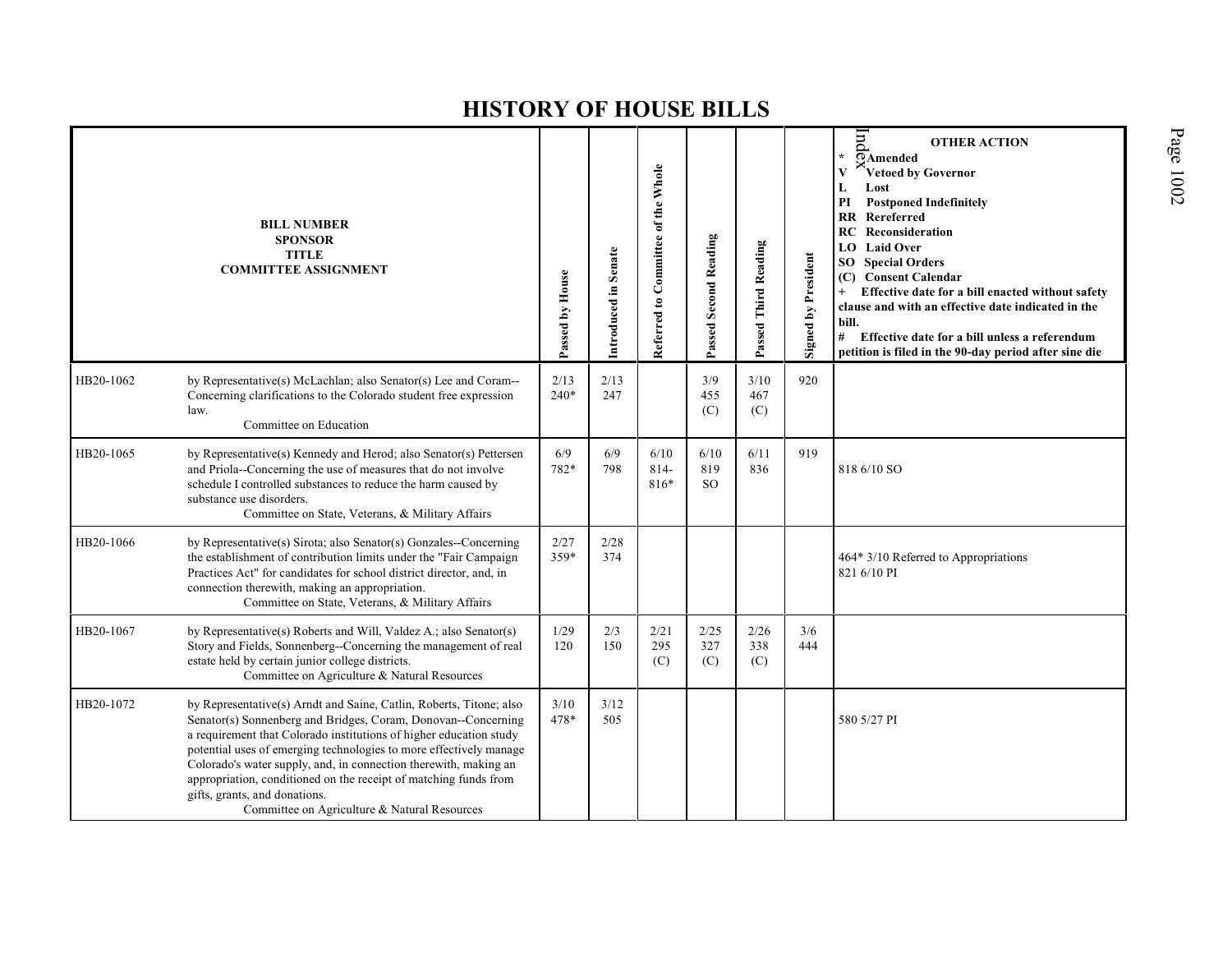# HISTORY OF HOUSE BILLS

| BILL NUMBER SPONSOR TITLE COMMITTEE ASSIGNMENT | | Passed by House | Introduced in Senate | Referred to Committee of the Whole | Passed Second Reading | Passed Third Reading | Signed by President | OTHER ACTION<br>* Amended<br>V Vetoed by Governor<br>L Lost<br>PI Postponed Indefinitely<br>RR Rereferred<br>RC Reconsideration<br>LO Laid Over<br>SO Special Orders<br>(C) Consent Calendar<br>+ Effective date for a bill enacted without safety clause and with an effective date indicated in the bill.<br># Effective date for a bill unless a referendum petition is filed in the 90-day period after sine die |
|---|---|---|---|---|---|---|---|---|
| HB20-1062 | by Representative(s) McLachlan; also Senator(s) Lee and Coram--Concerning clarifications to the Colorado student free expression law.<br>Committee on Education | 2/13<br>240* | 2/13<br>247 | | 3/9<br>455<br>(C) | 3/10<br>467<br>(C) | 920 | |
| HB20-1065 | by Representative(s) Kennedy and Herod; also Senator(s) Pettersen and Priola--Concerning the use of measures that do not involve schedule I controlled substances to reduce the harm caused by substance use disorders.<br>Committee on State, Veterans, & Military Affairs | 6/9<br>782* | 6/9<br>798 | 6/10<br>814-<br>816* | 6/10<br>819<br>SO | 6/11<br>836 | 919 | 818 6/10 SO |
| HB20-1066 | by Representative(s) Sirota; also Senator(s) Gonzales--Concerning the establishment of contribution limits under the "Fair Campaign Practices Act" for candidates for school district director, and, in connection therewith, making an appropriation.<br>Committee on State, Veterans, & Military Affairs | 2/27<br>359* | 2/28<br>374 | | | | | 464* 3/10 Referred to Appropriations<br>821 6/10 PI |
| HB20-1067 | by Representative(s) Roberts and Will, Valdez A.; also Senator(s) Story and Fields, Sonnenberg--Concerning the management of real estate held by certain junior college districts.<br>Committee on Agriculture & Natural Resources | 1/29<br>120 | 2/3<br>150 | 2/21<br>295<br>(C) | 2/25<br>327<br>(C) | 2/26<br>338<br>(C) | 3/6<br>444 | |
| HB20-1072 | by Representative(s) Arndt and Saine, Catlin, Roberts, Titone; also Senator(s) Sonnenberg and Bridges, Coram, Donovan--Concerning a requirement that Colorado institutions of higher education study potential uses of emerging technologies to more effectively manage Colorado's water supply, and, in connection therewith, making an appropriation, conditioned on the receipt of matching funds from gifts, grants, and donations.<br>Committee on Agriculture & Natural Resources | 3/10<br>478* | 3/12<br>505 | | | | | 580 5/27 PI |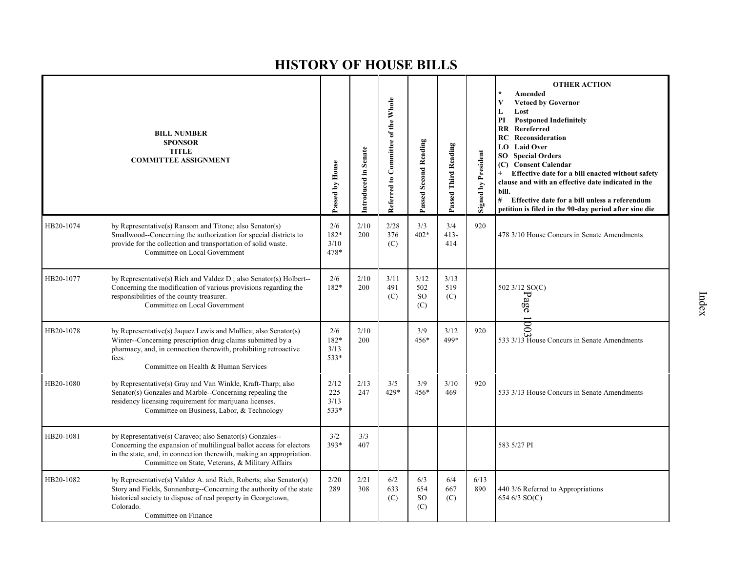# HISTORY OF HOUSE BILLS

| BILL NUMBER SPONSOR TITLE COMMITTEE ASSIGNMENT | | Passed by House | Introduced in Senate | Referred to Committee of the Whole | Passed Second Reading | Passed Third Reading | Signed by President | OTHER ACTION * Amended V Vetoed by Governor L Lost PI Postponed Indefinitely RR Rereferred RC Reconsideration LO Laid Over SO Special Orders (C) Consent Calendar + Effective date for a bill enacted without safety clause and with an effective date indicated in the bill. # Effective date for a bill unless a referendum petition is filed in the 90-day period after sine die |
|---|---|---|---|---|---|---|---|---|
| HB20-1074 | by Representative(s) Ransom and Titone; also Senator(s) Smallwood--Concerning the authorization for special districts to provide for the collection and transportation of solid waste. Committee on Local Government | 2/6 182* 3/10 478* | 2/10 200 | 2/28 376 (C) | 3/3 402* | 3/4 413-414 | 920 | 478 3/10 House Concurs in Senate Amendments |
| HB20-1077 | by Representative(s) Rich and Valdez D.; also Senator(s) Holbert--Concerning the modification of various provisions regarding the responsibilities of the county treasurer. Committee on Local Government | 2/6 182* | 2/10 200 | 3/11 491 (C) | 3/12 502 SO (C) | 3/13 519 (C) | | 502 3/12 SO(C) |
| HB20-1078 | by Representative(s) Jaquez Lewis and Mullica; also Senator(s) Winter--Concerning prescription drug claims submitted by a pharmacy, and, in connection therewith, prohibiting retroactive fees. Committee on Health & Human Services | 2/6 182* 3/13 533* | 2/10 200 | | 3/9 456* | 3/12 499* | 920 | 533 3/13 House Concurs in Senate Amendments |
| HB20-1080 | by Representative(s) Gray and Van Winkle, Kraft-Tharp; also Senator(s) Gonzales and Marble--Concerning repealing the residency licensing requirement for marijuana licenses. Committee on Business, Labor, & Technology | 2/12 225 3/13 533* | 2/13 247 | 3/5 429* | 3/9 456* | 3/10 469 | 920 | 533 3/13 House Concurs in Senate Amendments |
| HB20-1081 | by Representative(s) Caraveo; also Senator(s) Gonzales--Concerning the expansion of multilingual ballot access for electors in the state, and, in connection therewith, making an appropriation. Committee on State, Veterans, & Military Affairs | 3/2 393* | 3/3 407 | | | | | 583 5/27 PI |
| HB20-1082 | by Representative(s) Valdez A. and Rich, Roberts; also Senator(s) Story and Fields, Sonnenberg--Concerning the authority of the state historical society to dispose of real property in Georgetown, Colorado. Committee on Finance | 2/20 289 | 2/21 308 | 6/2 633 (C) | 6/3 654 SO (C) | 6/4 667 (C) | 6/13 890 | 440 3/6 Referred to Appropriations 654 6/3 SO(C) |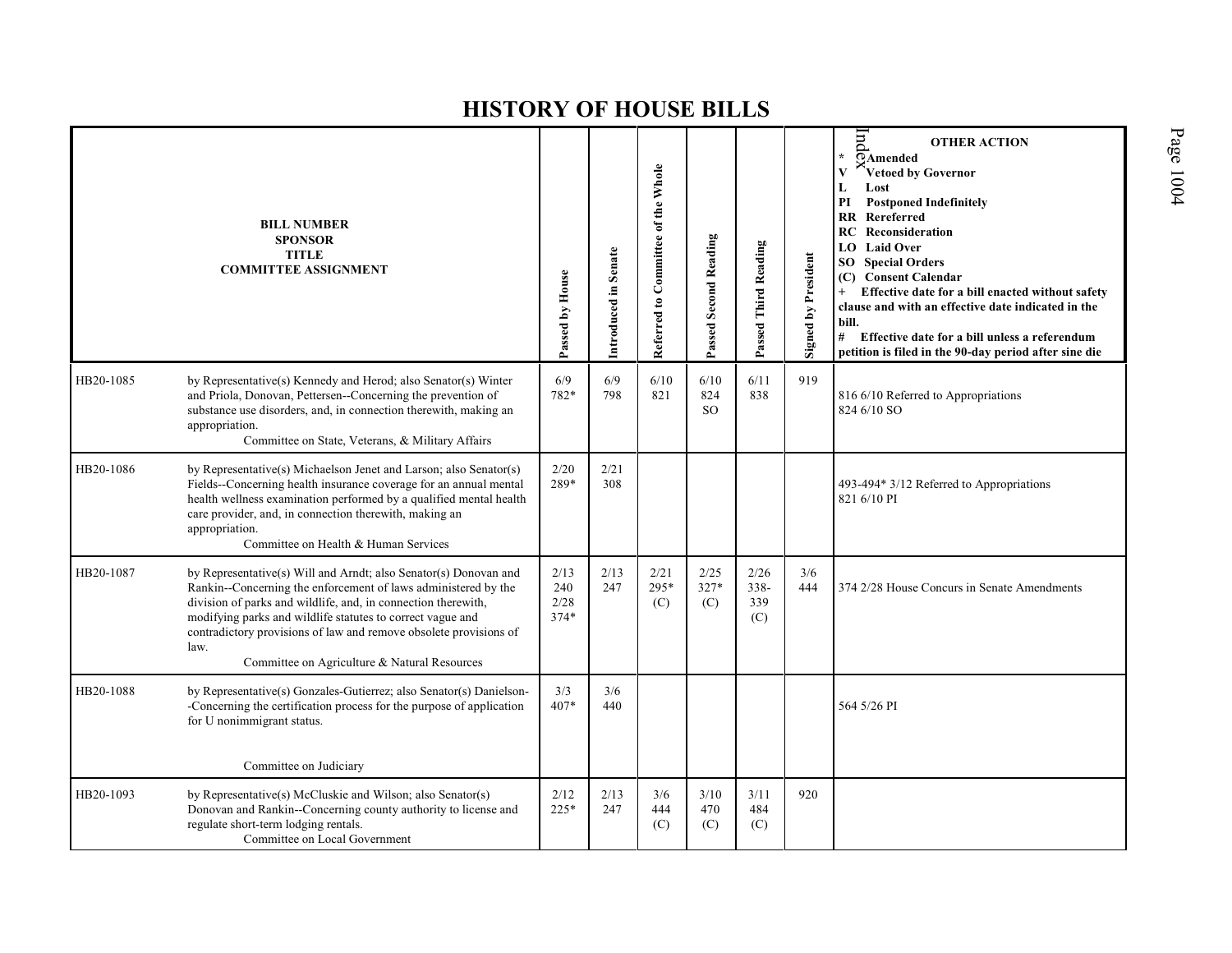# HISTORY OF HOUSE BILLS

| BILL NUMBER<br>SPONSOR<br>TITLE<br>COMMITTEE ASSIGNMENT | | Passed by House | Introduced in Senate | Referred to Committee of the Whole | Passed Second Reading | Passed Third Reading | Signed by President | OTHER ACTION<br>* Amended<br>V Vetoed by Governor<br>L Lost<br>PI Postponed Indefinitely<br>RR Rereferred<br>RC Reconsideration<br>LO Laid Over<br>SO Special Orders<br>(C) Consent Calendar<br>+ Effective date for a bill enacted without safety clause and with an effective date indicated in the bill.<br># Effective date for a bill unless a referendum petition is filed in the 90-day period after sine die |
|---|---|---|---|---|---|---|---|---|
| HB20-1085 | by Representative(s) Kennedy and Herod; also Senator(s) Winter and Priola, Donovan, Pettersen--Concerning the prevention of substance use disorders, and, in connection therewith, making an appropriation.<br>Committee on State, Veterans, & Military Affairs | 6/9<br>782* | 6/9<br>798 | 6/10<br>821 | 6/10<br>824<br>SO | 6/11<br>838 | 919 | 816 6/10 Referred to Appropriations<br>824 6/10 SO |
| HB20-1086 | by Representative(s) Michaelson Jenet and Larson; also Senator(s) Fields--Concerning health insurance coverage for an annual mental health wellness examination performed by a qualified mental health care provider, and, in connection therewith, making an appropriation.<br>Committee on Health & Human Services | 2/20<br>289* | 2/21<br>308 | | | | | 493-494* 3/12 Referred to Appropriations<br>821 6/10 PI |
| HB20-1087 | by Representative(s) Will and Arndt; also Senator(s) Donovan and Rankin--Concerning the enforcement of laws administered by the division of parks and wildlife, and, in connection therewith, modifying parks and wildlife statutes to correct vague and contradictory provisions of law and remove obsolete provisions of law.<br>Committee on Agriculture & Natural Resources | 2/13<br>240<br>2/28<br>374* | 2/13<br>247 | 2/21<br>295*<br>(C) | 2/25<br>327*<br>(C) | 2/26<br>338-339<br>(C) | 3/6<br>444 | 374 2/28 House Concurs in Senate Amendments |
| HB20-1088 | by Representative(s) Gonzales-Gutierrez; also Senator(s) Danielson--Concerning the certification process for the purpose of application for U nonimmigrant status.<br>Committee on Judiciary | 3/3<br>407* | 3/6<br>440 | | | | | 564 5/26 PI |
| HB20-1093 | by Representative(s) McCluskie and Wilson; also Senator(s) Donovan and Rankin--Concerning county authority to license and regulate short-term lodging rentals.<br>Committee on Local Government | 2/12<br>225* | 2/13<br>247 | 3/6<br>444<br>(C) | 3/10<br>470<br>(C) | 3/11<br>484<br>(C) | 920 | |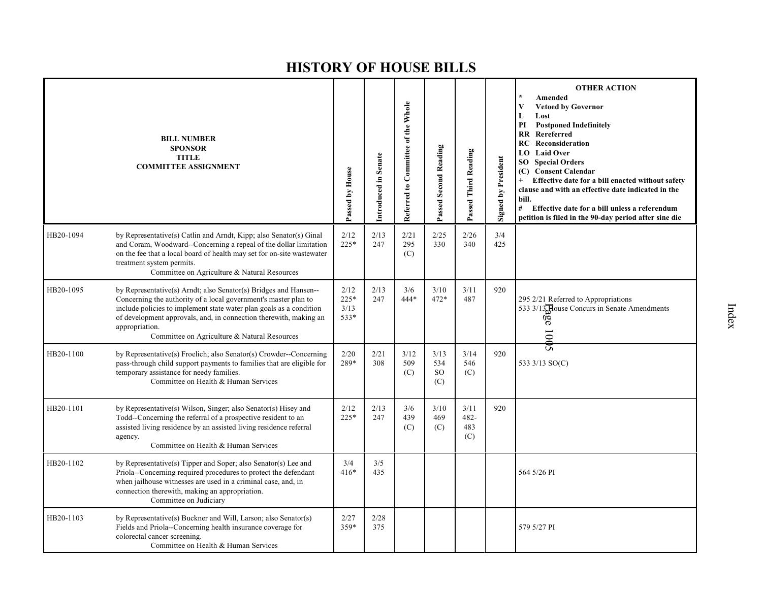# HISTORY OF HOUSE BILLS

| BILL NUMBER<br>SPONSOR<br>TITLE<br>COMMITTEE ASSIGNMENT | | Passed by House | Introduced in Senate | Referred to Committee of the Whole | Passed Second Reading | Passed Third Reading | Signed by President | OTHER ACTION<br>* Amended<br>V Vetoed by Governor<br>L Lost<br>PI Postponed Indefinitely<br>RR Rereferred<br>RC Reconsideration<br>LO Laid Over<br>SO Special Orders<br>(C) Consent Calendar<br>+ Effective date for a bill enacted without safety clause and with an effective date indicated in the bill.<br># Effective date for a bill unless a referendum petition is filed in the 90-day period after sine die |
|---|---|---|---|---|---|---|---|---|
| HB20-1094 | by Representative(s) Catlin and Arndt, Kipp; also Senator(s) Ginal and Coram, Woodward--Concerning a repeal of the dollar limitation on the fee that a local board of health may set for on-site wastewater treatment system permits.<br>Committee on Agriculture & Natural Resources | 2/12<br>225* | 2/13<br>247 | 2/21<br>295<br>(C) | 2/25<br>330 | 2/26<br>340 | 3/4<br>425 | |
| HB20-1095 | by Representative(s) Arndt; also Senator(s) Bridges and Hansen--Concerning the authority of a local government's master plan to include policies to implement state water plan goals as a condition of development approvals, and, in connection therewith, making an appropriation.<br>Committee on Agriculture & Natural Resources | 2/12<br>225*<br>3/13<br>533* | 2/13<br>247 | 3/6<br>444* | 3/10<br>472* | 3/11<br>487 | 920 | 295 2/21 Referred to Appropriations<br>533 3/13 House Concurs in Senate Amendments |
| HB20-1100 | by Representative(s) Froelich; also Senator(s) Crowder--Concerning pass-through child support payments to families that are eligible for temporary assistance for needy families.<br>Committee on Health & Human Services | 2/20<br>289* | 2/21<br>308 | 3/12<br>509<br>(C) | 3/13<br>534<br>SO<br>(C) | 3/14<br>546<br>(C) | 920 | 533 3/13 SO(C) |
| HB20-1101 | by Representative(s) Wilson, Singer; also Senator(s) Hisey and Todd--Concerning the referral of a prospective resident to an assisted living residence by an assisted living residence referral agency.<br>Committee on Health & Human Services | 2/12<br>225* | 2/13<br>247 | 3/6<br>439<br>(C) | 3/10<br>469<br>(C) | 3/11<br>482-<br>483<br>(C) | 920 | |
| HB20-1102 | by Representative(s) Tipper and Soper; also Senator(s) Lee and Priola--Concerning required procedures to protect the defendant when jailhouse witnesses are used in a criminal case, and, in connection therewith, making an appropriation.<br>Committee on Judiciary | 3/4<br>416* | 3/5<br>435 | | | | | 564 5/26 PI |
| HB20-1103 | by Representative(s) Buckner and Will, Larson; also Senator(s) Fields and Priola--Concerning health insurance coverage for colorectal cancer screening.<br>Committee on Health & Human Services | 2/27<br>359* | 2/28<br>375 | | | | | 579 5/27 PI |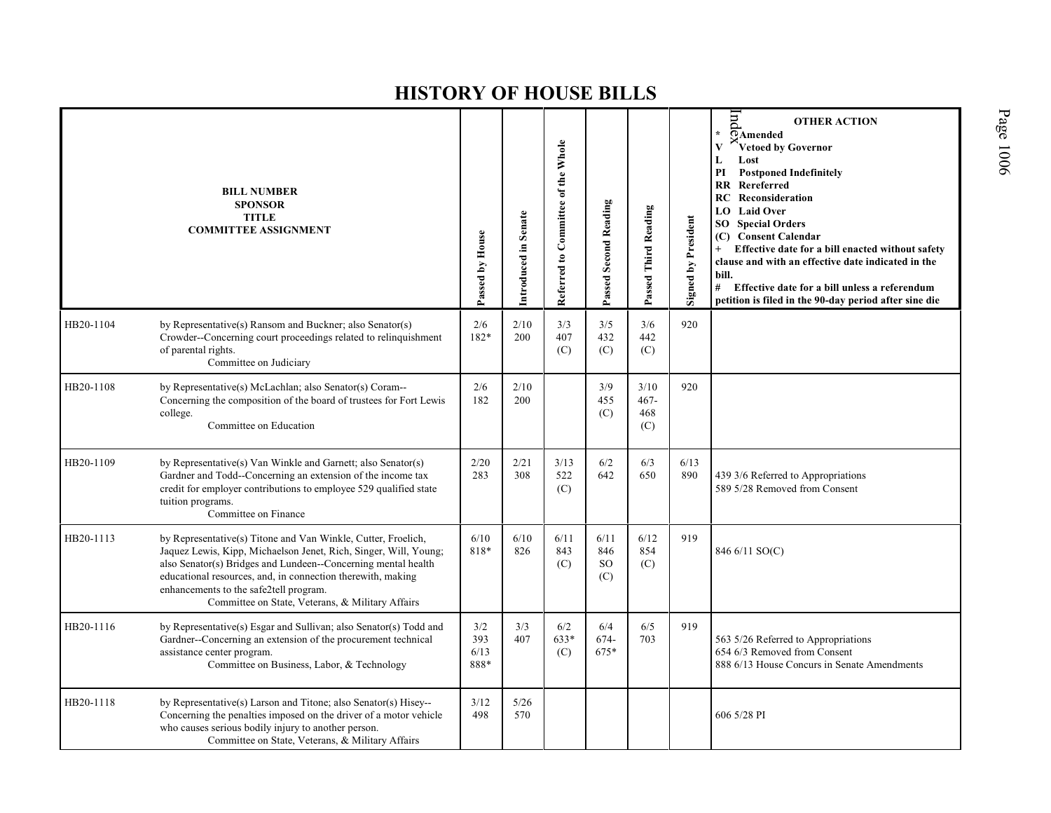# HISTORY OF HOUSE BILLS

| BILL NUMBER<br>SPONSOR<br>TITLE<br>COMMITTEE ASSIGNMENT | | Passed by House | Introduced in Senate | Referred to Committee of the Whole | Passed Second Reading | Passed Third Reading | Signed by President | OTHER ACTION<br>* Amended<br>V Vetoed by Governor<br>L Lost<br>PI Postponed Indefinitely<br>RR Rereferred<br>RC Reconsideration<br>LO Laid Over<br>SO Special Orders<br>(C) Consent Calendar<br>+ Effective date for a bill enacted without safety clause and with an effective date indicated in the bill.<br># Effective date for a bill unless a referendum petition is filed in the 90-day period after sine die |
|---|---|---|---|---|---|---|---|---|
| HB20-1104 | by Representative(s) Ransom and Buckner; also Senator(s) Crowder--Concerning court proceedings related to relinquishment of parental rights.<br>Committee on Judiciary | 2/6<br>182* | 2/10<br>200 | 3/3<br>407<br>(C) | 3/5<br>432<br>(C) | 3/6<br>442<br>(C) | 920 | |
| HB20-1108 | by Representative(s) McLachlan; also Senator(s) Coram--Concerning the composition of the board of trustees for Fort Lewis college.<br>Committee on Education | 2/6<br>182 | 2/10<br>200 | | 3/9<br>455<br>(C) | 3/10<br>467-468<br>(C) | 920 | |
| HB20-1109 | by Representative(s) Van Winkle and Garnett; also Senator(s) Gardner and Todd--Concerning an extension of the income tax credit for employer contributions to employee 529 qualified state tuition programs.<br>Committee on Finance | 2/20<br>283 | 2/21<br>308 | 3/13<br>522<br>(C) | 6/2<br>642 | 6/3<br>650 | 6/13<br>890 | 439 3/6 Referred to Appropriations<br>589 5/28 Removed from Consent |
| HB20-1113 | by Representative(s) Titone and Van Winkle, Cutter, Froelich, Jaquez Lewis, Kipp, Michaelson Jenet, Rich, Singer, Will, Young; also Senator(s) Bridges and Lundeen--Concerning mental health educational resources, and, in connection therewith, making enhancements to the safe2tell program.<br>Committee on State, Veterans, & Military Affairs | 6/10<br>818* | 6/10<br>826 | 6/11<br>843<br>(C) | 6/11<br>846<br>SO<br>(C) | 6/12<br>854<br>(C) | 919 | 846 6/11 SO(C) |
| HB20-1116 | by Representative(s) Esgar and Sullivan; also Senator(s) Todd and Gardner--Concerning an extension of the procurement technical assistance center program.<br>Committee on Business, Labor, & Technology | 3/2<br>393<br>6/13<br>888* | 3/3<br>407 | 6/2<br>633*<br>(C) | 6/4<br>674-675* | 6/5<br>703 | 919 | 563 5/26 Referred to Appropriations<br>654 6/3 Removed from Consent<br>888 6/13 House Concurs in Senate Amendments |
| HB20-1118 | by Representative(s) Larson and Titone; also Senator(s) Hisey--Concerning the penalties imposed on the driver of a motor vehicle who causes serious bodily injury to another person.<br>Committee on State, Veterans, & Military Affairs | 3/12<br>498 | 5/26<br>570 | | | | | 606 5/28 PI |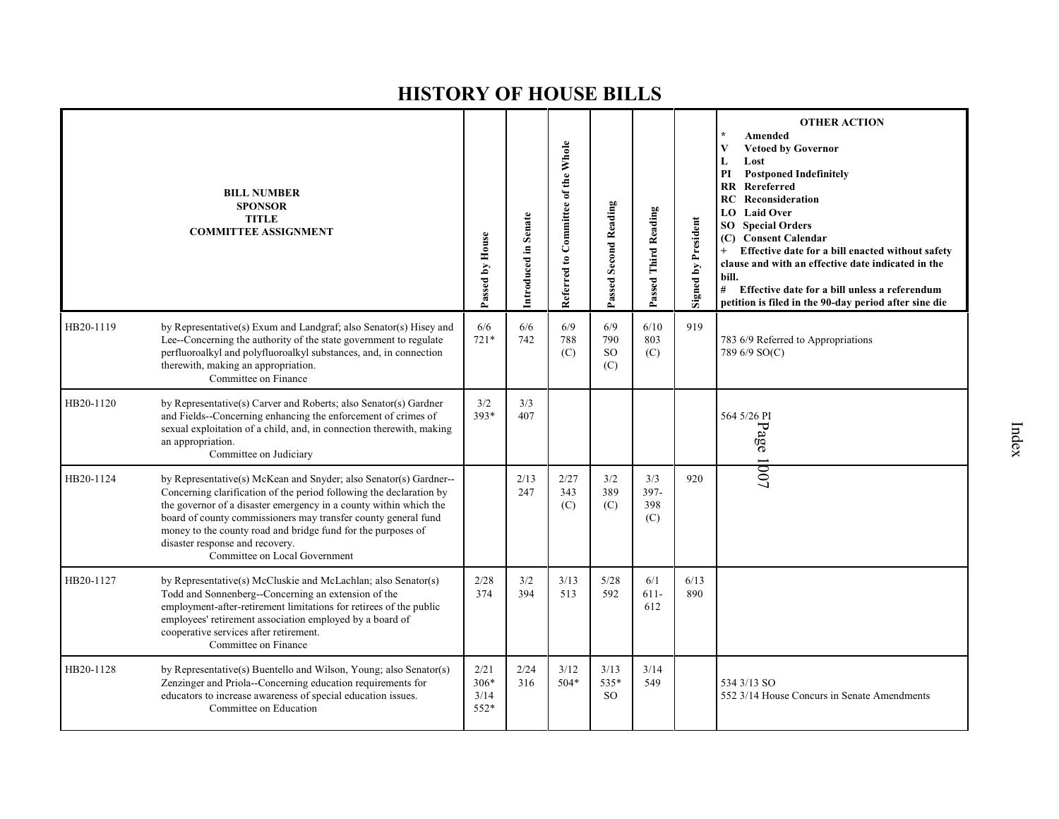# HISTORY OF HOUSE BILLS

| BILL NUMBER<br>SPONSOR<br>TITLE<br>COMMITTEE ASSIGNMENT | | Passed by House | Introduced in Senate | Referred to Committee of the Whole | Passed Second Reading | Passed Third Reading | Signed by President | OTHER ACTION<br>* Amended<br>V Vetoed by Governor<br>L Lost<br>PI Postponed Indefinitely<br>RR Rereferred<br>RC Reconsideration<br>LO Laid Over<br>SO Special Orders<br>(C) Consent Calendar<br>+ Effective date for a bill enacted without safety clause and with an effective date indicated in the bill.<br># Effective date for a bill unless a referendum petition is filed in the 90-day period after sine die |
|---|---|---|---|---|---|---|---|---|
| HB20-1119 | by Representative(s) Exum and Landgraf; also Senator(s) Hisey and Lee--Concerning the authority of the state government to regulate perfluoroalkyl and polyfluoroalkyl substances, and, in connection therewith, making an appropriation.<br>Committee on Finance | 6/6<br>721* | 6/6<br>742 | 6/9<br>788<br>(C) | 6/9<br>790<br>SO<br>(C) | 6/10<br>803<br>(C) | 919 | 783 6/9 Referred to Appropriations<br>789 6/9 SO(C) |
| HB20-1120 | by Representative(s) Carver and Roberts; also Senator(s) Gardner and Fields--Concerning enhancing the enforcement of crimes of sexual exploitation of a child, and, in connection therewith, making an appropriation.<br>Committee on Judiciary | 3/2<br>393* | 3/3<br>407 | | | | | 564 5/26 PI |
| HB20-1124 | by Representative(s) McKean and Snyder; also Senator(s) Gardner--Concerning clarification of the period following the declaration by the governor of a disaster emergency in a county within which the board of county commissioners may transfer county general fund money to the county road and bridge fund for the purposes of disaster response and recovery.<br>Committee on Local Government | | 2/13<br>247 | 2/27<br>343<br>(C) | 3/2<br>389<br>(C) | 3/3<br>397-398<br>(C) | 920 | |
| HB20-1127 | by Representative(s) McCluskie and McLachlan; also Senator(s) Todd and Sonnenberg--Concerning an extension of the employment-after-retirement limitations for retirees of the public employees' retirement association employed by a board of cooperative services after retirement.<br>Committee on Finance | 2/28<br>374 | 3/2<br>394 | 3/13<br>513 | 5/28<br>592 | 6/1<br>611-612 | 6/13<br>890 | |
| HB20-1128 | by Representative(s) Buentello and Wilson, Young; also Senator(s) Zenzinger and Priola--Concerning education requirements for educators to increase awareness of special education issues.<br>Committee on Education | 2/21<br>306*<br>3/14<br>552* | 2/24<br>316 | 3/12<br>504* | 3/13<br>535*<br>SO | 3/14<br>549 | | 534 3/13 SO<br>552 3/14 House Concurs in Senate Amendments |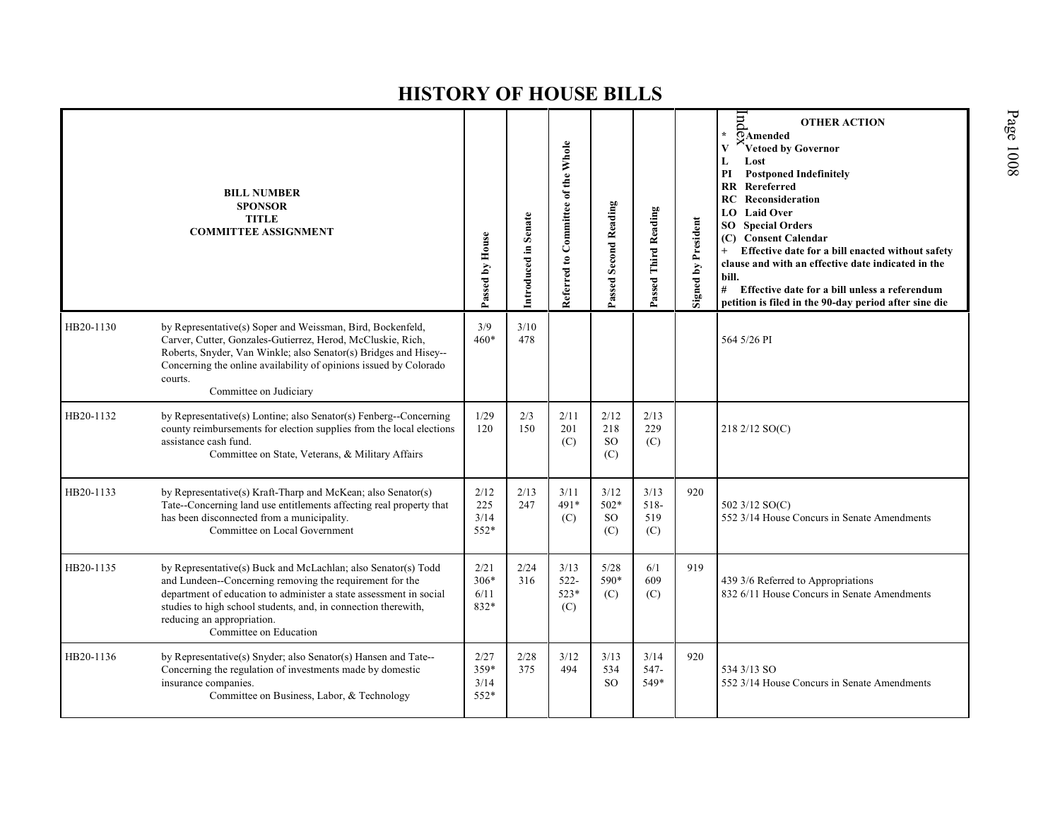# HISTORY OF HOUSE BILLS

| BILL NUMBER<br>SPONSOR<br>TITLE<br>COMMITTEE ASSIGNMENT | | Passed by House | Introduced in Senate | Referred to Committee of the Whole | Passed Second Reading | Passed Third Reading | Signed by President | OTHER ACTION<br>* Amended<br>V Vetoed by Governor<br>L Lost<br>PI Postponed Indefinitely<br>RR Rereferred<br>RC Reconsideration<br>LO Laid Over<br>SO Special Orders<br>(C) Consent Calendar<br>+ Effective date for a bill enacted without safety clause and with an effective date indicated in the bill.<br># Effective date for a bill unless a referendum petition is filed in the 90-day period after sine die |
|---|---|---|---|---|---|---|---|---|
| HB20-1130 | by Representative(s) Soper and Weissman, Bird, Bockenfeld, Carver, Cutter, Gonzales-Gutierrez, Herod, McCluskie, Rich, Roberts, Snyder, Van Winkle; also Senator(s) Bridges and Hisey--Concerning the online availability of opinions issued by Colorado courts.<br>Committee on Judiciary | 3/9<br>460* | 3/10<br>478 | | | | | 564 5/26 PI |
| HB20-1132 | by Representative(s) Lontine; also Senator(s) Fenberg--Concerning county reimbursements for election supplies from the local elections assistance cash fund.<br>Committee on State, Veterans, & Military Affairs | 1/29<br>120 | 2/3<br>150 | 2/11<br>201<br>(C) | 2/12<br>218<br>SO<br>(C) | 2/13<br>229<br>(C) | | 218 2/12 SO(C) |
| HB20-1133 | by Representative(s) Kraft-Tharp and McKean; also Senator(s) Tate--Concerning land use entitlements affecting real property that has been disconnected from a municipality.<br>Committee on Local Government | 2/12<br>225<br>3/14<br>552* | 2/13<br>247 | 3/11<br>491*<br>(C) | 3/12<br>502*<br>SO<br>(C) | 3/13<br>518-<br>519<br>(C) | 920 | 502 3/12 SO(C)<br>552 3/14 House Concurs in Senate Amendments |
| HB20-1135 | by Representative(s) Buck and McLachlan; also Senator(s) Todd and Lundeen--Concerning removing the requirement for the department of education to administer a state assessment in social studies to high school students, and, in connection therewith, reducing an appropriation.<br>Committee on Education | 2/21<br>306*<br>6/11<br>832* | 2/24<br>316 | 3/13<br>522-<br>523*<br>(C) | 5/28<br>590*<br>(C) | 6/1<br>609<br>(C) | 919 | 439 3/6 Referred to Appropriations<br>832 6/11 House Concurs in Senate Amendments |
| HB20-1136 | by Representative(s) Snyder; also Senator(s) Hansen and Tate--Concerning the regulation of investments made by domestic insurance companies.<br>Committee on Business, Labor, & Technology | 2/27<br>359*<br>3/14<br>552* | 2/28<br>375 | 3/12<br>494 | 3/13<br>534<br>SO | 3/14<br>547-<br>549* | 920 | 534 3/13 SO<br>552 3/14 House Concurs in Senate Amendments |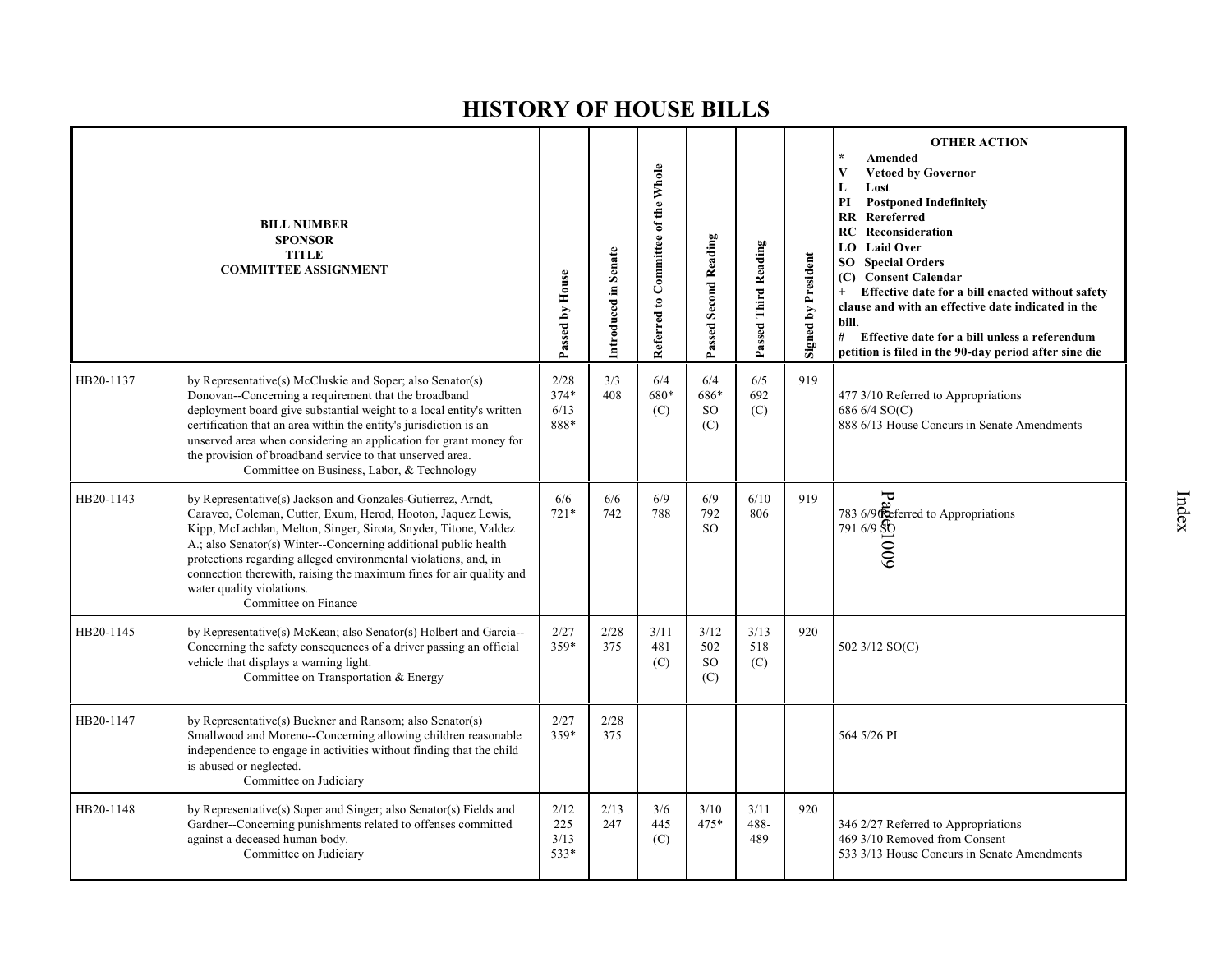# HISTORY OF HOUSE BILLS

| BILL NUMBER<br>SPONSOR<br>TITLE<br>COMMITTEE ASSIGNMENT | | Passed by House | Introduced in Senate | Referred to Committee of the Whole | Passed Second Reading | Passed Third Reading | Signed by President | OTHER ACTION<br>* Amended<br>V Vetoed by Governor<br>L Lost<br>PI Postponed Indefinitely<br>RR Rereferred<br>RC Reconsideration<br>LO Laid Over<br>SO Special Orders<br>(C) Consent Calendar<br>+ Effective date for a bill enacted without safety clause and with an effective date indicated in the bill.<br># Effective date for a bill unless a referendum petition is filed in the 90-day period after sine die |
|---|---|---|---|---|---|---|---|---|
| HB20-1137 | by Representative(s) McCluskie and Soper; also Senator(s) Donovan--Concerning a requirement that the broadband deployment board give substantial weight to a local entity's written certification that an area within the entity's jurisdiction is an unserved area when considering an application for grant money for the provision of broadband service to that unserved area.<br>Committee on Business, Labor, & Technology | 2/28<br>374*<br>6/13<br>888* | 3/3<br>408 | 6/4<br>680*<br>(C) | 6/4<br>686*<br>SO<br>(C) | 6/5<br>692<br>(C) | 919 | 477 3/10 Referred to Appropriations<br>686 6/4 SO(C)<br>888 6/13 House Concurs in Senate Amendments |
| HB20-1143 | by Representative(s) Jackson and Gonzales-Gutierrez, Arndt, Caraveo, Coleman, Cutter, Exum, Herod, Hooton, Jaquez Lewis, Kipp, McLachlan, Melton, Singer, Sirota, Snyder, Titone, Valdez A.; also Senator(s) Winter--Concerning additional public health protections regarding alleged environmental violations, and, in connection therewith, raising the maximum fines for air quality and water quality violations.<br>Committee on Finance | 6/6<br>721* | 6/6<br>742 | 6/9<br>788 | 6/9<br>792<br>SO | 6/10<br>806 | 919 | 783 6/9 Referred to Appropriations<br>791 6/9 SO |
| HB20-1145 | by Representative(s) McKean; also Senator(s) Holbert and Garcia--Concerning the safety consequences of a driver passing an official vehicle that displays a warning light.<br>Committee on Transportation & Energy | 2/27<br>359* | 2/28<br>375 | 3/11<br>481<br>(C) | 3/12<br>502<br>SO<br>(C) | 3/13<br>518<br>(C) | 920 | 502 3/12 SO(C) |
| HB20-1147 | by Representative(s) Buckner and Ransom; also Senator(s) Smallwood and Moreno--Concerning allowing children reasonable independence to engage in activities without finding that the child is abused or neglected.<br>Committee on Judiciary | 2/27<br>359* | 2/28<br>375 | | | | | 564 5/26 PI |
| HB20-1148 | by Representative(s) Soper and Singer; also Senator(s) Fields and Gardner--Concerning punishments related to offenses committed against a deceased human body.<br>Committee on Judiciary | 2/12<br>225<br>3/13<br>533* | 2/13<br>247 | 3/6<br>445<br>(C) | 3/10<br>475* | 3/11<br>488-<br>489 | 920 | 346 2/27 Referred to Appropriations<br>469 3/10 Removed from Consent<br>533 3/13 House Concurs in Senate Amendments |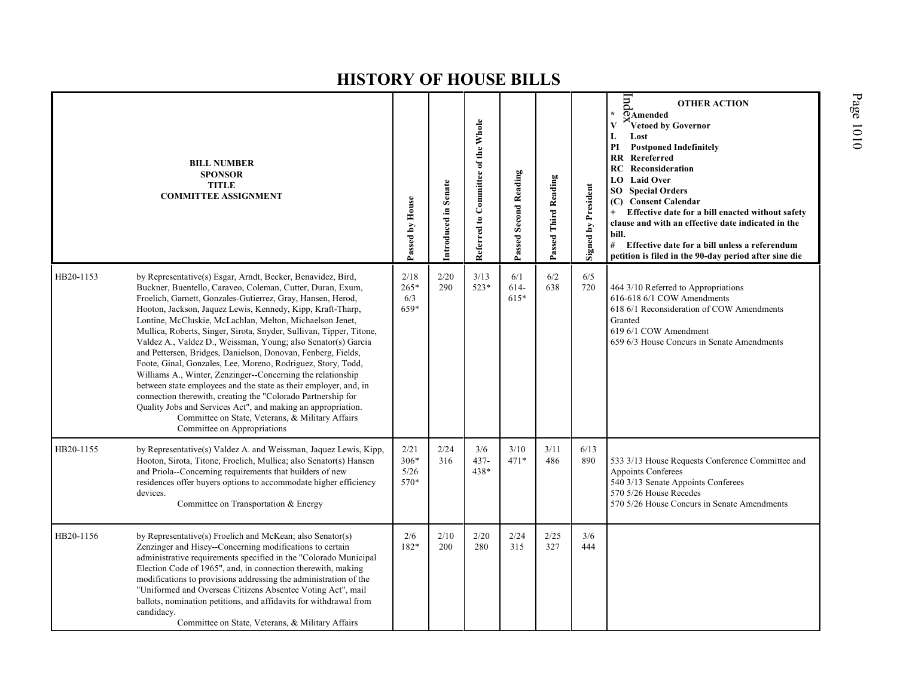# HISTORY OF HOUSE BILLS

| BILL NUMBER SPONSOR TITLE COMMITTEE ASSIGNMENT | | Passed by House | Introduced in Senate | Referred to Committee of the Whole | Passed Second Reading | Passed Third Reading | Signed by President | OTHER ACTION * Amended V Vetoed by Governor L Lost PI Postponed Indefinitely RR Rereferred RC Reconsideration LO Laid Over SO Special Orders (C) Consent Calendar + Effective date for a bill enacted without safety clause and with an effective date indicated in the bill. # Effective date for a bill unless a referendum petition is filed in the 90-day period after sine die |
|---|---|---|---|---|---|---|---|---|
| HB20-1153 | by Representative(s) Esgar, Arndt, Becker, Benavidez, Bird, Buckner, Buentello, Caraveo, Coleman, Cutter, Duran, Exum, Froelich, Garnett, Gonzales-Gutierrez, Gray, Hansen, Herod, Hooton, Jackson, Jaquez Lewis, Kennedy, Kipp, Kraft-Tharp, Lontine, McCluskie, McLachlan, Melton, Michaelson Jenet, Mullica, Roberts, Singer, Sirota, Snyder, Sullivan, Tipper, Titone, Valdez A., Valdez D., Weissman, Young; also Senator(s) Garcia and Pettersen, Bridges, Danielson, Donovan, Fenberg, Fields, Foote, Ginal, Gonzales, Lee, Moreno, Rodriguez, Story, Todd, Williams A., Winter, Zenzinger--Concerning the relationship between state employees and the state as their employer, and, in connection therewith, creating the "Colorado Partnership for Quality Jobs and Services Act", and making an appropriation. Committee on State, Veterans, & Military Affairs Committee on Appropriations | 2/18 265* 6/3 659* | 2/20 290 | 3/13 523* | 6/1 614-615* | 6/2 638 | 6/5 720 | 464 3/10 Referred to Appropriations 616-618 6/1 COW Amendments 618 6/1 Reconsideration of COW Amendments Granted 619 6/1 COW Amendment 659 6/3 House Concurs in Senate Amendments |
| HB20-1155 | by Representative(s) Valdez A. and Weissman, Jaquez Lewis, Kipp, Hooton, Sirota, Titone, Froelich, Mullica; also Senator(s) Hansen and Priola--Concerning requirements that builders of new residences offer buyers options to accommodate higher efficiency devices. Committee on Transportation & Energy | 2/21 306* 5/26 570* | 2/24 316 | 3/6 437-438* | 3/10 471* | 3/11 486 | 6/13 890 | 533 3/13 House Requests Conference Committee and Appoints Conferees 540 3/13 Senate Appoints Conferees 570 5/26 House Recedes 570 5/26 House Concurs in Senate Amendments |
| HB20-1156 | by Representative(s) Froelich and McKean; also Senator(s) Zenzinger and Hisey--Concerning modifications to certain administrative requirements specified in the "Colorado Municipal Election Code of 1965", and, in connection therewith, making modifications to provisions addressing the administration of the "Uniformed and Overseas Citizens Absentee Voting Act", mail ballots, nomination petitions, and affidavits for withdrawal from candidacy. Committee on State, Veterans, & Military Affairs | 2/6 182* | 2/10 200 | 2/20 280 | 2/24 315 | 2/25 327 | 3/6 444 | |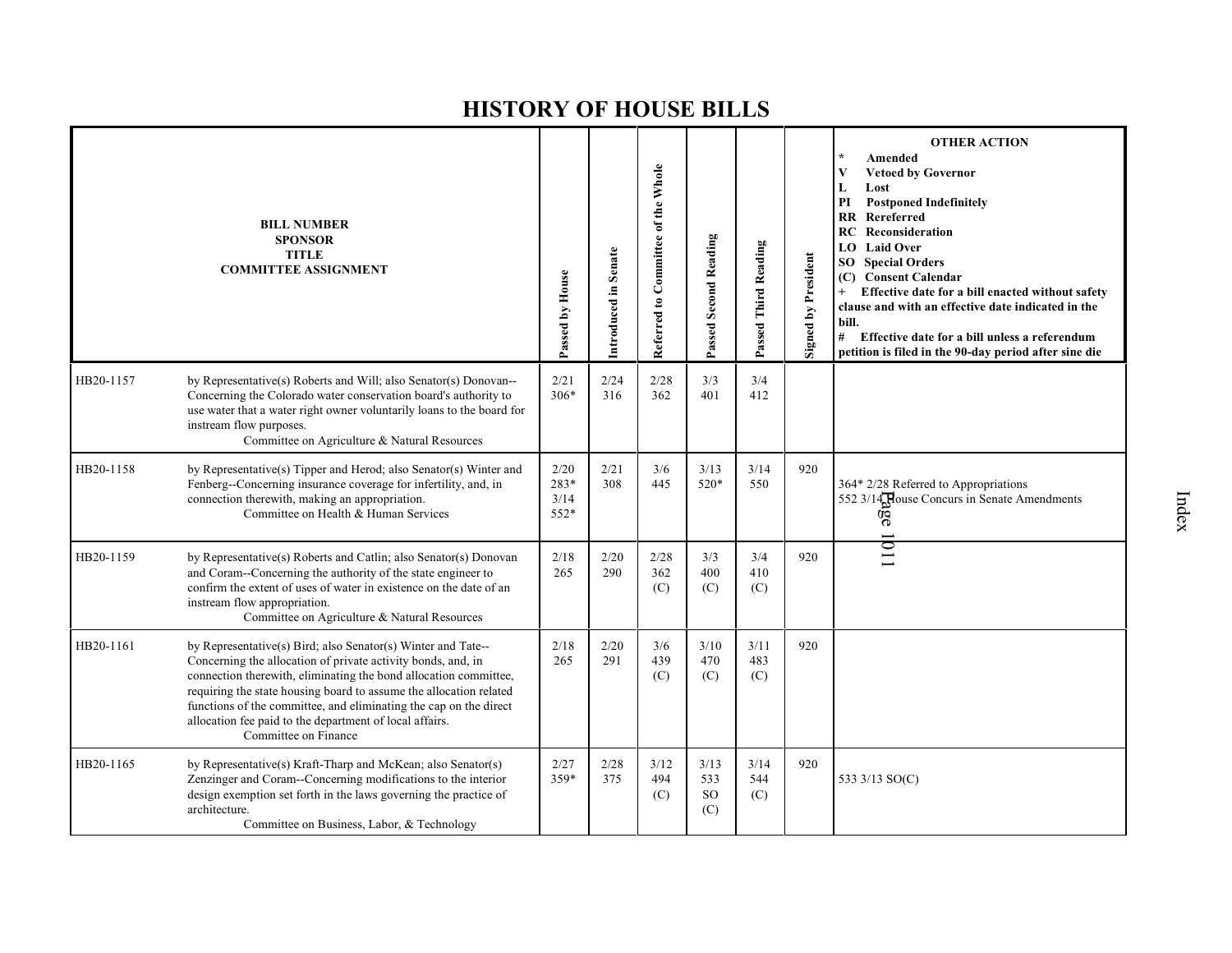# HISTORY OF HOUSE BILLS

| BILL NUMBER<br>SPONSOR<br>TITLE<br>COMMITTEE ASSIGNMENT | | Passed by House | Introduced in Senate | Referred to Committee of the Whole | Passed Second Reading | Passed Third Reading | Signed by President | OTHER ACTION<br>* Amended<br>V Vetoed by Governor<br>L Lost<br>PI Postponed Indefinitely<br>RR Rereferred<br>RC Reconsideration<br>LO Laid Over<br>SO Special Orders<br>(C) Consent Calendar<br>+ Effective date for a bill enacted without safety clause and with an effective date indicated in the bill.<br># Effective date for a bill unless a referendum petition is filed in the 90-day period after sine die |
|---|---|---|---|---|---|---|---|---|
| HB20-1157 | by Representative(s) Roberts and Will; also Senator(s) Donovan--Concerning the Colorado water conservation board's authority to use water that a water right owner voluntarily loans to the board for instream flow purposes.<br>Committee on Agriculture & Natural Resources | 2/21<br>306* | 2/24<br>316 | 2/28<br>362 | 3/3<br>401 | 3/4<br>412 | | |
| HB20-1158 | by Representative(s) Tipper and Herod; also Senator(s) Winter and Fenberg--Concerning insurance coverage for infertility, and, in connection therewith, making an appropriation.<br>Committee on Health & Human Services | 2/20<br>283*<br>3/14<br>552* | 2/21<br>308 | 3/6<br>445 | 3/13<br>520* | 3/14<br>550 | 920 | 364* 2/28 Referred to Appropriations<br>552 3/14 House Concurs in Senate Amendments |
| HB20-1159 | by Representative(s) Roberts and Catlin; also Senator(s) Donovan and Coram--Concerning the authority of the state engineer to confirm the extent of uses of water in existence on the date of an instream flow appropriation.<br>Committee on Agriculture & Natural Resources | 2/18<br>265 | 2/20<br>290 | 2/28<br>362<br>(C) | 3/3<br>400<br>(C) | 3/4<br>410<br>(C) | 920 | |
| HB20-1161 | by Representative(s) Bird; also Senator(s) Winter and Tate--Concerning the allocation of private activity bonds, and, in connection therewith, eliminating the bond allocation committee, requiring the state housing board to assume the allocation related functions of the committee, and eliminating the cap on the direct allocation fee paid to the department of local affairs.<br>Committee on Finance | 2/18<br>265 | 2/20<br>291 | 3/6<br>439<br>(C) | 3/10<br>470<br>(C) | 3/11<br>483<br>(C) | 920 | |
| HB20-1165 | by Representative(s) Kraft-Tharp and McKean; also Senator(s) Zenzinger and Coram--Concerning modifications to the interior design exemption set forth in the laws governing the practice of architecture.<br>Committee on Business, Labor, & Technology | 2/27<br>359* | 2/28<br>375 | 3/12<br>494<br>(C) | 3/13<br>533<br>SO<br>(C) | 3/14<br>544<br>(C) | 920 | 533 3/13 SO(C) |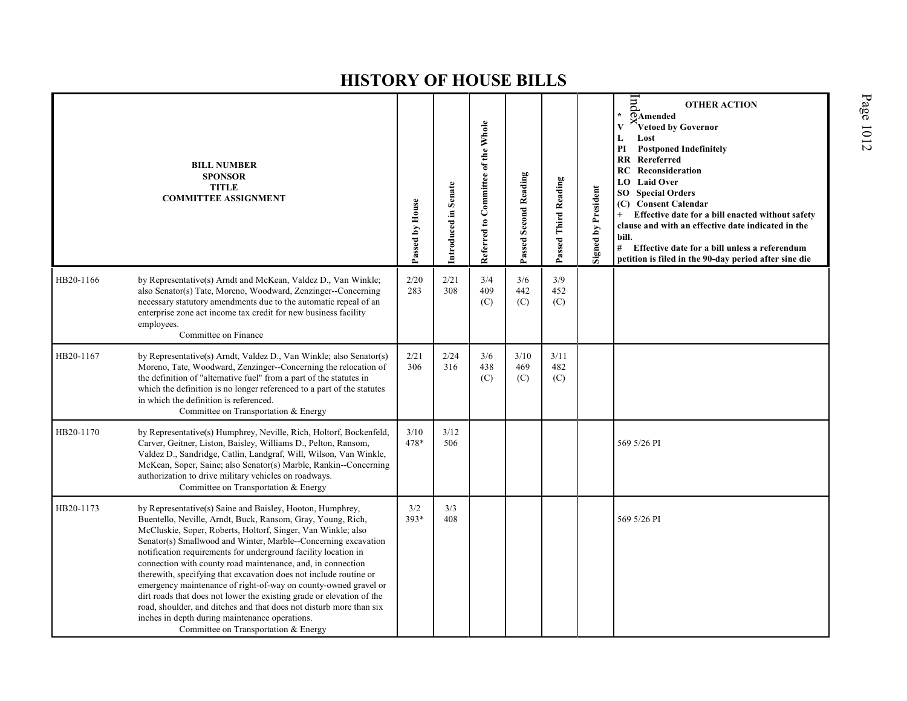# HISTORY OF HOUSE BILLS

| BILL NUMBER<br>SPONSOR<br>TITLE<br>COMMITTEE ASSIGNMENT | | Passed by House | Introduced in Senate | Referred to Committee of the Whole | Passed Second Reading | Passed Third Reading | Signed by President | OTHER ACTION<br>* Amended<br>V Vetoed by Governor<br>L Lost<br>PI Postponed Indefinitely<br>RR Rereferred<br>RC Reconsideration<br>LO Laid Over<br>SO Special Orders<br>(C) Consent Calendar<br>+ Effective date for a bill enacted without safety clause and with an effective date indicated in the bill.<br># Effective date for a bill unless a referendum petition is filed in the 90-day period after sine die |
|---|---|---|---|---|---|---|---|---|
| HB20-1166 | by Representative(s) Arndt and McKean, Valdez D., Van Winkle; also Senator(s) Tate, Moreno, Woodward, Zenzinger--Concerning necessary statutory amendments due to the automatic repeal of an enterprise zone act income tax credit for new business facility employees.<br>Committee on Finance | 2/20<br>283 | 2/21<br>308 | 3/4<br>409<br>(C) | 3/6<br>442<br>(C) | 3/9<br>452<br>(C) | | |
| HB20-1167 | by Representative(s) Arndt, Valdez D., Van Winkle; also Senator(s) Moreno, Tate, Woodward, Zenzinger--Concerning the relocation of the definition of "alternative fuel" from a part of the statutes in which the definition is no longer referenced to a part of the statutes in which the definition is referenced.<br>Committee on Transportation & Energy | 2/21<br>306 | 2/24<br>316 | 3/6<br>438<br>(C) | 3/10<br>469<br>(C) | 3/11<br>482<br>(C) | | |
| HB20-1170 | by Representative(s) Humphrey, Neville, Rich, Holtorf, Bockenfeld, Carver, Geitner, Liston, Baisley, Williams D., Pelton, Ransom, Valdez D., Sandridge, Catlin, Landgraf, Will, Wilson, Van Winkle, McKean, Soper, Saine; also Senator(s) Marble, Rankin--Concerning authorization to drive military vehicles on roadways.<br>Committee on Transportation & Energy | 3/10<br>478* | 3/12<br>506 | | | | | 569 5/26 PI |
| HB20-1173 | by Representative(s) Saine and Baisley, Hooton, Humphrey, Buentello, Neville, Arndt, Buck, Ransom, Gray, Young, Rich, McCluskie, Soper, Roberts, Holtorf, Singer, Van Winkle; also Senator(s) Smallwood and Winter, Marble--Concerning excavation notification requirements for underground facility location in connection with county road maintenance, and, in connection therewith, specifying that excavation does not include routine or emergency maintenance of right-of-way on county-owned gravel or dirt roads that does not lower the existing grade or elevation of the road, shoulder, and ditches and that does not disturb more than six inches in depth during maintenance operations.<br>Committee on Transportation & Energy | 3/2<br>393* | 3/3<br>408 | | | | | 569 5/26 PI |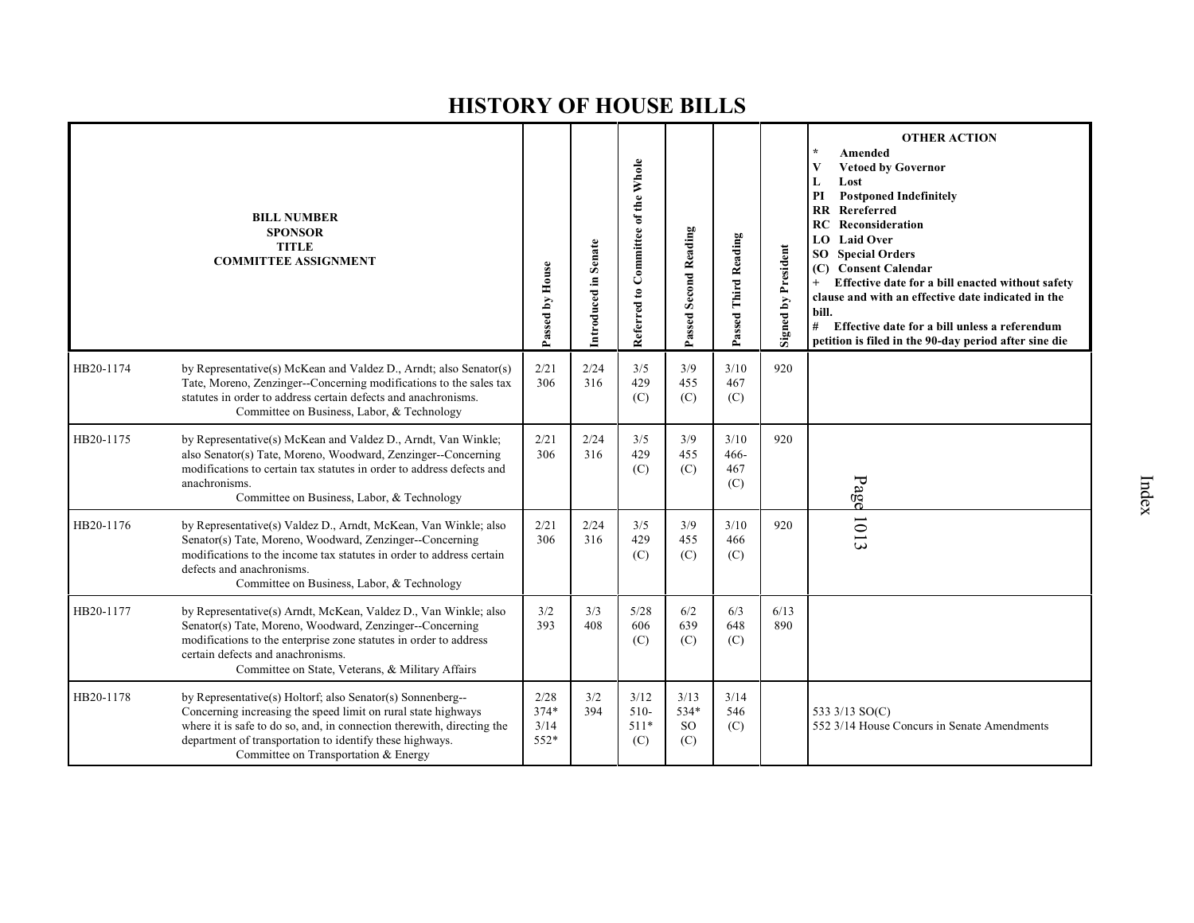# HISTORY OF HOUSE BILLS

| BILL NUMBER<br>SPONSOR<br>TITLE<br>COMMITTEE ASSIGNMENT | | Passed by House | Introduced in Senate | Referred to Committee of the Whole | Passed Second Reading | Passed Third Reading | Signed by President | OTHER ACTION<br>* Amended<br>V Vetoed by Governor<br>L Lost<br>PI Postponed Indefinitely<br>RR Rereferred<br>RC Reconsideration<br>LO Laid Over<br>SO Special Orders<br>(C) Consent Calendar<br>+ Effective date for a bill enacted without safety clause and with an effective date indicated in the bill.<br># Effective date for a bill unless a referendum petition is filed in the 90-day period after sine die |
|---|---|---|---|---|---|---|---|---|
| HB20-1174 | by Representative(s) McKean and Valdez D., Arndt; also Senator(s) Tate, Moreno, Zenzinger--Concerning modifications to the sales tax statutes in order to address certain defects and anachronisms.<br>Committee on Business, Labor, & Technology | 2/21<br>306 | 2/24<br>316 | 3/5<br>429<br>(C) | 3/9<br>455<br>(C) | 3/10<br>467<br>(C) | 920 | |
| HB20-1175 | by Representative(s) McKean and Valdez D., Arndt, Van Winkle; also Senator(s) Tate, Moreno, Woodward, Zenzinger--Concerning modifications to certain tax statutes in order to address defects and anachronisms.<br>Committee on Business, Labor, & Technology | 2/21<br>306 | 2/24<br>316 | 3/5<br>429<br>(C) | 3/9<br>455<br>(C) | 3/10<br>466-<br>467<br>(C) | 920 | |
| HB20-1176 | by Representative(s) Valdez D., Arndt, McKean, Van Winkle; also Senator(s) Tate, Moreno, Woodward, Zenzinger--Concerning modifications to the income tax statutes in order to address certain defects and anachronisms.<br>Committee on Business, Labor, & Technology | 2/21<br>306 | 2/24<br>316 | 3/5<br>429<br>(C) | 3/9<br>455<br>(C) | 3/10<br>466<br>(C) | 920 | |
| HB20-1177 | by Representative(s) Arndt, McKean, Valdez D., Van Winkle; also Senator(s) Tate, Moreno, Woodward, Zenzinger--Concerning modifications to the enterprise zone statutes in order to address certain defects and anachronisms.<br>Committee on State, Veterans, & Military Affairs | 3/2<br>393 | 3/3<br>408 | 5/28<br>606<br>(C) | 6/2<br>639<br>(C) | 6/3<br>648<br>(C) | 6/13<br>890 | |
| HB20-1178 | by Representative(s) Holtorf; also Senator(s) Sonnenberg--Concerning increasing the speed limit on rural state highways where it is safe to do so, and, in connection therewith, directing the department of transportation to identify these highways.<br>Committee on Transportation & Energy | 2/28<br>374*<br>3/14<br>552* | 3/2<br>394 | 3/12<br>510-<br>511*<br>(C) | 3/13<br>534*<br>SO<br>(C) | 3/14<br>546<br>(C) | | 533 3/13 SO(C)<br>552 3/14 House Concurs in Senate Amendments |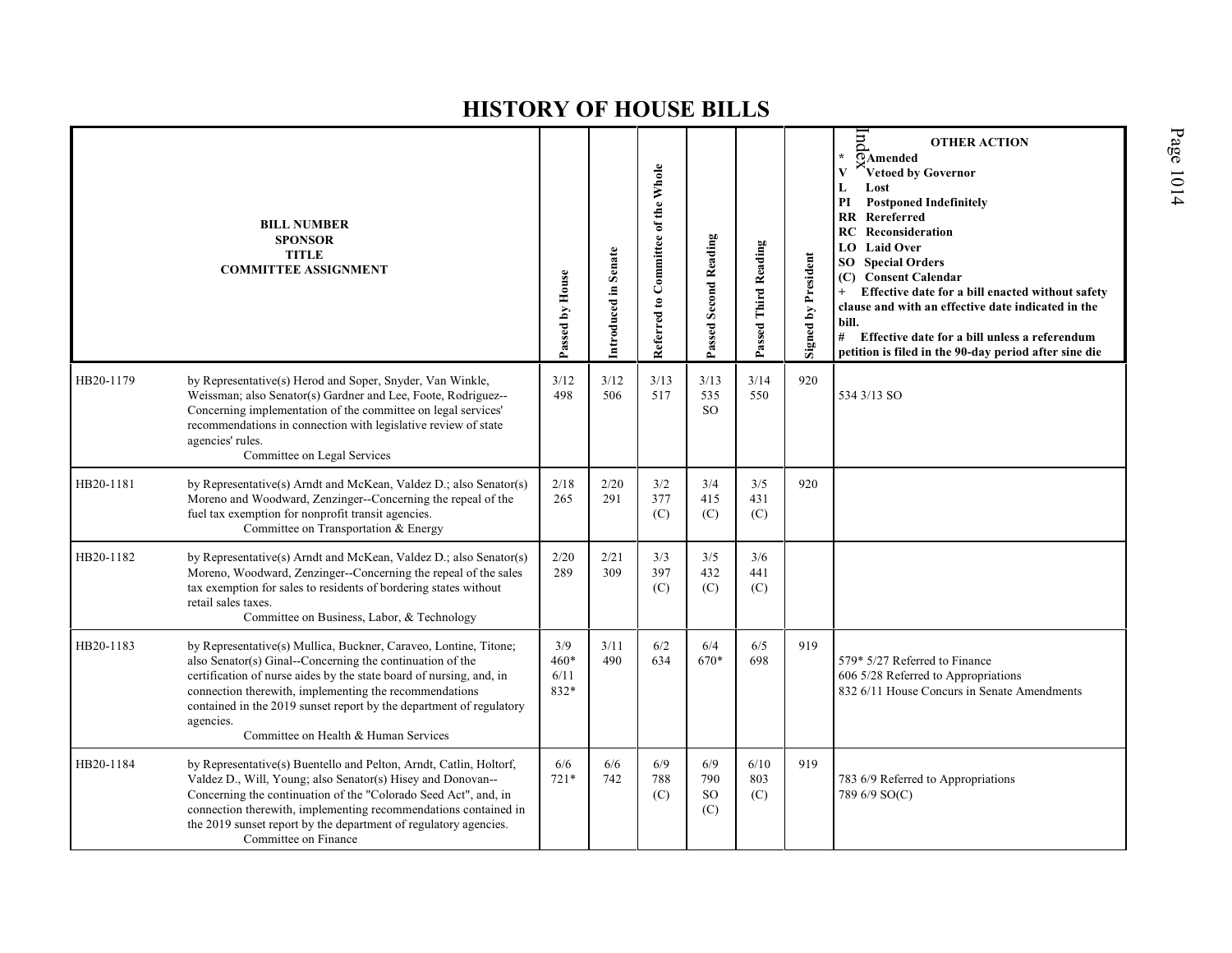# HISTORY OF HOUSE BILLS

| BILL NUMBER<br>SPONSOR<br>TITLE<br>COMMITTEE ASSIGNMENT | | Passed by House | Introduced in Senate | Referred to Committee of the Whole | Passed Second Reading | Passed Third Reading | Signed by President | OTHER ACTION<br>* Amended<br>V Vetoed by Governor<br>L Lost<br>PI Postponed Indefinitely<br>RR Rereferred<br>RC Reconsideration<br>LO Laid Over<br>SO Special Orders<br>(C) Consent Calendar<br>+ Effective date for a bill enacted without safety clause and with an effective date indicated in the bill.<br># Effective date for a bill unless a referendum petition is filed in the 90-day period after sine die |
|---|---|---|---|---|---|---|---|---|
| HB20-1179 | by Representative(s) Herod and Soper, Snyder, Van Winkle, Weissman; also Senator(s) Gardner and Lee, Foote, Rodriguez--Concerning implementation of the committee on legal services' recommendations in connection with legislative review of state agencies' rules.<br>Committee on Legal Services | 3/12<br>498 | 3/12<br>506 | 3/13<br>517 | 3/13<br>535<br>SO | 3/14<br>550 | 920 | 534 3/13 SO |
| HB20-1181 | by Representative(s) Arndt and McKean, Valdez D.; also Senator(s) Moreno and Woodward, Zenzinger--Concerning the repeal of the fuel tax exemption for nonprofit transit agencies.<br>Committee on Transportation & Energy | 2/18<br>265 | 2/20<br>291 | 3/2<br>377<br>(C) | 3/4<br>415<br>(C) | 3/5<br>431<br>(C) | 920 | |
| HB20-1182 | by Representative(s) Arndt and McKean, Valdez D.; also Senator(s) Moreno, Woodward, Zenzinger--Concerning the repeal of the sales tax exemption for sales to residents of bordering states without retail sales taxes.<br>Committee on Business, Labor, & Technology | 2/20<br>289 | 2/21<br>309 | 3/3<br>397<br>(C) | 3/5<br>432<br>(C) | 3/6<br>441<br>(C) | | |
| HB20-1183 | by Representative(s) Mullica, Buckner, Caraveo, Lontine, Titone; also Senator(s) Ginal--Concerning the continuation of the certification of nurse aides by the state board of nursing, and, in connection therewith, implementing the recommendations contained in the 2019 sunset report by the department of regulatory agencies.<br>Committee on Health & Human Services | 3/9<br>460*<br>6/11<br>832* | 3/11<br>490 | 6/2<br>634 | 6/4<br>670* | 6/5<br>698 | 919 | 579* 5/27 Referred to Finance<br>606 5/28 Referred to Appropriations<br>832 6/11 House Concurs in Senate Amendments |
| HB20-1184 | by Representative(s) Buentello and Pelton, Arndt, Catlin, Holtorf, Valdez D., Will, Young; also Senator(s) Hisey and Donovan--Concerning the continuation of the "Colorado Seed Act", and, in connection therewith, implementing recommendations contained in the 2019 sunset report by the department of regulatory agencies.<br>Committee on Finance | 6/6<br>721* | 6/6<br>742 | 6/9<br>788<br>(C) | 6/9<br>790<br>SO<br>(C) | 6/10<br>803<br>(C) | 919 | 783 6/9 Referred to Appropriations<br>789 6/9 SO(C) |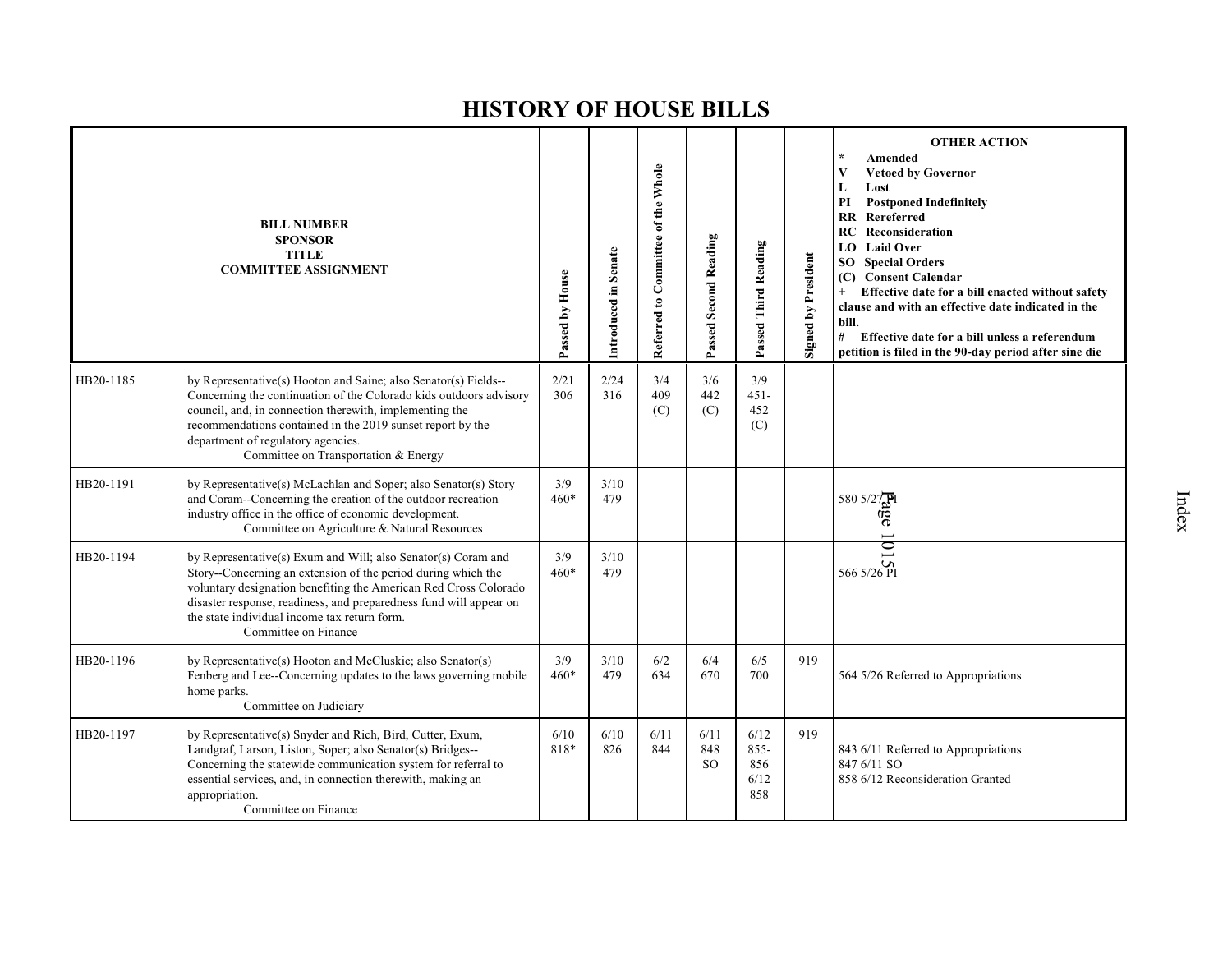# HISTORY OF HOUSE BILLS

| BILL NUMBER<br>SPONSOR<br>TITLE<br>COMMITTEE ASSIGNMENT | | Passed by House | Introduced in Senate | Referred to Committee of the Whole | Passed Second Reading | Passed Third Reading | Signed by President | OTHER ACTION<br>* Amended<br>V Vetoed by Governor<br>L Lost<br>PI Postponed Indefinitely<br>RR Rereferred<br>RC Reconsideration<br>LO Laid Over<br>SO Special Orders<br>(C) Consent Calendar<br>+ Effective date for a bill enacted without safety clause and with an effective date indicated in the bill.<br># Effective date for a bill unless a referendum petition is filed in the 90-day period after sine die |
|---|---|---|---|---|---|---|---|---|
| HB20-1185 | by Representative(s) Hooton and Saine; also Senator(s) Fields--Concerning the continuation of the Colorado kids outdoors advisory council, and, in connection therewith, implementing the recommendations contained in the 2019 sunset report by the department of regulatory agencies.<br>Committee on Transportation & Energy | 2/21<br>306 | 2/24<br>316 | 3/4<br>409<br>(C) | 3/6<br>442<br>(C) | 3/9<br>451-<br>452<br>(C) | | |
| HB20-1191 | by Representative(s) McLachlan and Soper; also Senator(s) Story and Coram--Concerning the creation of the outdoor recreation industry office in the office of economic development.<br>Committee on Agriculture & Natural Resources | 3/9<br>460* | 3/10<br>479 | | | | | 580 5/27 PI |
| HB20-1194 | by Representative(s) Exum and Will; also Senator(s) Coram and Story--Concerning an extension of the period during which the voluntary designation benefiting the American Red Cross Colorado disaster response, readiness, and preparedness fund will appear on the state individual income tax return form.<br>Committee on Finance | 3/9<br>460* | 3/10<br>479 | | | | | 566 5/26 PI |
| HB20-1196 | by Representative(s) Hooton and McCluskie; also Senator(s) Fenberg and Lee--Concerning updates to the laws governing mobile home parks.<br>Committee on Judiciary | 3/9<br>460* | 3/10<br>479 | 6/2<br>634 | 6/4<br>670 | 6/5<br>700 | 919 | 564 5/26 Referred to Appropriations |
| HB20-1197 | by Representative(s) Snyder and Rich, Bird, Cutter, Exum, Landgraf, Larson, Liston, Soper; also Senator(s) Bridges--Concerning the statewide communication system for referral to essential services, and, in connection therewith, making an appropriation.<br>Committee on Finance | 6/10<br>818* | 6/10<br>826 | 6/11<br>844 | 6/11<br>848<br>SO | 6/12<br>855-<br>856<br>6/12<br>858 | 919 | 843 6/11 Referred to Appropriations<br>847 6/11 SO<br>858 6/12 Reconsideration Granted |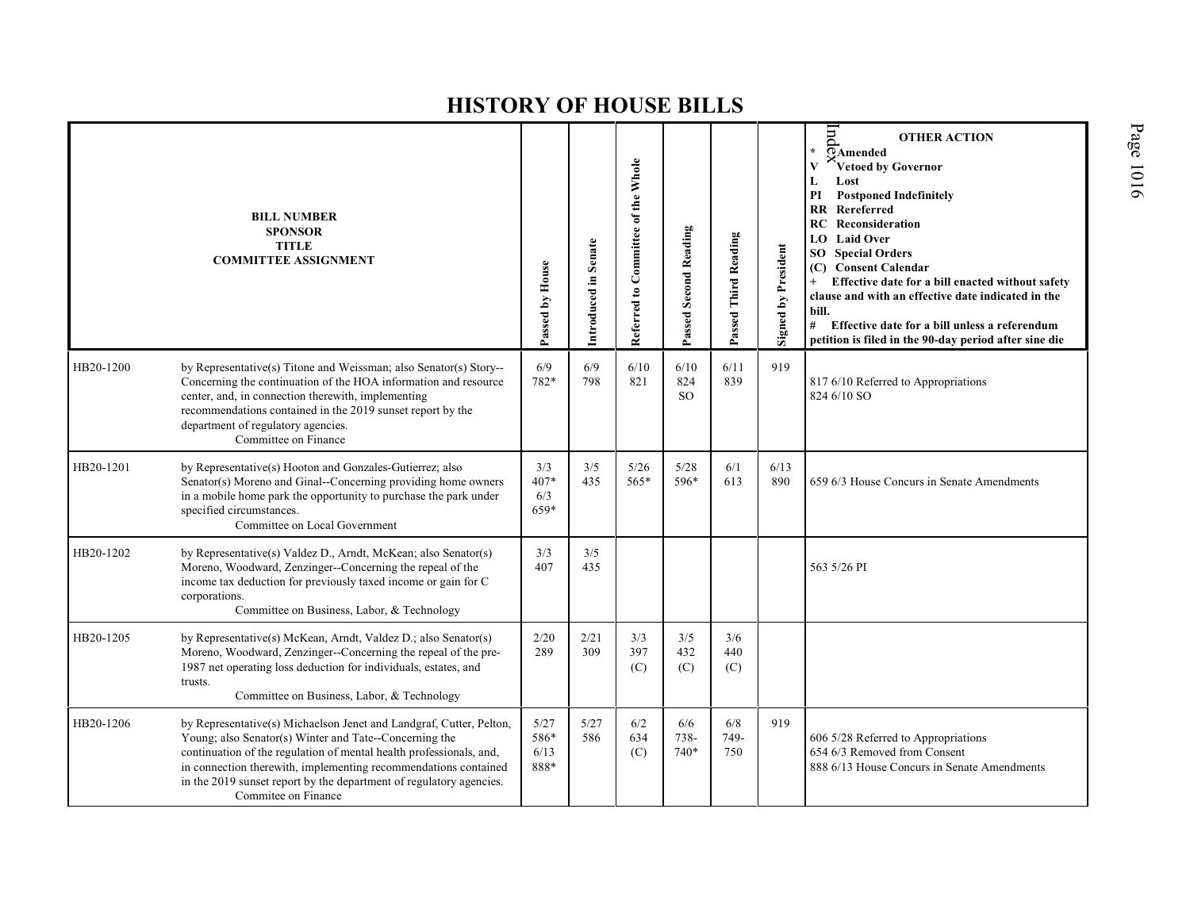# HISTORY OF HOUSE BILLS

| BILL NUMBER<br>SPONSOR<br>TITLE<br>COMMITTEE ASSIGNMENT | | Passed by House | Introduced in Senate | Referred to Committee of the Whole | Passed Second Reading | Passed Third Reading | Signed by President | OTHER ACTION<br>* Amended<br>V Vetoed by Governor<br>L Lost<br>PI Postponed Indefinitely<br>RR Rereferred<br>RC Reconsideration<br>LO Laid Over<br>SO Special Orders<br>(C) Consent Calendar<br>+ Effective date for a bill enacted without safety clause and with an effective date indicated in the bill.<br># Effective date for a bill unless a referendum petition is filed in the 90-day period after sine die |
|---|---|---|---|---|---|---|---|---|
| HB20-1200 | by Representative(s) Titone and Weissman; also Senator(s) Story--Concerning the continuation of the HOA information and resource center, and, in connection therewith, implementing recommendations contained in the 2019 sunset report by the department of regulatory agencies.<br>Committee on Finance | 6/9<br>782* | 6/9<br>798 | 6/10<br>821 | 6/10<br>824<br>SO | 6/11<br>839 | 919 | 817 6/10 Referred to Appropriations<br>824 6/10 SO |
| HB20-1201 | by Representative(s) Hooton and Gonzales-Gutierrez; also Senator(s) Moreno and Ginal--Concerning providing home owners in a mobile home park the opportunity to purchase the park under specified circumstances.<br>Committee on Local Government | 3/3<br>407*<br>6/3<br>659* | 3/5<br>435 | 5/26<br>565* | 5/28<br>596* | 6/1<br>613 | 6/13<br>890 | 659 6/3 House Concurs in Senate Amendments |
| HB20-1202 | by Representative(s) Valdez D., Arndt, McKean; also Senator(s) Moreno, Woodward, Zenzinger--Concerning the repeal of the income tax deduction for previously taxed income or gain for C corporations.<br>Committee on Business, Labor, & Technology | 3/3<br>407 | 3/5<br>435 | | | | | 563 5/26 PI |
| HB20-1205 | by Representative(s) McKean, Arndt, Valdez D.; also Senator(s) Moreno, Woodward, Zenzinger--Concerning the repeal of the pre-1987 net operating loss deduction for individuals, estates, and trusts.<br>Committee on Business, Labor, & Technology | 2/20<br>289 | 2/21<br>309 | 3/3<br>397<br>(C) | 3/5<br>432<br>(C) | 3/6<br>440<br>(C) | | |
| HB20-1206 | by Representative(s) Michaelson Jenet and Landgraf, Cutter, Pelton, Young; also Senator(s) Winter and Tate--Concerning the continuation of the regulation of mental health professionals, and, in connection therewith, implementing recommendations contained in the 2019 sunset report by the department of regulatory agencies.<br>Commitee on Finance | 5/27<br>586*<br>6/13<br>888* | 5/27<br>586 | 6/2<br>634<br>(C) | 6/6<br>738-<br>740* | 6/8<br>749-<br>750 | 919 | 606 5/28 Referred to Appropriations<br>654 6/3 Removed from Consent<br>888 6/13 House Concurs in Senate Amendments |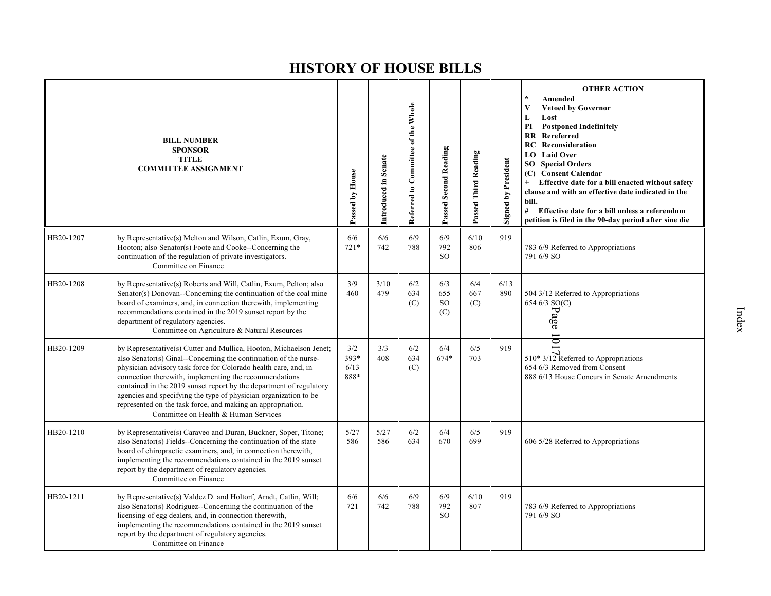# HISTORY OF HOUSE BILLS

| BILL NUMBER<br>SPONSOR<br>TITLE<br>COMMITTEE ASSIGNMENT | | Passed by House | Introduced in Senate | Referred to Committee of the Whole | Passed Second Reading | Passed Third Reading | Signed by President | OTHER ACTION<br>* Amended<br>V Vetoed by Governor<br>L Lost<br>PI Postponed Indefinitely<br>RR Rereferred<br>RC Reconsideration<br>LO Laid Over<br>SO Special Orders<br>(C) Consent Calendar<br>+ Effective date for a bill enacted without safety clause and with an effective date indicated in the bill.<br># Effective date for a bill unless a referendum petition is filed in the 90-day period after sine die |
|---|---|---|---|---|---|---|---|---|
| HB20-1207 | by Representative(s) Melton and Wilson, Catlin, Exum, Gray, Hooton; also Senator(s) Foote and Cooke--Concerning the continuation of the regulation of private investigators.<br>Committee on Finance | 6/6<br>721* | 6/6<br>742 | 6/9<br>788 | 6/9<br>792<br>SO | 6/10<br>806 | 919 | 783 6/9 Referred to Appropriations<br>791 6/9 SO |
| HB20-1208 | by Representative(s) Roberts and Will, Catlin, Exum, Pelton; also Senator(s) Donovan--Concerning the continuation of the coal mine board of examiners, and, in connection therewith, implementing recommendations contained in the 2019 sunset report by the department of regulatory agencies.<br>Committee on Agriculture & Natural Resources | 3/9<br>460 | 3/10<br>479 | 6/2<br>634<br>(C) | 6/3<br>655<br>SO<br>(C) | 6/4<br>667<br>(C) | 6/13<br>890 | 504 3/12 Referred to Appropriations<br>654 6/3 SO(C) |
| HB20-1209 | by Representative(s) Cutter and Mullica, Hooton, Michaelson Jenet; also Senator(s) Ginal--Concerning the continuation of the nurse-physician advisory task force for Colorado health care, and, in connection therewith, implementing the recommendations contained in the 2019 sunset report by the department of regulatory agencies and specifying the type of physician organization to be represented on the task force, and making an appropriation.<br>Committee on Health & Human Services | 3/2<br>393*<br>6/13<br>888* | 3/3<br>408 | 6/2<br>634<br>(C) | 6/4<br>674* | 6/5<br>703 | 919 | 510* 3/12 Referred to Appropriations<br>654 6/3 Removed from Consent<br>888 6/13 House Concurs in Senate Amendments |
| HB20-1210 | by Representative(s) Caraveo and Duran, Buckner, Soper, Titone; also Senator(s) Fields--Concerning the continuation of the state board of chiropractic examiners, and, in connection therewith, implementing the recommendations contained in the 2019 sunset report by the department of regulatory agencies.<br>Committee on Finance | 5/27<br>586 | 5/27<br>586 | 6/2<br>634 | 6/4<br>670 | 6/5<br>699 | 919 | 606 5/28 Referred to Appropriations |
| HB20-1211 | by Representative(s) Valdez D. and Holtorf, Arndt, Catlin, Will; also Senator(s) Rodriguez--Concerning the continuation of the licensing of egg dealers, and, in connection therewith, implementing the recommendations contained in the 2019 sunset report by the department of regulatory agencies.<br>Committee on Finance | 6/6<br>721 | 6/6<br>742 | 6/9<br>788 | 6/9<br>792<br>SO | 6/10<br>807 | 919 | 783 6/9 Referred to Appropriations<br>791 6/9 SO |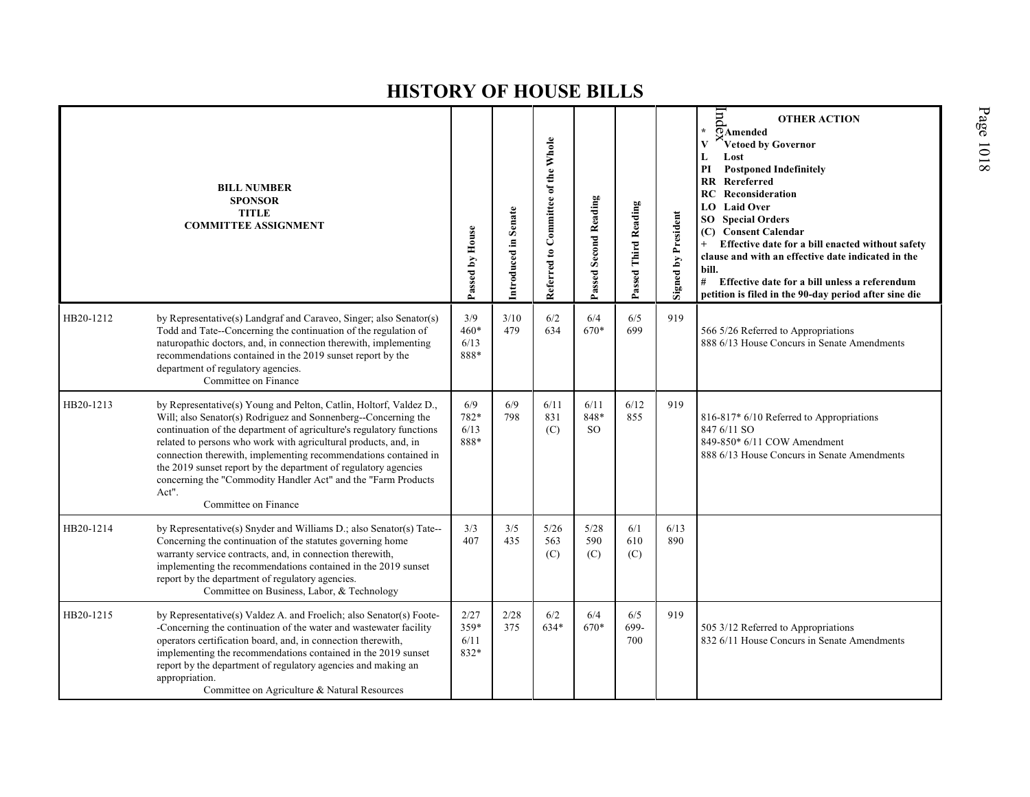# HISTORY OF HOUSE BILLS

| BILL NUMBER<br>SPONSOR<br>TITLE<br>COMMITTEE ASSIGNMENT | | Passed by House | Introduced in Senate | Referred to Committee of the Whole | Passed Second Reading | Passed Third Reading | Signed by President | OTHER ACTION<br>* Amended<br>V Vetoed by Governor<br>L Lost<br>PI Postponed Indefinitely<br>RR Rereferred<br>RC Reconsideration<br>LO Laid Over<br>SO Special Orders<br>(C) Consent Calendar<br>+ Effective date for a bill enacted without safety clause and with an effective date indicated in the bill.<br># Effective date for a bill unless a referendum petition is filed in the 90-day period after sine die |
|---|---|---|---|---|---|---|---|---|
| HB20-1212 | by Representative(s) Landgraf and Caraveo, Singer; also Senator(s) Todd and Tate--Concerning the continuation of the regulation of naturopathic doctors, and, in connection therewith, implementing recommendations contained in the 2019 sunset report by the department of regulatory agencies.<br>Committee on Finance | 3/9<br>460*<br>6/13<br>888* | 3/10<br>479 | 6/2<br>634 | 6/4<br>670* | 6/5<br>699 | 919 | 566 5/26 Referred to Appropriations<br>888 6/13 House Concurs in Senate Amendments |
| HB20-1213 | by Representative(s) Young and Pelton, Catlin, Holtorf, Valdez D., Will; also Senator(s) Rodriguez and Sonnenberg--Concerning the continuation of the department of agriculture's regulatory functions related to persons who work with agricultural products, and, in connection therewith, implementing recommendations contained in the 2019 sunset report by the department of regulatory agencies concerning the "Commodity Handler Act" and the "Farm Products Act".<br>Committee on Finance | 6/9<br>782*<br>6/13<br>888* | 6/9<br>798 | 6/11<br>831<br>(C) | 6/11<br>848*<br>SO | 6/12<br>855 | 919 | 816-817* 6/10 Referred to Appropriations<br>847 6/11 SO<br>849-850* 6/11 COW Amendment<br>888 6/13 House Concurs in Senate Amendments |
| HB20-1214 | by Representative(s) Snyder and Williams D.; also Senator(s) Tate--Concerning the continuation of the statutes governing home warranty service contracts, and, in connection therewith, implementing the recommendations contained in the 2019 sunset report by the department of regulatory agencies.<br>Committee on Business, Labor, & Technology | 3/3<br>407 | 3/5<br>435 | 5/26<br>563<br>(C) | 5/28<br>590<br>(C) | 6/1<br>610<br>(C) | 6/13<br>890 | |
| HB20-1215 | by Representative(s) Valdez A. and Froelich; also Senator(s) Foote--Concerning the continuation of the water and wastewater facility operators certification board, and, in connection therewith, implementing the recommendations contained in the 2019 sunset report by the department of regulatory agencies and making an appropriation.<br>Committee on Agriculture & Natural Resources | 2/27<br>359*<br>6/11<br>832* | 2/28<br>375 | 6/2<br>634* | 6/4<br>670* | 6/5<br>699-700 | 919 | 505 3/12 Referred to Appropriations<br>832 6/11 House Concurs in Senate Amendments |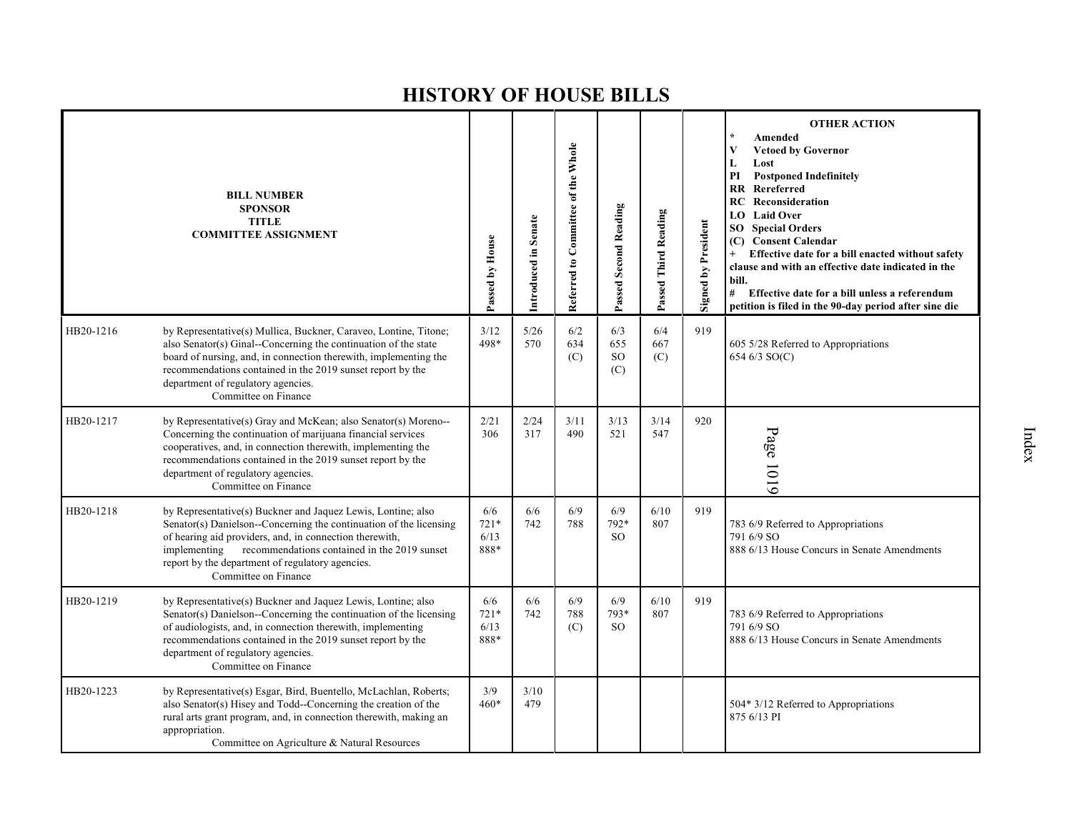# HISTORY OF HOUSE BILLS

| BILL NUMBER<br>SPONSOR<br>TITLE<br>COMMITTEE ASSIGNMENT | | Passed by House | Introduced in Senate | Referred to Committee of the Whole | Passed Second Reading | Passed Third Reading | Signed by President | OTHER ACTION<br>* Amended<br>V Vetoed by Governor<br>L Lost<br>PI Postponed Indefinitely<br>RR Rereferred<br>RC Reconsideration<br>LO Laid Over<br>SO Special Orders<br>(C) Consent Calendar<br>+ Effective date for a bill enacted without safety clause and with an effective date indicated in the bill.<br># Effective date for a bill unless a referendum petition is filed in the 90-day period after sine die |
|---|---|---|---|---|---|---|---|---|
| HB20-1216 | by Representative(s) Mullica, Buckner, Caraveo, Lontine, Titone; also Senator(s) Ginal--Concerning the continuation of the state board of nursing, and, in connection therewith, implementing the recommendations contained in the 2019 sunset report by the department of regulatory agencies.<br>Committee on Finance | 3/12<br>498* | 5/26<br>570 | 6/2<br>634<br>(C) | 6/3<br>655<br>SO<br>(C) | 6/4<br>667<br>(C) | 919 | 605 5/28 Referred to Appropriations<br>654 6/3 SO(C) |
| HB20-1217 | by Representative(s) Gray and McKean; also Senator(s) Moreno--Concerning the continuation of marijuana financial services cooperatives, and, in connection therewith, implementing the recommendations contained in the 2019 sunset report by the department of regulatory agencies.<br>Committee on Finance | 2/21<br>306 | 2/24<br>317 | 3/11<br>490 | 3/13<br>521 | 3/14<br>547 | 920 | |
| HB20-1218 | by Representative(s) Buckner and Jaquez Lewis, Lontine; also Senator(s) Danielson--Concerning the continuation of the licensing of hearing aid providers, and, in connection therewith, implementing recommendations contained in the 2019 sunset report by the department of regulatory agencies.<br>Committee on Finance | 6/6<br>721*<br>6/13<br>888* | 6/6<br>742 | 6/9<br>788 | 6/9<br>792*<br>SO | 6/10<br>807 | 919 | 783 6/9 Referred to Appropriations<br>791 6/9 SO<br>888 6/13 House Concurs in Senate Amendments |
| HB20-1219 | by Representative(s) Buckner and Jaquez Lewis, Lontine; also Senator(s) Danielson--Concerning the continuation of the licensing of audiologists, and, in connection therewith, implementing recommendations contained in the 2019 sunset report by the department of regulatory agencies.<br>Committee on Finance | 6/6<br>721*<br>6/13<br>888* | 6/6<br>742 | 6/9<br>788<br>(C) | 6/9<br>793*<br>SO | 6/10<br>807 | 919 | 783 6/9 Referred to Appropriations<br>791 6/9 SO<br>888 6/13 House Concurs in Senate Amendments |
| HB20-1223 | by Representative(s) Esgar, Bird, Buentello, McLachlan, Roberts; also Senator(s) Hisey and Todd--Concerning the creation of the rural arts grant program, and, in connection therewith, making an appropriation.<br>Committee on Agriculture & Natural Resources | 3/9<br>460* | 3/10<br>479 | | | | | 504* 3/12 Referred to Appropriations<br>875 6/13 PI |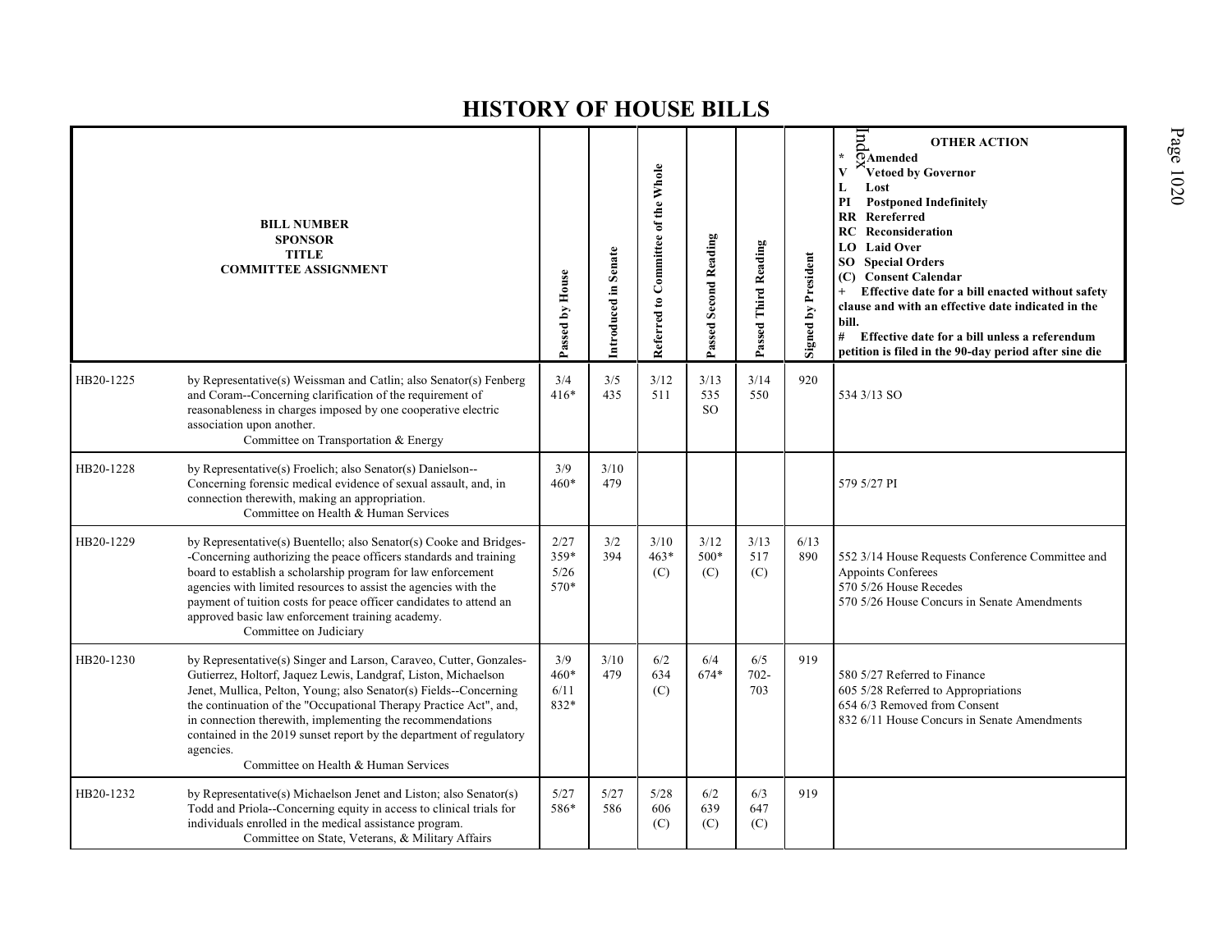# HISTORY OF HOUSE BILLS

| BILL NUMBER<br>SPONSOR<br>TITLE<br>COMMITTEE ASSIGNMENT | | Passed by House | Introduced in Senate | Referred to Committee of the Whole | Passed Second Reading | Passed Third Reading | Signed by President | OTHER ACTION<br>* Amended<br>V Vetoed by Governor<br>L Lost<br>PI Postponed Indefinitely<br>RR Rereferred<br>RC Reconsideration<br>LO Laid Over<br>SO Special Orders<br>(C) Consent Calendar<br>+ Effective date for a bill enacted without safety clause and with an effective date indicated in the bill.<br># Effective date for a bill unless a referendum petition is filed in the 90-day period after sine die |
|---|---|---|---|---|---|---|---|---|
| HB20-1225 | by Representative(s) Weissman and Catlin; also Senator(s) Fenberg and Coram--Concerning clarification of the requirement of reasonableness in charges imposed by one cooperative electric association upon another.<br>Committee on Transportation & Energy | 3/4<br>416* | 3/5<br>435 | 3/12<br>511 | 3/13<br>535<br>SO | 3/14<br>550 | 920 | 534 3/13 SO |
| HB20-1228 | by Representative(s) Froelich; also Senator(s) Danielson--Concerning forensic medical evidence of sexual assault, and, in connection therewith, making an appropriation.<br>Committee on Health & Human Services | 3/9<br>460* | 3/10<br>479 | | | | | 579 5/27 PI |
| HB20-1229 | by Representative(s) Buentello; also Senator(s) Cooke and Bridges--Concerning authorizing the peace officers standards and training board to establish a scholarship program for law enforcement agencies with limited resources to assist the agencies with the payment of tuition costs for peace officer candidates to attend an approved basic law enforcement training academy.<br>Committee on Judiciary | 2/27<br>359*<br>5/26<br>570* | 3/2<br>394 | 3/10<br>463*<br>(C) | 3/12<br>500*<br>(C) | 3/13<br>517<br>(C) | 6/13<br>890 | 552 3/14 House Requests Conference Committee and Appoints Conferees<br>570 5/26 House Recedes<br>570 5/26 House Concurs in Senate Amendments |
| HB20-1230 | by Representative(s) Singer and Larson, Caraveo, Cutter, Gonzales-Gutierrez, Holtorf, Jaquez Lewis, Landgraf, Liston, Michaelson Jenet, Mullica, Pelton, Young; also Senator(s) Fields--Concerning the continuation of the "Occupational Therapy Practice Act", and, in connection therewith, implementing the recommendations contained in the 2019 sunset report by the department of regulatory agencies.<br>Committee on Health & Human Services | 3/9<br>460*<br>6/11<br>832* | 3/10<br>479 | 6/2<br>634<br>(C) | 6/4<br>674* | 6/5<br>702-<br>703 | 919 | 580 5/27 Referred to Finance<br>605 5/28 Referred to Appropriations<br>654 6/3 Removed from Consent<br>832 6/11 House Concurs in Senate Amendments |
| HB20-1232 | by Representative(s) Michaelson Jenet and Liston; also Senator(s) Todd and Priola--Concerning equity in access to clinical trials for individuals enrolled in the medical assistance program.<br>Committee on State, Veterans, & Military Affairs | 5/27<br>586* | 5/27<br>586 | 5/28<br>606<br>(C) | 6/2<br>639<br>(C) | 6/3<br>647<br>(C) | 919 | |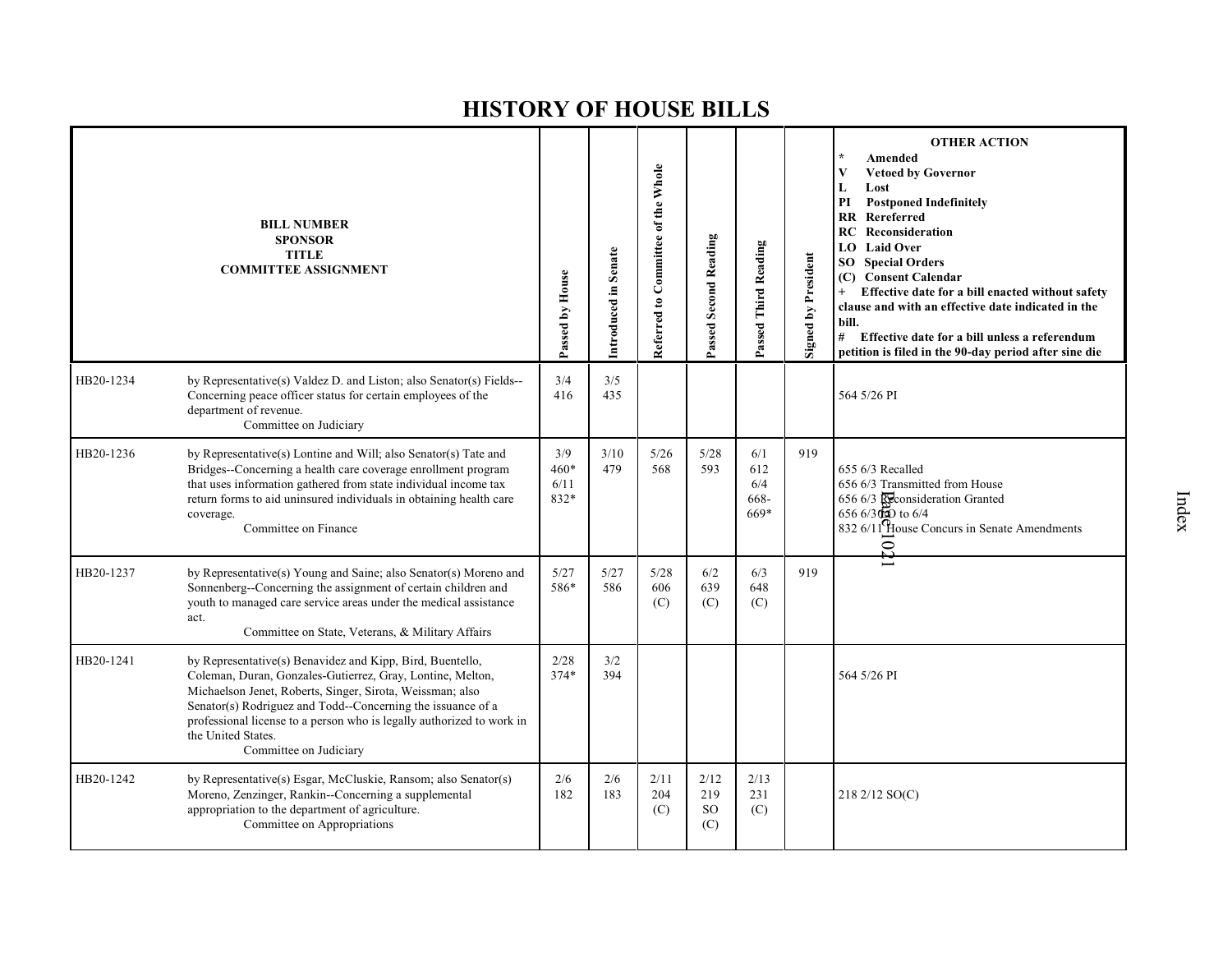# HISTORY OF HOUSE BILLS

| BILL NUMBER<br>SPONSOR<br>TITLE<br>COMMITTEE ASSIGNMENT | | Passed by House | Introduced in Senate | Referred to Committee of the Whole | Passed Second Reading | Passed Third Reading | Signed by President | OTHER ACTION<br>* Amended<br>V Vetoed by Governor<br>L Lost<br>PI Postponed Indefinitely<br>RR Rereferred<br>RC Reconsideration<br>LO Laid Over<br>SO Special Orders<br>(C) Consent Calendar<br>+ Effective date for a bill enacted without safety clause and with an effective date indicated in the bill.<br># Effective date for a bill unless a referendum petition is filed in the 90-day period after sine die |
|---|---|---|---|---|---|---|---|---|
| HB20-1234 | by Representative(s) Valdez D. and Liston; also Senator(s) Fields--Concerning peace officer status for certain employees of the department of revenue.<br>Committee on Judiciary | 3/4<br>416 | 3/5<br>435 | | | | | 564 5/26 PI |
| HB20-1236 | by Representative(s) Lontine and Will; also Senator(s) Tate and Bridges--Concerning a health care coverage enrollment program that uses information gathered from state individual income tax return forms to aid uninsured individuals in obtaining health care coverage.<br>Committee on Finance | 3/9<br>460*<br>6/11<br>832* | 3/10<br>479 | 5/26<br>568 | 5/28<br>593 | 6/1<br>612<br>6/4<br>668-<br>669* | 919 | 655 6/3 Recalled<br>656 6/3 Transmitted from House<br>656 6/3 Reconsideration Granted<br>656 6/3 LO to 6/4<br>832 6/11 House Concurs in Senate Amendments |
| HB20-1237 | by Representative(s) Young and Saine; also Senator(s) Moreno and Sonnenberg--Concerning the assignment of certain children and youth to managed care service areas under the medical assistance act.<br>Committee on State, Veterans, & Military Affairs | 5/27<br>586* | 5/27<br>586 | 5/28<br>606<br>(C) | 6/2<br>639<br>(C) | 6/3<br>648<br>(C) | 919 | |
| HB20-1241 | by Representative(s) Benavidez and Kipp, Bird, Buentello, Coleman, Duran, Gonzales-Gutierrez, Gray, Lontine, Melton, Michaelson Jenet, Roberts, Singer, Sirota, Weissman; also Senator(s) Rodriguez and Todd--Concerning the issuance of a professional license to a person who is legally authorized to work in the United States.<br>Committee on Judiciary | 2/28<br>374* | 3/2<br>394 | | | | | 564 5/26 PI |
| HB20-1242 | by Representative(s) Esgar, McCluskie, Ransom; also Senator(s) Moreno, Zenzinger, Rankin--Concerning a supplemental appropriation to the department of agriculture.<br>Committee on Appropriations | 2/6<br>182 | 2/6<br>183 | 2/11<br>204<br>(C) | 2/12<br>219<br>SO<br>(C) | 2/13<br>231<br>(C) | | 218 2/12 SO(C) |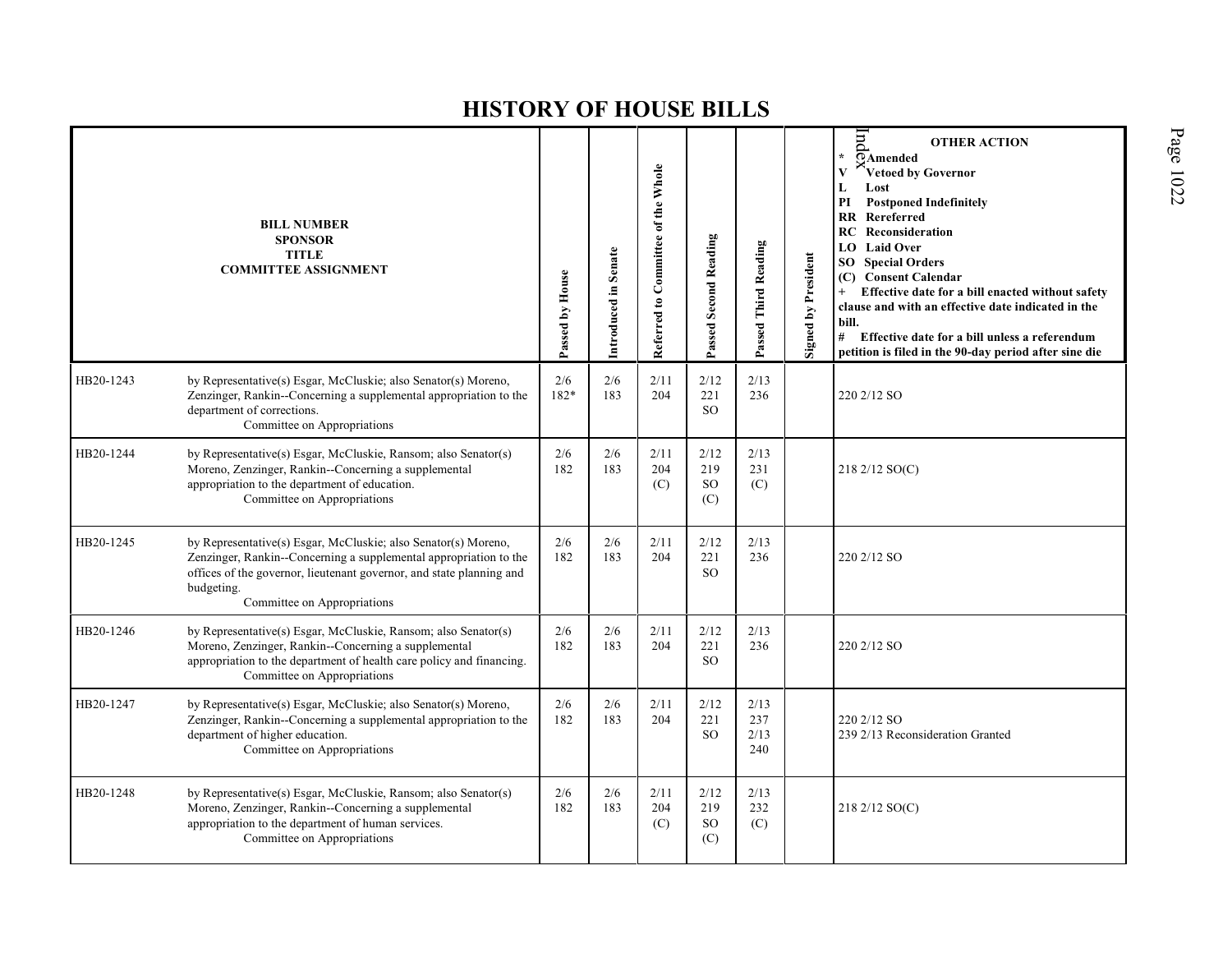# HISTORY OF HOUSE BILLS

| BILL NUMBER SPONSOR TITLE COMMITTEE ASSIGNMENT | | Passed by House | Introduced in Senate | Referred to Committee of the Whole | Passed Second Reading | Passed Third Reading | Signed by President | OTHER ACTION<br>* Amended<br>V Vetoed by Governor<br>L Lost<br>PI Postponed Indefinitely<br>RR Rereferred<br>RC Reconsideration<br>LO Laid Over<br>SO Special Orders<br>(C) Consent Calendar<br>+ Effective date for a bill enacted without safety clause and with an effective date indicated in the bill.<br># Effective date for a bill unless a referendum petition is filed in the 90-day period after sine die |
|---|---|---|---|---|---|---|---|---|
| HB20-1243 | by Representative(s) Esgar, McCluskie; also Senator(s) Moreno, Zenzinger, Rankin--Concerning a supplemental appropriation to the department of corrections.<br>Committee on Appropriations | 2/6<br>182* | 2/6<br>183 | 2/11<br>204 | 2/12<br>221<br>SO | 2/13<br>236 | | 220 2/12 SO |
| HB20-1244 | by Representative(s) Esgar, McCluskie, Ransom; also Senator(s) Moreno, Zenzinger, Rankin--Concerning a supplemental appropriation to the department of education.<br>Committee on Appropriations | 2/6<br>182 | 2/6<br>183 | 2/11<br>204<br>(C) | 2/12<br>219<br>SO<br>(C) | 2/13<br>231<br>(C) | | 218 2/12 SO(C) |
| HB20-1245 | by Representative(s) Esgar, McCluskie; also Senator(s) Moreno, Zenzinger, Rankin--Concerning a supplemental appropriation to the offices of the governor, lieutenant governor, and state planning and budgeting.<br>Committee on Appropriations | 2/6<br>182 | 2/6<br>183 | 2/11<br>204 | 2/12<br>221<br>SO | 2/13<br>236 | | 220 2/12 SO |
| HB20-1246 | by Representative(s) Esgar, McCluskie, Ransom; also Senator(s) Moreno, Zenzinger, Rankin--Concerning a supplemental appropriation to the department of health care policy and financing.<br>Committee on Appropriations | 2/6<br>182 | 2/6<br>183 | 2/11<br>204 | 2/12<br>221<br>SO | 2/13<br>236 | | 220 2/12 SO |
| HB20-1247 | by Representative(s) Esgar, McCluskie; also Senator(s) Moreno, Zenzinger, Rankin--Concerning a supplemental appropriation to the department of higher education.<br>Committee on Appropriations | 2/6<br>182 | 2/6<br>183 | 2/11<br>204 | 2/12<br>221<br>SO | 2/13<br>237<br>2/13<br>240 | | 220 2/12 SO<br>239 2/13 Reconsideration Granted |
| HB20-1248 | by Representative(s) Esgar, McCluskie, Ransom; also Senator(s) Moreno, Zenzinger, Rankin--Concerning a supplemental appropriation to the department of human services.<br>Committee on Appropriations | 2/6<br>182 | 2/6<br>183 | 2/11<br>204<br>(C) | 2/12<br>219<br>SO<br>(C) | 2/13<br>232<br>(C) | | 218 2/12 SO(C) |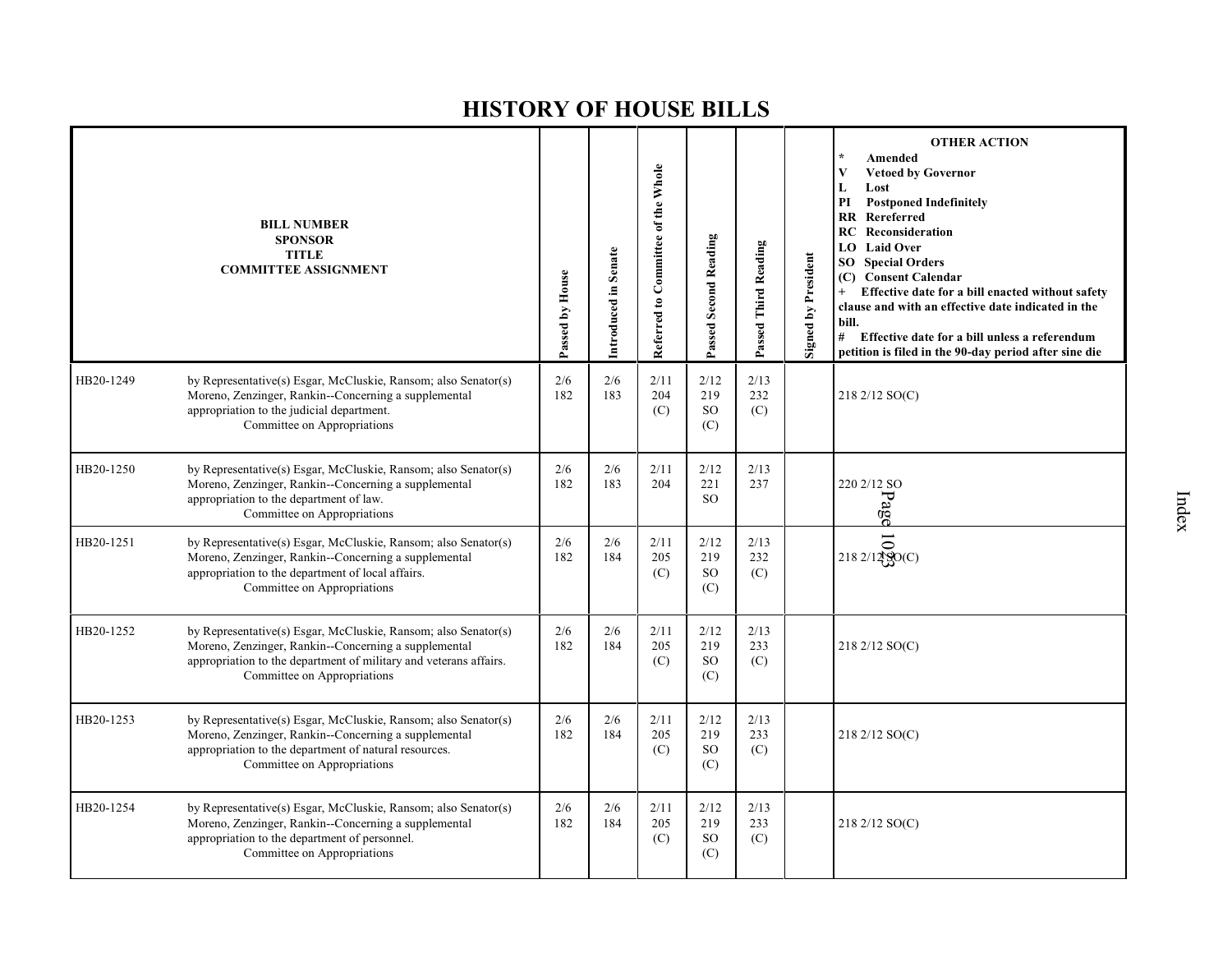# HISTORY OF HOUSE BILLS

| BILL NUMBER SPONSOR TITLE COMMITTEE ASSIGNMENT | | Passed by House | Introduced in Senate | Referred to Committee of the Whole | Passed Second Reading | Passed Third Reading | Signed by President | OTHER ACTION<br>* Amended<br>V Vetoed by Governor<br>L Lost<br>PI Postponed Indefinitely<br>RR Rereferred<br>RC Reconsideration<br>LO Laid Over<br>SO Special Orders<br>(C) Consent Calendar<br>+ Effective date for a bill enacted without safety clause and with an effective date indicated in the bill.<br># Effective date for a bill unless a referendum petition is filed in the 90-day period after sine die |
|---|---|---|---|---|---|---|---|---|
| HB20-1249 | by Representative(s) Esgar, McCluskie, Ransom; also Senator(s) Moreno, Zenzinger, Rankin--Concerning a supplemental appropriation to the judicial department.<br>Committee on Appropriations | 2/6 182 | 2/6 183 | 2/11 204 (C) | 2/12 219 SO (C) | 2/13 232 (C) | | 218 2/12 SO(C) |
| HB20-1250 | by Representative(s) Esgar, McCluskie, Ransom; also Senator(s) Moreno, Zenzinger, Rankin--Concerning a supplemental appropriation to the department of law.<br>Committee on Appropriations | 2/6 182 | 2/6 183 | 2/11 204 | 2/12 221 SO | 2/13 237 | | 220 2/12 SO |
| HB20-1251 | by Representative(s) Esgar, McCluskie, Ransom; also Senator(s) Moreno, Zenzinger, Rankin--Concerning a supplemental appropriation to the department of local affairs.<br>Committee on Appropriations | 2/6 182 | 2/6 184 | 2/11 205 (C) | 2/12 219 SO (C) | 2/13 232 (C) | | 218 2/12 SO(C) |
| HB20-1252 | by Representative(s) Esgar, McCluskie, Ransom; also Senator(s) Moreno, Zenzinger, Rankin--Concerning a supplemental appropriation to the department of military and veterans affairs.<br>Committee on Appropriations | 2/6 182 | 2/6 184 | 2/11 205 (C) | 2/12 219 SO (C) | 2/13 233 (C) | | 218 2/12 SO(C) |
| HB20-1253 | by Representative(s) Esgar, McCluskie, Ransom; also Senator(s) Moreno, Zenzinger, Rankin--Concerning a supplemental appropriation to the department of natural resources.<br>Committee on Appropriations | 2/6 182 | 2/6 184 | 2/11 205 (C) | 2/12 219 SO (C) | 2/13 233 (C) | | 218 2/12 SO(C) |
| HB20-1254 | by Representative(s) Esgar, McCluskie, Ransom; also Senator(s) Moreno, Zenzinger, Rankin--Concerning a supplemental appropriation to the department of personnel.<br>Committee on Appropriations | 2/6 182 | 2/6 184 | 2/11 205 (C) | 2/12 219 SO (C) | 2/13 233 (C) | | 218 2/12 SO(C) |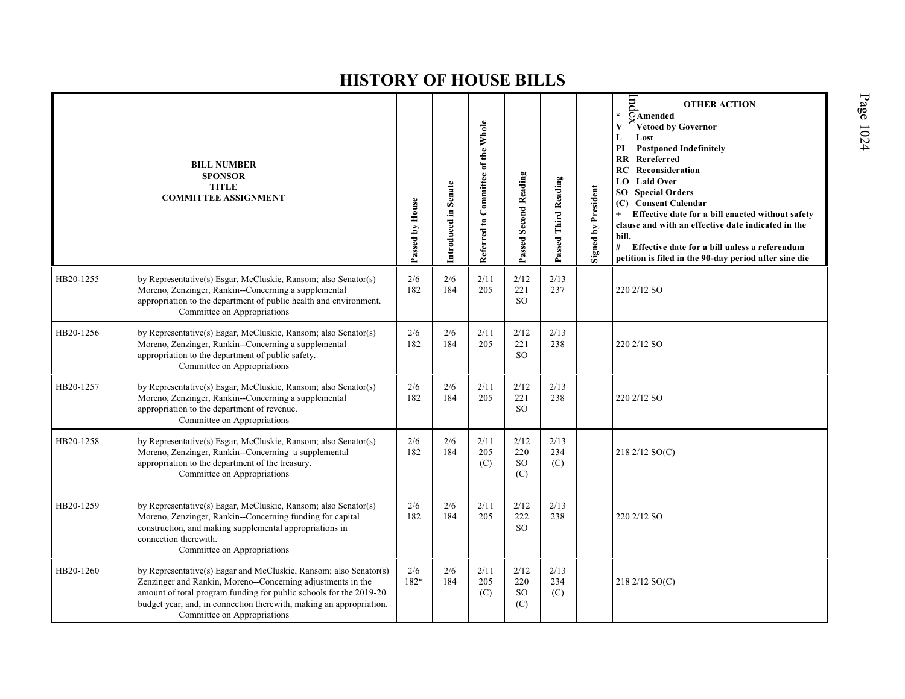# HISTORY OF HOUSE BILLS

| BILL NUMBER<br>SPONSOR<br>TITLE<br>COMMITTEE ASSIGNMENT | | Passed by House | Introduced in Senate | Referred to Committee of the Whole | Passed Second Reading | Passed Third Reading | Signed by President | OTHER ACTION<br>* Amended<br>V Vetoed by Governor<br>L Lost<br>PI Postponed Indefinitely<br>RR Rereferred<br>RC Reconsideration<br>LO Laid Over<br>SO Special Orders<br>(C) Consent Calendar<br>+ Effective date for a bill enacted without safety clause and with an effective date indicated in the bill.<br># Effective date for a bill unless a referendum petition is filed in the 90-day period after sine die |
|---|---|---|---|---|---|---|---|---|
| HB20-1255 | by Representative(s) Esgar, McCluskie, Ransom; also Senator(s) Moreno, Zenzinger, Rankin--Concerning a supplemental appropriation to the department of public health and environment.<br>Committee on Appropriations | 2/6<br>182 | 2/6<br>184 | 2/11<br>205 | 2/12<br>221<br>SO | 2/13<br>237 | | 220 2/12 SO |
| HB20-1256 | by Representative(s) Esgar, McCluskie, Ransom; also Senator(s) Moreno, Zenzinger, Rankin--Concerning a supplemental appropriation to the department of public safety.<br>Committee on Appropriations | 2/6<br>182 | 2/6<br>184 | 2/11<br>205 | 2/12<br>221<br>SO | 2/13<br>238 | | 220 2/12 SO |
| HB20-1257 | by Representative(s) Esgar, McCluskie, Ransom; also Senator(s) Moreno, Zenzinger, Rankin--Concerning a supplemental appropriation to the department of revenue.<br>Committee on Appropriations | 2/6<br>182 | 2/6<br>184 | 2/11<br>205 | 2/12<br>221<br>SO | 2/13<br>238 | | 220 2/12 SO |
| HB20-1258 | by Representative(s) Esgar, McCluskie, Ransom; also Senator(s) Moreno, Zenzinger, Rankin--Concerning a supplemental appropriation to the department of the treasury.<br>Committee on Appropriations | 2/6<br>182 | 2/6<br>184 | 2/11<br>205<br>(C) | 2/12<br>220<br>SO<br>(C) | 2/13<br>234<br>(C) | | 218 2/12 SO(C) |
| HB20-1259 | by Representative(s) Esgar, McCluskie, Ransom; also Senator(s) Moreno, Zenzinger, Rankin--Concerning funding for capital construction, and making supplemental appropriations in connection therewith.<br>Committee on Appropriations | 2/6<br>182 | 2/6<br>184 | 2/11<br>205 | 2/12<br>222<br>SO | 2/13<br>238 | | 220 2/12 SO |
| HB20-1260 | by Representative(s) Esgar and McCluskie, Ransom; also Senator(s) Zenzinger and Rankin, Moreno--Concerning adjustments in the amount of total program funding for public schools for the 2019-20 budget year, and, in connection therewith, making an appropriation.<br>Committee on Appropriations | 2/6<br>182* | 2/6<br>184 | 2/11<br>205<br>(C) | 2/12<br>220<br>SO<br>(C) | 2/13<br>234<br>(C) | | 218 2/12 SO(C) |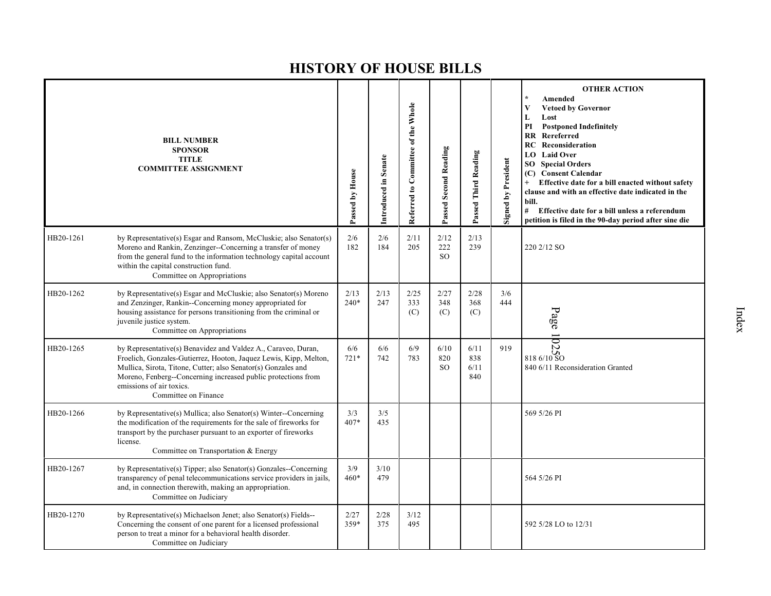# HISTORY OF HOUSE BILLS

| BILL NUMBER SPONSOR TITLE COMMITTEE ASSIGNMENT | | Passed by House | Introduced in Senate | Referred to Committee of the Whole | Passed Second Reading | Passed Third Reading | Signed by President | OTHER ACTION<br>* Amended<br>V Vetoed by Governor<br>L Lost<br>PI Postponed Indefinitely<br>RR Rereferred<br>RC Reconsideration<br>LO Laid Over<br>SO Special Orders<br>(C) Consent Calendar<br>+ Effective date for a bill enacted without safety clause and with an effective date indicated in the bill.<br># Effective date for a bill unless a referendum petition is filed in the 90-day period after sine die |
|---|---|---|---|---|---|---|---|---|
| HB20-1261 | by Representative(s) Esgar and Ransom, McCluskie; also Senator(s) Moreno and Rankin, Zenzinger--Concerning a transfer of money from the general fund to the information technology capital account within the capital construction fund.<br>Committee on Appropriations | 2/6<br>182 | 2/6<br>184 | 2/11<br>205 | 2/12<br>222<br>SO | 2/13<br>239 | | 220 2/12 SO |
| HB20-1262 | by Representative(s) Esgar and McCluskie; also Senator(s) Moreno and Zenzinger, Rankin--Concerning money appropriated for housing assistance for persons transitioning from the criminal or juvenile justice system.<br>Committee on Appropriations | 2/13<br>240* | 2/13<br>247 | 2/25<br>333<br>(C) | 2/27<br>348<br>(C) | 2/28<br>368<br>(C) | 3/6<br>444 | |
| HB20-1265 | by Representative(s) Benavidez and Valdez A., Caraveo, Duran, Froelich, Gonzales-Gutierrez, Hooton, Jaquez Lewis, Kipp, Melton, Mullica, Sirota, Titone, Cutter; also Senator(s) Gonzales and Moreno, Fenberg--Concerning increased public protections from emissions of air toxics.<br>Committee on Finance | 6/6<br>721* | 6/6<br>742 | 6/9<br>783 | 6/10<br>820<br>SO | 6/11<br>838<br>6/11<br>840 | 919 | 818 6/10 SO<br>840 6/11 Reconsideration Granted |
| HB20-1266 | by Representative(s) Mullica; also Senator(s) Winter--Concerning the modification of the requirements for the sale of fireworks for transport by the purchaser pursuant to an exporter of fireworks license.<br>Committee on Transportation & Energy | 3/3<br>407* | 3/5<br>435 | | | | | 569 5/26 PI |
| HB20-1267 | by Representative(s) Tipper; also Senator(s) Gonzales--Concerning transparency of penal telecommunications service providers in jails, and, in connection therewith, making an appropriation.<br>Committee on Judiciary | 3/9<br>460* | 3/10<br>479 | | | | | 564 5/26 PI |
| HB20-1270 | by Representative(s) Michaelson Jenet; also Senator(s) Fields--Concerning the consent of one parent for a licensed professional person to treat a minor for a behavioral health disorder.<br>Committee on Judiciary | 2/27<br>359* | 2/28<br>375 | 3/12<br>495 | | | | 592 5/28 LO to 12/31 |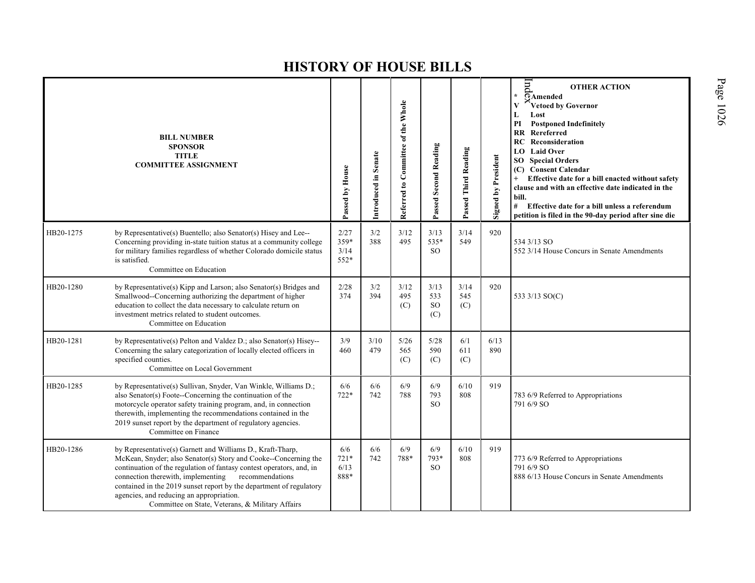# HISTORY OF HOUSE BILLS

| BILL NUMBER SPONSOR TITLE COMMITTEE ASSIGNMENT | | Passed by House | Introduced in Senate | Referred to Committee of the Whole | Passed Second Reading | Passed Third Reading | Signed by President | OTHER ACTION<br>* Amended<br>V Vetoed by Governor<br>L Lost<br>PI Postponed Indefinitely<br>RR Rereferred<br>RC Reconsideration<br>LO Laid Over<br>SO Special Orders<br>(C) Consent Calendar<br>+ Effective date for a bill enacted without safety clause and with an effective date indicated in the bill.<br># Effective date for a bill unless a referendum petition is filed in the 90-day period after sine die |
|---|---|---|---|---|---|---|---|---|
| HB20-1275 | by Representative(s) Buentello; also Senator(s) Hisey and Lee--Concerning providing in-state tuition status at a community college for military families regardless of whether Colorado domicile status is satisfied.<br>Committee on Education | 2/27<br>359*<br>3/14<br>552* | 3/2<br>388 | 3/12<br>495 | 3/13<br>535*<br>SO | 3/14<br>549 | 920 | 534 3/13 SO<br>552 3/14 House Concurs in Senate Amendments |
| HB20-1280 | by Representative(s) Kipp and Larson; also Senator(s) Bridges and Smallwood--Concerning authorizing the department of higher education to collect the data necessary to calculate return on investment metrics related to student outcomes.<br>Committee on Education | 2/28<br>374 | 3/2<br>394 | 3/12<br>495<br>(C) | 3/13<br>533<br>SO<br>(C) | 3/14<br>545<br>(C) | 920 | 533 3/13 SO(C) |
| HB20-1281 | by Representative(s) Pelton and Valdez D.; also Senator(s) Hisey--Concerning the salary categorization of locally elected officers in specified counties.<br>Committee on Local Government | 3/9<br>460 | 3/10<br>479 | 5/26<br>565<br>(C) | 5/28<br>590<br>(C) | 6/1<br>611<br>(C) | 6/13<br>890 | |
| HB20-1285 | by Representative(s) Sullivan, Snyder, Van Winkle, Williams D.; also Senator(s) Foote--Concerning the continuation of the motorcycle operator safety training program, and, in connection therewith, implementing the recommendations contained in the 2019 sunset report by the department of regulatory agencies.<br>Committee on Finance | 6/6<br>722* | 6/6<br>742 | 6/9<br>788 | 6/9<br>793<br>SO | 6/10<br>808 | 919 | 783 6/9 Referred to Appropriations<br>791 6/9 SO |
| HB20-1286 | by Representative(s) Garnett and Williams D., Kraft-Tharp, McKean, Snyder; also Senator(s) Story and Cooke--Concerning the continuation of the regulation of fantasy contest operators, and, in connection therewith, implementing recommendations contained in the 2019 sunset report by the department of regulatory agencies, and reducing an appropriation.<br>Committee on State, Veterans, & Military Affairs | 6/6<br>721*<br>6/13<br>888* | 6/6<br>742 | 6/9<br>788* | 6/9<br>793*<br>SO | 6/10<br>808 | 919 | 773 6/9 Referred to Appropriations<br>791 6/9 SO<br>888 6/13 House Concurs in Senate Amendments |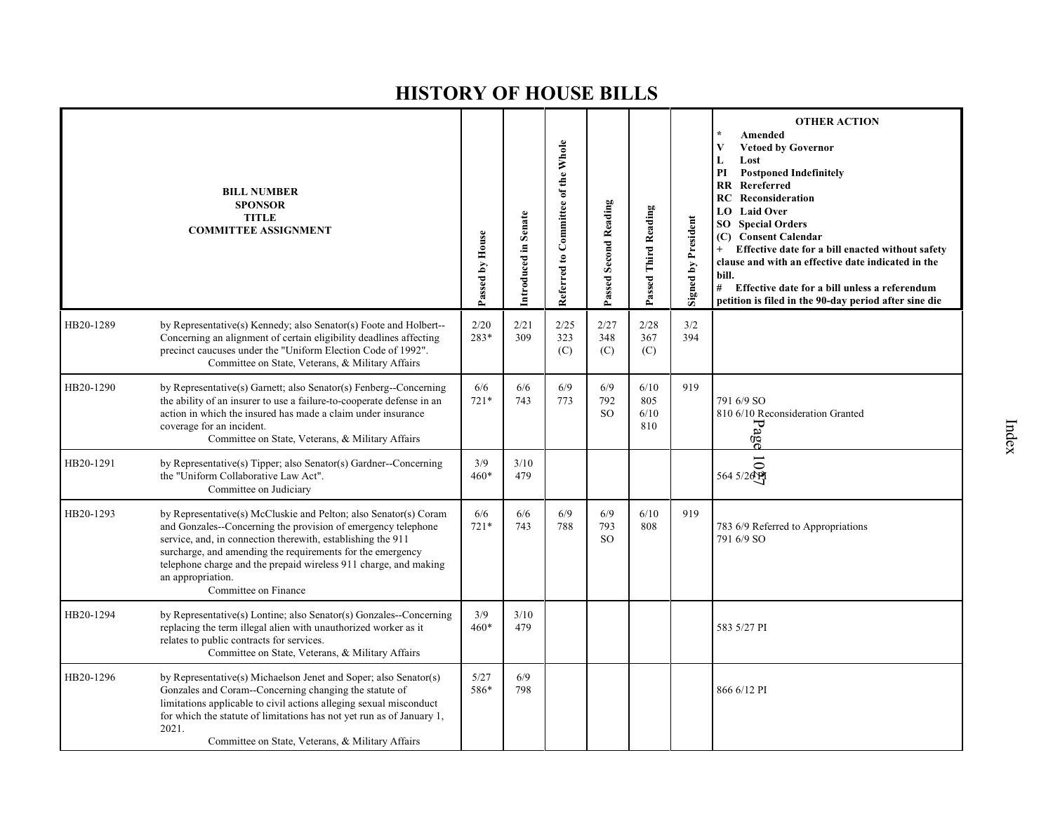# HISTORY OF HOUSE BILLS

| BILL NUMBER<br>SPONSOR<br>TITLE<br>COMMITTEE ASSIGNMENT | | Passed by House | Introduced in Senate | Referred to Committee of the Whole | Passed Second Reading | Passed Third Reading | Signed by President | OTHER ACTION<br>* Amended<br>V Vetoed by Governor<br>L Lost<br>PI Postponed Indefinitely<br>RR Rereferred<br>RC Reconsideration<br>LO Laid Over<br>SO Special Orders<br>(C) Consent Calendar<br>+ Effective date for a bill enacted without safety clause and with an effective date indicated in the bill.<br># Effective date for a bill unless a referendum petition is filed in the 90-day period after sine die |
|---|---|---|---|---|---|---|---|---|
| HB20-1289 | by Representative(s) Kennedy; also Senator(s) Foote and Holbert--Concerning an alignment of certain eligibility deadlines affecting precinct caucuses under the "Uniform Election Code of 1992".<br>Committee on State, Veterans, & Military Affairs | 2/20<br>283* | 2/21<br>309 | 2/25<br>323<br>(C) | 2/27<br>348<br>(C) | 2/28<br>367<br>(C) | 3/2<br>394 | |
| HB20-1290 | by Representative(s) Garnett; also Senator(s) Fenberg--Concerning the ability of an insurer to use a failure-to-cooperate defense in an action in which the insured has made a claim under insurance coverage for an incident.<br>Committee on State, Veterans, & Military Affairs | 6/6<br>721* | 6/6<br>743 | 6/9<br>773 | 6/9<br>792<br>SO | 6/10<br>805<br>6/10<br>810 | 919 | 791 6/9 SO<br>810 6/10 Reconsideration Granted |
| HB20-1291 | by Representative(s) Tipper; also Senator(s) Gardner--Concerning the "Uniform Collaborative Law Act".<br>Committee on Judiciary | 3/9<br>460* | 3/10<br>479 | | | | | 564 5/26 PI |
| HB20-1293 | by Representative(s) McCluskie and Pelton; also Senator(s) Coram and Gonzales--Concerning the provision of emergency telephone service, and, in connection therewith, establishing the 911 surcharge, and amending the requirements for the emergency telephone charge and the prepaid wireless 911 charge, and making an appropriation.<br>Committee on Finance | 6/6<br>721* | 6/6<br>743 | 6/9<br>788 | 6/9<br>793<br>SO | 6/10<br>808 | 919 | 783 6/9 Referred to Appropriations<br>791 6/9 SO |
| HB20-1294 | by Representative(s) Lontine; also Senator(s) Gonzales--Concerning replacing the term illegal alien with unauthorized worker as it relates to public contracts for services.<br>Committee on State, Veterans, & Military Affairs | 3/9<br>460* | 3/10<br>479 | | | | | 583 5/27 PI |
| HB20-1296 | by Representative(s) Michaelson Jenet and Soper; also Senator(s) Gonzales and Coram--Concerning changing the statute of limitations applicable to civil actions alleging sexual misconduct for which the statute of limitations has not yet run as of January 1, 2021.<br>Committee on State, Veterans, & Military Affairs | 5/27<br>586* | 6/9<br>798 | | | | | 866 6/12 PI |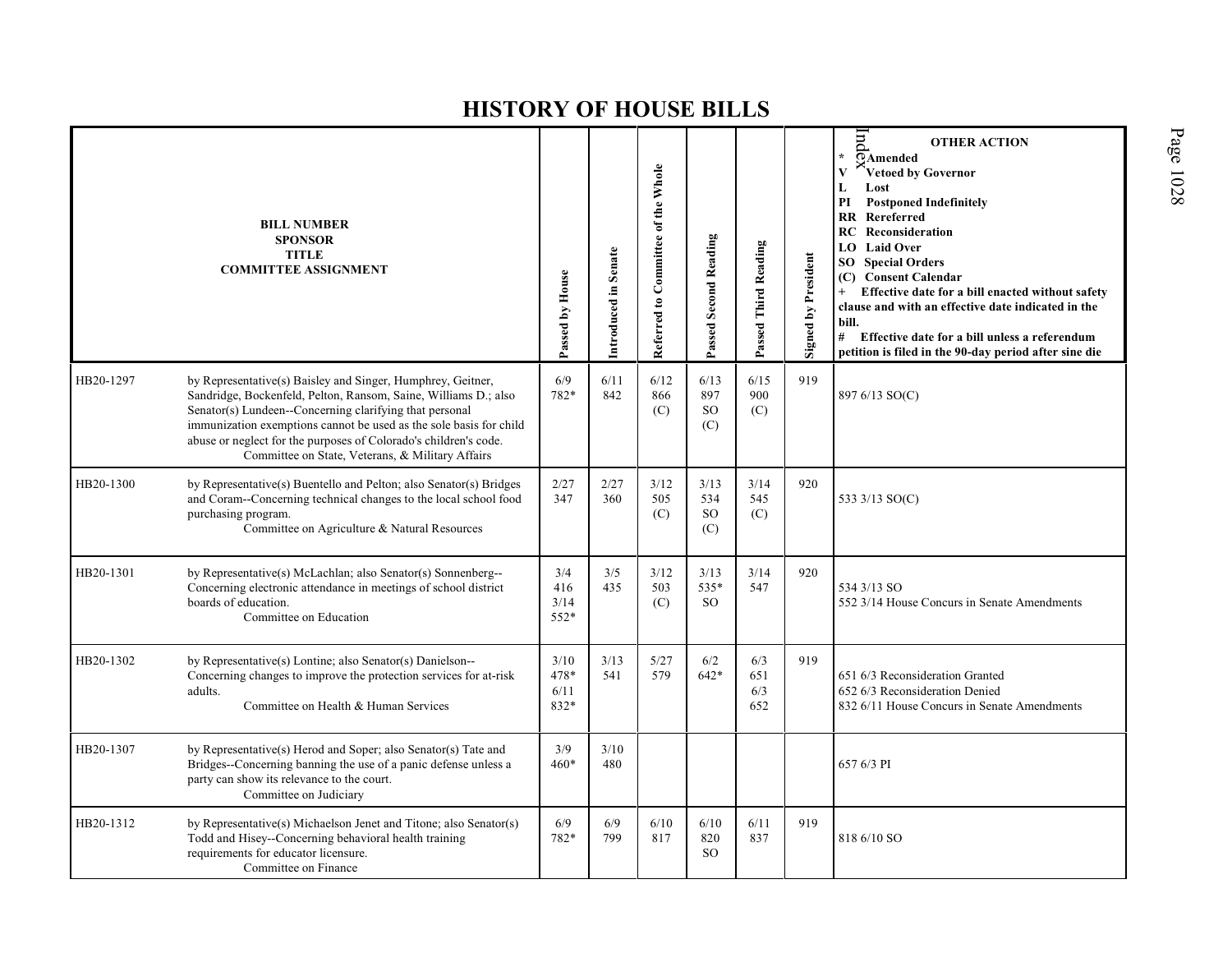# HISTORY OF HOUSE BILLS

| BILL NUMBER<br>SPONSOR<br>TITLE<br>COMMITTEE ASSIGNMENT | | Passed by House | Introduced in Senate | Referred to Committee of the Whole | Passed Second Reading | Passed Third Reading | Signed by President | OTHER ACTION<br>* Amended<br>V Vetoed by Governor<br>L Lost<br>PI Postponed Indefinitely<br>RR Rereferred<br>RC Reconsideration<br>LO Laid Over<br>SO Special Orders<br>(C) Consent Calendar<br>+ Effective date for a bill enacted without safety clause and with an effective date indicated in the bill.<br># Effective date for a bill unless a referendum petition is filed in the 90-day period after sine die |
|---|---|---|---|---|---|---|---|---|
| HB20-1297 | by Representative(s) Baisley and Singer, Humphrey, Geitner, Sandridge, Bockenfeld, Pelton, Ransom, Saine, Williams D.; also Senator(s) Lundeen--Concerning clarifying that personal immunization exemptions cannot be used as the sole basis for child abuse or neglect for the purposes of Colorado's children's code.<br>Committee on State, Veterans, & Military Affairs | 6/9<br>782* | 6/11<br>842 | 6/12<br>866<br>(C) | 6/13<br>897<br>SO<br>(C) | 6/15<br>900<br>(C) | 919 | 897 6/13 SO(C) |
| HB20-1300 | by Representative(s) Buentello and Pelton; also Senator(s) Bridges and Coram--Concerning technical changes to the local school food purchasing program.<br>Committee on Agriculture & Natural Resources | 2/27<br>347 | 2/27<br>360 | 3/12<br>505<br>(C) | 3/13<br>534<br>SO<br>(C) | 3/14<br>545<br>(C) | 920 | 533 3/13 SO(C) |
| HB20-1301 | by Representative(s) McLachlan; also Senator(s) Sonnenberg--Concerning electronic attendance in meetings of school district boards of education.<br>Committee on Education | 3/4<br>416<br>3/14<br>552* | 3/5<br>435 | 3/12<br>503<br>(C) | 3/13<br>535*<br>SO | 3/14<br>547 | 920 | 534 3/13 SO<br>552 3/14 House Concurs in Senate Amendments |
| HB20-1302 | by Representative(s) Lontine; also Senator(s) Danielson--Concerning changes to improve the protection services for at-risk adults.<br>Committee on Health & Human Services | 3/10<br>478*<br>6/11<br>832* | 3/13<br>541 | 5/27<br>579 | 6/2<br>642* | 6/3<br>651<br>6/3<br>652 | 919 | 651 6/3 Reconsideration Granted<br>652 6/3 Reconsideration Denied<br>832 6/11 House Concurs in Senate Amendments |
| HB20-1307 | by Representative(s) Herod and Soper; also Senator(s) Tate and Bridges--Concerning banning the use of a panic defense unless a party can show its relevance to the court.<br>Committee on Judiciary | 3/9<br>460* | 3/10<br>480 | | | | | 657 6/3 PI |
| HB20-1312 | by Representative(s) Michaelson Jenet and Titone; also Senator(s) Todd and Hisey--Concerning behavioral health training requirements for educator licensure.<br>Committee on Finance | 6/9<br>782* | 6/9<br>799 | 6/10<br>817 | 6/10<br>820<br>SO | 6/11<br>837 | 919 | 818 6/10 SO |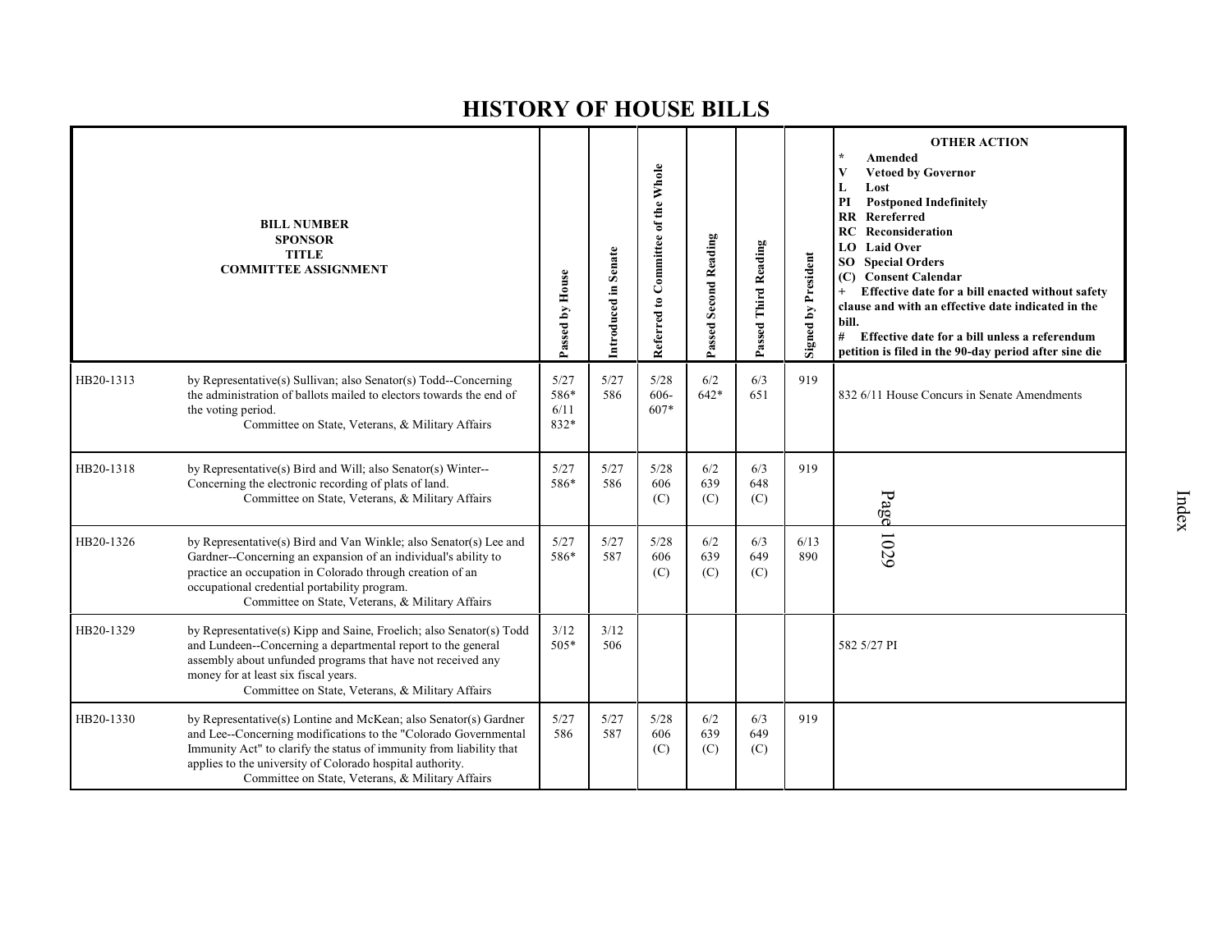# HISTORY OF HOUSE BILLS

| BILL NUMBER SPONSOR TITLE COMMITTEE ASSIGNMENT | | Passed by House | Introduced in Senate | Referred to Committee of the Whole | Passed Second Reading | Passed Third Reading | Signed by President | OTHER ACTION * Amended V Vetoed by Governor L Lost PI Postponed Indefinitely RR Rereferred RC Reconsideration LO Laid Over SO Special Orders (C) Consent Calendar + Effective date for a bill enacted without safety clause and with an effective date indicated in the bill. # Effective date for a bill unless a referendum petition is filed in the 90-day period after sine die |
|---|---|---|---|---|---|---|---|---|
| HB20-1313 | by Representative(s) Sullivan; also Senator(s) Todd--Concerning the administration of ballots mailed to electors towards the end of the voting period. Committee on State, Veterans, & Military Affairs | 5/27 586* 6/11 832* | 5/27 586 | 5/28 606-607* | 6/2 642* | 6/3 651 | 919 | 832 6/11 House Concurs in Senate Amendments |
| HB20-1318 | by Representative(s) Bird and Will; also Senator(s) Winter--Concerning the electronic recording of plats of land. Committee on State, Veterans, & Military Affairs | 5/27 586* | 5/27 586 | 5/28 606 (C) | 6/2 639 (C) | 6/3 648 (C) | 919 | |
| HB20-1326 | by Representative(s) Bird and Van Winkle; also Senator(s) Lee and Gardner--Concerning an expansion of an individual's ability to practice an occupation in Colorado through creation of an occupational credential portability program. Committee on State, Veterans, & Military Affairs | 5/27 586* | 5/27 587 | 5/28 606 (C) | 6/2 639 (C) | 6/3 649 (C) | 6/13 890 | |
| HB20-1329 | by Representative(s) Kipp and Saine, Froelich; also Senator(s) Todd and Lundeen--Concerning a departmental report to the general assembly about unfunded programs that have not received any money for at least six fiscal years. Committee on State, Veterans, & Military Affairs | 3/12 505* | 3/12 506 | | | | | 582 5/27 PI |
| HB20-1330 | by Representative(s) Lontine and McKean; also Senator(s) Gardner and Lee--Concerning modifications to the "Colorado Governmental Immunity Act" to clarify the status of immunity from liability that applies to the university of Colorado hospital authority. Committee on State, Veterans, & Military Affairs | 5/27 586 | 5/27 587 | 5/28 606 (C) | 6/2 639 (C) | 6/3 649 (C) | 919 | |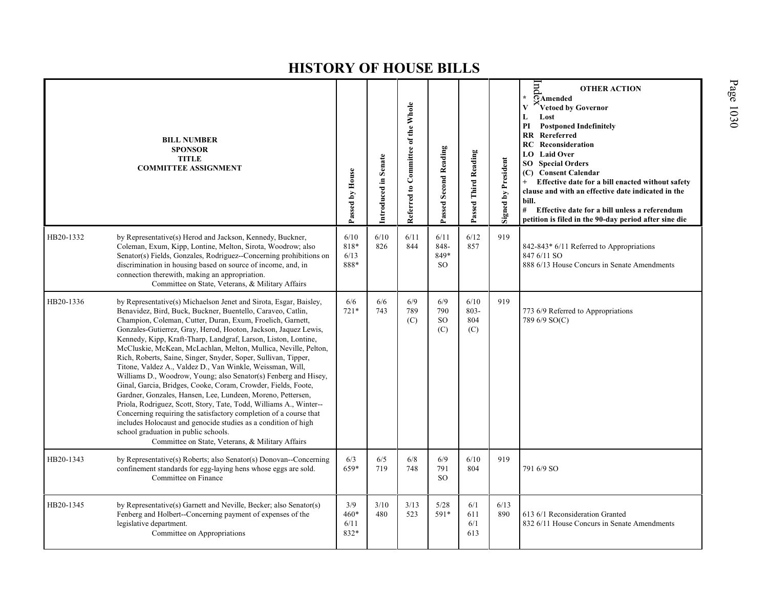# HISTORY OF HOUSE BILLS

| BILL NUMBER / SPONSOR / TITLE / COMMITTEE ASSIGNMENT | | Passed by House | Introduced in Senate | Referred to Committee of the Whole | Passed Second Reading | Passed Third Reading | Signed by President | OTHER ACTION<br>* Amended<br>V Vetoed by Governor<br>L Lost<br>PI Postponed Indefinitely<br>RR Rereferred<br>RC Reconsideration<br>LO Laid Over<br>SO Special Orders<br>(C) Consent Calendar<br>+ Effective date for a bill enacted without safety clause and with an effective date indicated in the bill.<br># Effective date for a bill unless a referendum petition is filed in the 90-day period after sine die |
|---|---|---|---|---|---|---|---|---|
| HB20-1332 | by Representative(s) Herod and Jackson, Kennedy, Buckner, Coleman, Exum, Kipp, Lontine, Melton, Sirota, Woodrow; also Senator(s) Fields, Gonzales, Rodriguez--Concerning prohibitions on discrimination in housing based on source of income, and, in connection therewith, making an appropriation.<br>Committee on State, Veterans, & Military Affairs | 6/10<br>818*<br>6/13<br>888* | 6/10<br>826 | 6/11<br>844 | 6/11<br>848-<br>849*<br>SO | 6/12<br>857 | 919 | 842-843* 6/11 Referred to Appropriations<br>847 6/11 SO<br>888 6/13 House Concurs in Senate Amendments |
| HB20-1336 | by Representative(s) Michaelson Jenet and Sirota, Esgar, Baisley, Benavidez, Bird, Buck, Buckner, Buentello, Caraveo, Catlin, Champion, Coleman, Cutter, Duran, Exum, Froelich, Garnett, Gonzales-Gutierrez, Gray, Herod, Hooton, Jackson, Jaquez Lewis, Kennedy, Kipp, Kraft-Tharp, Landgraf, Larson, Liston, Lontine, McCluskie, McKean, McLachlan, Melton, Mullica, Neville, Pelton, Rich, Roberts, Saine, Singer, Snyder, Soper, Sullivan, Tipper, Titone, Valdez A., Valdez D., Van Winkle, Weissman, Will, Williams D., Woodrow, Young; also Senator(s) Fenberg and Hisey, Ginal, Garcia, Bridges, Cooke, Coram, Crowder, Fields, Foote, Gardner, Gonzales, Hansen, Lee, Lundeen, Moreno, Pettersen, Priola, Rodriguez, Scott, Story, Tate, Todd, Williams A., Winter--Concerning requiring the satisfactory completion of a course that includes Holocaust and genocide studies as a condition of high school graduation in public schools.<br>Committee on State, Veterans, & Military Affairs | 6/6<br>721* | 6/6<br>743 | 6/9<br>789<br>(C) | 6/9<br>790<br>SO<br>(C) | 6/10<br>803-<br>804<br>(C) | 919 | 773 6/9 Referred to Appropriations<br>789 6/9 SO(C) |
| HB20-1343 | by Representative(s) Roberts; also Senator(s) Donovan--Concerning confinement standards for egg-laying hens whose eggs are sold.<br>Committee on Finance | 6/3<br>659* | 6/5<br>719 | 6/8<br>748 | 6/9<br>791<br>SO | 6/10<br>804 | 919 | 791 6/9 SO |
| HB20-1345 | by Representative(s) Garnett and Neville, Becker; also Senator(s) Fenberg and Holbert--Concerning payment of expenses of the legislative department.<br>Committee on Appropriations | 3/9<br>460*<br>6/11<br>832* | 3/10<br>480 | 3/13<br>523 | 5/28<br>591* | 6/1<br>611<br>6/1<br>613 | 6/13<br>890 | 613 6/1 Reconsideration Granted<br>832 6/11 House Concurs in Senate Amendments |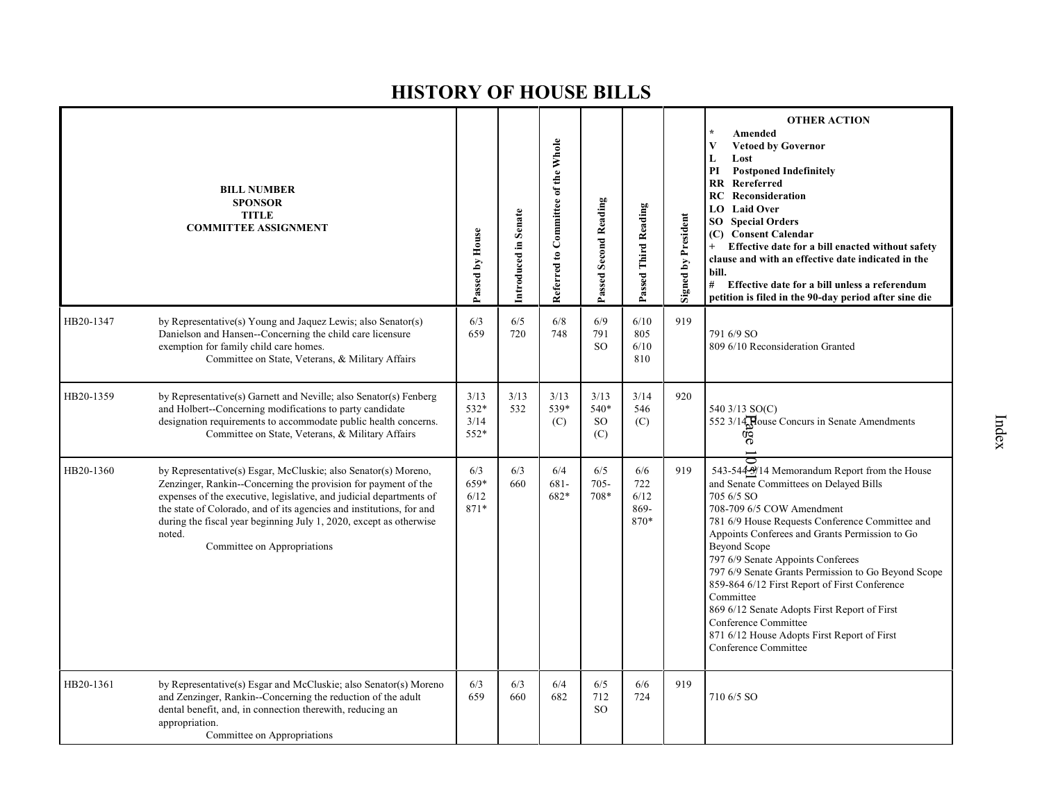# HISTORY OF HOUSE BILLS

| BILL NUMBER | SPONSOR / TITLE / COMMITTEE ASSIGNMENT | Passed by House | Introduced in Senate | Referred to Committee of the Whole | Passed Second Reading | Passed Third Reading | Signed by President | OTHER ACTION<br>* Amended<br>V Vetoed by Governor<br>L Lost<br>PI Postponed Indefinitely<br>RR Rereferred<br>RC Reconsideration<br>LO Laid Over<br>SO Special Orders<br>(C) Consent Calendar<br>+ Effective date for a bill enacted without safety clause and with an effective date indicated in the bill.<br># Effective date for a bill unless a referendum petition is filed in the 90-day period after sine die |
|---|---|---|---|---|---|---|---|---|
| HB20-1347 | by Representative(s) Young and Jaquez Lewis; also Senator(s) Danielson and Hansen--Concerning the child care licensure exemption for family child care homes.<br>Committee on State, Veterans, & Military Affairs | 6/3<br>659 | 6/5<br>720 | 6/8<br>748 | 6/9<br>791<br>SO | 6/10<br>805<br>6/10<br>810 | 919 | 791 6/9 SO<br>809 6/10 Reconsideration Granted |
| HB20-1359 | by Representative(s) Garnett and Neville; also Senator(s) Fenberg and Holbert--Concerning modifications to party candidate designation requirements to accommodate public health concerns.<br>Committee on State, Veterans, & Military Affairs | 3/13<br>532*<br>3/14<br>552* | 3/13<br>532 | 3/13<br>539*<br>(C) | 3/13<br>540*<br>SO<br>(C) | 3/14<br>546<br>(C) | 920 | 540 3/13 SO(C)<br>552 3/14 House Concurs in Senate Amendments |
| HB20-1360 | by Representative(s) Esgar, McCluskie; also Senator(s) Moreno, Zenzinger, Rankin--Concerning the provision for payment of the expenses of the executive, legislative, and judicial departments of the state of Colorado, and of its agencies and institutions, for and during the fiscal year beginning July 1, 2020, except as otherwise noted.<br>Committee on Appropriations | 6/3<br>659*<br>6/12<br>871* | 6/3<br>660 | 6/4<br>681-682* | 6/5<br>705-708* | 6/6<br>722<br>6/12<br>869-870* | 919 | 543-544 3/14 Memorandum Report from the House and Senate Committees on Delayed Bills<br>705 6/5 SO<br>708-709 6/5 COW Amendment<br>781 6/9 House Requests Conference Committee and Appoints Conferees and Grants Permission to Go Beyond Scope<br>797 6/9 Senate Appoints Conferees<br>797 6/9 Senate Grants Permission to Go Beyond Scope<br>859-864 6/12 First Report of First Conference Committee<br>869 6/12 Senate Adopts First Report of First Conference Committee<br>871 6/12 House Adopts First Report of First Conference Committee |
| HB20-1361 | by Representative(s) Esgar and McCluskie; also Senator(s) Moreno and Zenzinger, Rankin--Concerning the reduction of the adult dental benefit, and, in connection therewith, reducing an appropriation.<br>Committee on Appropriations | 6/3<br>659 | 6/3<br>660 | 6/4<br>682 | 6/5<br>712<br>SO | 6/6<br>724 | 919 | 710 6/5 SO |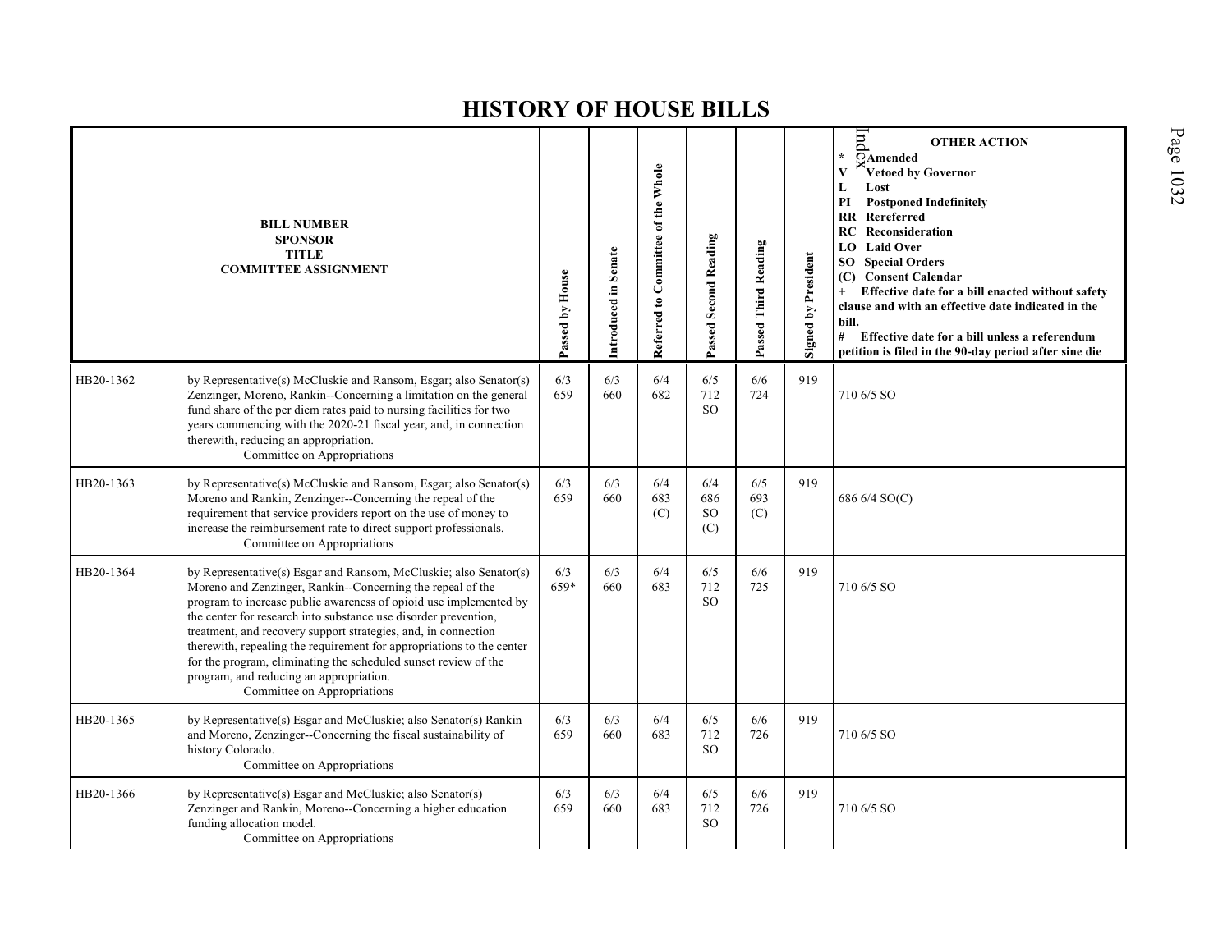# HISTORY OF HOUSE BILLS

| BILL NUMBER<br>SPONSOR<br>TITLE<br>COMMITTEE ASSIGNMENT | | Passed by House | Introduced in Senate | Referred to Committee of the Whole | Passed Second Reading | Passed Third Reading | Signed by President | OTHER ACTION<br>* Amended<br>V Vetoed by Governor<br>L Lost<br>PI Postponed Indefinitely<br>RR Rereferred<br>RC Reconsideration<br>LO Laid Over<br>SO Special Orders<br>(C) Consent Calendar<br>+ Effective date for a bill enacted without safety clause and with an effective date indicated in the bill.<br># Effective date for a bill unless a referendum petition is filed in the 90-day period after sine die |
|---|---|---|---|---|---|---|---|---|
| HB20-1362 | by Representative(s) McCluskie and Ransom, Esgar; also Senator(s) Zenzinger, Moreno, Rankin--Concerning a limitation on the general fund share of the per diem rates paid to nursing facilities for two years commencing with the 2020-21 fiscal year, and, in connection therewith, reducing an appropriation.<br>Committee on Appropriations | 6/3<br>659 | 6/3<br>660 | 6/4<br>682 | 6/5<br>712<br>SO | 6/6<br>724 | 919 | 710 6/5 SO |
| HB20-1363 | by Representative(s) McCluskie and Ransom, Esgar; also Senator(s) Moreno and Rankin, Zenzinger--Concerning the repeal of the requirement that service providers report on the use of money to increase the reimbursement rate to direct support professionals.<br>Committee on Appropriations | 6/3<br>659 | 6/3<br>660 | 6/4<br>683<br>(C) | 6/4<br>686<br>SO<br>(C) | 6/5<br>693<br>(C) | 919 | 686 6/4 SO(C) |
| HB20-1364 | by Representative(s) Esgar and Ransom, McCluskie; also Senator(s) Moreno and Zenzinger, Rankin--Concerning the repeal of the program to increase public awareness of opioid use implemented by the center for research into substance use disorder prevention, treatment, and recovery support strategies, and, in connection therewith, repealing the requirement for appropriations to the center for the program, eliminating the scheduled sunset review of the program, and reducing an appropriation.<br>Committee on Appropriations | 6/3<br>659* | 6/3<br>660 | 6/4<br>683 | 6/5<br>712<br>SO | 6/6<br>725 | 919 | 710 6/5 SO |
| HB20-1365 | by Representative(s) Esgar and McCluskie; also Senator(s) Rankin and Moreno, Zenzinger--Concerning the fiscal sustainability of history Colorado.<br>Committee on Appropriations | 6/3<br>659 | 6/3<br>660 | 6/4<br>683 | 6/5<br>712<br>SO | 6/6<br>726 | 919 | 710 6/5 SO |
| HB20-1366 | by Representative(s) Esgar and McCluskie; also Senator(s) Zenzinger and Rankin, Moreno--Concerning a higher education funding allocation model.<br>Committee on Appropriations | 6/3<br>659 | 6/3<br>660 | 6/4<br>683 | 6/5<br>712<br>SO | 6/6<br>726 | 919 | 710 6/5 SO |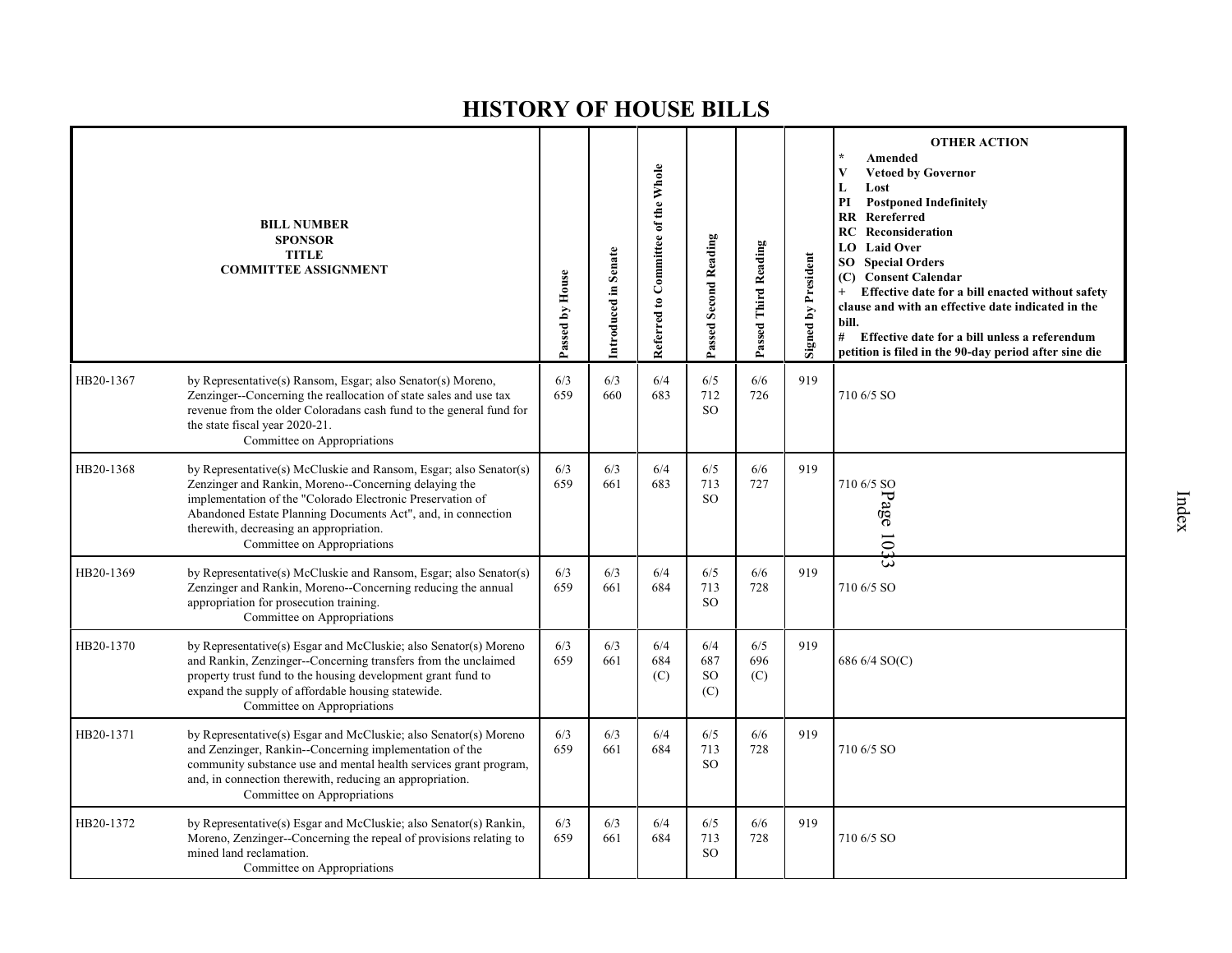# HISTORY OF HOUSE BILLS

| BILL NUMBER<br>SPONSOR<br>TITLE<br>COMMITTEE ASSIGNMENT | | Passed by House | Introduced in Senate | Referred to Committee of the Whole | Passed Second Reading | Passed Third Reading | Signed by President | OTHER ACTION<br>* Amended<br>V Vetoed by Governor<br>L Lost<br>PI Postponed Indefinitely<br>RR Rereferred<br>RC Reconsideration<br>LO Laid Over<br>SO Special Orders<br>(C) Consent Calendar<br>+ Effective date for a bill enacted without safety clause and with an effective date indicated in the bill.<br># Effective date for a bill unless a referendum petition is filed in the 90-day period after sine die |
|---|---|---|---|---|---|---|---|---|
| HB20-1367 | by Representative(s) Ransom, Esgar; also Senator(s) Moreno, Zenzinger--Concerning the reallocation of state sales and use tax revenue from the older Coloradans cash fund to the general fund for the state fiscal year 2020-21.<br>Committee on Appropriations | 6/3<br>659 | 6/3<br>660 | 6/4<br>683 | 6/5<br>712<br>SO | 6/6<br>726 | 919 | 710 6/5 SO |
| HB20-1368 | by Representative(s) McCluskie and Ransom, Esgar; also Senator(s) Zenzinger and Rankin, Moreno--Concerning delaying the implementation of the "Colorado Electronic Preservation of Abandoned Estate Planning Documents Act", and, in connection therewith, decreasing an appropriation.<br>Committee on Appropriations | 6/3<br>659 | 6/3<br>661 | 6/4<br>683 | 6/5<br>713<br>SO | 6/6<br>727 | 919 | 710 6/5 SO |
| HB20-1369 | by Representative(s) McCluskie and Ransom, Esgar; also Senator(s) Zenzinger and Rankin, Moreno--Concerning reducing the annual appropriation for prosecution training.<br>Committee on Appropriations | 6/3<br>659 | 6/3<br>661 | 6/4<br>684 | 6/5<br>713<br>SO | 6/6<br>728 | 919 | 710 6/5 SO |
| HB20-1370 | by Representative(s) Esgar and McCluskie; also Senator(s) Moreno and Rankin, Zenzinger--Concerning transfers from the unclaimed property trust fund to the housing development grant fund to expand the supply of affordable housing statewide.<br>Committee on Appropriations | 6/3<br>659 | 6/3<br>661 | 6/4<br>684<br>(C) | 6/4<br>687<br>SO<br>(C) | 6/5<br>696<br>(C) | 919 | 686 6/4 SO(C) |
| HB20-1371 | by Representative(s) Esgar and McCluskie; also Senator(s) Moreno and Zenzinger, Rankin--Concerning implementation of the community substance use and mental health services grant program, and, in connection therewith, reducing an appropriation.<br>Committee on Appropriations | 6/3<br>659 | 6/3<br>661 | 6/4<br>684 | 6/5<br>713<br>SO | 6/6<br>728 | 919 | 710 6/5 SO |
| HB20-1372 | by Representative(s) Esgar and McCluskie; also Senator(s) Rankin, Moreno, Zenzinger--Concerning the repeal of provisions relating to mined land reclamation.<br>Committee on Appropriations | 6/3<br>659 | 6/3<br>661 | 6/4<br>684 | 6/5<br>713<br>SO | 6/6<br>728 | 919 | 710 6/5 SO |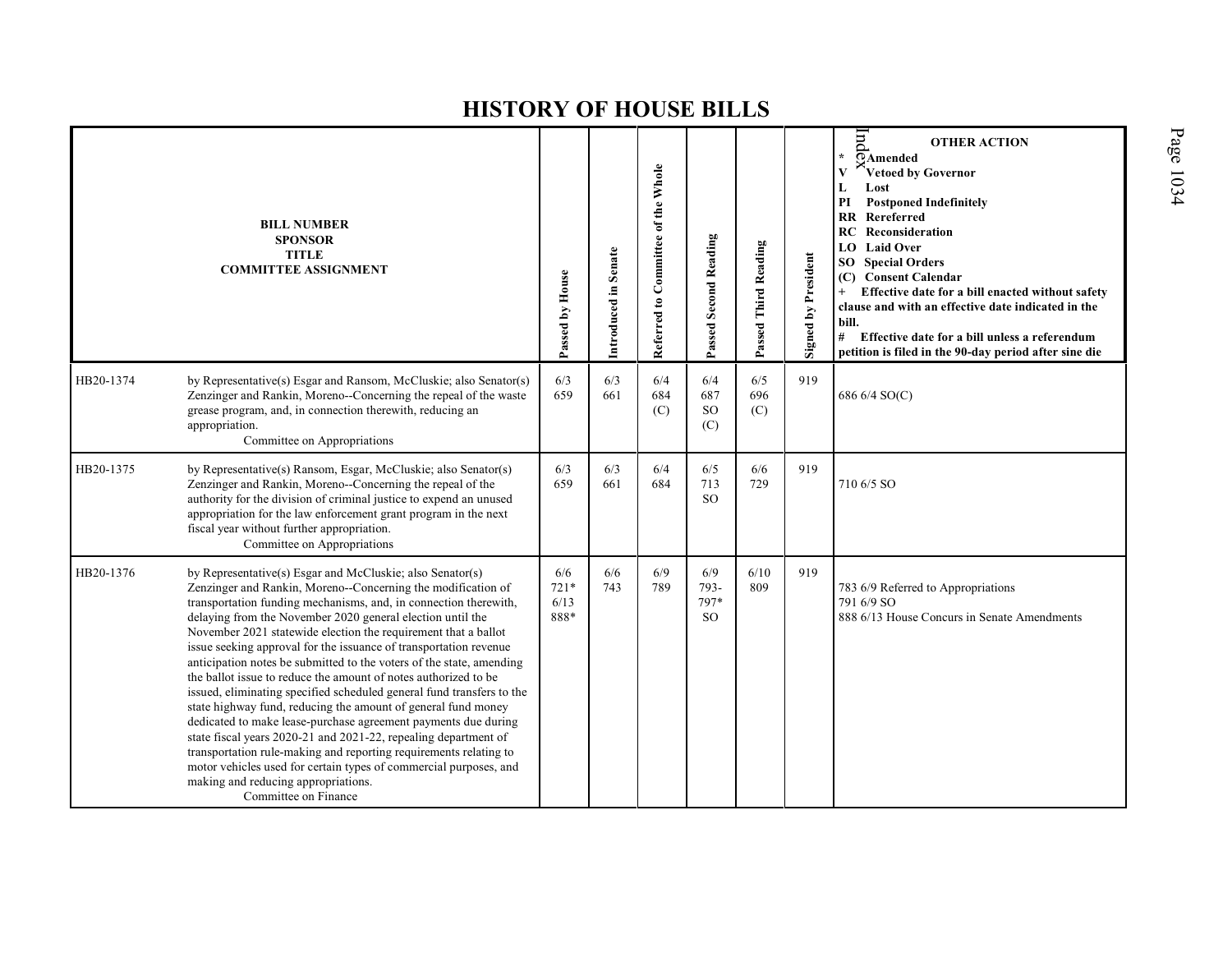# HISTORY OF HOUSE BILLS

| BILL NUMBER<br>SPONSOR<br>TITLE<br>COMMITTEE ASSIGNMENT | | Passed by House | Introduced in Senate | Referred to Committee of the Whole | Passed Second Reading | Passed Third Reading | Signed by President | OTHER ACTION<br>* Amended<br>V Vetoed by Governor<br>L Lost<br>PI Postponed Indefinitely<br>RR Rereferred<br>RC Reconsideration<br>LO Laid Over<br>SO Special Orders<br>(C) Consent Calendar<br>+ Effective date for a bill enacted without safety clause and with an effective date indicated in the bill.<br># Effective date for a bill unless a referendum petition is filed in the 90-day period after sine die |
|---|---|---|---|---|---|---|---|---|
| HB20-1374 | by Representative(s) Esgar and Ransom, McCluskie; also Senator(s) Zenzinger and Rankin, Moreno--Concerning the repeal of the waste grease program, and, in connection therewith, reducing an appropriation.<br>Committee on Appropriations | 6/3<br>659 | 6/3<br>661 | 6/4<br>684<br>(C) | 6/4<br>687<br>SO<br>(C) | 6/5<br>696<br>(C) | 919 | 686 6/4 SO(C) |
| HB20-1375 | by Representative(s) Ransom, Esgar, McCluskie; also Senator(s) Zenzinger and Rankin, Moreno--Concerning the repeal of the authority for the division of criminal justice to expend an unused appropriation for the law enforcement grant program in the next fiscal year without further appropriation.<br>Committee on Appropriations | 6/3<br>659 | 6/3<br>661 | 6/4<br>684 | 6/5<br>713<br>SO | 6/6<br>729 | 919 | 710 6/5 SO |
| HB20-1376 | by Representative(s) Esgar and McCluskie; also Senator(s) Zenzinger and Rankin, Moreno--Concerning the modification of transportation funding mechanisms, and, in connection therewith, delaying from the November 2020 general election until the November 2021 statewide election the requirement that a ballot issue seeking approval for the issuance of transportation revenue anticipation notes be submitted to the voters of the state, amending the ballot issue to reduce the amount of notes authorized to be issued, eliminating specified scheduled general fund transfers to the state highway fund, reducing the amount of general fund money dedicated to make lease-purchase agreement payments due during state fiscal years 2020-21 and 2021-22, repealing department of transportation rule-making and reporting requirements relating to motor vehicles used for certain types of commercial purposes, and making and reducing appropriations.<br>Committee on Finance | 6/6<br>721*<br>6/13<br>888* | 6/6<br>743 | 6/9<br>789 | 6/9<br>793-<br>797*<br>SO | 6/10<br>809 | 919 | 783 6/9 Referred to Appropriations<br>791 6/9 SO<br>888 6/13 House Concurs in Senate Amendments |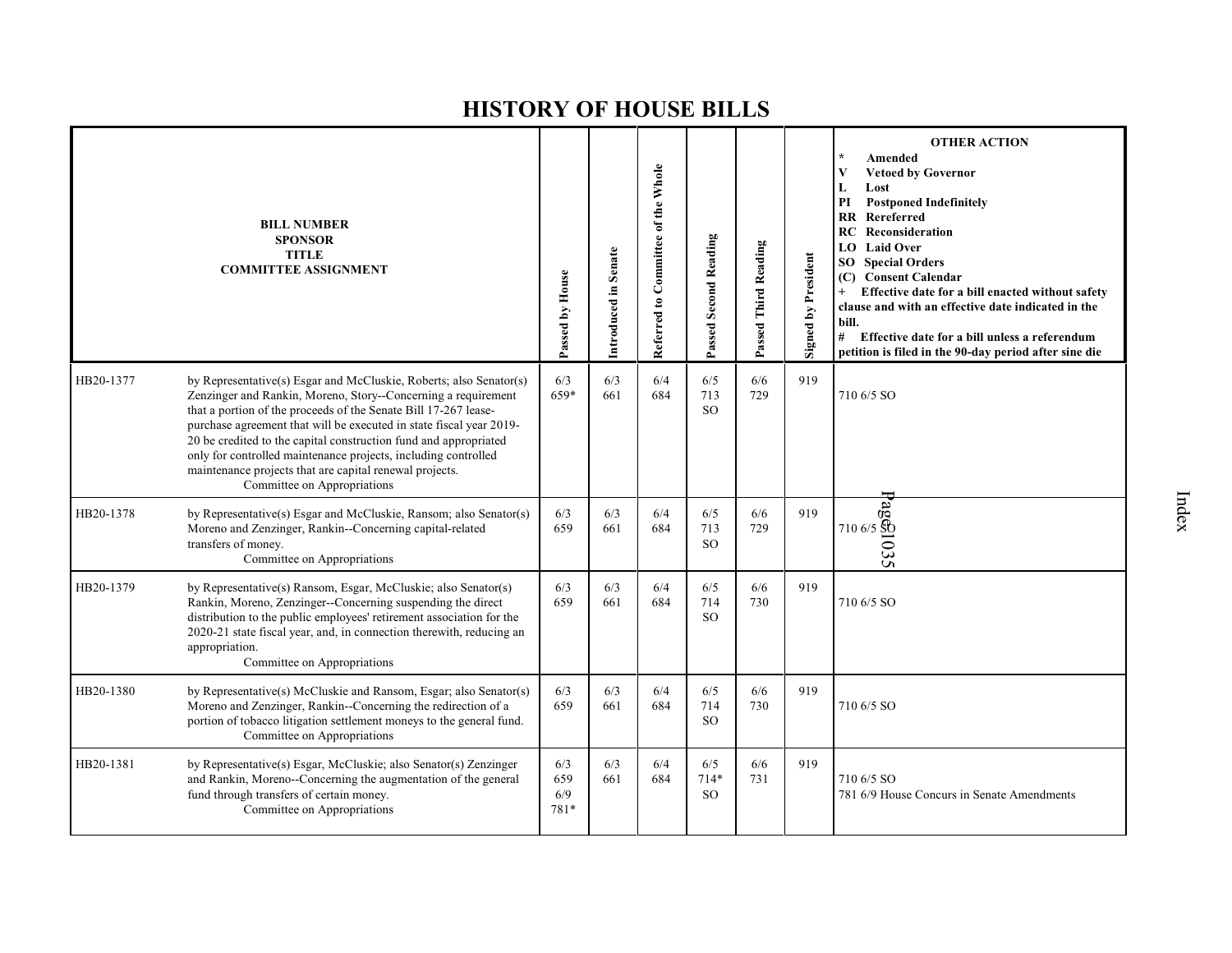# HISTORY OF HOUSE BILLS

| BILL NUMBER | SPONSOR / TITLE / COMMITTEE ASSIGNMENT | Passed by House | Introduced in Senate | Referred to Committee of the Whole | Passed Second Reading | Passed Third Reading | Signed by President | OTHER ACTION |
|---|---|---|---|---|---|---|---|---|
| HB20-1377 | by Representative(s) Esgar and McCluskie, Roberts; also Senator(s) Zenzinger and Rankin, Moreno, Story--Concerning a requirement that a portion of the proceeds of the Senate Bill 17-267 lease-purchase agreement that will be executed in state fiscal year 2019-20 be credited to the capital construction fund and appropriated only for controlled maintenance projects, including controlled maintenance projects that are capital renewal projects. Committee on Appropriations | 6/3 659* | 6/3 661 | 6/4 684 | 6/5 713 SO | 6/6 729 | 919 | 710 6/5 SO |
| HB20-1378 | by Representative(s) Esgar and McCluskie, Ransom; also Senator(s) Moreno and Zenzinger, Rankin--Concerning capital-related transfers of money. Committee on Appropriations | 6/3 659 | 6/3 661 | 6/4 684 | 6/5 713 SO | 6/6 729 | 919 | 710 6/5 SO |
| HB20-1379 | by Representative(s) Ransom, Esgar, McCluskie; also Senator(s) Rankin, Moreno, Zenzinger--Concerning suspending the direct distribution to the public employees' retirement association for the 2020-21 state fiscal year, and, in connection therewith, reducing an appropriation. Committee on Appropriations | 6/3 659 | 6/3 661 | 6/4 684 | 6/5 714 SO | 6/6 730 | 919 | 710 6/5 SO |
| HB20-1380 | by Representative(s) McCluskie and Ransom, Esgar; also Senator(s) Moreno and Zenzinger, Rankin--Concerning the redirection of a portion of tobacco litigation settlement moneys to the general fund. Committee on Appropriations | 6/3 659 | 6/3 661 | 6/4 684 | 6/5 714 SO | 6/6 730 | 919 | 710 6/5 SO |
| HB20-1381 | by Representative(s) Esgar, McCluskie; also Senator(s) Zenzinger and Rankin, Moreno--Concerning the augmentation of the general fund through transfers of certain money. Committee on Appropriations | 6/3 659 6/9 781* | 6/3 661 | 6/4 684 | 6/5 714* SO | 6/6 731 | 919 | 710 6/5 SO<br>781 6/9 House Concurs in Senate Amendments |

OTHER ACTION legend:
- \* Amended
- V Vetoed by Governor
- L Lost
- PI Postponed Indefinitely
- RR Rereferred
- RC Reconsideration
- LO Laid Over
- SO Special Orders
- (C) Consent Calendar
- \+ Effective date for a bill enacted without safety clause and with an effective date indicated in the bill.
- \# Effective date for a bill unless a referendum petition is filed in the 90-day period after sine die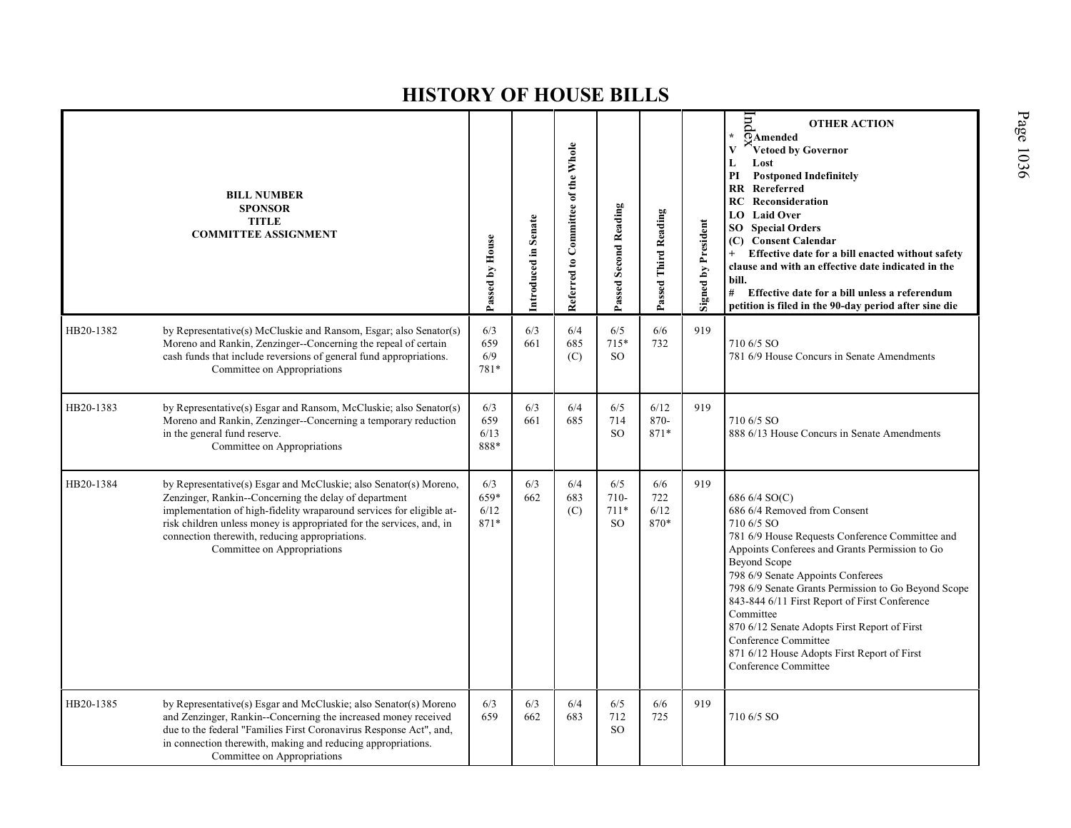# HISTORY OF HOUSE BILLS

| BILL NUMBER SPONSOR TITLE COMMITTEE ASSIGNMENT | | Passed by House | Introduced in Senate | Referred to Committee of the Whole | Passed Second Reading | Passed Third Reading | Signed by President | OTHER ACTION * Amended V Vetoed by Governor L Lost PI Postponed Indefinitely RR Rereferred RC Reconsideration LO Laid Over SO Special Orders (C) Consent Calendar + Effective date for a bill enacted without safety clause and with an effective date indicated in the bill. # Effective date for a bill unless a referendum petition is filed in the 90-day period after sine die |
|---|---|---|---|---|---|---|---|---|
| HB20-1382 | by Representative(s) McCluskie and Ransom, Esgar; also Senator(s) Moreno and Rankin, Zenzinger--Concerning the repeal of certain cash funds that include reversions of general fund appropriations. Committee on Appropriations | 6/3 659 6/9 781* | 6/3 661 | 6/4 685 (C) | 6/5 715* SO | 6/6 732 | 919 | 710 6/5 SO<br>781 6/9 House Concurs in Senate Amendments |
| HB20-1383 | by Representative(s) Esgar and Ransom, McCluskie; also Senator(s) Moreno and Rankin, Zenzinger--Concerning a temporary reduction in the general fund reserve. Committee on Appropriations | 6/3 659 6/13 888* | 6/3 661 | 6/4 685 | 6/5 714 SO | 6/12 870- 871* | 919 | 710 6/5 SO<br>888 6/13 House Concurs in Senate Amendments |
| HB20-1384 | by Representative(s) Esgar and McCluskie; also Senator(s) Moreno, Zenzinger, Rankin--Concerning the delay of department implementation of high-fidelity wraparound services for eligible at-risk children unless money is appropriated for the services, and, in connection therewith, reducing appropriations. Committee on Appropriations | 6/3 659* 6/12 871* | 6/3 662 | 6/4 683 (C) | 6/5 710- 711* SO | 6/6 722 6/12 870* | 919 | 686 6/4 SO(C)<br>686 6/4 Removed from Consent<br>710 6/5 SO<br>781 6/9 House Requests Conference Committee and Appoints Conferees and Grants Permission to Go Beyond Scope<br>798 6/9 Senate Appoints Conferees<br>798 6/9 Senate Grants Permission to Go Beyond Scope<br>843-844 6/11 First Report of First Conference Committee<br>870 6/12 Senate Adopts First Report of First Conference Committee<br>871 6/12 House Adopts First Report of First Conference Committee |
| HB20-1385 | by Representative(s) Esgar and McCluskie; also Senator(s) Moreno and Zenzinger, Rankin--Concerning the increased money received due to the federal "Families First Coronavirus Response Act", and, in connection therewith, making and reducing appropriations. Committee on Appropriations | 6/3 659 | 6/3 662 | 6/4 683 | 6/5 712 SO | 6/6 725 | 919 | 710 6/5 SO |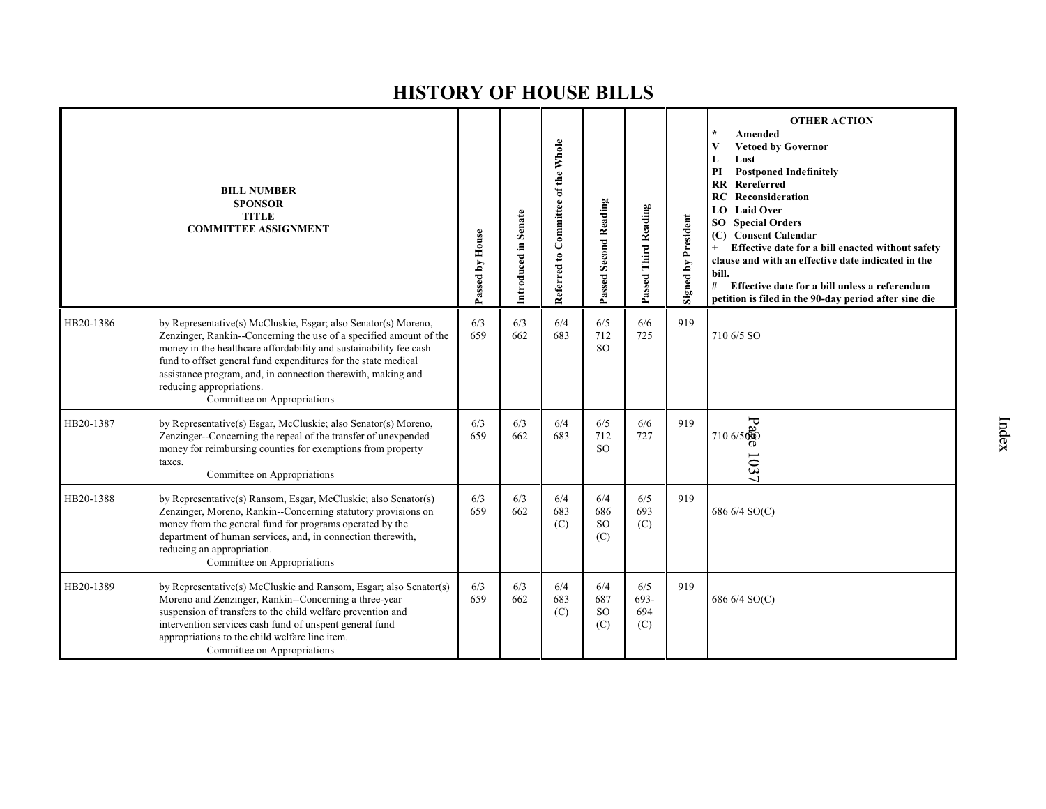# HISTORY OF HOUSE BILLS

| BILL NUMBER SPONSOR TITLE COMMITTEE ASSIGNMENT | | Passed by House | Introduced in Senate | Referred to Committee of the Whole | Passed Second Reading | Passed Third Reading | Signed by President | OTHER ACTION * Amended V Vetoed by Governor L Lost PI Postponed Indefinitely RR Rereferred RC Reconsideration LO Laid Over SO Special Orders (C) Consent Calendar + Effective date for a bill enacted without safety clause and with an effective date indicated in the bill. # Effective date for a bill unless a referendum petition is filed in the 90-day period after sine die |
|---|---|---|---|---|---|---|---|---|
| HB20-1386 | by Representative(s) McCluskie, Esgar; also Senator(s) Moreno, Zenzinger, Rankin--Concerning the use of a specified amount of the money in the healthcare affordability and sustainability fee cash fund to offset general fund expenditures for the state medical assistance program, and, in connection therewith, making and reducing appropriations. Committee on Appropriations | 6/3 659 | 6/3 662 | 6/4 683 | 6/5 712 SO | 6/6 725 | 919 | 710 6/5 SO |
| HB20-1387 | by Representative(s) Esgar, McCluskie; also Senator(s) Moreno, Zenzinger--Concerning the repeal of the transfer of unexpended money for reimbursing counties for exemptions from property taxes. Committee on Appropriations | 6/3 659 | 6/3 662 | 6/4 683 | 6/5 712 SO | 6/6 727 | 919 | 710 6/5 SO |
| HB20-1388 | by Representative(s) Ransom, Esgar, McCluskie; also Senator(s) Zenzinger, Moreno, Rankin--Concerning statutory provisions on money from the general fund for programs operated by the department of human services, and, in connection therewith, reducing an appropriation. Committee on Appropriations | 6/3 659 | 6/3 662 | 6/4 683 (C) | 6/4 686 SO (C) | 6/5 693 (C) | 919 | 686 6/4 SO(C) |
| HB20-1389 | by Representative(s) McCluskie and Ransom, Esgar; also Senator(s) Moreno and Zenzinger, Rankin--Concerning a three-year suspension of transfers to the child welfare prevention and intervention services cash fund of unspent general fund appropriations to the child welfare line item. Committee on Appropriations | 6/3 659 | 6/3 662 | 6/4 683 (C) | 6/4 687 SO (C) | 6/5 693-694 (C) | 919 | 686 6/4 SO(C) |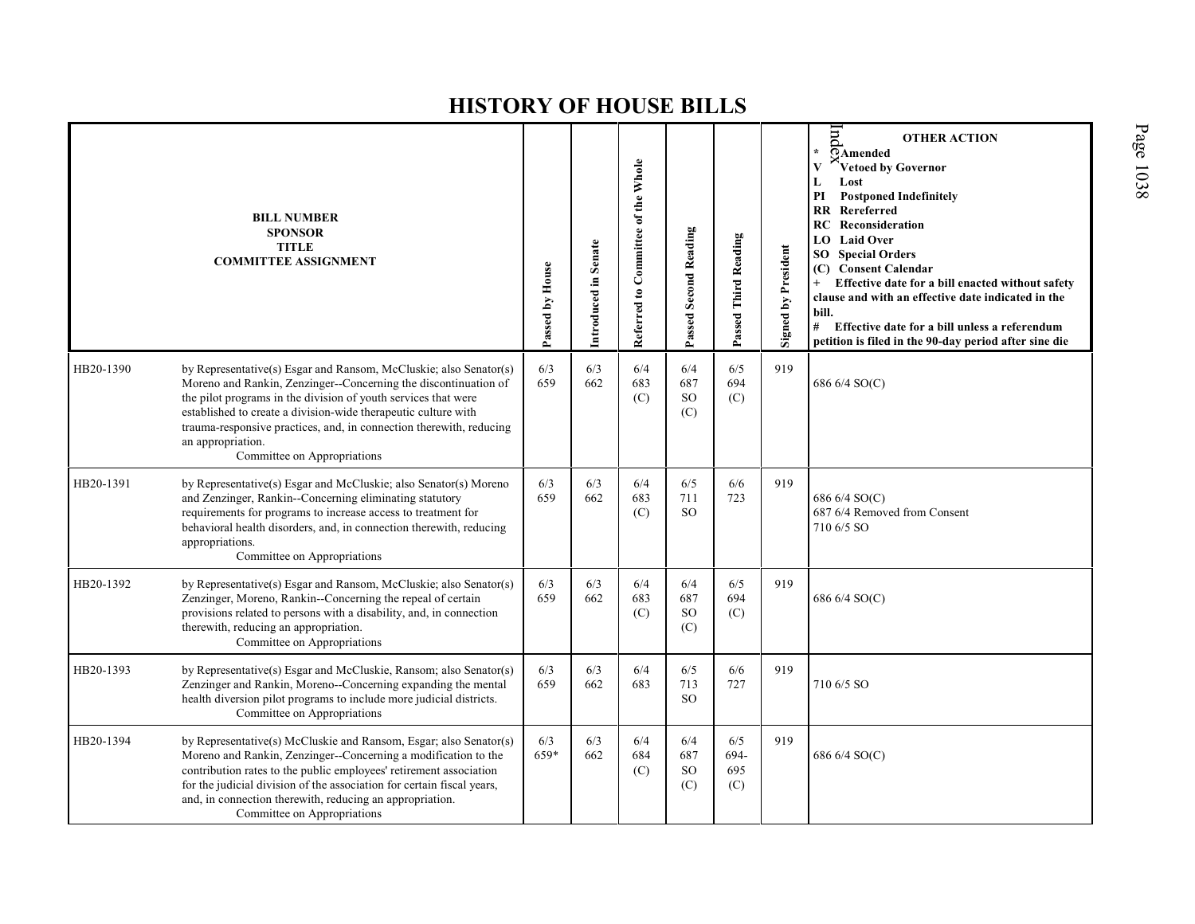# HISTORY OF HOUSE BILLS

| BILL NUMBER<br>SPONSOR<br>TITLE<br>COMMITTEE ASSIGNMENT | | Passed by House | Introduced in Senate | Referred to Committee of the Whole | Passed Second Reading | Passed Third Reading | Signed by President | OTHER ACTION<br>* Amended<br>V Vetoed by Governor<br>L Lost<br>PI Postponed Indefinitely<br>RR Rereferred<br>RC Reconsideration<br>LO Laid Over<br>SO Special Orders<br>(C) Consent Calendar<br>+ Effective date for a bill enacted without safety clause and with an effective date indicated in the bill.<br># Effective date for a bill unless a referendum petition is filed in the 90-day period after sine die |
|---|---|---|---|---|---|---|---|---|
| HB20-1390 | by Representative(s) Esgar and Ransom, McCluskie; also Senator(s) Moreno and Rankin, Zenzinger--Concerning the discontinuation of the pilot programs in the division of youth services that were established to create a division-wide therapeutic culture with trauma-responsive practices, and, in connection therewith, reducing an appropriation.<br>Committee on Appropriations | 6/3<br>659 | 6/3<br>662 | 6/4<br>683<br>(C) | 6/4<br>687<br>SO<br>(C) | 6/5<br>694<br>(C) | 919 | 686 6/4 SO(C) |
| HB20-1391 | by Representative(s) Esgar and McCluskie; also Senator(s) Moreno and Zenzinger, Rankin--Concerning eliminating statutory requirements for programs to increase access to treatment for behavioral health disorders, and, in connection therewith, reducing appropriations.<br>Committee on Appropriations | 6/3<br>659 | 6/3<br>662 | 6/4<br>683<br>(C) | 6/5<br>711<br>SO | 6/6<br>723 | 919 | 686 6/4 SO(C)<br>687 6/4 Removed from Consent<br>710 6/5 SO |
| HB20-1392 | by Representative(s) Esgar and Ransom, McCluskie; also Senator(s) Zenzinger, Moreno, Rankin--Concerning the repeal of certain provisions related to persons with a disability, and, in connection therewith, reducing an appropriation.<br>Committee on Appropriations | 6/3<br>659 | 6/3<br>662 | 6/4<br>683<br>(C) | 6/4<br>687<br>SO<br>(C) | 6/5<br>694<br>(C) | 919 | 686 6/4 SO(C) |
| HB20-1393 | by Representative(s) Esgar and McCluskie, Ransom; also Senator(s) Zenzinger and Rankin, Moreno--Concerning expanding the mental health diversion pilot programs to include more judicial districts.<br>Committee on Appropriations | 6/3<br>659 | 6/3<br>662 | 6/4<br>683 | 6/5<br>713<br>SO | 6/6<br>727 | 919 | 710 6/5 SO |
| HB20-1394 | by Representative(s) McCluskie and Ransom, Esgar; also Senator(s) Moreno and Rankin, Zenzinger--Concerning a modification to the contribution rates to the public employees' retirement association for the judicial division of the association for certain fiscal years, and, in connection therewith, reducing an appropriation.<br>Committee on Appropriations | 6/3<br>659* | 6/3<br>662 | 6/4<br>684<br>(C) | 6/4<br>687<br>SO<br>(C) | 6/5<br>694-<br>695<br>(C) | 919 | 686 6/4 SO(C) |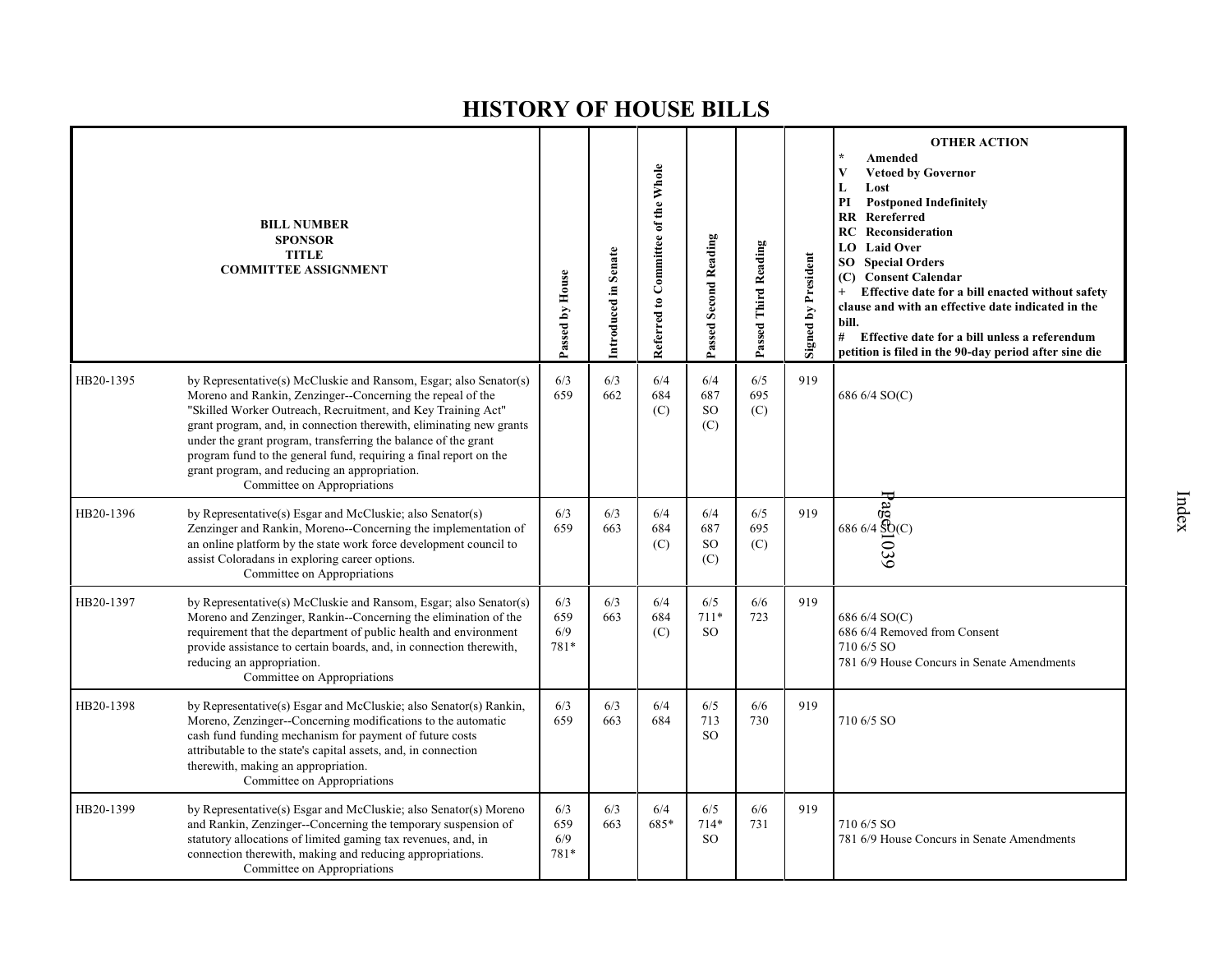# HISTORY OF HOUSE BILLS

| BILL NUMBER<br>SPONSOR<br>TITLE<br>COMMITTEE ASSIGNMENT | | Passed by House | Introduced in Senate | Referred to Committee of the Whole | Passed Second Reading | Passed Third Reading | Signed by President | OTHER ACTION<br>* Amended<br>V Vetoed by Governor<br>L Lost<br>PI Postponed Indefinitely<br>RR Rereferred<br>RC Reconsideration<br>LO Laid Over<br>SO Special Orders<br>(C) Consent Calendar<br>+ Effective date for a bill enacted without safety clause and with an effective date indicated in the bill.<br># Effective date for a bill unless a referendum petition is filed in the 90-day period after sine die |
|---|---|---|---|---|---|---|---|---|
| HB20-1395 | by Representative(s) McCluskie and Ransom, Esgar; also Senator(s) Moreno and Rankin, Zenzinger--Concerning the repeal of the "Skilled Worker Outreach, Recruitment, and Key Training Act" grant program, and, in connection therewith, eliminating new grants under the grant program, transferring the balance of the grant program fund to the general fund, requiring a final report on the grant program, and reducing an appropriation.<br>Committee on Appropriations | 6/3<br>659 | 6/3<br>662 | 6/4<br>684<br>(C) | 6/4<br>687<br>SO<br>(C) | 6/5<br>695<br>(C) | 919 | 686 6/4 SO(C) |
| HB20-1396 | by Representative(s) Esgar and McCluskie; also Senator(s) Zenzinger and Rankin, Moreno--Concerning the implementation of an online platform by the state work force development council to assist Coloradans in exploring career options.<br>Committee on Appropriations | 6/3<br>659 | 6/3<br>663 | 6/4<br>684<br>(C) | 6/4<br>687<br>SO<br>(C) | 6/5<br>695<br>(C) | 919 | 686 6/4 SO(C) |
| HB20-1397 | by Representative(s) McCluskie and Ransom, Esgar; also Senator(s) Moreno and Zenzinger, Rankin--Concerning the elimination of the requirement that the department of public health and environment provide assistance to certain boards, and, in connection therewith, reducing an appropriation.<br>Committee on Appropriations | 6/3<br>659<br>6/9<br>781* | 6/3<br>663 | 6/4<br>684<br>(C) | 6/5<br>711*<br>SO | 6/6<br>723 | 919 | 686 6/4 SO(C)<br>686 6/4 Removed from Consent<br>710 6/5 SO<br>781 6/9 House Concurs in Senate Amendments |
| HB20-1398 | by Representative(s) Esgar and McCluskie; also Senator(s) Rankin, Moreno, Zenzinger--Concerning modifications to the automatic cash fund funding mechanism for payment of future costs attributable to the state's capital assets, and, in connection therewith, making an appropriation.<br>Committee on Appropriations | 6/3<br>659 | 6/3<br>663 | 6/4<br>684 | 6/5<br>713<br>SO | 6/6<br>730 | 919 | 710 6/5 SO |
| HB20-1399 | by Representative(s) Esgar and McCluskie; also Senator(s) Moreno and Rankin, Zenzinger--Concerning the temporary suspension of statutory allocations of limited gaming tax revenues, and, in connection therewith, making and reducing appropriations.<br>Committee on Appropriations | 6/3<br>659<br>6/9<br>781* | 6/3<br>663 | 6/4<br>685* | 6/5<br>714*<br>SO | 6/6<br>731 | 919 | 710 6/5 SO<br>781 6/9 House Concurs in Senate Amendments |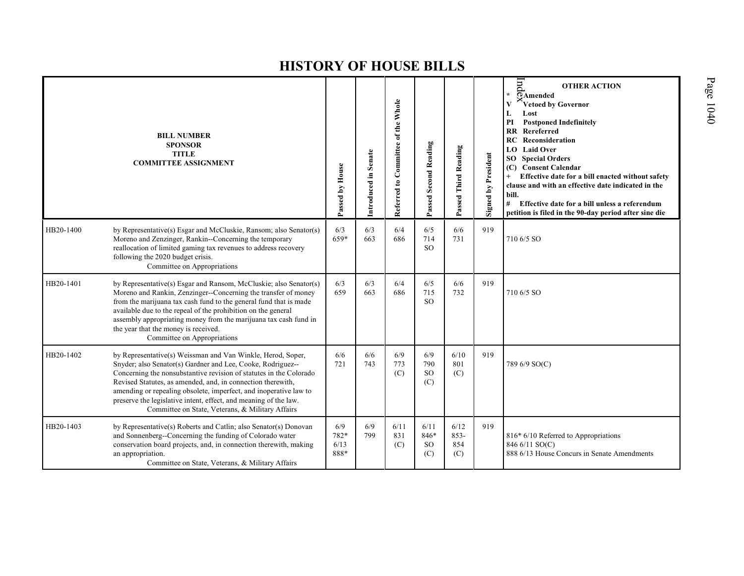# HISTORY OF HOUSE BILLS

| BILL NUMBER<br>SPONSOR<br>TITLE<br>COMMITTEE ASSIGNMENT | | Passed by House | Introduced in Senate | Referred to Committee of the Whole | Passed Second Reading | Passed Third Reading | Signed by President | OTHER ACTION<br>* Amended<br>V Vetoed by Governor<br>L Lost<br>PI Postponed Indefinitely<br>RR Rereferred<br>RC Reconsideration<br>LO Laid Over<br>SO Special Orders<br>(C) Consent Calendar<br>+ Effective date for a bill enacted without safety clause and with an effective date indicated in the bill.<br># Effective date for a bill unless a referendum petition is filed in the 90-day period after sine die |
|---|---|---|---|---|---|---|---|---|
| HB20-1400 | by Representative(s) Esgar and McCluskie, Ransom; also Senator(s) Moreno and Zenzinger, Rankin--Concerning the temporary reallocation of limited gaming tax revenues to address recovery following the 2020 budget crisis.<br>Committee on Appropriations | 6/3<br>659* | 6/3<br>663 | 6/4<br>686 | 6/5<br>714<br>SO | 6/6<br>731 | 919 | 710 6/5 SO |
| HB20-1401 | by Representative(s) Esgar and Ransom, McCluskie; also Senator(s) Moreno and Rankin, Zenzinger--Concerning the transfer of money from the marijuana tax cash fund to the general fund that is made available due to the repeal of the prohibition on the general assembly appropriating money from the marijuana tax cash fund in the year that the money is received.<br>Committee on Appropriations | 6/3<br>659 | 6/3<br>663 | 6/4<br>686 | 6/5<br>715<br>SO | 6/6<br>732 | 919 | 710 6/5 SO |
| HB20-1402 | by Representative(s) Weissman and Van Winkle, Herod, Soper, Snyder; also Senator(s) Gardner and Lee, Cooke, Rodriguez--Concerning the nonsubstantive revision of statutes in the Colorado Revised Statutes, as amended, and, in connection therewith, amending or repealing obsolete, imperfect, and inoperative law to preserve the legislative intent, effect, and meaning of the law.<br>Committee on State, Veterans, & Military Affairs | 6/6<br>721 | 6/6<br>743 | 6/9<br>773<br>(C) | 6/9<br>790<br>SO<br>(C) | 6/10<br>801<br>(C) | 919 | 789 6/9 SO(C) |
| HB20-1403 | by Representative(s) Roberts and Catlin; also Senator(s) Donovan and Sonnenberg--Concerning the funding of Colorado water conservation board projects, and, in connection therewith, making an appropriation.<br>Committee on State, Veterans, & Military Affairs | 6/9<br>782*<br>6/13<br>888* | 6/9<br>799 | 6/11<br>831<br>(C) | 6/11<br>846*<br>SO<br>(C) | 6/12<br>853-<br>854<br>(C) | 919 | 816* 6/10 Referred to Appropriations<br>846 6/11 SO(C)<br>888 6/13 House Concurs in Senate Amendments |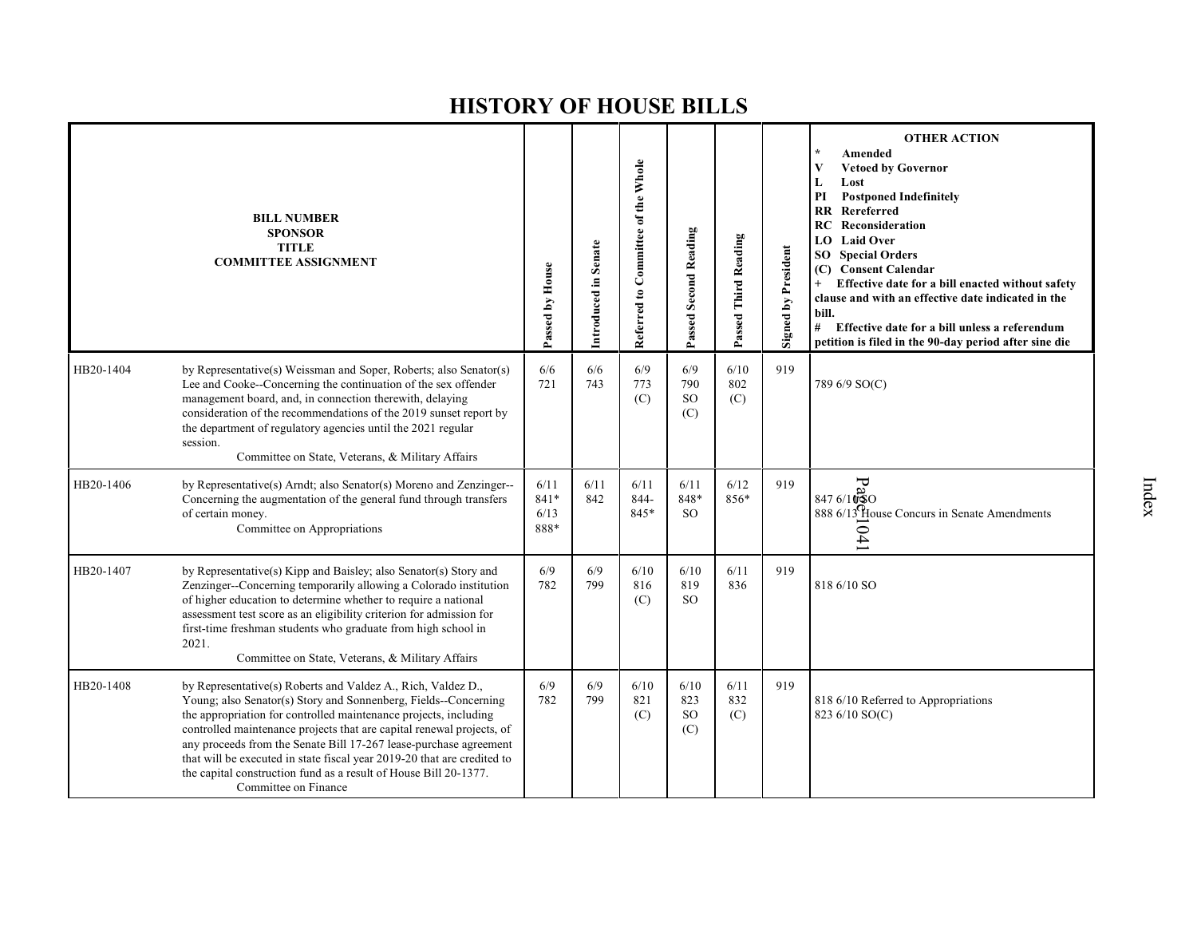# HISTORY OF HOUSE BILLS

| BILL NUMBER<br>SPONSOR<br>TITLE<br>COMMITTEE ASSIGNMENT | | Passed by House | Introduced in Senate | Referred to Committee of the Whole | Passed Second Reading | Passed Third Reading | Signed by President | OTHER ACTION<br>* Amended<br>V Vetoed by Governor<br>L Lost<br>PI Postponed Indefinitely<br>RR Rereferred<br>RC Reconsideration<br>LO Laid Over<br>SO Special Orders<br>(C) Consent Calendar<br>+ Effective date for a bill enacted without safety clause and with an effective date indicated in the bill.<br># Effective date for a bill unless a referendum petition is filed in the 90-day period after sine die |
|---|---|---|---|---|---|---|---|---|
| HB20-1404 | by Representative(s) Weissman and Soper, Roberts; also Senator(s) Lee and Cooke--Concerning the continuation of the sex offender management board, and, in connection therewith, delaying consideration of the recommendations of the 2019 sunset report by the department of regulatory agencies until the 2021 regular session.<br>Committee on State, Veterans, & Military Affairs | 6/6<br>721 | 6/6<br>743 | 6/9<br>773<br>(C) | 6/9<br>790<br>SO<br>(C) | 6/10<br>802<br>(C) | 919 | 789 6/9 SO(C) |
| HB20-1406 | by Representative(s) Arndt; also Senator(s) Moreno and Zenzinger--Concerning the augmentation of the general fund through transfers of certain money.<br>Committee on Appropriations | 6/11<br>841*<br>6/13<br>888* | 6/11<br>842 | 6/11<br>844-<br>845* | 6/11<br>848*<br>SO | 6/12<br>856* | 919 | 847 6/11 SO<br>888 6/13 House Concurs in Senate Amendments |
| HB20-1407 | by Representative(s) Kipp and Baisley; also Senator(s) Story and Zenzinger--Concerning temporarily allowing a Colorado institution of higher education to determine whether to require a national assessment test score as an eligibility criterion for admission for first-time freshman students who graduate from high school in 2021.<br>Committee on State, Veterans, & Military Affairs | 6/9<br>782 | 6/9<br>799 | 6/10<br>816<br>(C) | 6/10<br>819<br>SO | 6/11<br>836 | 919 | 818 6/10 SO |
| HB20-1408 | by Representative(s) Roberts and Valdez A., Rich, Valdez D., Young; also Senator(s) Story and Sonnenberg, Fields--Concerning the appropriation for controlled maintenance projects, including controlled maintenance projects that are capital renewal projects, of any proceeds from the Senate Bill 17-267 lease-purchase agreement that will be executed in state fiscal year 2019-20 that are credited to the capital construction fund as a result of House Bill 20-1377.<br>Committee on Finance | 6/9<br>782 | 6/9<br>799 | 6/10<br>821<br>(C) | 6/10<br>823<br>SO<br>(C) | 6/11<br>832<br>(C) | 919 | 818 6/10 Referred to Appropriations<br>823 6/10 SO(C) |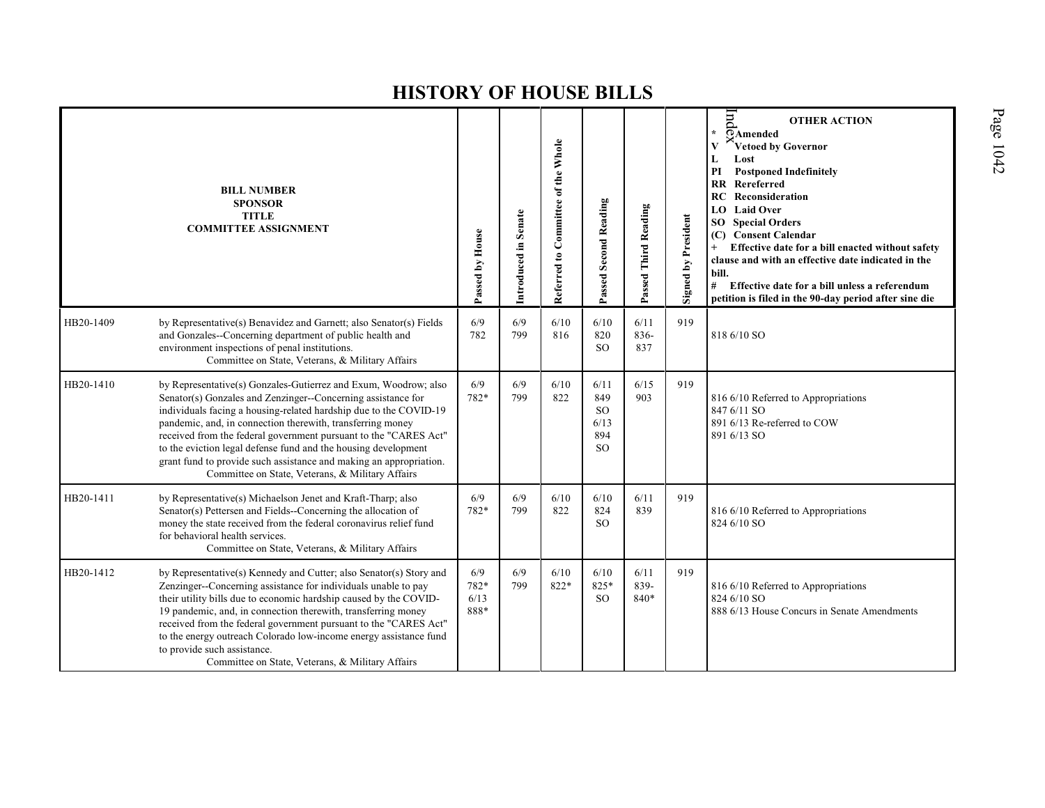# HISTORY OF HOUSE BILLS

| BILL NUMBER SPONSOR TITLE COMMITTEE ASSIGNMENT | | Passed by House | Introduced in Senate | Referred to Committee of the Whole | Passed Second Reading | Passed Third Reading | Signed by President | OTHER ACTION * Amended V Vetoed by Governor L Lost PI Postponed Indefinitely RR Rereferred RC Reconsideration LO Laid Over SO Special Orders (C) Consent Calendar + Effective date for a bill enacted without safety clause and with an effective date indicated in the bill. # Effective date for a bill unless a referendum petition is filed in the 90-day period after sine die |
|---|---|---|---|---|---|---|---|---|
| HB20-1409 | by Representative(s) Benavidez and Garnett; also Senator(s) Fields and Gonzales--Concerning department of public health and environment inspections of penal institutions. Committee on State, Veterans, & Military Affairs | 6/9 782 | 6/9 799 | 6/10 816 | 6/10 820 SO | 6/11 836-837 | 919 | 818 6/10 SO |
| HB20-1410 | by Representative(s) Gonzales-Gutierrez and Exum, Woodrow; also Senator(s) Gonzales and Zenzinger--Concerning assistance for individuals facing a housing-related hardship due to the COVID-19 pandemic, and, in connection therewith, transferring money received from the federal government pursuant to the "CARES Act" to the eviction legal defense fund and the housing development grant fund to provide such assistance and making an appropriation. Committee on State, Veterans, & Military Affairs | 6/9 782* | 6/9 799 | 6/10 822 | 6/11 849 SO 6/13 894 SO | 6/15 903 | 919 | 816 6/10 Referred to Appropriations 847 6/11 SO 891 6/13 Re-referred to COW 891 6/13 SO |
| HB20-1411 | by Representative(s) Michaelson Jenet and Kraft-Tharp; also Senator(s) Pettersen and Fields--Concerning the allocation of money the state received from the federal coronavirus relief fund for behavioral health services. Committee on State, Veterans, & Military Affairs | 6/9 782* | 6/9 799 | 6/10 822 | 6/10 824 SO | 6/11 839 | 919 | 816 6/10 Referred to Appropriations 824 6/10 SO |
| HB20-1412 | by Representative(s) Kennedy and Cutter; also Senator(s) Story and Zenzinger--Concerning assistance for individuals unable to pay their utility bills due to economic hardship caused by the COVID-19 pandemic, and, in connection therewith, transferring money received from the federal government pursuant to the "CARES Act" to the energy outreach Colorado low-income energy assistance fund to provide such assistance. Committee on State, Veterans, & Military Affairs | 6/9 782* 6/13 888* | 6/9 799 | 6/10 822* | 6/10 825* SO | 6/11 839-840* | 919 | 816 6/10 Referred to Appropriations 824 6/10 SO 888 6/13 House Concurs in Senate Amendments |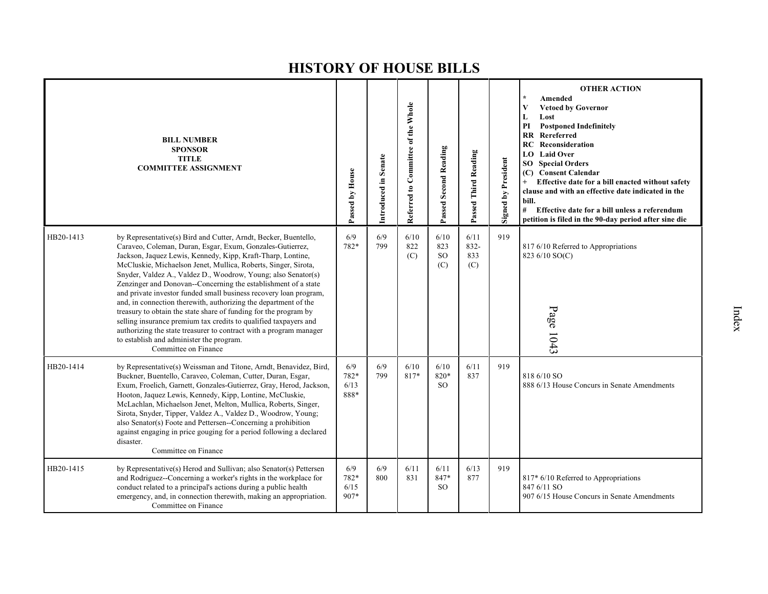# HISTORY OF HOUSE BILLS

| BILL NUMBER | SPONSOR / TITLE / COMMITTEE ASSIGNMENT | Passed by House | Introduced in Senate | Referred to Committee of the Whole | Passed Second Reading | Passed Third Reading | Signed by President | OTHER ACTION |
|---|---|---|---|---|---|---|---|---|
| HB20-1413 | by Representative(s) Bird and Cutter, Arndt, Becker, Buentello, Caraveo, Coleman, Duran, Esgar, Exum, Gonzales-Gutierrez, Jackson, Jaquez Lewis, Kennedy, Kipp, Kraft-Tharp, Lontine, McCluskie, Michaelson Jenet, Mullica, Roberts, Singer, Sirota, Snyder, Valdez A., Valdez D., Woodrow, Young; also Senator(s) Zenzinger and Donovan--Concerning the establishment of a state and private investor funded small business recovery loan program, and, in connection therewith, authorizing the department of the treasury to obtain the state share of funding for the program by selling insurance premium tax credits to qualified taxpayers and authorizing the state treasurer to contract with a program manager to establish and administer the program.<br>Committee on Finance | 6/9<br>782* | 6/9<br>799 | 6/10<br>822<br>(C) | 6/10<br>823<br>SO<br>(C) | 6/11<br>832-<br>833<br>(C) | 919 | 817 6/10 Referred to Appropriations<br>823 6/10 SO(C) |
| HB20-1414 | by Representative(s) Weissman and Titone, Arndt, Benavidez, Bird, Buckner, Buentello, Caraveo, Coleman, Cutter, Duran, Esgar, Exum, Froelich, Garnett, Gonzales-Gutierrez, Gray, Herod, Jackson, Hooton, Jaquez Lewis, Kennedy, Kipp, Lontine, McCluskie, McLachlan, Michaelson Jenet, Melton, Mullica, Roberts, Singer, Sirota, Snyder, Tipper, Valdez A., Valdez D., Woodrow, Young; also Senator(s) Foote and Pettersen--Concerning a prohibition against engaging in price gouging for a period following a declared disaster.<br>Committee on Finance | 6/9<br>782*<br>6/13<br>888* | 6/9<br>799 | 6/10<br>817* | 6/10<br>820*<br>SO | 6/11<br>837 | 919 | 818 6/10 SO<br>888 6/13 House Concurs in Senate Amendments |
| HB20-1415 | by Representative(s) Herod and Sullivan; also Senator(s) Pettersen and Rodriguez--Concerning a worker's rights in the workplace for conduct related to a principal's actions during a public health emergency, and, in connection therewith, making an appropriation.<br>Committee on Finance | 6/9<br>782*<br>6/15<br>907* | 6/9<br>800 | 6/11<br>831 | 6/11<br>847*<br>SO | 6/13<br>877 | 919 | 817* 6/10 Referred to Appropriations<br>847 6/11 SO<br>907 6/15 House Concurs in Senate Amendments |

OTHER ACTION legend:
- \* Amended
- V Vetoed by Governor
- L Lost
- PI Postponed Indefinitely
- RR Rereferred
- RC Reconsideration
- LO Laid Over
- SO Special Orders
- (C) Consent Calendar
- \+ Effective date for a bill enacted without safety clause and with an effective date indicated in the bill.
- \# Effective date for a bill unless a referendum petition is filed in the 90-day period after sine die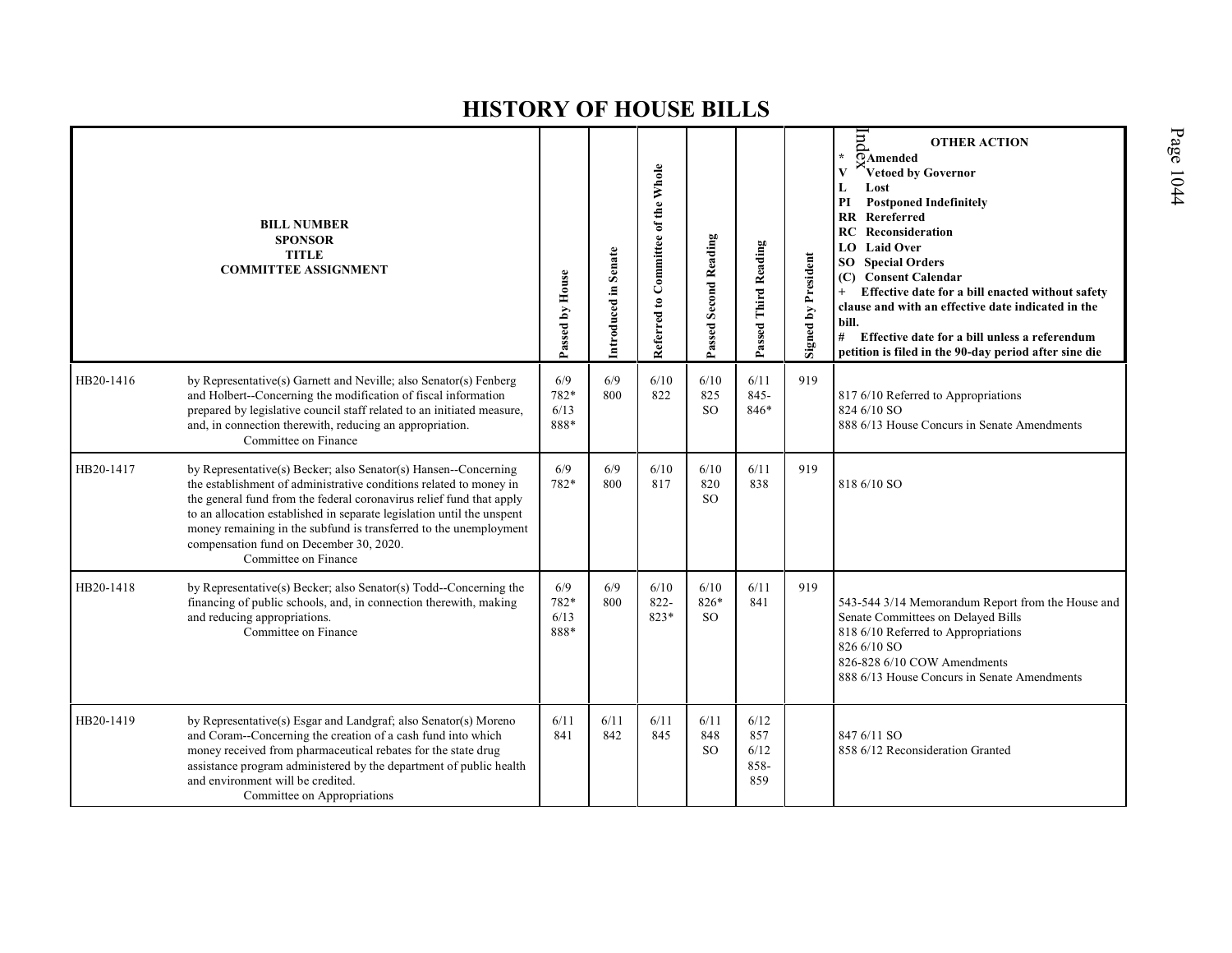# HISTORY OF HOUSE BILLS

| BILL NUMBER<br>SPONSOR<br>TITLE<br>COMMITTEE ASSIGNMENT | | Passed by House | Introduced in Senate | Referred to Committee of the Whole | Passed Second Reading | Passed Third Reading | Signed by President | OTHER ACTION<br>* Amended<br>V Vetoed by Governor<br>L Lost<br>PI Postponed Indefinitely<br>RR Rereferred<br>RC Reconsideration<br>LO Laid Over<br>SO Special Orders<br>(C) Consent Calendar<br>+ Effective date for a bill enacted without safety clause and with an effective date indicated in the bill.<br># Effective date for a bill unless a referendum petition is filed in the 90-day period after sine die |
|---|---|---|---|---|---|---|---|---|
| HB20-1416 | by Representative(s) Garnett and Neville; also Senator(s) Fenberg and Holbert--Concerning the modification of fiscal information prepared by legislative council staff related to an initiated measure, and, in connection therewith, reducing an appropriation.<br>Committee on Finance | 6/9<br>782*<br>6/13<br>888* | 6/9<br>800 | 6/10<br>822 | 6/10<br>825<br>SO | 6/11<br>845-<br>846* | 919 | 817 6/10 Referred to Appropriations<br>824 6/10 SO<br>888 6/13 House Concurs in Senate Amendments |
| HB20-1417 | by Representative(s) Becker; also Senator(s) Hansen--Concerning the establishment of administrative conditions related to money in the general fund from the federal coronavirus relief fund that apply to an allocation established in separate legislation until the unspent money remaining in the subfund is transferred to the unemployment compensation fund on December 30, 2020.<br>Committee on Finance | 6/9<br>782* | 6/9<br>800 | 6/10<br>817 | 6/10<br>820<br>SO | 6/11<br>838 | 919 | 818 6/10 SO |
| HB20-1418 | by Representative(s) Becker; also Senator(s) Todd--Concerning the financing of public schools, and, in connection therewith, making and reducing appropriations.<br>Committee on Finance | 6/9<br>782*<br>6/13<br>888* | 6/9<br>800 | 6/10<br>822-<br>823* | 6/10<br>826*<br>SO | 6/11<br>841 | 919 | 543-544 3/14 Memorandum Report from the House and Senate Committees on Delayed Bills<br>818 6/10 Referred to Appropriations<br>826 6/10 SO<br>826-828 6/10 COW Amendments<br>888 6/13 House Concurs in Senate Amendments |
| HB20-1419 | by Representative(s) Esgar and Landgraf; also Senator(s) Moreno and Coram--Concerning the creation of a cash fund into which money received from pharmaceutical rebates for the state drug assistance program administered by the department of public health and environment will be credited.<br>Committee on Appropriations | 6/11<br>841 | 6/11<br>842 | 6/11<br>845 | 6/11<br>848<br>SO | 6/12<br>857<br>6/12<br>858-<br>859 | | 847 6/11 SO<br>858 6/12 Reconsideration Granted |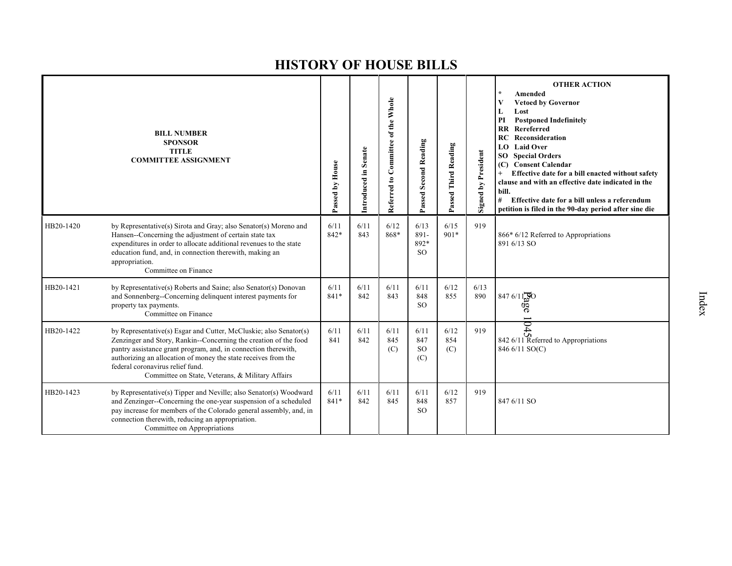# HISTORY OF HOUSE BILLS

| BILL NUMBER<br>SPONSOR<br>TITLE<br>COMMITTEE ASSIGNMENT | | Passed by House | Introduced in Senate | Referred to Committee of the Whole | Passed Second Reading | Passed Third Reading | Signed by President | OTHER ACTION<br>* Amended<br>V Vetoed by Governor<br>L Lost<br>PI Postponed Indefinitely<br>RR Rereferred<br>RC Reconsideration<br>LO Laid Over<br>SO Special Orders<br>(C) Consent Calendar<br>+ Effective date for a bill enacted without safety clause and with an effective date indicated in the bill.<br># Effective date for a bill unless a referendum petition is filed in the 90-day period after sine die |
|---|---|---|---|---|---|---|---|---|
| HB20-1420 | by Representative(s) Sirota and Gray; also Senator(s) Moreno and Hansen--Concerning the adjustment of certain state tax expenditures in order to allocate additional revenues to the state education fund, and, in connection therewith, making an appropriation.<br>Committee on Finance | 6/11<br>842* | 6/11<br>843 | 6/12<br>868* | 6/13<br>891-<br>892*<br>SO | 6/15<br>901* | 919 | 866* 6/12 Referred to Appropriations<br>891 6/13 SO |
| HB20-1421 | by Representative(s) Roberts and Saine; also Senator(s) Donovan and Sonnenberg--Concerning delinquent interest payments for property tax payments.<br>Committee on Finance | 6/11<br>841* | 6/11<br>842 | 6/11<br>843 | 6/11<br>848<br>SO | 6/12<br>855 | 6/13<br>890 | 847 6/11 SO |
| HB20-1422 | by Representative(s) Esgar and Cutter, McCluskie; also Senator(s) Zenzinger and Story, Rankin--Concerning the creation of the food pantry assistance grant program, and, in connection therewith, authorizing an allocation of money the state receives from the federal coronavirus relief fund.<br>Committee on State, Veterans, & Military Affairs | 6/11<br>841 | 6/11<br>842 | 6/11<br>845<br>(C) | 6/11<br>847<br>SO<br>(C) | 6/12<br>854<br>(C) | 919 | 842 6/11 Referred to Appropriations<br>846 6/11 SO(C) |
| HB20-1423 | by Representative(s) Tipper and Neville; also Senator(s) Woodward and Zenzinger--Concerning the one-year suspension of a scheduled pay increase for members of the Colorado general assembly, and, in connection therewith, reducing an appropriation.<br>Committee on Appropriations | 6/11<br>841* | 6/11<br>842 | 6/11<br>845 | 6/11<br>848<br>SO | 6/12<br>857 | 919 | 847 6/11 SO |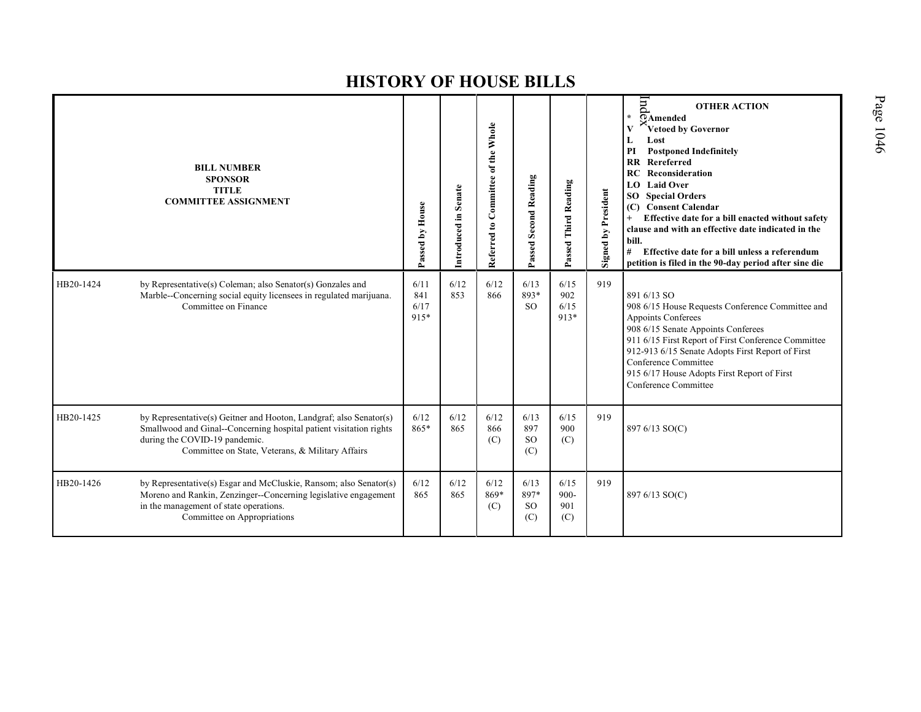# HISTORY OF HOUSE BILLS

| BILL NUMBER<br>SPONSOR<br>TITLE<br>COMMITTEE ASSIGNMENT | | Passed by House | Introduced in Senate | Referred to Committee of the Whole | Passed Second Reading | Passed Third Reading | Signed by President | OTHER ACTION<br>* Amended<br>V Vetoed by Governor<br>L Lost<br>PI Postponed Indefinitely<br>RR Rereferred<br>RC Reconsideration<br>LO Laid Over<br>SO Special Orders<br>(C) Consent Calendar<br>+ Effective date for a bill enacted without safety clause and with an effective date indicated in the bill.<br># Effective date for a bill unless a referendum petition is filed in the 90-day period after sine die |
|---|---|---|---|---|---|---|---|---|
| HB20-1424 | by Representative(s) Coleman; also Senator(s) Gonzales and Marble--Concerning social equity licensees in regulated marijuana.<br>Committee on Finance | 6/11<br>841<br>6/17<br>915* | 6/12<br>853 | 6/12<br>866 | 6/13<br>893*<br>SO | 6/15<br>902<br>6/15<br>913* | 919 | 891 6/13 SO<br>908 6/15 House Requests Conference Committee and Appoints Conferees<br>908 6/15 Senate Appoints Conferees<br>911 6/15 First Report of First Conference Committee<br>912-913 6/15 Senate Adopts First Report of First Conference Committee<br>915 6/17 House Adopts First Report of First Conference Committee |
| HB20-1425 | by Representative(s) Geitner and Hooton, Landgraf; also Senator(s) Smallwood and Ginal--Concerning hospital patient visitation rights during the COVID-19 pandemic.<br>Committee on State, Veterans, & Military Affairs | 6/12<br>865* | 6/12<br>865 | 6/12<br>866<br>(C) | 6/13<br>897<br>SO<br>(C) | 6/15<br>900<br>(C) | 919 | 897 6/13 SO(C) |
| HB20-1426 | by Representative(s) Esgar and McCluskie, Ransom; also Senator(s) Moreno and Rankin, Zenzinger--Concerning legislative engagement in the management of state operations.<br>Committee on Appropriations | 6/12<br>865 | 6/12<br>865 | 6/12<br>869*<br>(C) | 6/13<br>897*<br>SO<br>(C) | 6/15<br>900-<br>901<br>(C) | 919 | 897 6/13 SO(C) |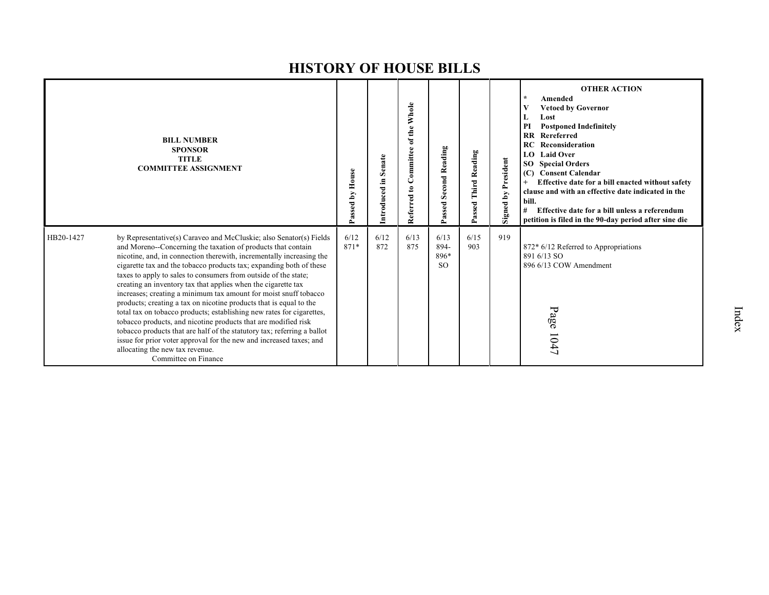# HISTORY OF HOUSE BILLS

| | BILL NUMBER<br>SPONSOR<br>TITLE<br>COMMITTEE ASSIGNMENT | Passed by House | Introduced in Senate | Referred to Committee of the Whole | Passed Second Reading | Passed Third Reading | Signed by President | OTHER ACTION<br>* Amended<br>V Vetoed by Governor<br>L Lost<br>PI Postponed Indefinitely<br>RR Rereferred<br>RC Reconsideration<br>LO Laid Over<br>SO Special Orders<br>(C) Consent Calendar<br>+ Effective date for a bill enacted without safety clause and with an effective date indicated in the bill.<br># Effective date for a bill unless a referendum petition is filed in the 90-day period after sine die |
|---|---|---|---|---|---|---|---|---|
| HB20-1427 | by Representative(s) Caraveo and McCluskie; also Senator(s) Fields and Moreno--Concerning the taxation of products that contain nicotine, and, in connection therewith, incrementally increasing the cigarette tax and the tobacco products tax; expanding both of these taxes to apply to sales to consumers from outside of the state; creating an inventory tax that applies when the cigarette tax increases; creating a minimum tax amount for moist snuff tobacco products; creating a tax on nicotine products that is equal to the total tax on tobacco products; establishing new rates for cigarettes, tobacco products, and nicotine products that are modified risk tobacco products that are half of the statutory tax; referring a ballot issue for prior voter approval for the new and increased taxes; and allocating the new tax revenue.<br>Committee on Finance | 6/12<br>871* | 6/12<br>872 | 6/13<br>875 | 6/13<br>894-<br>896*<br>SO | 6/15<br>903 | 919 | 872* 6/12 Referred to Appropriations<br>891 6/13 SO<br>896 6/13 COW Amendment |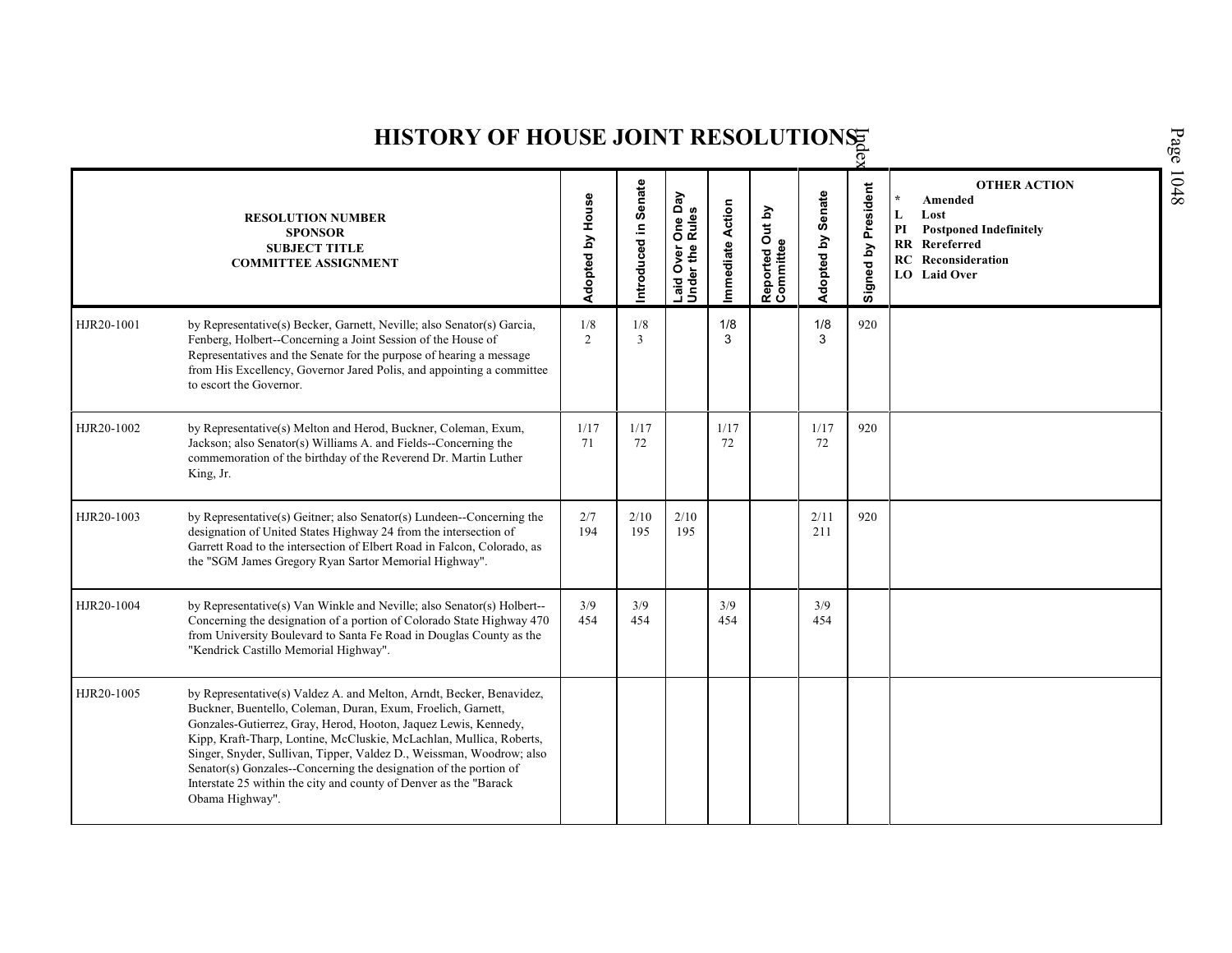# HISTORY OF HOUSE JOINT RESOLUTIONS

| RESOLUTION NUMBER | SPONSOR / SUBJECT TITLE / COMMITTEE ASSIGNMENT | Adopted by House | Introduced in Senate | Laid Over One Day Under the Rules | Immediate Action | Reported Out by Committee | Adopted by Senate | Signed by President | OTHER ACTION (* Amended, L Lost, PI Postponed Indefinitely, RR Rereferred, RC Reconsideration, LO Laid Over) |
|---|---|---|---|---|---|---|---|---|---|
| HJR20-1001 | by Representative(s) Becker, Garnett, Neville; also Senator(s) Garcia, Fenberg, Holbert--Concerning a Joint Session of the House of Representatives and the Senate for the purpose of hearing a message from His Excellency, Governor Jared Polis, and appointing a committee to escort the Governor. | 1/8 2 | 1/8 3 | | 1/8 3 | | 1/8 3 | 920 | |
| HJR20-1002 | by Representative(s) Melton and Herod, Buckner, Coleman, Exum, Jackson; also Senator(s) Williams A. and Fields--Concerning the commemoration of the birthday of the Reverend Dr. Martin Luther King, Jr. | 1/17 71 | 1/17 72 | | 1/17 72 | | 1/17 72 | 920 | |
| HJR20-1003 | by Representative(s) Geitner; also Senator(s) Lundeen--Concerning the designation of United States Highway 24 from the intersection of Garrett Road to the intersection of Elbert Road in Falcon, Colorado, as the "SGM James Gregory Ryan Sartor Memorial Highway". | 2/7 194 | 2/10 195 | 2/10 195 | | | 2/11 211 | 920 | |
| HJR20-1004 | by Representative(s) Van Winkle and Neville; also Senator(s) Holbert--Concerning the designation of a portion of Colorado State Highway 470 from University Boulevard to Santa Fe Road in Douglas County as the "Kendrick Castillo Memorial Highway". | 3/9 454 | 3/9 454 | | 3/9 454 | | 3/9 454 | | |
| HJR20-1005 | by Representative(s) Valdez A. and Melton, Arndt, Becker, Benavidez, Buckner, Buentello, Coleman, Duran, Exum, Froelich, Garnett, Gonzales-Gutierrez, Gray, Herod, Hooton, Jaquez Lewis, Kennedy, Kipp, Kraft-Tharp, Lontine, McCluskie, McLachlan, Mullica, Roberts, Singer, Snyder, Sullivan, Tipper, Valdez D., Weissman, Woodrow; also Senator(s) Gonzales--Concerning the designation of the portion of Interstate 25 within the city and county of Denver as the "Barack Obama Highway". | | | | | | | | |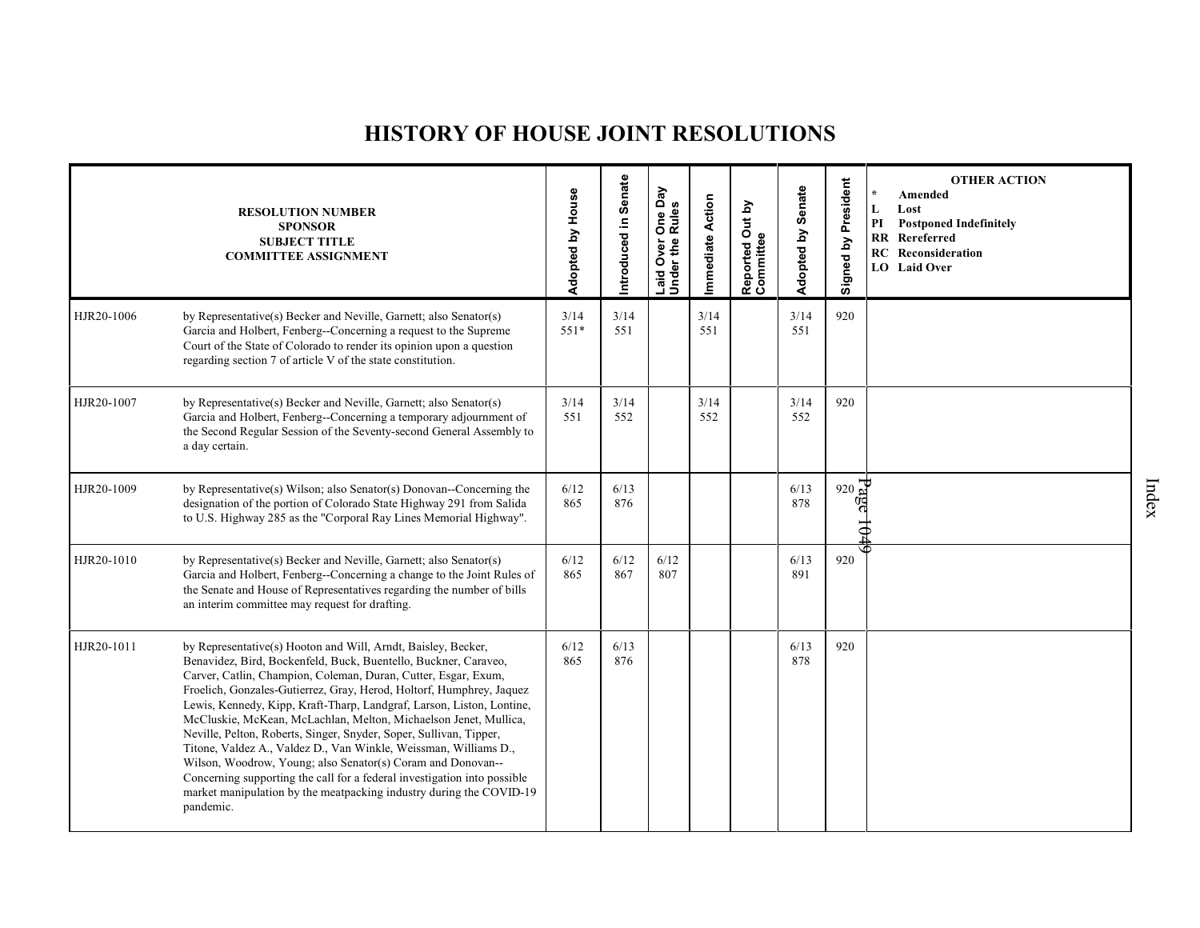# HISTORY OF HOUSE JOINT RESOLUTIONS

| RESOLUTION NUMBER<br>SPONSOR<br>SUBJECT TITLE<br>COMMITTEE ASSIGNMENT | | Adopted by House | Introduced in Senate | Laid Over One Day Under the Rules | Immediate Action | Reported Out by Committee | Adopted by Senate | Signed by President | OTHER ACTION<br>* Amended<br>L Lost<br>PI Postponed Indefinitely<br>RR Rereferred<br>RC Reconsideration<br>LO Laid Over |
|---|---|---|---|---|---|---|---|---|---|
| HJR20-1006 | by Representative(s) Becker and Neville, Garnett; also Senator(s) Garcia and Holbert, Fenberg--Concerning a request to the Supreme Court of the State of Colorado to render its opinion upon a question regarding section 7 of article V of the state constitution. | 3/14<br>551* | 3/14<br>551 | | 3/14<br>551 | | 3/14<br>551 | 920 | |
| HJR20-1007 | by Representative(s) Becker and Neville, Garnett; also Senator(s) Garcia and Holbert, Fenberg--Concerning a temporary adjournment of the Second Regular Session of the Seventy-second General Assembly to a day certain. | 3/14<br>551 | 3/14<br>552 | | 3/14<br>552 | | 3/14<br>552 | 920 | |
| HJR20-1009 | by Representative(s) Wilson; also Senator(s) Donovan--Concerning the designation of the portion of Colorado State Highway 291 from Salida to U.S. Highway 285 as the "Corporal Ray Lines Memorial Highway". | 6/12<br>865 | 6/13<br>876 | | | | 6/13<br>878 | 920 | |
| HJR20-1010 | by Representative(s) Becker and Neville, Garnett; also Senator(s) Garcia and Holbert, Fenberg--Concerning a change to the Joint Rules of the Senate and House of Representatives regarding the number of bills an interim committee may request for drafting. | 6/12<br>865 | 6/12<br>867 | 6/12<br>807 | | | 6/13<br>891 | 920 | |
| HJR20-1011 | by Representative(s) Hooton and Will, Arndt, Baisley, Becker, Benavidez, Bird, Bockenfeld, Buck, Buentello, Buckner, Caraveo, Carver, Catlin, Champion, Coleman, Duran, Cutter, Esgar, Exum, Froelich, Gonzales-Gutierrez, Gray, Herod, Holtorf, Humphrey, Jaquez Lewis, Kennedy, Kipp, Kraft-Tharp, Landgraf, Larson, Liston, Lontine, McCluskie, McKean, McLachlan, Melton, Michaelson Jenet, Mullica, Neville, Pelton, Roberts, Singer, Snyder, Soper, Sullivan, Tipper, Titone, Valdez A., Valdez D., Van Winkle, Weissman, Williams D., Wilson, Woodrow, Young; also Senator(s) Coram and Donovan--Concerning supporting the call for a federal investigation into possible market manipulation by the meatpacking industry during the COVID-19 pandemic. | 6/12<br>865 | 6/13<br>876 | | | | 6/13<br>878 | 920 | |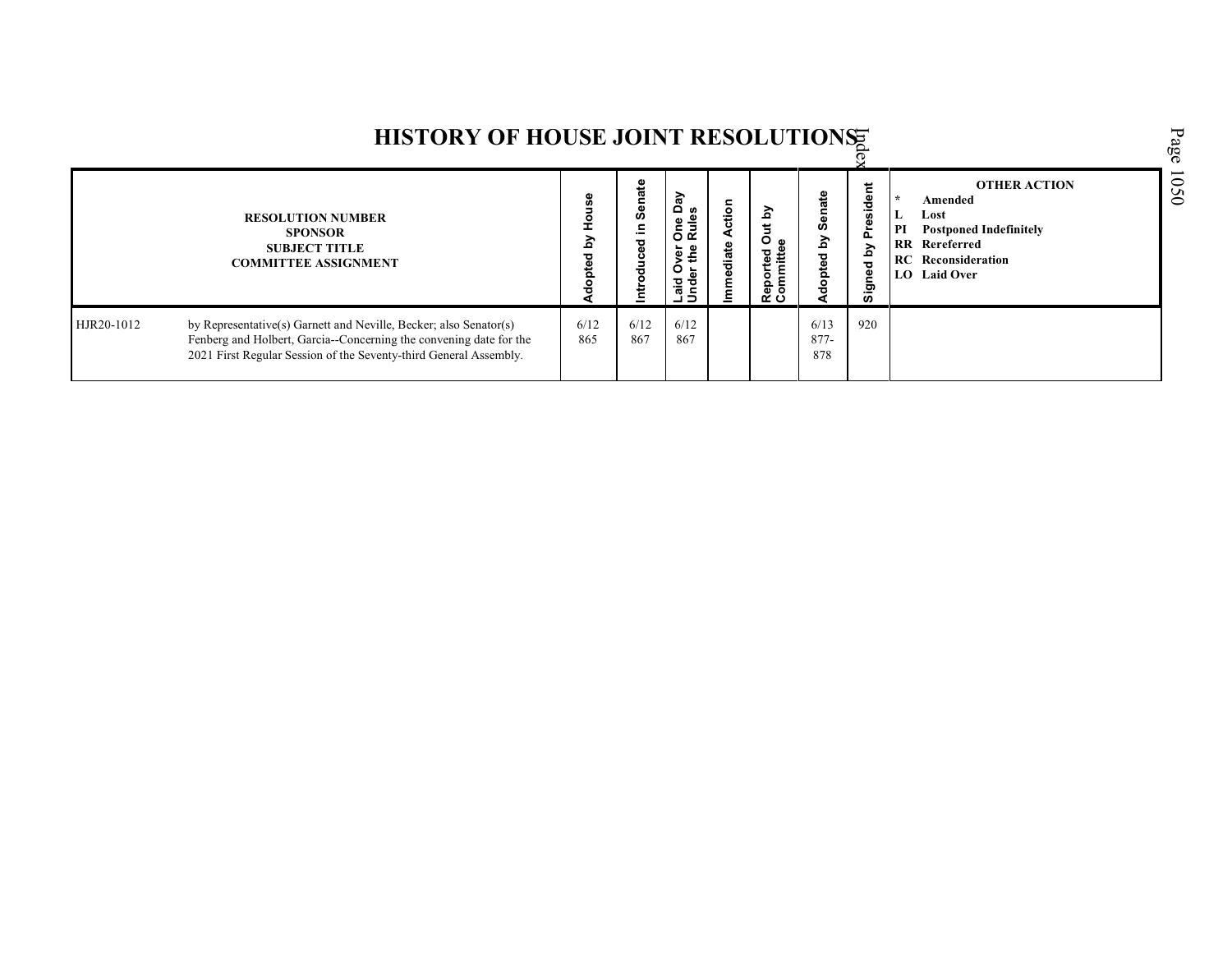# HISTORY OF HOUSE JOINT RESOLUTIONS

| RESOLUTION NUMBER SPONSOR SUBJECT TITLE COMMITTEE ASSIGNMENT | | Adopted by House | Introduced in Senate | Laid Over One Day Under the Rules | Immediate Action | Reported Out by Committee | Adopted by Senate | Signed by President | OTHER ACTION * Amended L Lost PI Postponed Indefinitely RR Rereferred RC Reconsideration LO Laid Over |
|---|---|---|---|---|---|---|---|---|---|
| HJR20-1012 | by Representative(s) Garnett and Neville, Becker; also Senator(s) Fenberg and Holbert, Garcia--Concerning the convening date for the 2021 First Regular Session of the Seventy-third General Assembly. | 6/12 865 | 6/12 867 | 6/12 867 | | | 6/13 877-878 | 920 | |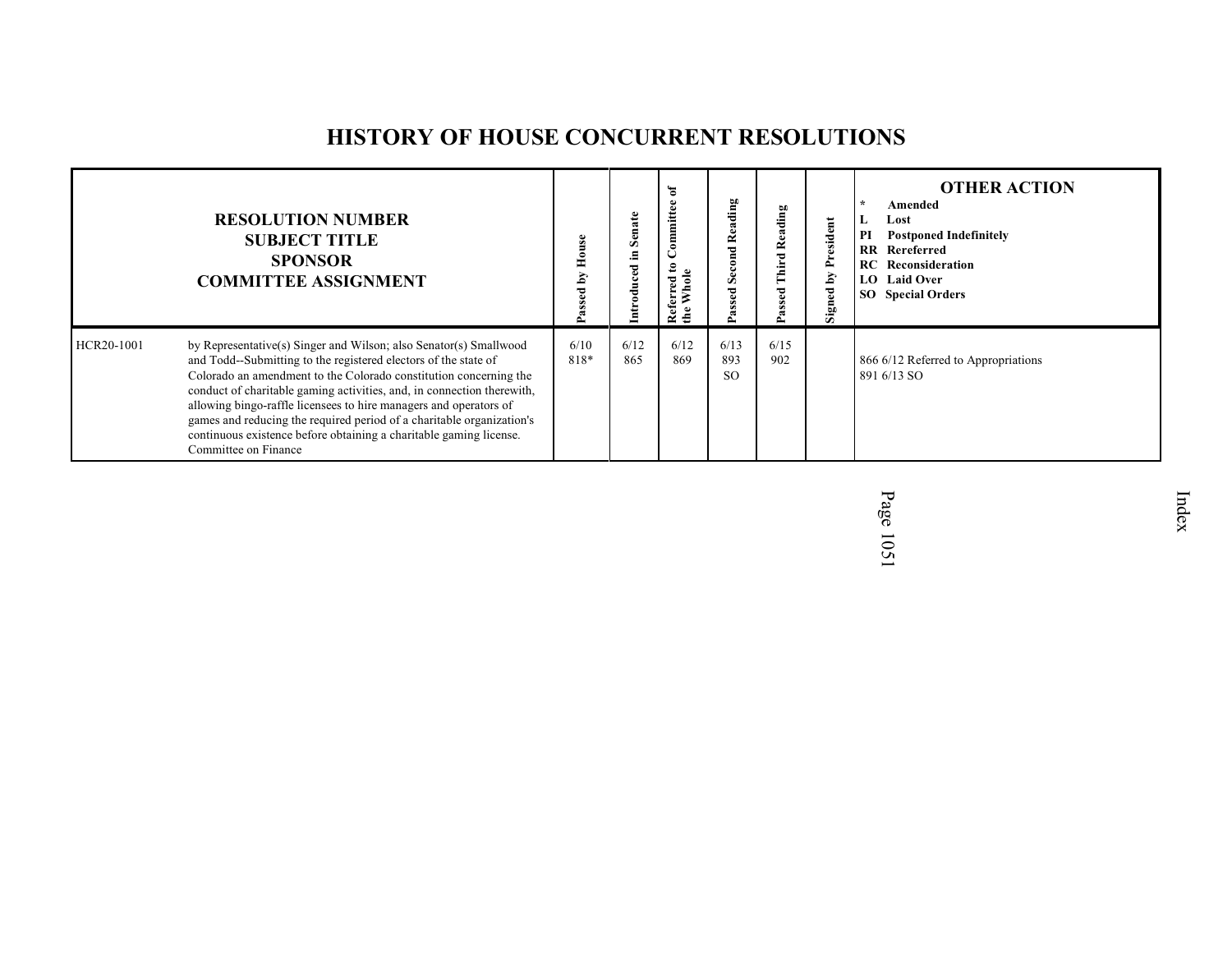# HISTORY OF HOUSE CONCURRENT RESOLUTIONS

| RESOLUTION NUMBER<br>SUBJECT TITLE<br>SPONSOR<br>COMMITTEE ASSIGNMENT | | Passed by House | Introduced in Senate | Referred to Committee of the Whole | Passed Second Reading | Passed Third Reading | Signed by President | OTHER ACTION<br>* Amended<br>L Lost<br>PI Postponed Indefinitely<br>RR Rereferred<br>RC Reconsideration<br>LO Laid Over<br>SO Special Orders |
|---|---|---|---|---|---|---|---|---|
| HCR20-1001 | by Representative(s) Singer and Wilson; also Senator(s) Smallwood and Todd--Submitting to the registered electors of the state of Colorado an amendment to the Colorado constitution concerning the conduct of charitable gaming activities, and, in connection therewith, allowing bingo-raffle licensees to hire managers and operators of games and reducing the required period of a charitable organization's continuous existence before obtaining a charitable gaming license.<br>Committee on Finance | 6/10<br>818* | 6/12<br>865 | 6/12<br>869 | 6/13<br>893<br>SO | 6/15<br>902 | | 866 6/12 Referred to Appropriations<br>891 6/13 SO |

Index